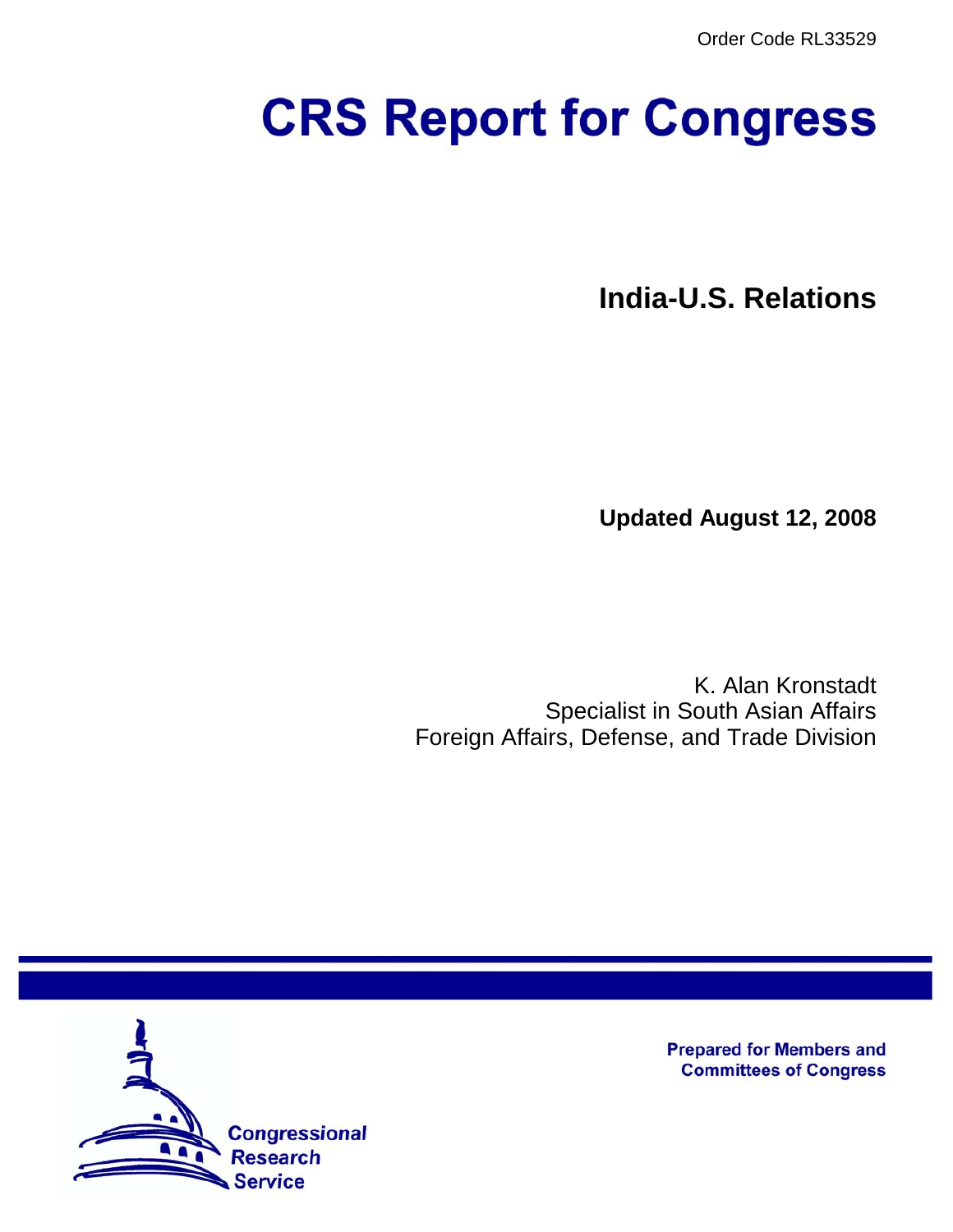Order Code RL33529

# CRS Report for Congress

## India-U.S. Relations

**Updated August 12, 2008**

K. Alan Kronstadt
Specialist in South Asian Affairs
Foreign Affairs, Defense, and Trade Division

Prepared for Members and Committees of Congress

Congressional Research Service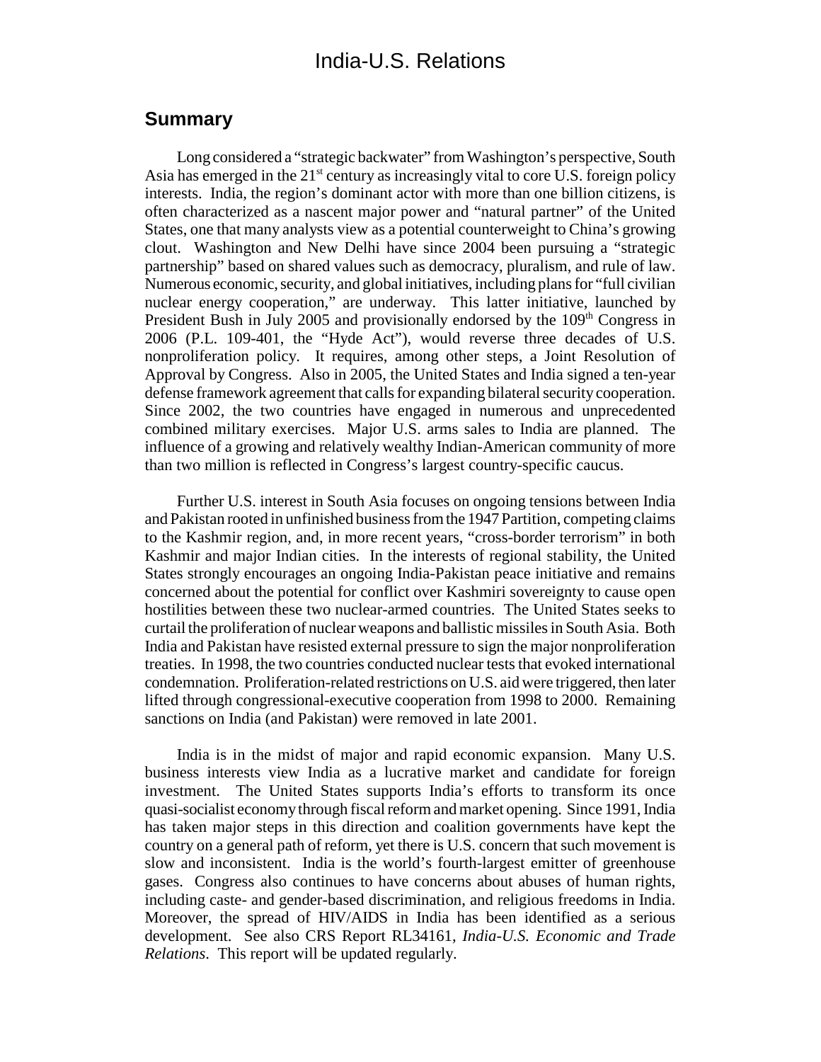# India-U.S. Relations

## Summary

Long considered a "strategic backwater" from Washington's perspective, South Asia has emerged in the 21st century as increasingly vital to core U.S. foreign policy interests. India, the region's dominant actor with more than one billion citizens, is often characterized as a nascent major power and "natural partner" of the United States, one that many analysts view as a potential counterweight to China's growing clout. Washington and New Delhi have since 2004 been pursuing a "strategic partnership" based on shared values such as democracy, pluralism, and rule of law. Numerous economic, security, and global initiatives, including plans for "full civilian nuclear energy cooperation," are underway. This latter initiative, launched by President Bush in July 2005 and provisionally endorsed by the 109th Congress in 2006 (P.L. 109-401, the "Hyde Act"), would reverse three decades of U.S. nonproliferation policy. It requires, among other steps, a Joint Resolution of Approval by Congress. Also in 2005, the United States and India signed a ten-year defense framework agreement that calls for expanding bilateral security cooperation. Since 2002, the two countries have engaged in numerous and unprecedented combined military exercises. Major U.S. arms sales to India are planned. The influence of a growing and relatively wealthy Indian-American community of more than two million is reflected in Congress's largest country-specific caucus.

Further U.S. interest in South Asia focuses on ongoing tensions between India and Pakistan rooted in unfinished business from the 1947 Partition, competing claims to the Kashmir region, and, in more recent years, "cross-border terrorism" in both Kashmir and major Indian cities. In the interests of regional stability, the United States strongly encourages an ongoing India-Pakistan peace initiative and remains concerned about the potential for conflict over Kashmiri sovereignty to cause open hostilities between these two nuclear-armed countries. The United States seeks to curtail the proliferation of nuclear weapons and ballistic missiles in South Asia. Both India and Pakistan have resisted external pressure to sign the major nonproliferation treaties. In 1998, the two countries conducted nuclear tests that evoked international condemnation. Proliferation-related restrictions on U.S. aid were triggered, then later lifted through congressional-executive cooperation from 1998 to 2000. Remaining sanctions on India (and Pakistan) were removed in late 2001.

India is in the midst of major and rapid economic expansion. Many U.S. business interests view India as a lucrative market and candidate for foreign investment. The United States supports India's efforts to transform its once quasi-socialist economy through fiscal reform and market opening. Since 1991, India has taken major steps in this direction and coalition governments have kept the country on a general path of reform, yet there is U.S. concern that such movement is slow and inconsistent. India is the world's fourth-largest emitter of greenhouse gases. Congress also continues to have concerns about abuses of human rights, including caste- and gender-based discrimination, and religious freedoms in India. Moreover, the spread of HIV/AIDS in India has been identified as a serious development. See also CRS Report RL34161, *India-U.S. Economic and Trade Relations*. This report will be updated regularly.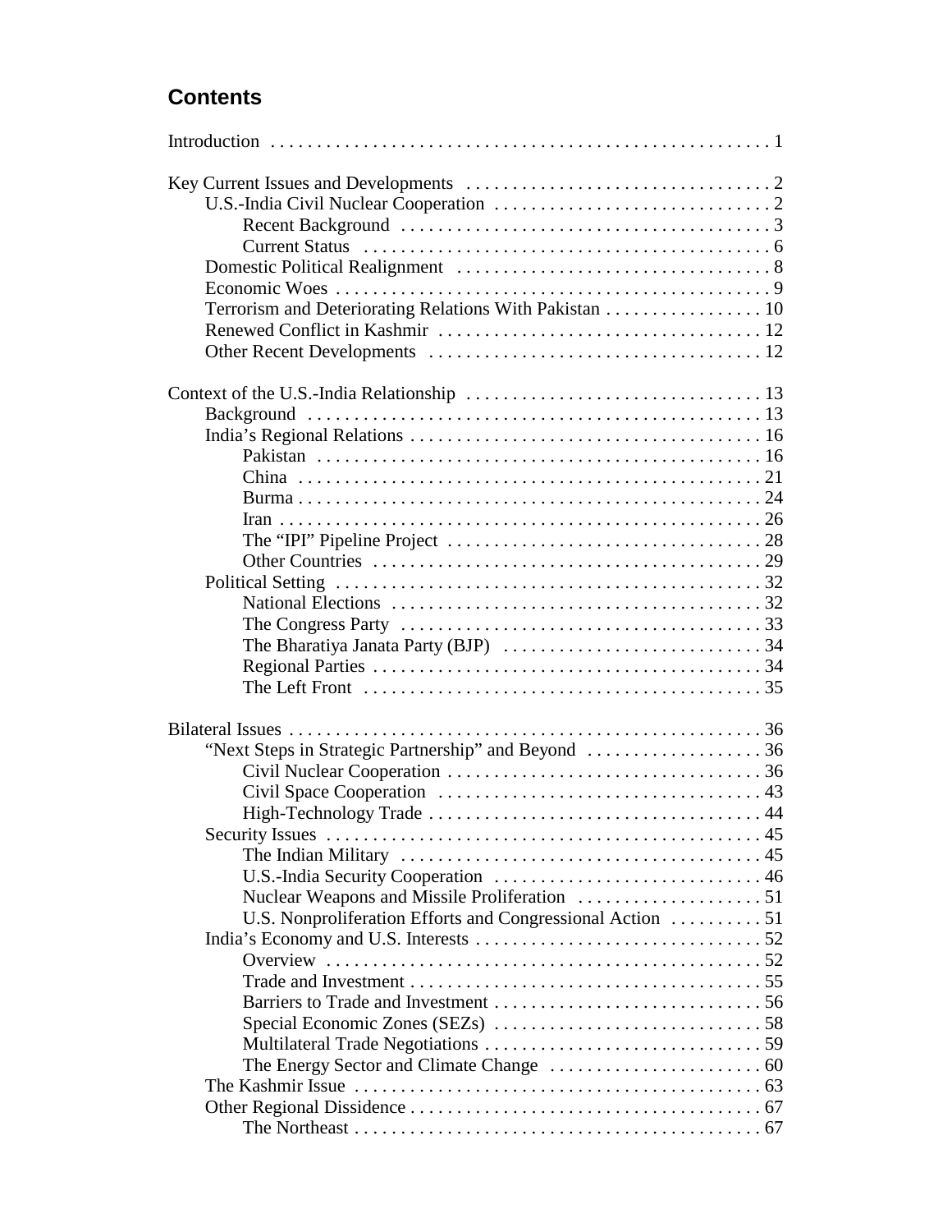## Contents

Introduction . . . . . . . . . . 1

Key Current Issues and Developments . . . . . . . . . . 2
- U.S.-India Civil Nuclear Cooperation . . . . . . . . . . 2
  - Recent Background . . . . . . . . . . 3
  - Current Status . . . . . . . . . . 6
- Domestic Political Realignment . . . . . . . . . . 8
- Economic Woes . . . . . . . . . . 9
- Terrorism and Deteriorating Relations With Pakistan . . . . . . . . . . 10
- Renewed Conflict in Kashmir . . . . . . . . . . 12
- Other Recent Developments . . . . . . . . . . 12

Context of the U.S.-India Relationship . . . . . . . . . . 13
- Background . . . . . . . . . . 13
- India's Regional Relations . . . . . . . . . . 16
  - Pakistan . . . . . . . . . . 16
  - China . . . . . . . . . . 21
  - Burma . . . . . . . . . . 24
  - Iran . . . . . . . . . . 26
  - The "IPI" Pipeline Project . . . . . . . . . . 28
  - Other Countries . . . . . . . . . . 29
- Political Setting . . . . . . . . . . 32
  - National Elections . . . . . . . . . . 32
  - The Congress Party . . . . . . . . . . 33
  - The Bharatiya Janata Party (BJP) . . . . . . . . . . 34
  - Regional Parties . . . . . . . . . . 34
  - The Left Front . . . . . . . . . . 35

Bilateral Issues . . . . . . . . . . 36
- "Next Steps in Strategic Partnership" and Beyond . . . . . . . . . . 36
  - Civil Nuclear Cooperation . . . . . . . . . . 36
  - Civil Space Cooperation . . . . . . . . . . 43
  - High-Technology Trade . . . . . . . . . . 44
- Security Issues . . . . . . . . . . 45
  - The Indian Military . . . . . . . . . . 45
  - U.S.-India Security Cooperation . . . . . . . . . . 46
  - Nuclear Weapons and Missile Proliferation . . . . . . . . . . 51
  - U.S. Nonproliferation Efforts and Congressional Action . . . . . . . . . . 51
- India's Economy and U.S. Interests . . . . . . . . . . 52
  - Overview . . . . . . . . . . 52
  - Trade and Investment . . . . . . . . . . 55
  - Barriers to Trade and Investment . . . . . . . . . . 56
  - Special Economic Zones (SEZs) . . . . . . . . . . 58
  - Multilateral Trade Negotiations . . . . . . . . . . 59
  - The Energy Sector and Climate Change . . . . . . . . . . 60
- The Kashmir Issue . . . . . . . . . . 63
- Other Regional Dissidence . . . . . . . . . . 67
  - The Northeast . . . . . . . . . . 67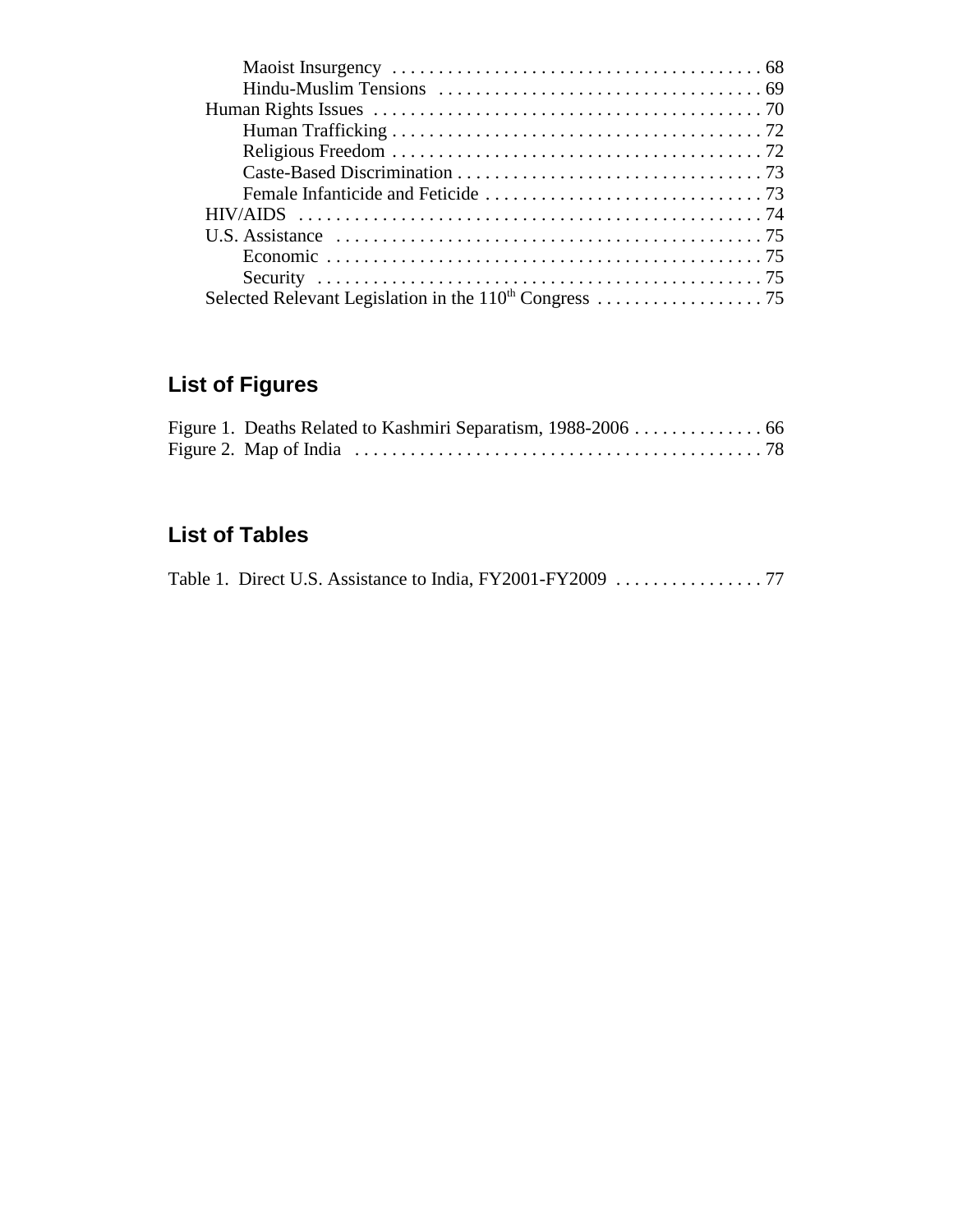Maoist Insurgency . . . . . . . . . . . . . . . . . . . . . . . . . . . . . . . . . . . . . . . 68
Hindu-Muslim Tensions . . . . . . . . . . . . . . . . . . . . . . . . . . . . . . . . . . . 69
Human Rights Issues . . . . . . . . . . . . . . . . . . . . . . . . . . . . . . . . . . . . . . . . . 70
Human Trafficking . . . . . . . . . . . . . . . . . . . . . . . . . . . . . . . . . . . . . . . 72
Religious Freedom . . . . . . . . . . . . . . . . . . . . . . . . . . . . . . . . . . . . . . . 72
Caste-Based Discrimination . . . . . . . . . . . . . . . . . . . . . . . . . . . . . . . . 73
Female Infanticide and Feticide . . . . . . . . . . . . . . . . . . . . . . . . . . . . . . 73
HIV/AIDS . . . . . . . . . . . . . . . . . . . . . . . . . . . . . . . . . . . . . . . . . . . . . . . . . 74
U.S. Assistance . . . . . . . . . . . . . . . . . . . . . . . . . . . . . . . . . . . . . . . . . . . . . 75
Economic . . . . . . . . . . . . . . . . . . . . . . . . . . . . . . . . . . . . . . . . . . . . . . . 75
Security . . . . . . . . . . . . . . . . . . . . . . . . . . . . . . . . . . . . . . . . . . . . . . . . 75
Selected Relevant Legislation in the 110th Congress . . . . . . . . . . . . . . . . . . 75

## List of Figures

Figure 1. Deaths Related to Kashmiri Separatism, 1988-2006 . . . . . . . . . . . . . . 66
Figure 2. Map of India . . . . . . . . . . . . . . . . . . . . . . . . . . . . . . . . . . . . . . . . . . . 78

## List of Tables

Table 1. Direct U.S. Assistance to India, FY2001-FY2009 . . . . . . . . . . . . . . . . 77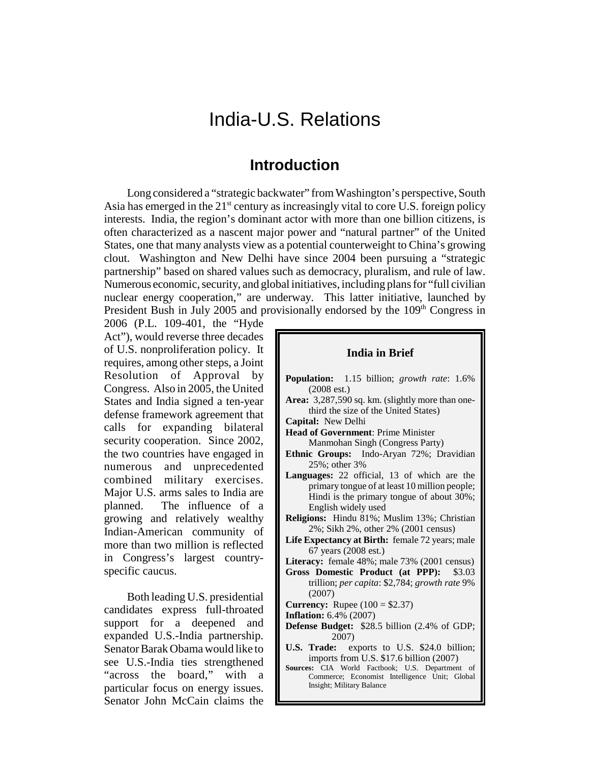# India-U.S. Relations

## Introduction

Long considered a "strategic backwater" from Washington's perspective, South Asia has emerged in the 21st century as increasingly vital to core U.S. foreign policy interests. India, the region's dominant actor with more than one billion citizens, is often characterized as a nascent major power and "natural partner" of the United States, one that many analysts view as a potential counterweight to China's growing clout. Washington and New Delhi have since 2004 been pursuing a "strategic partnership" based on shared values such as democracy, pluralism, and rule of law. Numerous economic, security, and global initiatives, including plans for "full civilian nuclear energy cooperation," are underway. This latter initiative, launched by President Bush in July 2005 and provisionally endorsed by the 109th Congress in 2006 (P.L. 109-401, the "Hyde Act"), would reverse three decades of U.S. nonproliferation policy. It requires, among other steps, a Joint Resolution of Approval by Congress. Also in 2005, the United States and India signed a ten-year defense framework agreement that calls for expanding bilateral security cooperation. Since 2002, the two countries have engaged in numerous and unprecedented combined military exercises. Major U.S. arms sales to India are planned. The influence of a growing and relatively wealthy Indian-American community of more than two million is reflected in Congress's largest country-specific caucus.

Both leading U.S. presidential candidates express full-throated support for a deepened and expanded U.S.-India partnership. Senator Barak Obama would like to see U.S.-India ties strengthened "across the board," with a particular focus on energy issues. Senator John McCain claims the

> **India in Brief**
>
> **Population:** 1.15 billion; *growth rate*: 1.6% (2008 est.)
> **Area:** 3,287,590 sq. km. (slightly more than one-third the size of the United States)
> **Capital:** New Delhi
> **Head of Government**: Prime Minister Manmohan Singh (Congress Party)
> **Ethnic Groups:** Indo-Aryan 72%; Dravidian 25%; other 3%
> **Languages:** 22 official, 13 of which are the primary tongue of at least 10 million people; Hindi is the primary tongue of about 30%; English widely used
> **Religions:** Hindu 81%; Muslim 13%; Christian 2%; Sikh 2%, other 2% (2001 census)
> **Life Expectancy at Birth:** female 72 years; male 67 years (2008 est.)
> **Literacy:** female 48%; male 73% (2001 census)
> **Gross Domestic Product (at PPP):** $3.03 trillion; *per capita*: $2,784; *growth rate* 9% (2007)
> **Currency:** Rupee (100 = $2.37)
> **Inflation:** 6.4% (2007)
> **Defense Budget:** $28.5 billion (2.4% of GDP; 2007)
> **U.S. Trade:** exports to U.S. $24.0 billion; imports from U.S. $17.6 billion (2007)
> **Sources:** CIA World Factbook; U.S. Department of Commerce; Economist Intelligence Unit; Global Insight; Military Balance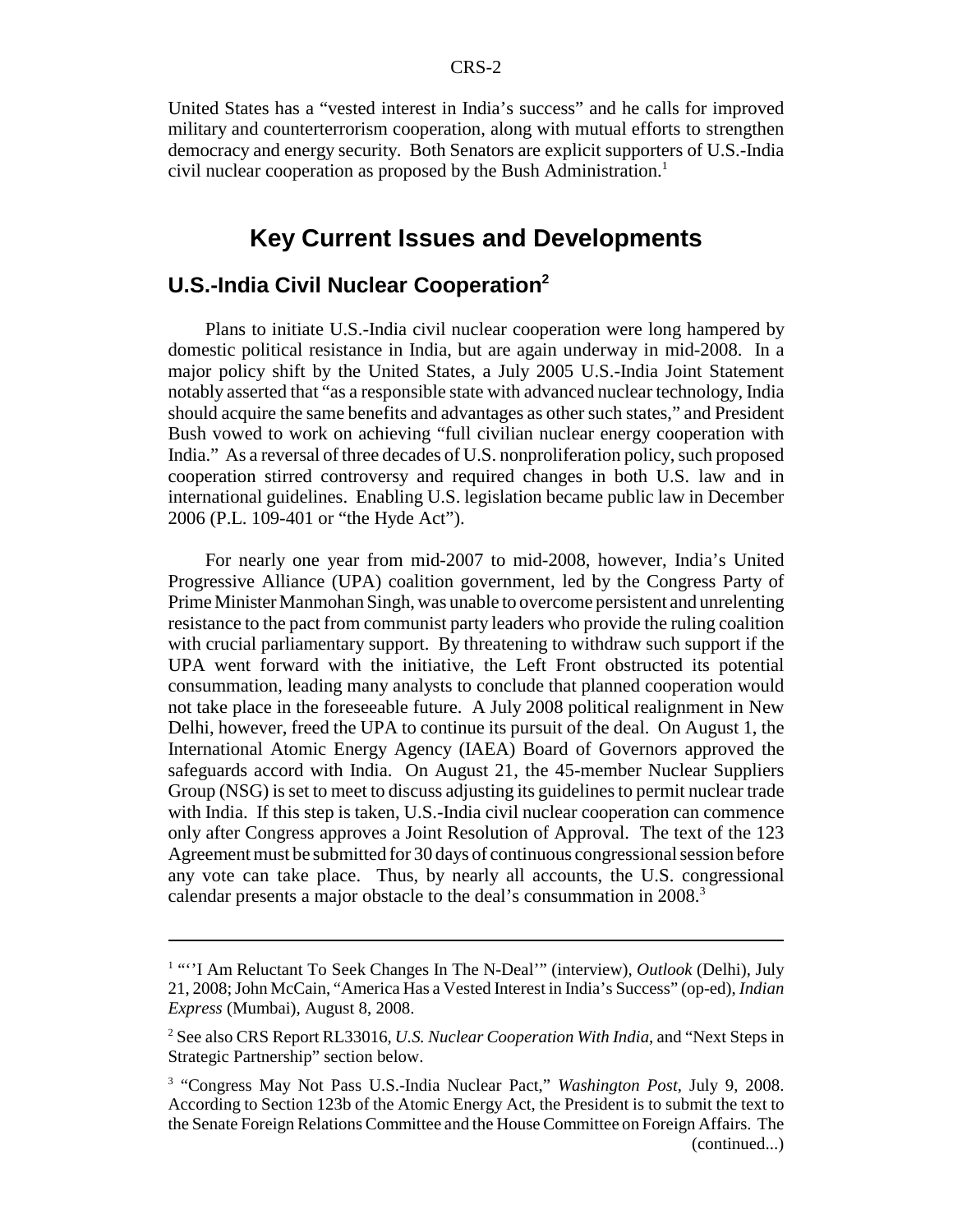United States has a "vested interest in India's success" and he calls for improved military and counterterrorism cooperation, along with mutual efforts to strengthen democracy and energy security. Both Senators are explicit supporters of U.S.-India civil nuclear cooperation as proposed by the Bush Administration.[1]

# Key Current Issues and Developments

## U.S.-India Civil Nuclear Cooperation[2]

Plans to initiate U.S.-India civil nuclear cooperation were long hampered by domestic political resistance in India, but are again underway in mid-2008. In a major policy shift by the United States, a July 2005 U.S.-India Joint Statement notably asserted that "as a responsible state with advanced nuclear technology, India should acquire the same benefits and advantages as other such states," and President Bush vowed to work on achieving "full civilian nuclear energy cooperation with India." As a reversal of three decades of U.S. nonproliferation policy, such proposed cooperation stirred controversy and required changes in both U.S. law and in international guidelines. Enabling U.S. legislation became public law in December 2006 (P.L. 109-401 or "the Hyde Act").

For nearly one year from mid-2007 to mid-2008, however, India's United Progressive Alliance (UPA) coalition government, led by the Congress Party of Prime Minister Manmohan Singh, was unable to overcome persistent and unrelenting resistance to the pact from communist party leaders who provide the ruling coalition with crucial parliamentary support. By threatening to withdraw such support if the UPA went forward with the initiative, the Left Front obstructed its potential consummation, leading many analysts to conclude that planned cooperation would not take place in the foreseeable future. A July 2008 political realignment in New Delhi, however, freed the UPA to continue its pursuit of the deal. On August 1, the International Atomic Energy Agency (IAEA) Board of Governors approved the safeguards accord with India. On August 21, the 45-member Nuclear Suppliers Group (NSG) is set to meet to discuss adjusting its guidelines to permit nuclear trade with India. If this step is taken, U.S.-India civil nuclear cooperation can commence only after Congress approves a Joint Resolution of Approval. The text of the 123 Agreement must be submitted for 30 days of continuous congressional session before any vote can take place. Thus, by nearly all accounts, the U.S. congressional calendar presents a major obstacle to the deal's consummation in 2008.[3]

---

[1] "'I Am Reluctant To Seek Changes In The N-Deal'" (interview), *Outlook* (Delhi), July 21, 2008; John McCain, "America Has a Vested Interest in India's Success" (op-ed), *Indian Express* (Mumbai), August 8, 2008.

[2] See also CRS Report RL33016, *U.S. Nuclear Cooperation With India*, and "Next Steps in Strategic Partnership" section below.

[3] "Congress May Not Pass U.S.-India Nuclear Pact," *Washington Post*, July 9, 2008. According to Section 123b of the Atomic Energy Act, the President is to submit the text to the Senate Foreign Relations Committee and the House Committee on Foreign Affairs. The (continued...)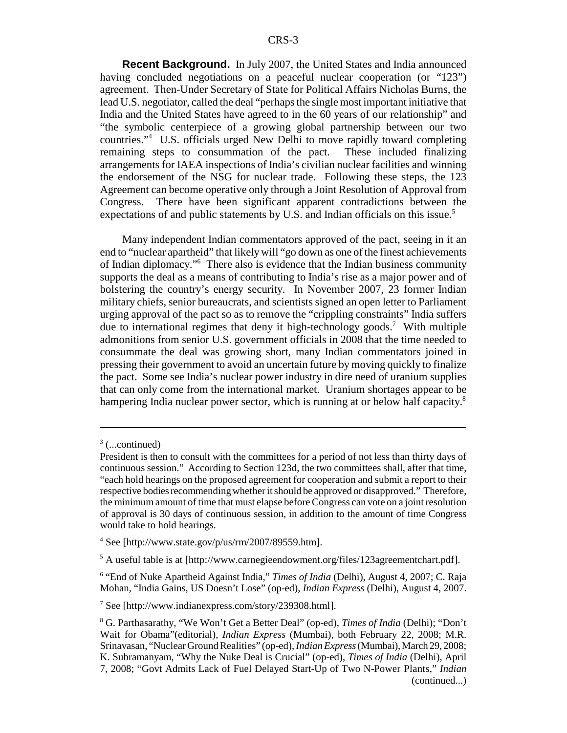**Recent Background.** In July 2007, the United States and India announced having concluded negotiations on a peaceful nuclear cooperation (or "123") agreement. Then-Under Secretary of State for Political Affairs Nicholas Burns, the lead U.S. negotiator, called the deal "perhaps the single most important initiative that India and the United States have agreed to in the 60 years of our relationship" and "the symbolic centerpiece of a growing global partnership between our two countries."[4] U.S. officials urged New Delhi to move rapidly toward completing remaining steps to consummation of the pact. These included finalizing arrangements for IAEA inspections of India's civilian nuclear facilities and winning the endorsement of the NSG for nuclear trade. Following these steps, the 123 Agreement can become operative only through a Joint Resolution of Approval from Congress. There have been significant apparent contradictions between the expectations of and public statements by U.S. and Indian officials on this issue.[5]

Many independent Indian commentators approved of the pact, seeing in it an end to "nuclear apartheid" that likely will "go down as one of the finest achievements of Indian diplomacy."[6] There also is evidence that the Indian business community supports the deal as a means of contributing to India's rise as a major power and of bolstering the country's energy security. In November 2007, 23 former Indian military chiefs, senior bureaucrats, and scientists signed an open letter to Parliament urging approval of the pact so as to remove the "crippling constraints" India suffers due to international regimes that deny it high-technology goods.[7] With multiple admonitions from senior U.S. government officials in 2008 that the time needed to consummate the deal was growing short, many Indian commentators joined in pressing their government to avoid an uncertain future by moving quickly to finalize the pact. Some see India's nuclear power industry in dire need of uranium supplies that can only come from the international market. Uranium shortages appear to be hampering India nuclear power sector, which is running at or below half capacity.[8]

---

[3] (...continued)

President is then to consult with the committees for a period of not less than thirty days of continuous session." According to Section 123d, the two committees shall, after that time, "each hold hearings on the proposed agreement for cooperation and submit a report to their respective bodies recommending whether it should be approved or disapproved." Therefore, the minimum amount of time that must elapse before Congress can vote on a joint resolution of approval is 30 days of continuous session, in addition to the amount of time Congress would take to hold hearings.

[4] See [http://www.state.gov/p/us/rm/2007/89559.htm].

[5] A useful table is at [http://www.carnegieendowment.org/files/123agreementchart.pdf].

[6] "End of Nuke Apartheid Against India," *Times of India* (Delhi), August 4, 2007; C. Raja Mohan, "India Gains, US Doesn't Lose" (op-ed), *Indian Express* (Delhi), August 4, 2007.

[7] See [http://www.indianexpress.com/story/239308.html].

[8] G. Parthasarathy, "We Won't Get a Better Deal" (op-ed), *Times of India* (Delhi); "Don't Wait for Obama"(editorial), *Indian Express* (Mumbai), both February 22, 2008; M.R. Srinavasan, "Nuclear Ground Realities" (op-ed), *Indian Express* (Mumbai), March 29, 2008; K. Subramanyam, "Why the Nuke Deal is Crucial" (op-ed), *Times of India* (Delhi), April 7, 2008; "Govt Admits Lack of Fuel Delayed Start-Up of Two N-Power Plants," *Indian* (continued...)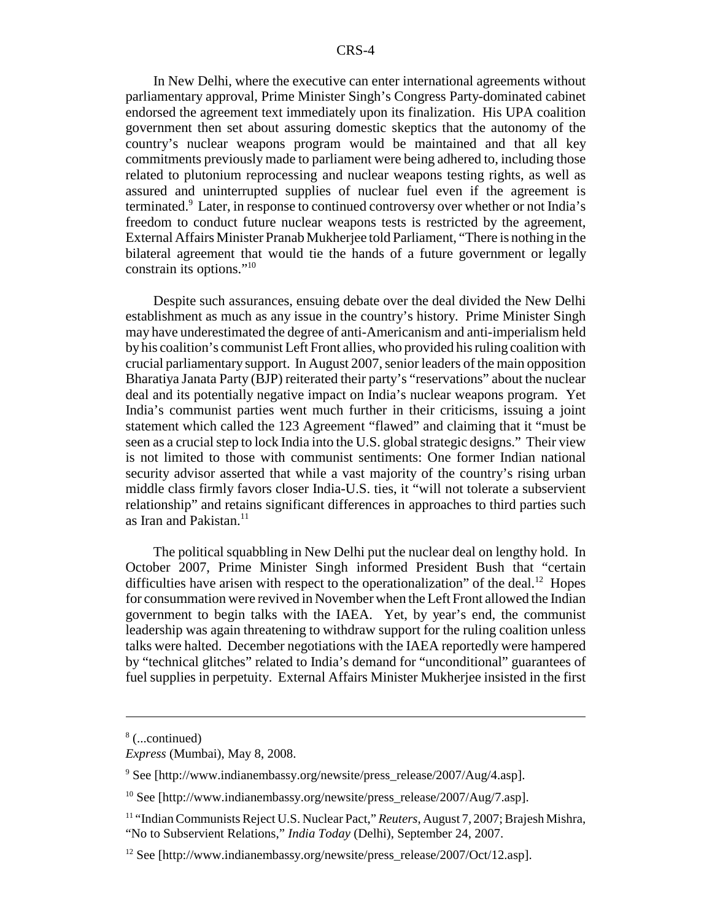In New Delhi, where the executive can enter international agreements without parliamentary approval, Prime Minister Singh's Congress Party-dominated cabinet endorsed the agreement text immediately upon its finalization. His UPA coalition government then set about assuring domestic skeptics that the autonomy of the country's nuclear weapons program would be maintained and that all key commitments previously made to parliament were being adhered to, including those related to plutonium reprocessing and nuclear weapons testing rights, as well as assured and uninterrupted supplies of nuclear fuel even if the agreement is terminated.[9] Later, in response to continued controversy over whether or not India's freedom to conduct future nuclear weapons tests is restricted by the agreement, External Affairs Minister Pranab Mukherjee told Parliament, "There is nothing in the bilateral agreement that would tie the hands of a future government or legally constrain its options."[10]

Despite such assurances, ensuing debate over the deal divided the New Delhi establishment as much as any issue in the country's history. Prime Minister Singh may have underestimated the degree of anti-Americanism and anti-imperialism held by his coalition's communist Left Front allies, who provided his ruling coalition with crucial parliamentary support. In August 2007, senior leaders of the main opposition Bharatiya Janata Party (BJP) reiterated their party's "reservations" about the nuclear deal and its potentially negative impact on India's nuclear weapons program. Yet India's communist parties went much further in their criticisms, issuing a joint statement which called the 123 Agreement "flawed" and claiming that it "must be seen as a crucial step to lock India into the U.S. global strategic designs." Their view is not limited to those with communist sentiments: One former Indian national security advisor asserted that while a vast majority of the country's rising urban middle class firmly favors closer India-U.S. ties, it "will not tolerate a subservient relationship" and retains significant differences in approaches to third parties such as Iran and Pakistan.[11]

The political squabbling in New Delhi put the nuclear deal on lengthy hold. In October 2007, Prime Minister Singh informed President Bush that "certain difficulties have arisen with respect to the operationalization" of the deal.[12] Hopes for consummation were revived in November when the Left Front allowed the Indian government to begin talks with the IAEA. Yet, by year's end, the communist leadership was again threatening to withdraw support for the ruling coalition unless talks were halted. December negotiations with the IAEA reportedly were hampered by "technical glitches" related to India's demand for "unconditional" guarantees of fuel supplies in perpetuity. External Affairs Minister Mukherjee insisted in the first

---

[8] (...continued)
*Express* (Mumbai), May 8, 2008.

[9] See [http://www.indianembassy.org/newsite/press_release/2007/Aug/4.asp].

[10] See [http://www.indianembassy.org/newsite/press_release/2007/Aug/7.asp].

[11] "Indian Communists Reject U.S. Nuclear Pact," *Reuters*, August 7, 2007; Brajesh Mishra, "No to Subservient Relations," *India Today* (Delhi), September 24, 2007.

[12] See [http://www.indianembassy.org/newsite/press_release/2007/Oct/12.asp].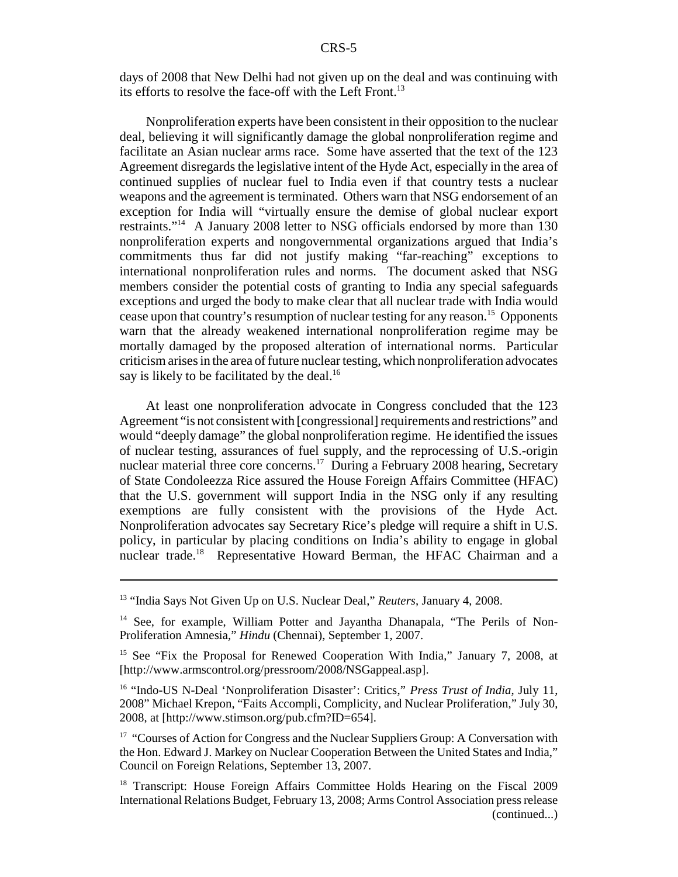days of 2008 that New Delhi had not given up on the deal and was continuing with its efforts to resolve the face-off with the Left Front.[13]

Nonproliferation experts have been consistent in their opposition to the nuclear deal, believing it will significantly damage the global nonproliferation regime and facilitate an Asian nuclear arms race. Some have asserted that the text of the 123 Agreement disregards the legislative intent of the Hyde Act, especially in the area of continued supplies of nuclear fuel to India even if that country tests a nuclear weapons and the agreement is terminated. Others warn that NSG endorsement of an exception for India will "virtually ensure the demise of global nuclear export restraints."[14] A January 2008 letter to NSG officials endorsed by more than 130 nonproliferation experts and nongovernmental organizations argued that India's commitments thus far did not justify making "far-reaching" exceptions to international nonproliferation rules and norms. The document asked that NSG members consider the potential costs of granting to India any special safeguards exceptions and urged the body to make clear that all nuclear trade with India would cease upon that country's resumption of nuclear testing for any reason.[15] Opponents warn that the already weakened international nonproliferation regime may be mortally damaged by the proposed alteration of international norms. Particular criticism arises in the area of future nuclear testing, which nonproliferation advocates say is likely to be facilitated by the deal.[16]

At least one nonproliferation advocate in Congress concluded that the 123 Agreement "is not consistent with [congressional] requirements and restrictions" and would "deeply damage" the global nonproliferation regime. He identified the issues of nuclear testing, assurances of fuel supply, and the reprocessing of U.S.-origin nuclear material three core concerns.[17] During a February 2008 hearing, Secretary of State Condoleezza Rice assured the House Foreign Affairs Committee (HFAC) that the U.S. government will support India in the NSG only if any resulting exemptions are fully consistent with the provisions of the Hyde Act. Nonproliferation advocates say Secretary Rice's pledge will require a shift in U.S. policy, in particular by placing conditions on India's ability to engage in global nuclear trade.[18] Representative Howard Berman, the HFAC Chairman and a

---

[13] "India Says Not Given Up on U.S. Nuclear Deal," *Reuters*, January 4, 2008.

[14] See, for example, William Potter and Jayantha Dhanapala, "The Perils of Non-Proliferation Amnesia," *Hindu* (Chennai), September 1, 2007.

[15] See "Fix the Proposal for Renewed Cooperation With India," January 7, 2008, at [http://www.armscontrol.org/pressroom/2008/NSGappeal.asp].

[16] "Indo-US N-Deal 'Nonproliferation Disaster': Critics," *Press Trust of India*, July 11, 2008" Michael Krepon, "Faits Accompli, Complicity, and Nuclear Proliferation," July 30, 2008, at [http://www.stimson.org/pub.cfm?ID=654].

[17] "Courses of Action for Congress and the Nuclear Suppliers Group: A Conversation with the Hon. Edward J. Markey on Nuclear Cooperation Between the United States and India," Council on Foreign Relations, September 13, 2007.

[18] Transcript: House Foreign Affairs Committee Holds Hearing on the Fiscal 2009 International Relations Budget, February 13, 2008; Arms Control Association press release (continued...)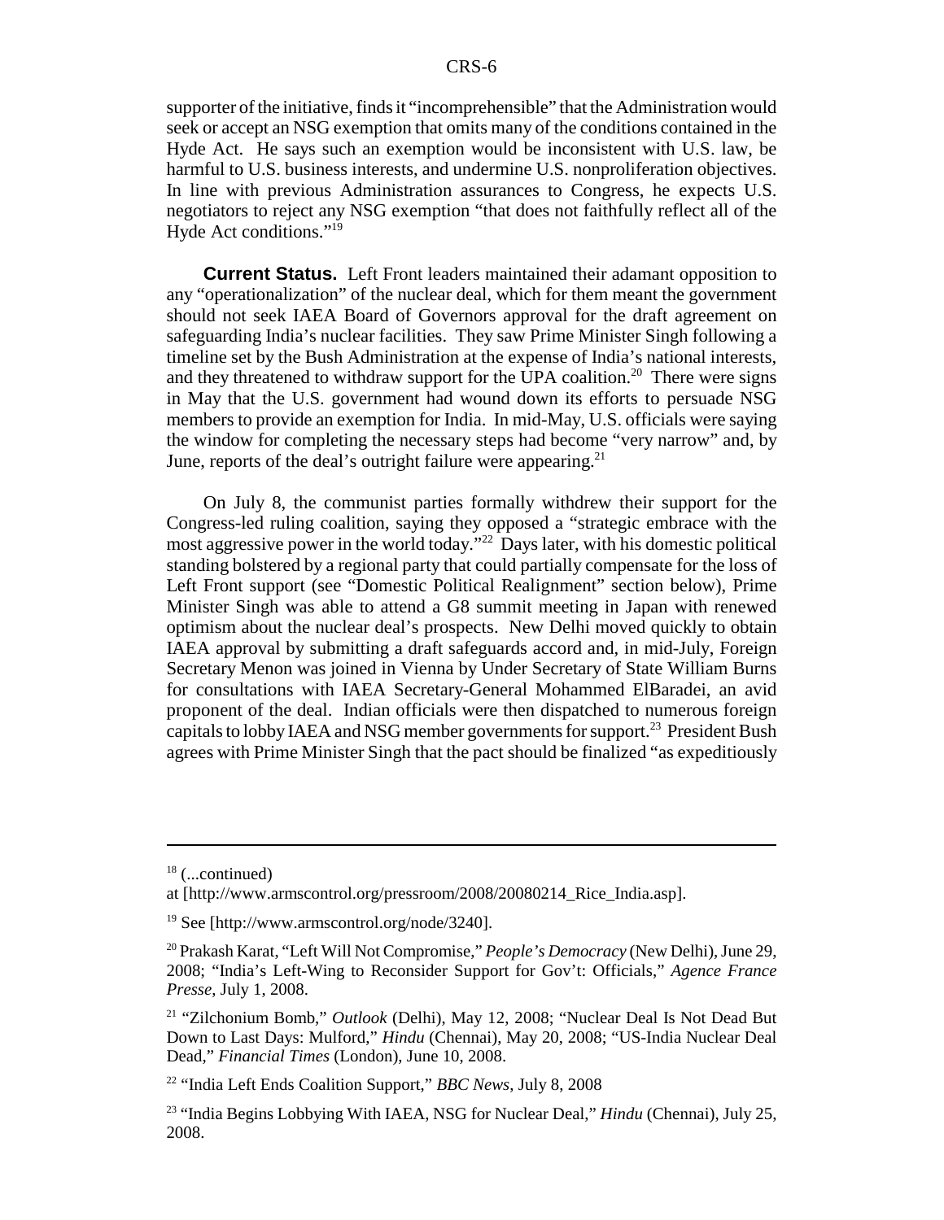supporter of the initiative, finds it "incomprehensible" that the Administration would seek or accept an NSG exemption that omits many of the conditions contained in the Hyde Act. He says such an exemption would be inconsistent with U.S. law, be harmful to U.S. business interests, and undermine U.S. nonproliferation objectives. In line with previous Administration assurances to Congress, he expects U.S. negotiators to reject any NSG exemption "that does not faithfully reflect all of the Hyde Act conditions."[19]

**Current Status.** Left Front leaders maintained their adamant opposition to any "operationalization" of the nuclear deal, which for them meant the government should not seek IAEA Board of Governors approval for the draft agreement on safeguarding India's nuclear facilities. They saw Prime Minister Singh following a timeline set by the Bush Administration at the expense of India's national interests, and they threatened to withdraw support for the UPA coalition.[20] There were signs in May that the U.S. government had wound down its efforts to persuade NSG members to provide an exemption for India. In mid-May, U.S. officials were saying the window for completing the necessary steps had become "very narrow" and, by June, reports of the deal's outright failure were appearing.[21]

On July 8, the communist parties formally withdrew their support for the Congress-led ruling coalition, saying they opposed a "strategic embrace with the most aggressive power in the world today."[22] Days later, with his domestic political standing bolstered by a regional party that could partially compensate for the loss of Left Front support (see "Domestic Political Realignment" section below), Prime Minister Singh was able to attend a G8 summit meeting in Japan with renewed optimism about the nuclear deal's prospects. New Delhi moved quickly to obtain IAEA approval by submitting a draft safeguards accord and, in mid-July, Foreign Secretary Menon was joined in Vienna by Under Secretary of State William Burns for consultations with IAEA Secretary-General Mohammed ElBaradei, an avid proponent of the deal. Indian officials were then dispatched to numerous foreign capitals to lobby IAEA and NSG member governments for support.[23] President Bush agrees with Prime Minister Singh that the pact should be finalized "as expeditiously

---

[18] (...continued)
at [http://www.armscontrol.org/pressroom/2008/20080214_Rice_India.asp].

[19] See [http://www.armscontrol.org/node/3240].

[20] Prakash Karat, "Left Will Not Compromise," *People's Democracy* (New Delhi), June 29, 2008; "India's Left-Wing to Reconsider Support for Gov't: Officials," *Agence France Presse*, July 1, 2008.

[21] "Zilchonium Bomb," *Outlook* (Delhi), May 12, 2008; "Nuclear Deal Is Not Dead But Down to Last Days: Mulford," *Hindu* (Chennai), May 20, 2008; "US-India Nuclear Deal Dead," *Financial Times* (London), June 10, 2008.

[22] "India Left Ends Coalition Support," *BBC News*, July 8, 2008

[23] "India Begins Lobbying With IAEA, NSG for Nuclear Deal," *Hindu* (Chennai), July 25, 2008.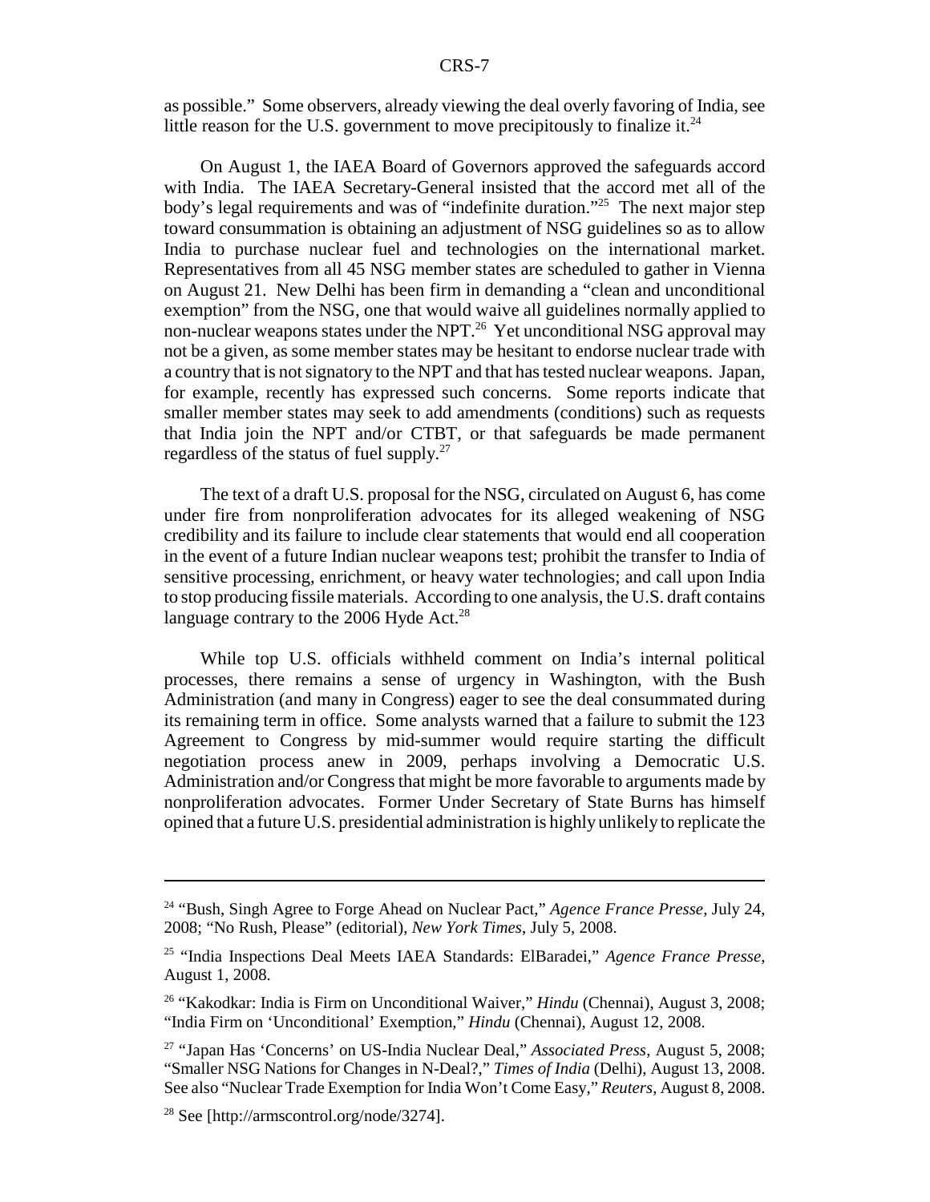as possible." Some observers, already viewing the deal overly favoring of India, see little reason for the U.S. government to move precipitously to finalize it.[24]

On August 1, the IAEA Board of Governors approved the safeguards accord with India. The IAEA Secretary-General insisted that the accord met all of the body's legal requirements and was of "indefinite duration."[25] The next major step toward consummation is obtaining an adjustment of NSG guidelines so as to allow India to purchase nuclear fuel and technologies on the international market. Representatives from all 45 NSG member states are scheduled to gather in Vienna on August 21. New Delhi has been firm in demanding a "clean and unconditional exemption" from the NSG, one that would waive all guidelines normally applied to non-nuclear weapons states under the NPT.[26] Yet unconditional NSG approval may not be a given, as some member states may be hesitant to endorse nuclear trade with a country that is not signatory to the NPT and that has tested nuclear weapons. Japan, for example, recently has expressed such concerns. Some reports indicate that smaller member states may seek to add amendments (conditions) such as requests that India join the NPT and/or CTBT, or that safeguards be made permanent regardless of the status of fuel supply.[27]

The text of a draft U.S. proposal for the NSG, circulated on August 6, has come under fire from nonproliferation advocates for its alleged weakening of NSG credibility and its failure to include clear statements that would end all cooperation in the event of a future Indian nuclear weapons test; prohibit the transfer to India of sensitive processing, enrichment, or heavy water technologies; and call upon India to stop producing fissile materials. According to one analysis, the U.S. draft contains language contrary to the 2006 Hyde Act.[28]

While top U.S. officials withheld comment on India's internal political processes, there remains a sense of urgency in Washington, with the Bush Administration (and many in Congress) eager to see the deal consummated during its remaining term in office. Some analysts warned that a failure to submit the 123 Agreement to Congress by mid-summer would require starting the difficult negotiation process anew in 2009, perhaps involving a Democratic U.S. Administration and/or Congress that might be more favorable to arguments made by nonproliferation advocates. Former Under Secretary of State Burns has himself opined that a future U.S. presidential administration is highly unlikely to replicate the

---

[24] "Bush, Singh Agree to Forge Ahead on Nuclear Pact," *Agence France Presse*, July 24, 2008; "No Rush, Please" (editorial), *New York Times*, July 5, 2008.

[25] "India Inspections Deal Meets IAEA Standards: ElBaradei," *Agence France Presse*, August 1, 2008.

[26] "Kakodkar: India is Firm on Unconditional Waiver," *Hindu* (Chennai), August 3, 2008; "India Firm on 'Unconditional' Exemption," *Hindu* (Chennai), August 12, 2008.

[27] "Japan Has 'Concerns' on US-India Nuclear Deal," *Associated Press*, August 5, 2008; "Smaller NSG Nations for Changes in N-Deal?," *Times of India* (Delhi), August 13, 2008. See also "Nuclear Trade Exemption for India Won't Come Easy," *Reuters*, August 8, 2008.

[28] See [http://armscontrol.org/node/3274].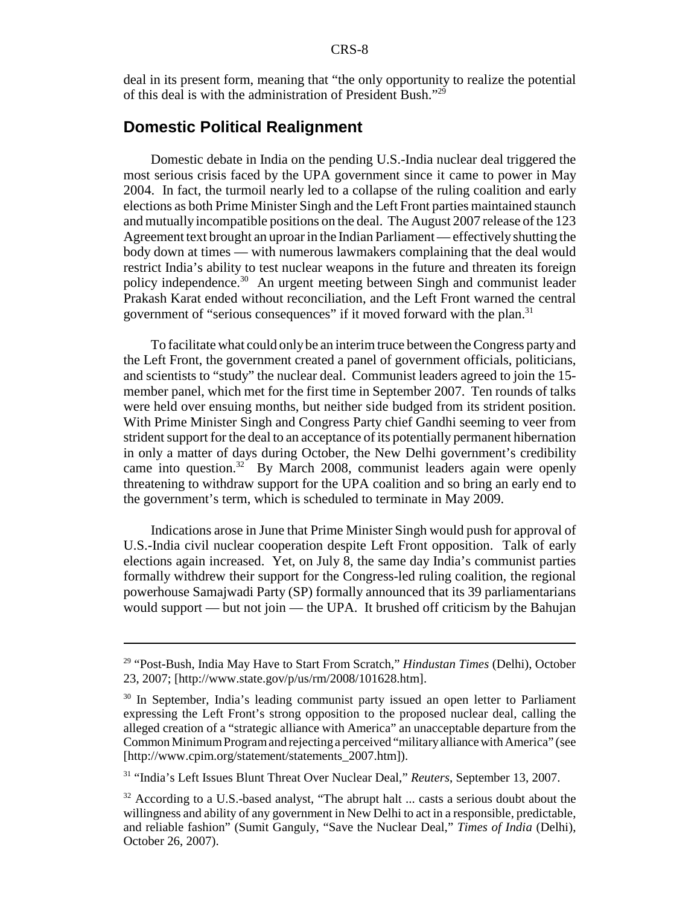deal in its present form, meaning that "the only opportunity to realize the potential of this deal is with the administration of President Bush."[29]

## Domestic Political Realignment

Domestic debate in India on the pending U.S.-India nuclear deal triggered the most serious crisis faced by the UPA government since it came to power in May 2004. In fact, the turmoil nearly led to a collapse of the ruling coalition and early elections as both Prime Minister Singh and the Left Front parties maintained staunch and mutually incompatible positions on the deal. The August 2007 release of the 123 Agreement text brought an uproar in the Indian Parliament — effectively shutting the body down at times — with numerous lawmakers complaining that the deal would restrict India's ability to test nuclear weapons in the future and threaten its foreign policy independence.[30] An urgent meeting between Singh and communist leader Prakash Karat ended without reconciliation, and the Left Front warned the central government of "serious consequences" if it moved forward with the plan.[31]

To facilitate what could only be an interim truce between the Congress party and the Left Front, the government created a panel of government officials, politicians, and scientists to "study" the nuclear deal. Communist leaders agreed to join the 15-member panel, which met for the first time in September 2007. Ten rounds of talks were held over ensuing months, but neither side budged from its strident position. With Prime Minister Singh and Congress Party chief Gandhi seeming to veer from strident support for the deal to an acceptance of its potentially permanent hibernation in only a matter of days during October, the New Delhi government's credibility came into question.[32] By March 2008, communist leaders again were openly threatening to withdraw support for the UPA coalition and so bring an early end to the government's term, which is scheduled to terminate in May 2009.

Indications arose in June that Prime Minister Singh would push for approval of U.S.-India civil nuclear cooperation despite Left Front opposition. Talk of early elections again increased. Yet, on July 8, the same day India's communist parties formally withdrew their support for the Congress-led ruling coalition, the regional powerhouse Samajwadi Party (SP) formally announced that its 39 parliamentarians would support — but not join — the UPA. It brushed off criticism by the Bahujan

---

[29] "Post-Bush, India May Have to Start From Scratch," *Hindustan Times* (Delhi), October 23, 2007; [http://www.state.gov/p/us/rm/2008/101628.htm].

[30] In September, India's leading communist party issued an open letter to Parliament expressing the Left Front's strong opposition to the proposed nuclear deal, calling the alleged creation of a "strategic alliance with America" an unacceptable departure from the Common Minimum Program and rejecting a perceived "military alliance with America" (see [http://www.cpim.org/statement/statements_2007.htm]).

[31] "India's Left Issues Blunt Threat Over Nuclear Deal," *Reuters*, September 13, 2007.

[32] According to a U.S.-based analyst, "The abrupt halt ... casts a serious doubt about the willingness and ability of any government in New Delhi to act in a responsible, predictable, and reliable fashion" (Sumit Ganguly, "Save the Nuclear Deal," *Times of India* (Delhi), October 26, 2007).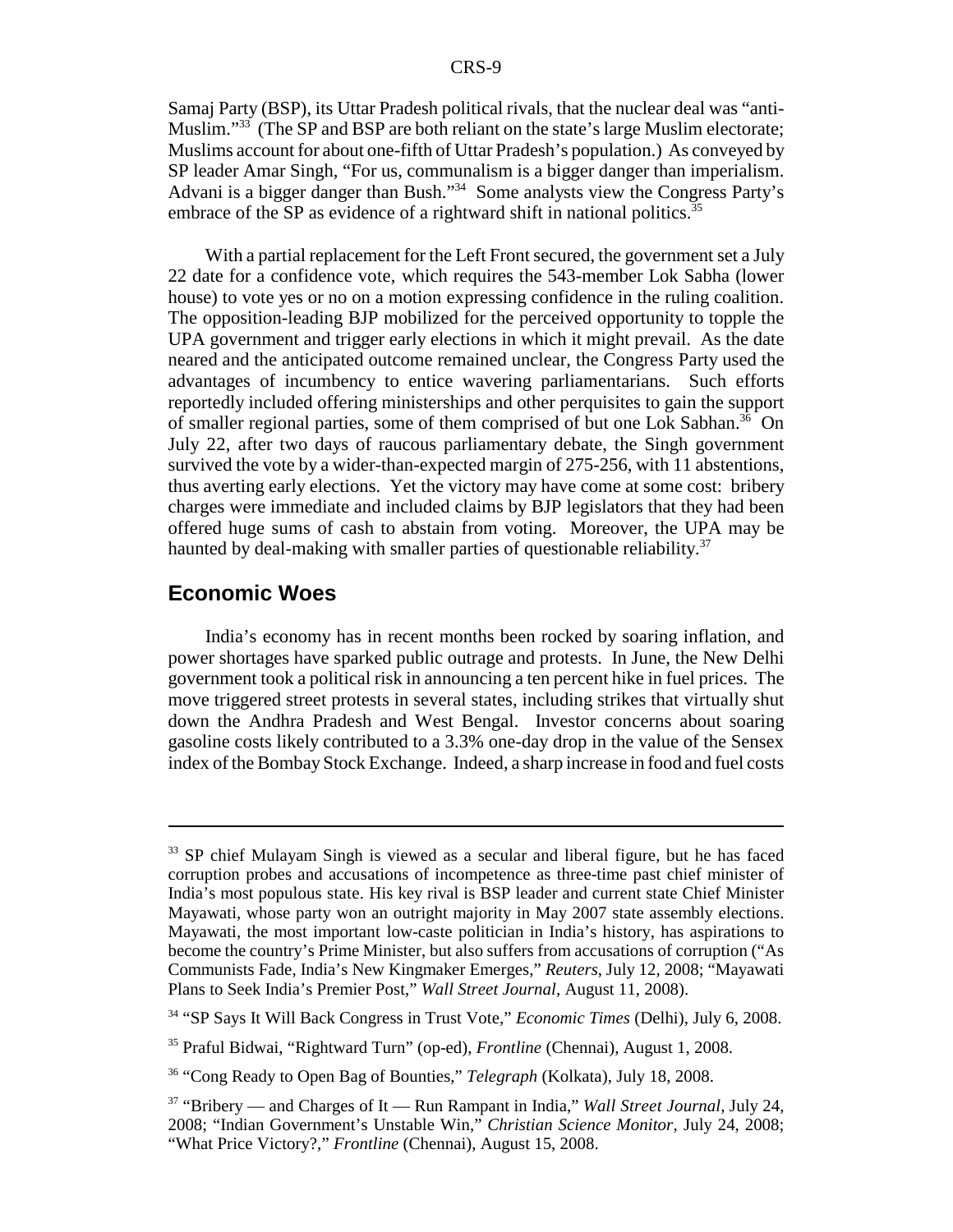Samaj Party (BSP), its Uttar Pradesh political rivals, that the nuclear deal was "anti-Muslim."[33] (The SP and BSP are both reliant on the state's large Muslim electorate; Muslims account for about one-fifth of Uttar Pradesh's population.) As conveyed by SP leader Amar Singh, "For us, communalism is a bigger danger than imperialism. Advani is a bigger danger than Bush."[34] Some analysts view the Congress Party's embrace of the SP as evidence of a rightward shift in national politics.[35]

With a partial replacement for the Left Front secured, the government set a July 22 date for a confidence vote, which requires the 543-member Lok Sabha (lower house) to vote yes or no on a motion expressing confidence in the ruling coalition. The opposition-leading BJP mobilized for the perceived opportunity to topple the UPA government and trigger early elections in which it might prevail. As the date neared and the anticipated outcome remained unclear, the Congress Party used the advantages of incumbency to entice wavering parliamentarians. Such efforts reportedly included offering ministerships and other perquisites to gain the support of smaller regional parties, some of them comprised of but one Lok Sabhan.[36] On July 22, after two days of raucous parliamentary debate, the Singh government survived the vote by a wider-than-expected margin of 275-256, with 11 abstentions, thus averting early elections. Yet the victory may have come at some cost: bribery charges were immediate and included claims by BJP legislators that they had been offered huge sums of cash to abstain from voting. Moreover, the UPA may be haunted by deal-making with smaller parties of questionable reliability.[37]

## Economic Woes

India's economy has in recent months been rocked by soaring inflation, and power shortages have sparked public outrage and protests. In June, the New Delhi government took a political risk in announcing a ten percent hike in fuel prices. The move triggered street protests in several states, including strikes that virtually shut down the Andhra Pradesh and West Bengal. Investor concerns about soaring gasoline costs likely contributed to a 3.3% one-day drop in the value of the Sensex index of the Bombay Stock Exchange. Indeed, a sharp increase in food and fuel costs

---

[33] SP chief Mulayam Singh is viewed as a secular and liberal figure, but he has faced corruption probes and accusations of incompetence as three-time past chief minister of India's most populous state. His key rival is BSP leader and current state Chief Minister Mayawati, whose party won an outright majority in May 2007 state assembly elections. Mayawati, the most important low-caste politician in India's history, has aspirations to become the country's Prime Minister, but also suffers from accusations of corruption ("As Communists Fade, India's New Kingmaker Emerges," *Reuters*, July 12, 2008; "Mayawati Plans to Seek India's Premier Post," *Wall Street Journal*, August 11, 2008).

[34] "SP Says It Will Back Congress in Trust Vote," *Economic Times* (Delhi), July 6, 2008.

[35] Praful Bidwai, "Rightward Turn" (op-ed), *Frontline* (Chennai), August 1, 2008.

[36] "Cong Ready to Open Bag of Bounties," *Telegraph* (Kolkata), July 18, 2008.

[37] "Bribery — and Charges of It — Run Rampant in India," *Wall Street Journal*, July 24, 2008; "Indian Government's Unstable Win," *Christian Science Monitor*, July 24, 2008; "What Price Victory?," *Frontline* (Chennai), August 15, 2008.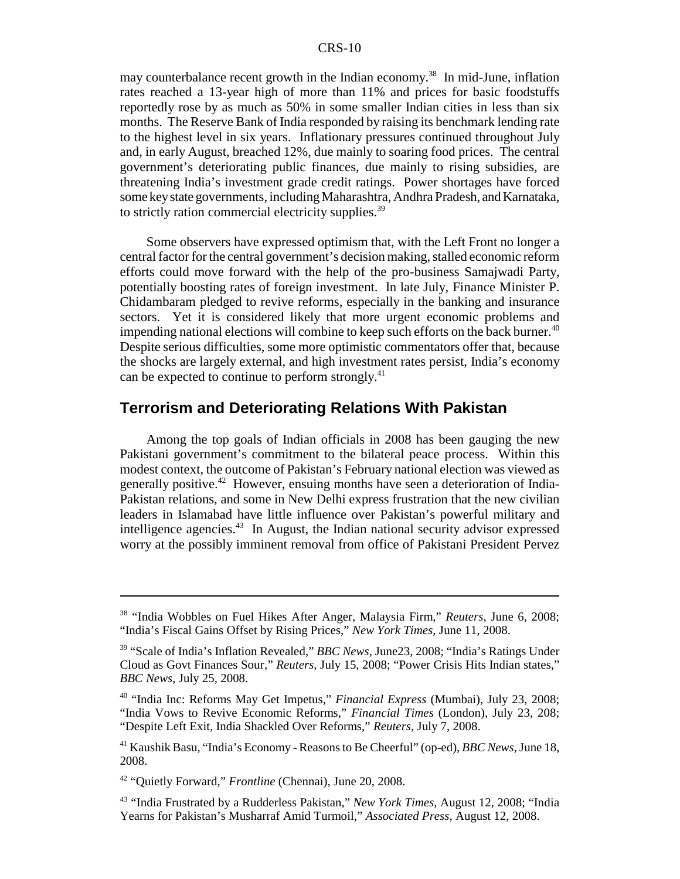may counterbalance recent growth in the Indian economy.[38] In mid-June, inflation rates reached a 13-year high of more than 11% and prices for basic foodstuffs reportedly rose by as much as 50% in some smaller Indian cities in less than six months. The Reserve Bank of India responded by raising its benchmark lending rate to the highest level in six years. Inflationary pressures continued throughout July and, in early August, breached 12%, due mainly to soaring food prices. The central government's deteriorating public finances, due mainly to rising subsidies, are threatening India's investment grade credit ratings. Power shortages have forced some key state governments, including Maharashtra, Andhra Pradesh, and Karnataka, to strictly ration commercial electricity supplies.[39]

Some observers have expressed optimism that, with the Left Front no longer a central factor for the central government's decision making, stalled economic reform efforts could move forward with the help of the pro-business Samajwadi Party, potentially boosting rates of foreign investment. In late July, Finance Minister P. Chidambaram pledged to revive reforms, especially in the banking and insurance sectors. Yet it is considered likely that more urgent economic problems and impending national elections will combine to keep such efforts on the back burner.[40] Despite serious difficulties, some more optimistic commentators offer that, because the shocks are largely external, and high investment rates persist, India's economy can be expected to continue to perform strongly.[41]

## Terrorism and Deteriorating Relations With Pakistan

Among the top goals of Indian officials in 2008 has been gauging the new Pakistani government's commitment to the bilateral peace process. Within this modest context, the outcome of Pakistan's February national election was viewed as generally positive.[42] However, ensuing months have seen a deterioration of India-Pakistan relations, and some in New Delhi express frustration that the new civilian leaders in Islamabad have little influence over Pakistan's powerful military and intelligence agencies.[43] In August, the Indian national security advisor expressed worry at the possibly imminent removal from office of Pakistani President Pervez

---

[38] "India Wobbles on Fuel Hikes After Anger, Malaysia Firm," *Reuters*, June 6, 2008; "India's Fiscal Gains Offset by Rising Prices," *New York Times*, June 11, 2008.

[39] "Scale of India's Inflation Revealed," *BBC News*, June23, 2008; "India's Ratings Under Cloud as Govt Finances Sour," *Reuters*, July 15, 2008; "Power Crisis Hits Indian states," *BBC News*, July 25, 2008.

[40] "India Inc: Reforms May Get Impetus," *Financial Express* (Mumbai), July 23, 2008; "India Vows to Revive Economic Reforms," *Financial Times* (London), July 23, 208; "Despite Left Exit, India Shackled Over Reforms," *Reuters*, July 7, 2008.

[41] Kaushik Basu, "India's Economy - Reasons to Be Cheerful" (op-ed), *BBC News*, June 18, 2008.

[42] "Quietly Forward," *Frontline* (Chennai), June 20, 2008.

[43] "India Frustrated by a Rudderless Pakistan," *New York Times*, August 12, 2008; "India Yearns for Pakistan's Musharraf Amid Turmoil," *Associated Press*, August 12, 2008.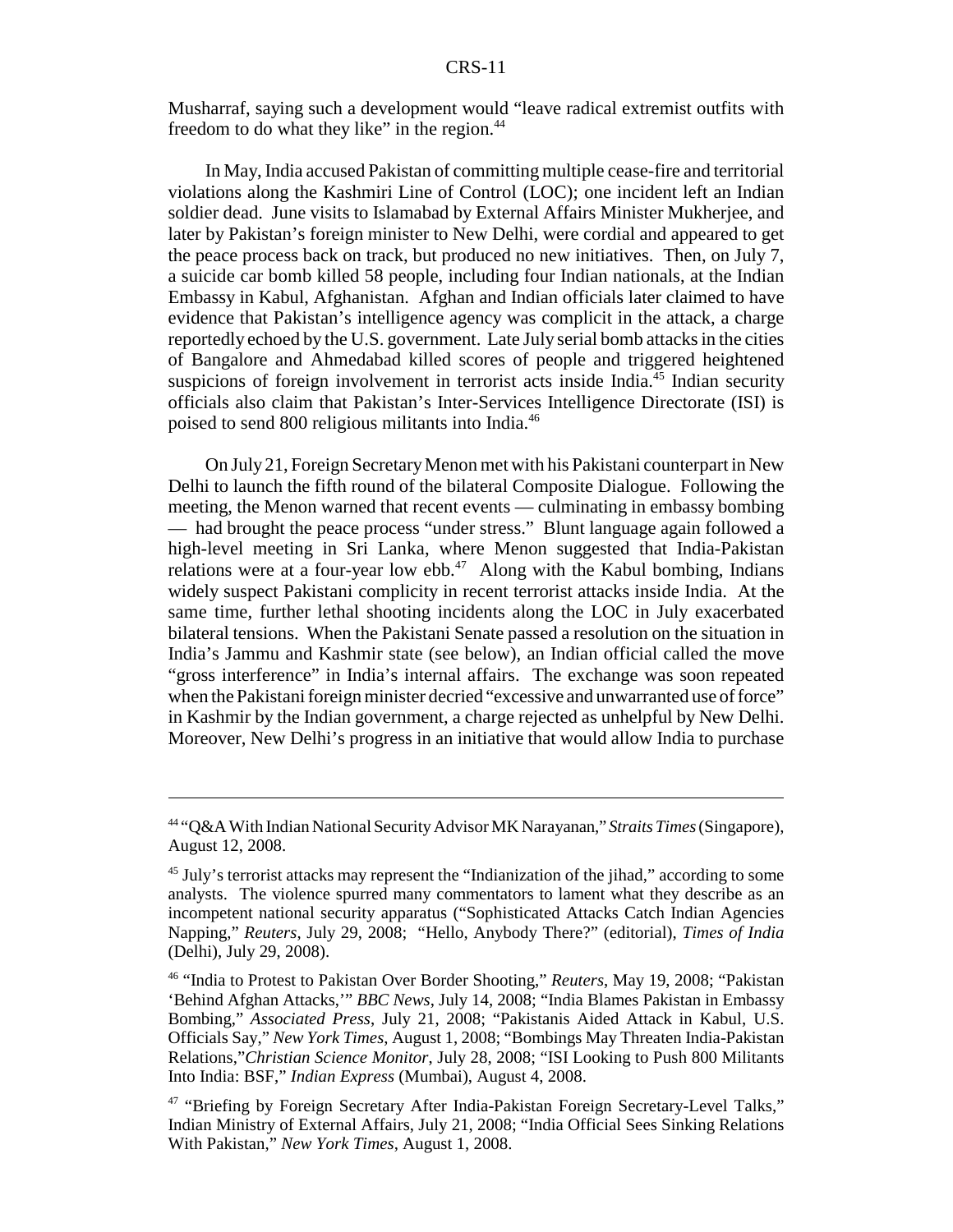Musharraf, saying such a development would "leave radical extremist outfits with freedom to do what they like" in the region.[44]

In May, India accused Pakistan of committing multiple cease-fire and territorial violations along the Kashmiri Line of Control (LOC); one incident left an Indian soldier dead. June visits to Islamabad by External Affairs Minister Mukherjee, and later by Pakistan's foreign minister to New Delhi, were cordial and appeared to get the peace process back on track, but produced no new initiatives. Then, on July 7, a suicide car bomb killed 58 people, including four Indian nationals, at the Indian Embassy in Kabul, Afghanistan. Afghan and Indian officials later claimed to have evidence that Pakistan's intelligence agency was complicit in the attack, a charge reportedly echoed by the U.S. government. Late July serial bomb attacks in the cities of Bangalore and Ahmedabad killed scores of people and triggered heightened suspicions of foreign involvement in terrorist acts inside India.[45] Indian security officials also claim that Pakistan's Inter-Services Intelligence Directorate (ISI) is poised to send 800 religious militants into India.[46]

On July 21, Foreign Secretary Menon met with his Pakistani counterpart in New Delhi to launch the fifth round of the bilateral Composite Dialogue. Following the meeting, the Menon warned that recent events — culminating in embassy bombing — had brought the peace process "under stress." Blunt language again followed a high-level meeting in Sri Lanka, where Menon suggested that India-Pakistan relations were at a four-year low ebb.[47] Along with the Kabul bombing, Indians widely suspect Pakistani complicity in recent terrorist attacks inside India. At the same time, further lethal shooting incidents along the LOC in July exacerbated bilateral tensions. When the Pakistani Senate passed a resolution on the situation in India's Jammu and Kashmir state (see below), an Indian official called the move "gross interference" in India's internal affairs. The exchange was soon repeated when the Pakistani foreign minister decried "excessive and unwarranted use of force" in Kashmir by the Indian government, a charge rejected as unhelpful by New Delhi. Moreover, New Delhi's progress in an initiative that would allow India to purchase

---

[44] "Q&A With Indian National Security Advisor MK Narayanan," *Straits Times* (Singapore), August 12, 2008.

[45] July's terrorist attacks may represent the "Indianization of the jihad," according to some analysts. The violence spurred many commentators to lament what they describe as an incompetent national security apparatus ("Sophisticated Attacks Catch Indian Agencies Napping," *Reuters*, July 29, 2008; "Hello, Anybody There?" (editorial), *Times of India* (Delhi), July 29, 2008).

[46] "India to Protest to Pakistan Over Border Shooting," *Reuters*, May 19, 2008; "Pakistan 'Behind Afghan Attacks,'" *BBC News*, July 14, 2008; "India Blames Pakistan in Embassy Bombing," *Associated Press*, July 21, 2008; "Pakistanis Aided Attack in Kabul, U.S. Officials Say," *New York Times*, August 1, 2008; "Bombings May Threaten India-Pakistan Relations,"*Christian Science Monitor*, July 28, 2008; "ISI Looking to Push 800 Militants Into India: BSF," *Indian Express* (Mumbai), August 4, 2008.

[47] "Briefing by Foreign Secretary After India-Pakistan Foreign Secretary-Level Talks," Indian Ministry of External Affairs, July 21, 2008; "India Official Sees Sinking Relations With Pakistan," *New York Times*, August 1, 2008.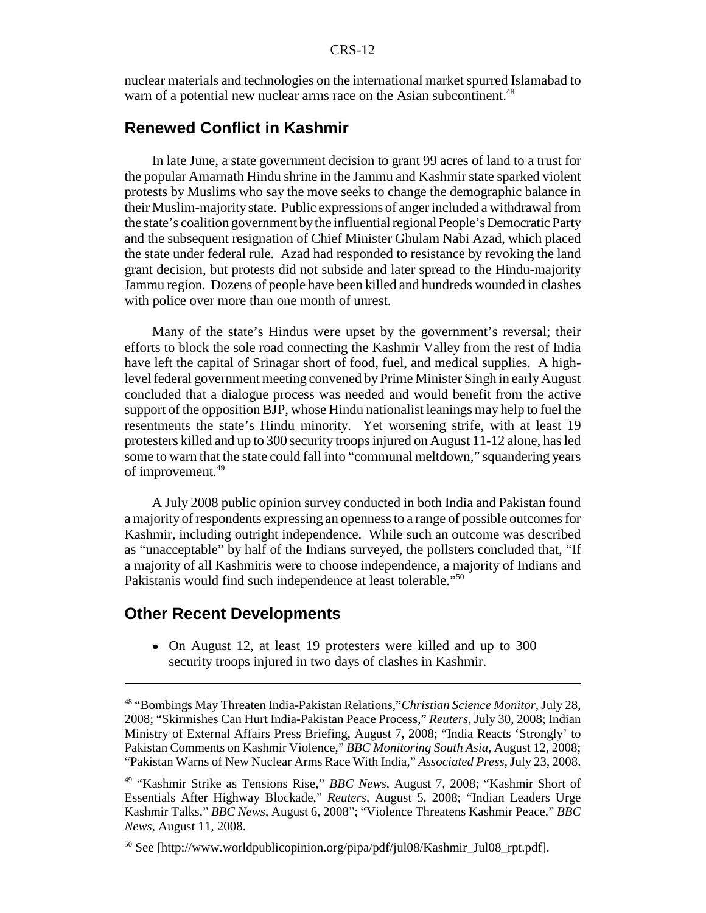nuclear materials and technologies on the international market spurred Islamabad to warn of a potential new nuclear arms race on the Asian subcontinent.[48]

## Renewed Conflict in Kashmir

In late June, a state government decision to grant 99 acres of land to a trust for the popular Amarnath Hindu shrine in the Jammu and Kashmir state sparked violent protests by Muslims who say the move seeks to change the demographic balance in their Muslim-majority state. Public expressions of anger included a withdrawal from the state's coalition government by the influential regional People's Democratic Party and the subsequent resignation of Chief Minister Ghulam Nabi Azad, which placed the state under federal rule. Azad had responded to resistance by revoking the land grant decision, but protests did not subside and later spread to the Hindu-majority Jammu region. Dozens of people have been killed and hundreds wounded in clashes with police over more than one month of unrest.

Many of the state's Hindus were upset by the government's reversal; their efforts to block the sole road connecting the Kashmir Valley from the rest of India have left the capital of Srinagar short of food, fuel, and medical supplies. A high-level federal government meeting convened by Prime Minister Singh in early August concluded that a dialogue process was needed and would benefit from the active support of the opposition BJP, whose Hindu nationalist leanings may help to fuel the resentments the state's Hindu minority. Yet worsening strife, with at least 19 protesters killed and up to 300 security troops injured on August 11-12 alone, has led some to warn that the state could fall into "communal meltdown," squandering years of improvement.[49]

A July 2008 public opinion survey conducted in both India and Pakistan found a majority of respondents expressing an openness to a range of possible outcomes for Kashmir, including outright independence. While such an outcome was described as "unacceptable" by half of the Indians surveyed, the pollsters concluded that, "If a majority of all Kashmiris were to choose independence, a majority of Indians and Pakistanis would find such independence at least tolerable."[50]

## Other Recent Developments

- On August 12, at least 19 protesters were killed and up to 300 security troops injured in two days of clashes in Kashmir.

---

[48] "Bombings May Threaten India-Pakistan Relations,"*Christian Science Monitor*, July 28, 2008; "Skirmishes Can Hurt India-Pakistan Peace Process," *Reuters*, July 30, 2008; Indian Ministry of External Affairs Press Briefing, August 7, 2008; "India Reacts 'Strongly' to Pakistan Comments on Kashmir Violence," *BBC Monitoring South Asia*, August 12, 2008; "Pakistan Warns of New Nuclear Arms Race With India," *Associated Press*, July 23, 2008.

[49] "Kashmir Strike as Tensions Rise," *BBC News*, August 7, 2008; "Kashmir Short of Essentials After Highway Blockade," *Reuters*, August 5, 2008; "Indian Leaders Urge Kashmir Talks," *BBC News*, August 6, 2008"; "Violence Threatens Kashmir Peace," *BBC News*, August 11, 2008.

[50] See [http://www.worldpublicopinion.org/pipa/pdf/jul08/Kashmir_Jul08_rpt.pdf].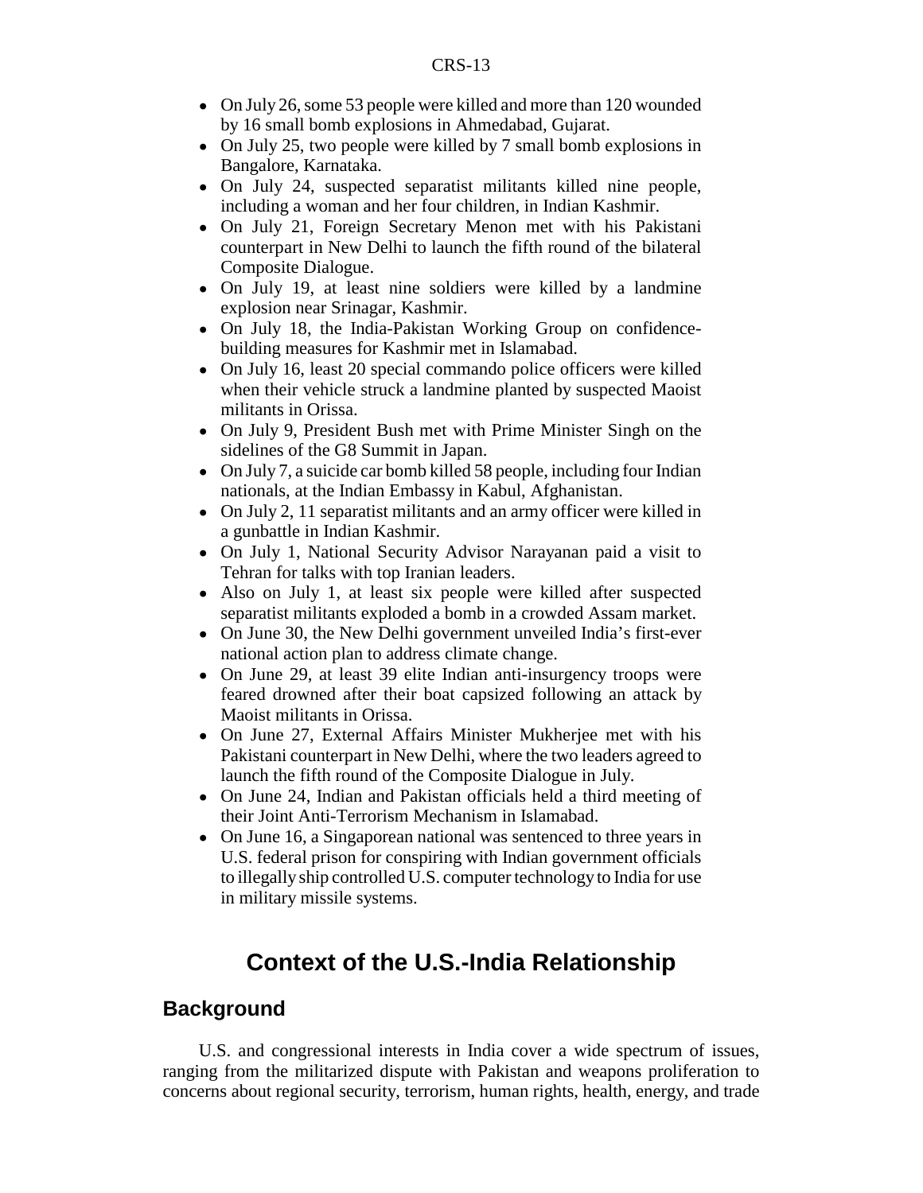- On July 26, some 53 people were killed and more than 120 wounded by 16 small bomb explosions in Ahmedabad, Gujarat.
- On July 25, two people were killed by 7 small bomb explosions in Bangalore, Karnataka.
- On July 24, suspected separatist militants killed nine people, including a woman and her four children, in Indian Kashmir.
- On July 21, Foreign Secretary Menon met with his Pakistani counterpart in New Delhi to launch the fifth round of the bilateral Composite Dialogue.
- On July 19, at least nine soldiers were killed by a landmine explosion near Srinagar, Kashmir.
- On July 18, the India-Pakistan Working Group on confidence-building measures for Kashmir met in Islamabad.
- On July 16, least 20 special commando police officers were killed when their vehicle struck a landmine planted by suspected Maoist militants in Orissa.
- On July 9, President Bush met with Prime Minister Singh on the sidelines of the G8 Summit in Japan.
- On July 7, a suicide car bomb killed 58 people, including four Indian nationals, at the Indian Embassy in Kabul, Afghanistan.
- On July 2, 11 separatist militants and an army officer were killed in a gunbattle in Indian Kashmir.
- On July 1, National Security Advisor Narayanan paid a visit to Tehran for talks with top Iranian leaders.
- Also on July 1, at least six people were killed after suspected separatist militants exploded a bomb in a crowded Assam market.
- On June 30, the New Delhi government unveiled India's first-ever national action plan to address climate change.
- On June 29, at least 39 elite Indian anti-insurgency troops were feared drowned after their boat capsized following an attack by Maoist militants in Orissa.
- On June 27, External Affairs Minister Mukherjee met with his Pakistani counterpart in New Delhi, where the two leaders agreed to launch the fifth round of the Composite Dialogue in July.
- On June 24, Indian and Pakistan officials held a third meeting of their Joint Anti-Terrorism Mechanism in Islamabad.
- On June 16, a Singaporean national was sentenced to three years in U.S. federal prison for conspiring with Indian government officials to illegally ship controlled U.S. computer technology to India for use in military missile systems.

# Context of the U.S.-India Relationship

## Background

U.S. and congressional interests in India cover a wide spectrum of issues, ranging from the militarized dispute with Pakistan and weapons proliferation to concerns about regional security, terrorism, human rights, health, energy, and trade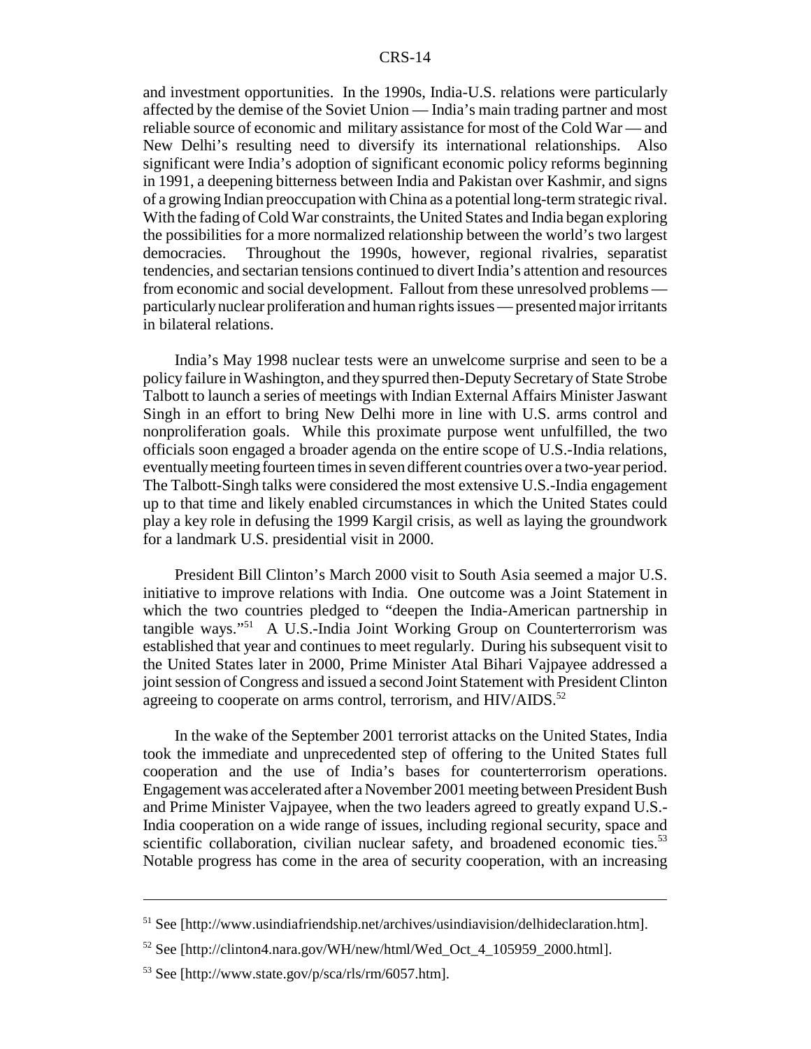and investment opportunities. In the 1990s, India-U.S. relations were particularly affected by the demise of the Soviet Union — India's main trading partner and most reliable source of economic and military assistance for most of the Cold War — and New Delhi's resulting need to diversify its international relationships. Also significant were India's adoption of significant economic policy reforms beginning in 1991, a deepening bitterness between India and Pakistan over Kashmir, and signs of a growing Indian preoccupation with China as a potential long-term strategic rival. With the fading of Cold War constraints, the United States and India began exploring the possibilities for a more normalized relationship between the world's two largest democracies. Throughout the 1990s, however, regional rivalries, separatist tendencies, and sectarian tensions continued to divert India's attention and resources from economic and social development. Fallout from these unresolved problems — particularly nuclear proliferation and human rights issues — presented major irritants in bilateral relations.

India's May 1998 nuclear tests were an unwelcome surprise and seen to be a policy failure in Washington, and they spurred then-Deputy Secretary of State Strobe Talbott to launch a series of meetings with Indian External Affairs Minister Jaswant Singh in an effort to bring New Delhi more in line with U.S. arms control and nonproliferation goals. While this proximate purpose went unfulfilled, the two officials soon engaged a broader agenda on the entire scope of U.S.-India relations, eventually meeting fourteen times in seven different countries over a two-year period. The Talbott-Singh talks were considered the most extensive U.S.-India engagement up to that time and likely enabled circumstances in which the United States could play a key role in defusing the 1999 Kargil crisis, as well as laying the groundwork for a landmark U.S. presidential visit in 2000.

President Bill Clinton's March 2000 visit to South Asia seemed a major U.S. initiative to improve relations with India. One outcome was a Joint Statement in which the two countries pledged to "deepen the India-American partnership in tangible ways."[51] A U.S.-India Joint Working Group on Counterterrorism was established that year and continues to meet regularly. During his subsequent visit to the United States later in 2000, Prime Minister Atal Bihari Vajpayee addressed a joint session of Congress and issued a second Joint Statement with President Clinton agreeing to cooperate on arms control, terrorism, and HIV/AIDS.[52]

In the wake of the September 2001 terrorist attacks on the United States, India took the immediate and unprecedented step of offering to the United States full cooperation and the use of India's bases for counterterrorism operations. Engagement was accelerated after a November 2001 meeting between President Bush and Prime Minister Vajpayee, when the two leaders agreed to greatly expand U.S.-India cooperation on a wide range of issues, including regional security, space and scientific collaboration, civilian nuclear safety, and broadened economic ties.[53] Notable progress has come in the area of security cooperation, with an increasing

---

[51] See [http://www.usindiafriendship.net/archives/usindiavision/delhideclaration.htm].

[52] See [http://clinton4.nara.gov/WH/new/html/Wed_Oct_4_105959_2000.html].

[53] See [http://www.state.gov/p/sca/rls/rm/6057.htm].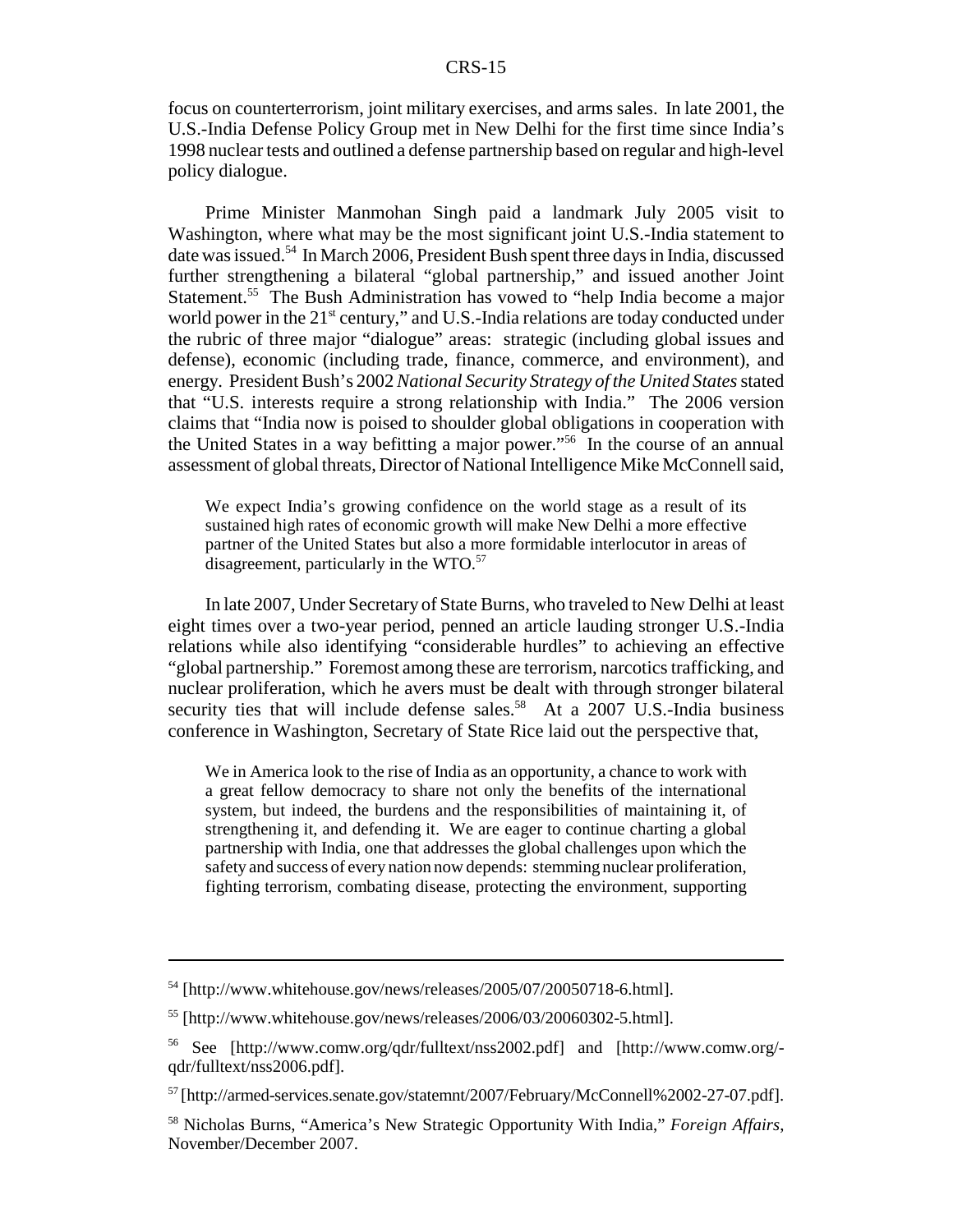focus on counterterrorism, joint military exercises, and arms sales. In late 2001, the U.S.-India Defense Policy Group met in New Delhi for the first time since India's 1998 nuclear tests and outlined a defense partnership based on regular and high-level policy dialogue.

Prime Minister Manmohan Singh paid a landmark July 2005 visit to Washington, where what may be the most significant joint U.S.-India statement to date was issued.[54] In March 2006, President Bush spent three days in India, discussed further strengthening a bilateral "global partnership," and issued another Joint Statement.[55] The Bush Administration has vowed to "help India become a major world power in the 21st century," and U.S.-India relations are today conducted under the rubric of three major "dialogue" areas: strategic (including global issues and defense), economic (including trade, finance, commerce, and environment), and energy. President Bush's 2002 *National Security Strategy of the United States* stated that "U.S. interests require a strong relationship with India." The 2006 version claims that "India now is poised to shoulder global obligations in cooperation with the United States in a way befitting a major power."[56] In the course of an annual assessment of global threats, Director of National Intelligence Mike McConnell said,

> We expect India's growing confidence on the world stage as a result of its sustained high rates of economic growth will make New Delhi a more effective partner of the United States but also a more formidable interlocutor in areas of disagreement, particularly in the WTO.[57]

In late 2007, Under Secretary of State Burns, who traveled to New Delhi at least eight times over a two-year period, penned an article lauding stronger U.S.-India relations while also identifying "considerable hurdles" to achieving an effective "global partnership." Foremost among these are terrorism, narcotics trafficking, and nuclear proliferation, which he avers must be dealt with through stronger bilateral security ties that will include defense sales.[58] At a 2007 U.S.-India business conference in Washington, Secretary of State Rice laid out the perspective that,

> We in America look to the rise of India as an opportunity, a chance to work with a great fellow democracy to share not only the benefits of the international system, but indeed, the burdens and the responsibilities of maintaining it, of strengthening it, and defending it. We are eager to continue charting a global partnership with India, one that addresses the global challenges upon which the safety and success of every nation now depends: stemming nuclear proliferation, fighting terrorism, combating disease, protecting the environment, supporting

---

[54] [http://www.whitehouse.gov/news/releases/2005/07/20050718-6.html].

[55] [http://www.whitehouse.gov/news/releases/2006/03/20060302-5.html].

[56] See [http://www.comw.org/qdr/fulltext/nss2002.pdf] and [http://www.comw.org/-qdr/fulltext/nss2006.pdf].

[57] [http://armed-services.senate.gov/statemnt/2007/February/McConnell%2002-27-07.pdf].

[58] Nicholas Burns, "America's New Strategic Opportunity With India," *Foreign Affairs*, November/December 2007.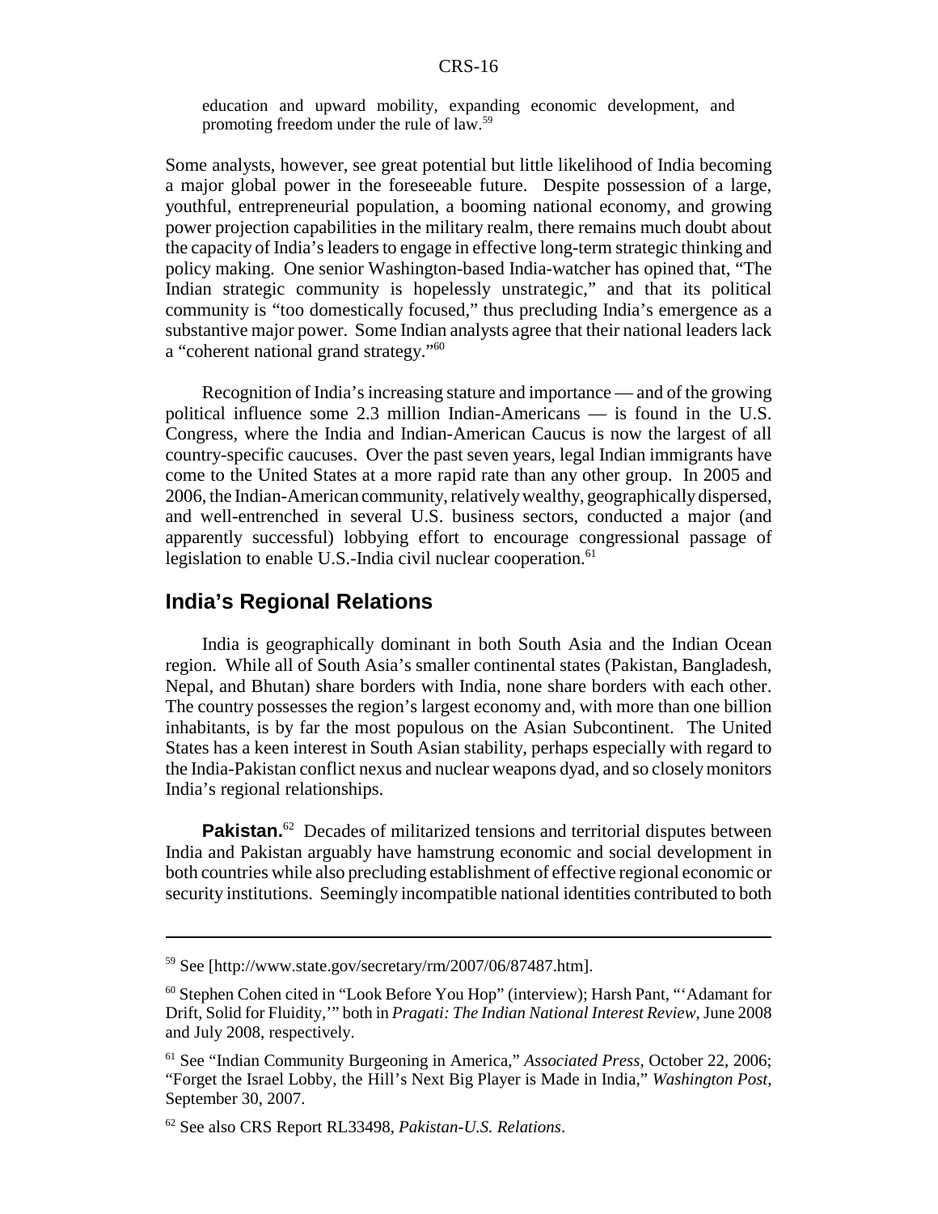education and upward mobility, expanding economic development, and promoting freedom under the rule of law.[59]

Some analysts, however, see great potential but little likelihood of India becoming a major global power in the foreseeable future. Despite possession of a large, youthful, entrepreneurial population, a booming national economy, and growing power projection capabilities in the military realm, there remains much doubt about the capacity of India's leaders to engage in effective long-term strategic thinking and policy making. One senior Washington-based India-watcher has opined that, "The Indian strategic community is hopelessly unstrategic," and that its political community is "too domestically focused," thus precluding India's emergence as a substantive major power. Some Indian analysts agree that their national leaders lack a "coherent national grand strategy."[60]

Recognition of India's increasing stature and importance — and of the growing political influence some 2.3 million Indian-Americans — is found in the U.S. Congress, where the India and Indian-American Caucus is now the largest of all country-specific caucuses. Over the past seven years, legal Indian immigrants have come to the United States at a more rapid rate than any other group. In 2005 and 2006, the Indian-American community, relatively wealthy, geographically dispersed, and well-entrenched in several U.S. business sectors, conducted a major (and apparently successful) lobbying effort to encourage congressional passage of legislation to enable U.S.-India civil nuclear cooperation.[61]

## India's Regional Relations

India is geographically dominant in both South Asia and the Indian Ocean region. While all of South Asia's smaller continental states (Pakistan, Bangladesh, Nepal, and Bhutan) share borders with India, none share borders with each other. The country possesses the region's largest economy and, with more than one billion inhabitants, is by far the most populous on the Asian Subcontinent. The United States has a keen interest in South Asian stability, perhaps especially with regard to the India-Pakistan conflict nexus and nuclear weapons dyad, and so closely monitors India's regional relationships.

**Pakistan.**[62] Decades of militarized tensions and territorial disputes between India and Pakistan arguably have hamstrung economic and social development in both countries while also precluding establishment of effective regional economic or security institutions. Seemingly incompatible national identities contributed to both

---

[59] See [http://www.state.gov/secretary/rm/2007/06/87487.htm].

[60] Stephen Cohen cited in "Look Before You Hop" (interview); Harsh Pant, "'Adamant for Drift, Solid for Fluidity,'" both in *Pragati: The Indian National Interest Review*, June 2008 and July 2008, respectively.

[61] See "Indian Community Burgeoning in America," *Associated Press*, October 22, 2006; "Forget the Israel Lobby, the Hill's Next Big Player is Made in India," *Washington Post*, September 30, 2007.

[62] See also CRS Report RL33498, *Pakistan-U.S. Relations*.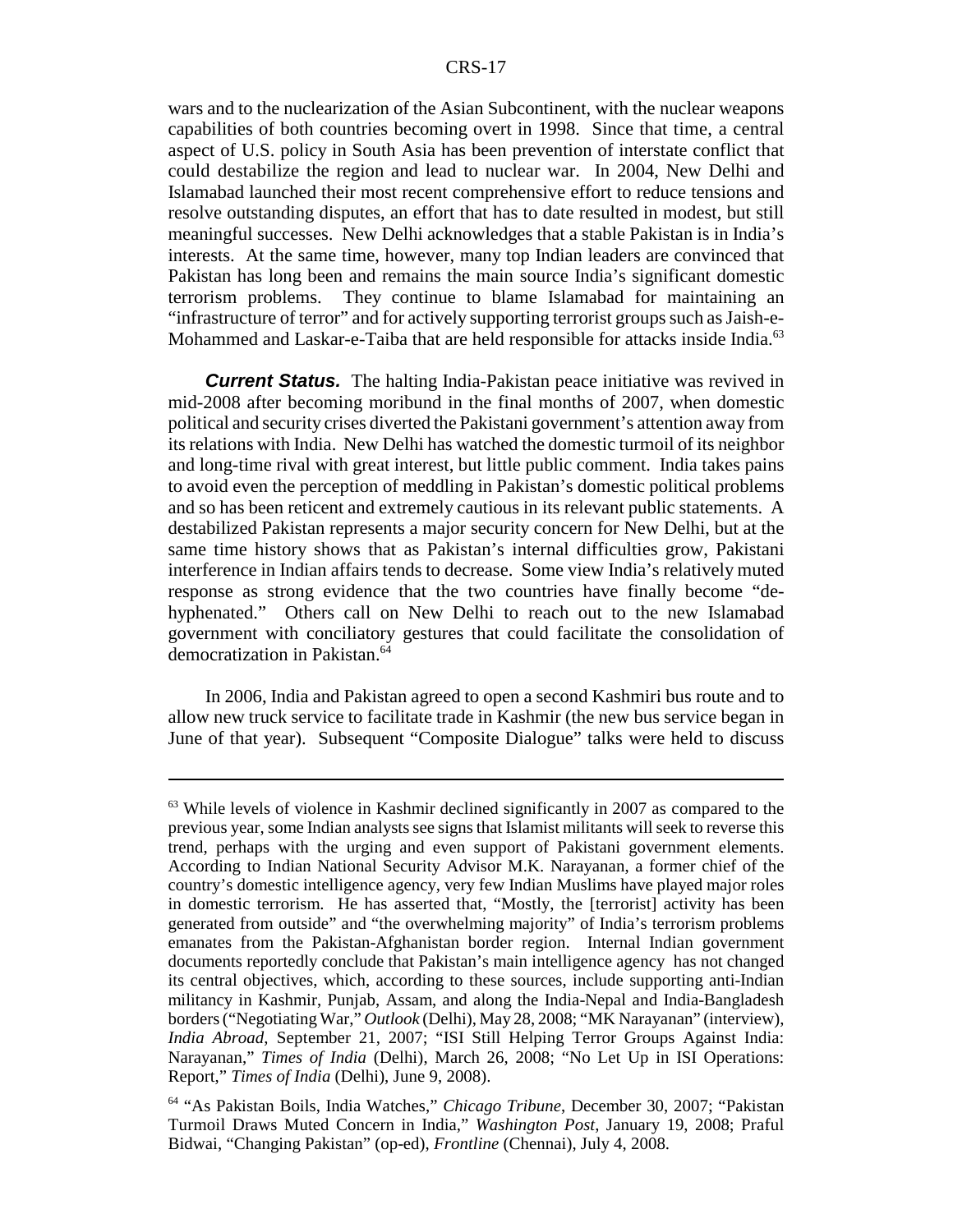wars and to the nuclearization of the Asian Subcontinent, with the nuclear weapons capabilities of both countries becoming overt in 1998. Since that time, a central aspect of U.S. policy in South Asia has been prevention of interstate conflict that could destabilize the region and lead to nuclear war. In 2004, New Delhi and Islamabad launched their most recent comprehensive effort to reduce tensions and resolve outstanding disputes, an effort that has to date resulted in modest, but still meaningful successes. New Delhi acknowledges that a stable Pakistan is in India's interests. At the same time, however, many top Indian leaders are convinced that Pakistan has long been and remains the main source India's significant domestic terrorism problems. They continue to blame Islamabad for maintaining an "infrastructure of terror" and for actively supporting terrorist groups such as Jaish-e-Mohammed and Laskar-e-Taiba that are held responsible for attacks inside India.[63]

***Current Status.*** The halting India-Pakistan peace initiative was revived in mid-2008 after becoming moribund in the final months of 2007, when domestic political and security crises diverted the Pakistani government's attention away from its relations with India. New Delhi has watched the domestic turmoil of its neighbor and long-time rival with great interest, but little public comment. India takes pains to avoid even the perception of meddling in Pakistan's domestic political problems and so has been reticent and extremely cautious in its relevant public statements. A destabilized Pakistan represents a major security concern for New Delhi, but at the same time history shows that as Pakistan's internal difficulties grow, Pakistani interference in Indian affairs tends to decrease. Some view India's relatively muted response as strong evidence that the two countries have finally become "de-hyphenated." Others call on New Delhi to reach out to the new Islamabad government with conciliatory gestures that could facilitate the consolidation of democratization in Pakistan.[64]

In 2006, India and Pakistan agreed to open a second Kashmiri bus route and to allow new truck service to facilitate trade in Kashmir (the new bus service began in June of that year). Subsequent "Composite Dialogue" talks were held to discuss

---

[63] While levels of violence in Kashmir declined significantly in 2007 as compared to the previous year, some Indian analysts see signs that Islamist militants will seek to reverse this trend, perhaps with the urging and even support of Pakistani government elements. According to Indian National Security Advisor M.K. Narayanan, a former chief of the country's domestic intelligence agency, very few Indian Muslims have played major roles in domestic terrorism. He has asserted that, "Mostly, the [terrorist] activity has been generated from outside" and "the overwhelming majority" of India's terrorism problems emanates from the Pakistan-Afghanistan border region. Internal Indian government documents reportedly conclude that Pakistan's main intelligence agency has not changed its central objectives, which, according to these sources, include supporting anti-Indian militancy in Kashmir, Punjab, Assam, and along the India-Nepal and India-Bangladesh borders ("Negotiating War," *Outlook* (Delhi), May 28, 2008; "MK Narayanan" (interview), *India Abroad*, September 21, 2007; "ISI Still Helping Terror Groups Against India: Narayanan," *Times of India* (Delhi), March 26, 2008; "No Let Up in ISI Operations: Report," *Times of India* (Delhi), June 9, 2008).

[64] "As Pakistan Boils, India Watches," *Chicago Tribune*, December 30, 2007; "Pakistan Turmoil Draws Muted Concern in India," *Washington Post*, January 19, 2008; Praful Bidwai, "Changing Pakistan" (op-ed), *Frontline* (Chennai), July 4, 2008.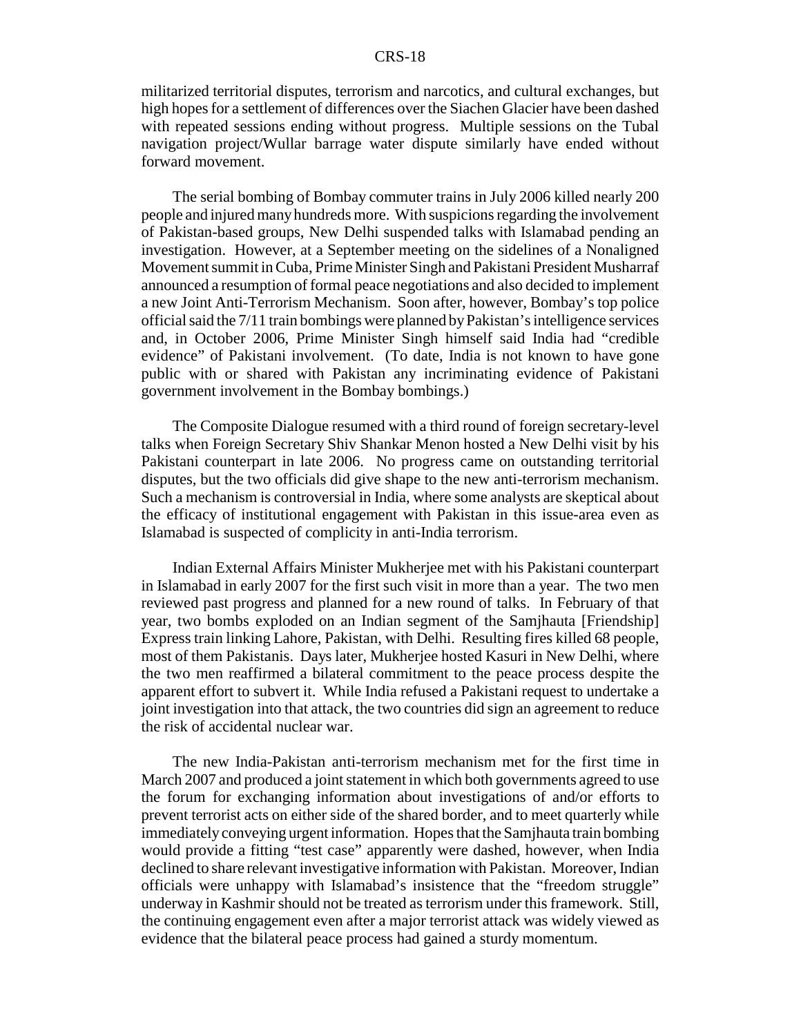militarized territorial disputes, terrorism and narcotics, and cultural exchanges, but high hopes for a settlement of differences over the Siachen Glacier have been dashed with repeated sessions ending without progress. Multiple sessions on the Tubal navigation project/Wullar barrage water dispute similarly have ended without forward movement.

The serial bombing of Bombay commuter trains in July 2006 killed nearly 200 people and injured many hundreds more. With suspicions regarding the involvement of Pakistan-based groups, New Delhi suspended talks with Islamabad pending an investigation. However, at a September meeting on the sidelines of a Nonaligned Movement summit in Cuba, Prime Minister Singh and Pakistani President Musharraf announced a resumption of formal peace negotiations and also decided to implement a new Joint Anti-Terrorism Mechanism. Soon after, however, Bombay's top police official said the 7/11 train bombings were planned by Pakistan's intelligence services and, in October 2006, Prime Minister Singh himself said India had "credible evidence" of Pakistani involvement. (To date, India is not known to have gone public with or shared with Pakistan any incriminating evidence of Pakistani government involvement in the Bombay bombings.)

The Composite Dialogue resumed with a third round of foreign secretary-level talks when Foreign Secretary Shiv Shankar Menon hosted a New Delhi visit by his Pakistani counterpart in late 2006. No progress came on outstanding territorial disputes, but the two officials did give shape to the new anti-terrorism mechanism. Such a mechanism is controversial in India, where some analysts are skeptical about the efficacy of institutional engagement with Pakistan in this issue-area even as Islamabad is suspected of complicity in anti-India terrorism.

Indian External Affairs Minister Mukherjee met with his Pakistani counterpart in Islamabad in early 2007 for the first such visit in more than a year. The two men reviewed past progress and planned for a new round of talks. In February of that year, two bombs exploded on an Indian segment of the Samjhauta [Friendship] Express train linking Lahore, Pakistan, with Delhi. Resulting fires killed 68 people, most of them Pakistanis. Days later, Mukherjee hosted Kasuri in New Delhi, where the two men reaffirmed a bilateral commitment to the peace process despite the apparent effort to subvert it. While India refused a Pakistani request to undertake a joint investigation into that attack, the two countries did sign an agreement to reduce the risk of accidental nuclear war.

The new India-Pakistan anti-terrorism mechanism met for the first time in March 2007 and produced a joint statement in which both governments agreed to use the forum for exchanging information about investigations of and/or efforts to prevent terrorist acts on either side of the shared border, and to meet quarterly while immediately conveying urgent information. Hopes that the Samjhauta train bombing would provide a fitting "test case" apparently were dashed, however, when India declined to share relevant investigative information with Pakistan. Moreover, Indian officials were unhappy with Islamabad's insistence that the "freedom struggle" underway in Kashmir should not be treated as terrorism under this framework. Still, the continuing engagement even after a major terrorist attack was widely viewed as evidence that the bilateral peace process had gained a sturdy momentum.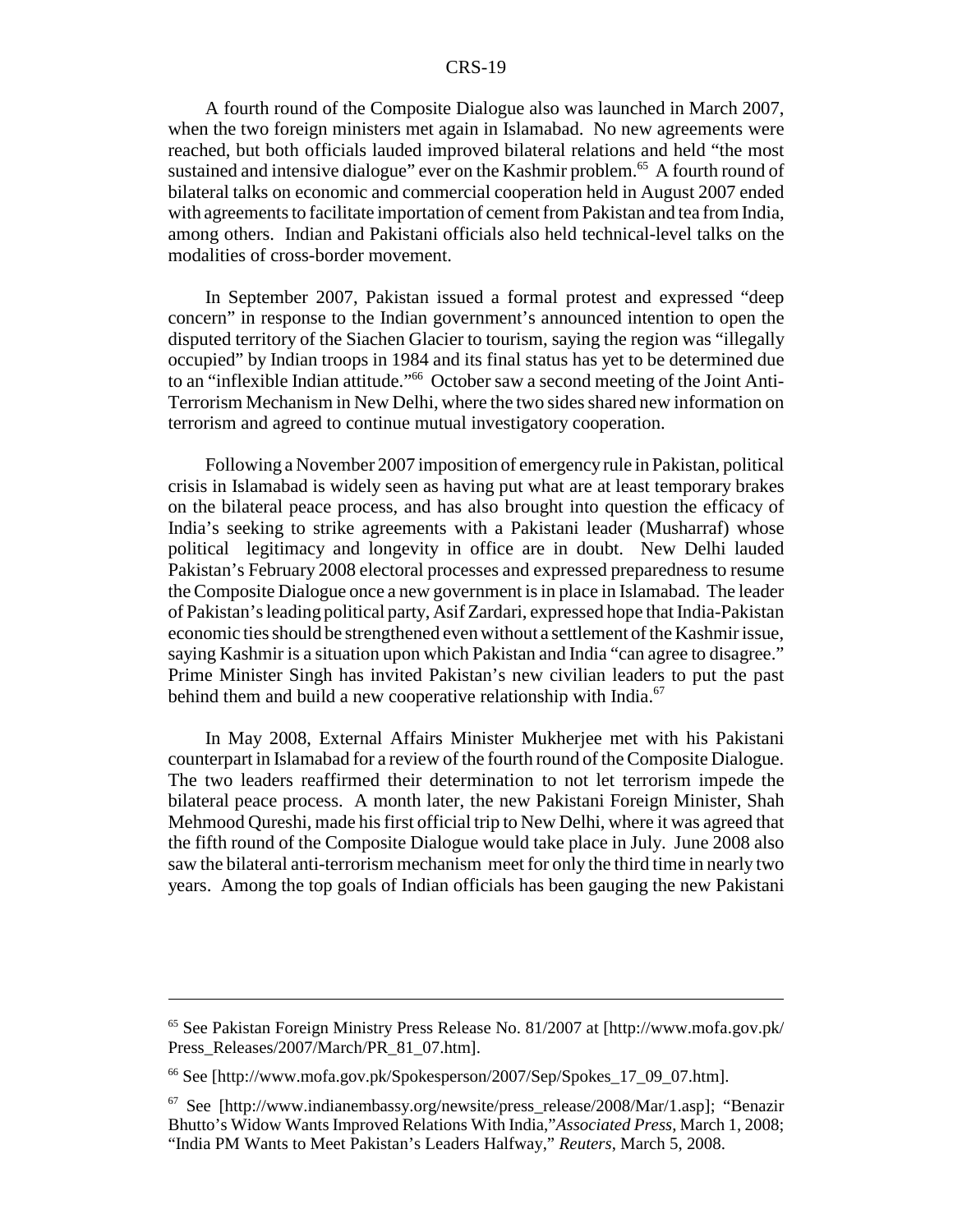A fourth round of the Composite Dialogue also was launched in March 2007, when the two foreign ministers met again in Islamabad. No new agreements were reached, but both officials lauded improved bilateral relations and held "the most sustained and intensive dialogue" ever on the Kashmir problem.[65] A fourth round of bilateral talks on economic and commercial cooperation held in August 2007 ended with agreements to facilitate importation of cement from Pakistan and tea from India, among others. Indian and Pakistani officials also held technical-level talks on the modalities of cross-border movement.

In September 2007, Pakistan issued a formal protest and expressed "deep concern" in response to the Indian government's announced intention to open the disputed territory of the Siachen Glacier to tourism, saying the region was "illegally occupied" by Indian troops in 1984 and its final status has yet to be determined due to an "inflexible Indian attitude."[66] October saw a second meeting of the Joint Anti-Terrorism Mechanism in New Delhi, where the two sides shared new information on terrorism and agreed to continue mutual investigatory cooperation.

Following a November 2007 imposition of emergency rule in Pakistan, political crisis in Islamabad is widely seen as having put what are at least temporary brakes on the bilateral peace process, and has also brought into question the efficacy of India's seeking to strike agreements with a Pakistani leader (Musharraf) whose political legitimacy and longevity in office are in doubt. New Delhi lauded Pakistan's February 2008 electoral processes and expressed preparedness to resume the Composite Dialogue once a new government is in place in Islamabad. The leader of Pakistan's leading political party, Asif Zardari, expressed hope that India-Pakistan economic ties should be strengthened even without a settlement of the Kashmir issue, saying Kashmir is a situation upon which Pakistan and India "can agree to disagree." Prime Minister Singh has invited Pakistan's new civilian leaders to put the past behind them and build a new cooperative relationship with India.[67]

In May 2008, External Affairs Minister Mukherjee met with his Pakistani counterpart in Islamabad for a review of the fourth round of the Composite Dialogue. The two leaders reaffirmed their determination to not let terrorism impede the bilateral peace process. A month later, the new Pakistani Foreign Minister, Shah Mehmood Qureshi, made his first official trip to New Delhi, where it was agreed that the fifth round of the Composite Dialogue would take place in July. June 2008 also saw the bilateral anti-terrorism mechanism meet for only the third time in nearly two years. Among the top goals of Indian officials has been gauging the new Pakistani

---

[65] See Pakistan Foreign Ministry Press Release No. 81/2007 at [http://www.mofa.gov.pk/Press_Releases/2007/March/PR_81_07.htm].

[66] See [http://www.mofa.gov.pk/Spokesperson/2007/Sep/Spokes_17_09_07.htm].

[67] See [http://www.indianembassy.org/newsite/press_release/2008/Mar/1.asp]; "Benazir Bhutto's Widow Wants Improved Relations With India," *Associated Press*, March 1, 2008; "India PM Wants to Meet Pakistan's Leaders Halfway," *Reuters*, March 5, 2008.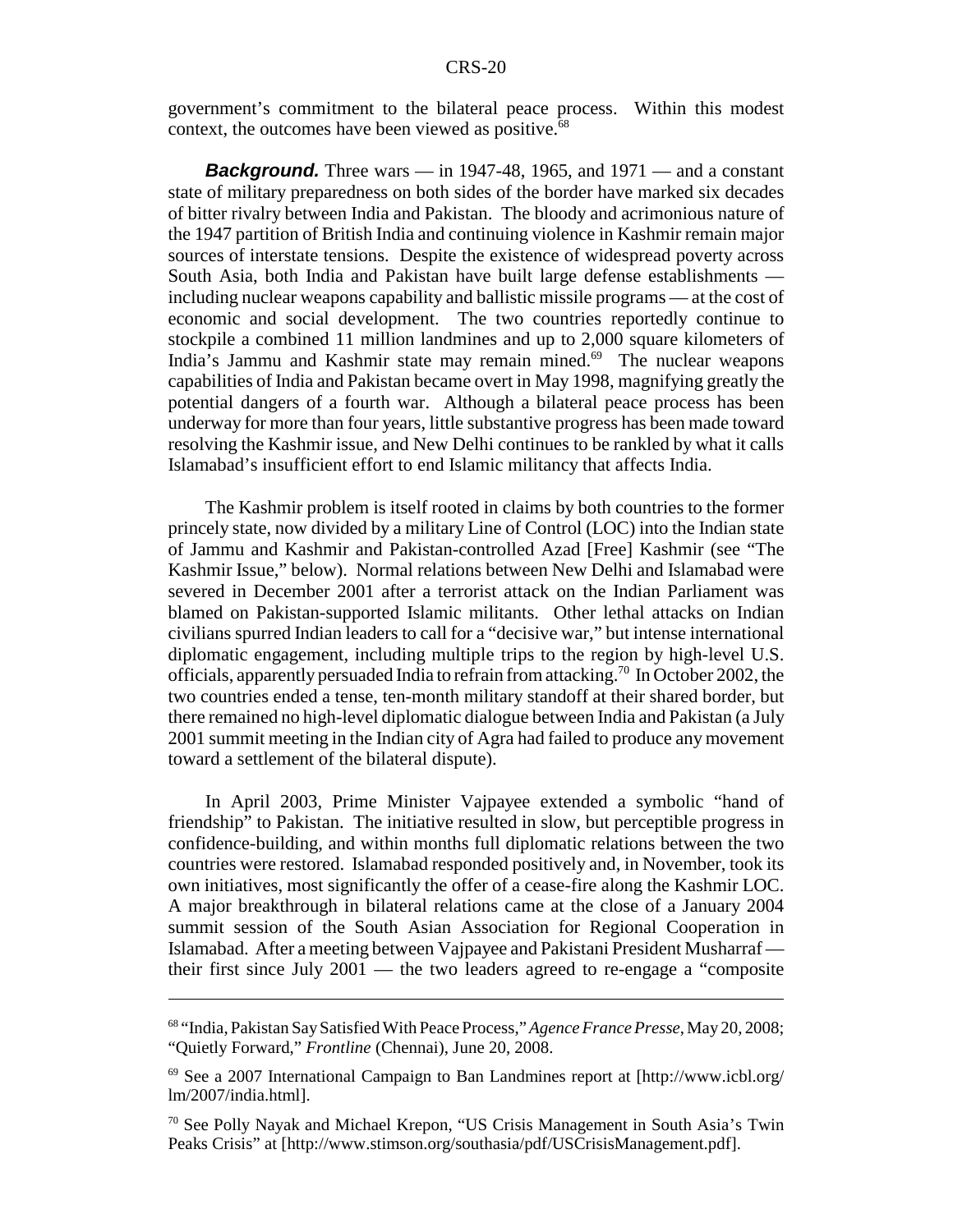government's commitment to the bilateral peace process. Within this modest context, the outcomes have been viewed as positive.[68]

***Background.*** Three wars — in 1947-48, 1965, and 1971 — and a constant state of military preparedness on both sides of the border have marked six decades of bitter rivalry between India and Pakistan. The bloody and acrimonious nature of the 1947 partition of British India and continuing violence in Kashmir remain major sources of interstate tensions. Despite the existence of widespread poverty across South Asia, both India and Pakistan have built large defense establishments — including nuclear weapons capability and ballistic missile programs — at the cost of economic and social development. The two countries reportedly continue to stockpile a combined 11 million landmines and up to 2,000 square kilometers of India's Jammu and Kashmir state may remain mined.[69] The nuclear weapons capabilities of India and Pakistan became overt in May 1998, magnifying greatly the potential dangers of a fourth war. Although a bilateral peace process has been underway for more than four years, little substantive progress has been made toward resolving the Kashmir issue, and New Delhi continues to be rankled by what it calls Islamabad's insufficient effort to end Islamic militancy that affects India.

The Kashmir problem is itself rooted in claims by both countries to the former princely state, now divided by a military Line of Control (LOC) into the Indian state of Jammu and Kashmir and Pakistan-controlled Azad [Free] Kashmir (see "The Kashmir Issue," below). Normal relations between New Delhi and Islamabad were severed in December 2001 after a terrorist attack on the Indian Parliament was blamed on Pakistan-supported Islamic militants. Other lethal attacks on Indian civilians spurred Indian leaders to call for a "decisive war," but intense international diplomatic engagement, including multiple trips to the region by high-level U.S. officials, apparently persuaded India to refrain from attacking.[70] In October 2002, the two countries ended a tense, ten-month military standoff at their shared border, but there remained no high-level diplomatic dialogue between India and Pakistan (a July 2001 summit meeting in the Indian city of Agra had failed to produce any movement toward a settlement of the bilateral dispute).

In April 2003, Prime Minister Vajpayee extended a symbolic "hand of friendship" to Pakistan. The initiative resulted in slow, but perceptible progress in confidence-building, and within months full diplomatic relations between the two countries were restored. Islamabad responded positively and, in November, took its own initiatives, most significantly the offer of a cease-fire along the Kashmir LOC. A major breakthrough in bilateral relations came at the close of a January 2004 summit session of the South Asian Association for Regional Cooperation in Islamabad. After a meeting between Vajpayee and Pakistani President Musharraf — their first since July 2001 — the two leaders agreed to re-engage a "composite

---

[68] "India, Pakistan Say Satisfied With Peace Process," *Agence France Presse*, May 20, 2008; "Quietly Forward," *Frontline* (Chennai), June 20, 2008.

[69] See a 2007 International Campaign to Ban Landmines report at [http://www.icbl.org/lm/2007/india.html].

[70] See Polly Nayak and Michael Krepon, "US Crisis Management in South Asia's Twin Peaks Crisis" at [http://www.stimson.org/southasia/pdf/USCrisisManagement.pdf].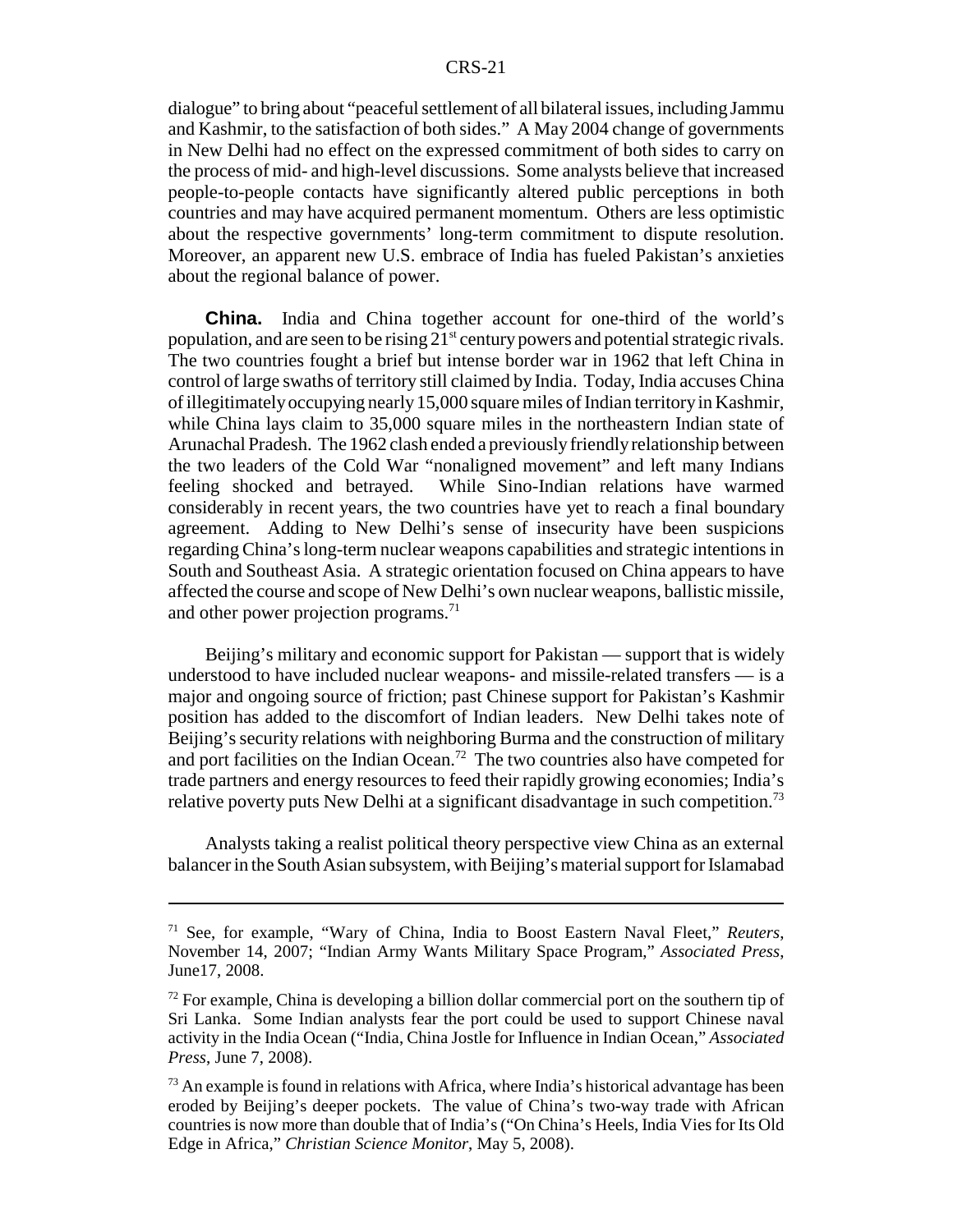dialogue" to bring about "peaceful settlement of all bilateral issues, including Jammu and Kashmir, to the satisfaction of both sides." A May 2004 change of governments in New Delhi had no effect on the expressed commitment of both sides to carry on the process of mid- and high-level discussions. Some analysts believe that increased people-to-people contacts have significantly altered public perceptions in both countries and may have acquired permanent momentum. Others are less optimistic about the respective governments' long-term commitment to dispute resolution. Moreover, an apparent new U.S. embrace of India has fueled Pakistan's anxieties about the regional balance of power.

**China.** India and China together account for one-third of the world's population, and are seen to be rising 21st century powers and potential strategic rivals. The two countries fought a brief but intense border war in 1962 that left China in control of large swaths of territory still claimed by India. Today, India accuses China of illegitimately occupying nearly 15,000 square miles of Indian territory in Kashmir, while China lays claim to 35,000 square miles in the northeastern Indian state of Arunachal Pradesh. The 1962 clash ended a previously friendly relationship between the two leaders of the Cold War "nonaligned movement" and left many Indians feeling shocked and betrayed. While Sino-Indian relations have warmed considerably in recent years, the two countries have yet to reach a final boundary agreement. Adding to New Delhi's sense of insecurity have been suspicions regarding China's long-term nuclear weapons capabilities and strategic intentions in South and Southeast Asia. A strategic orientation focused on China appears to have affected the course and scope of New Delhi's own nuclear weapons, ballistic missile, and other power projection programs.[71]

Beijing's military and economic support for Pakistan — support that is widely understood to have included nuclear weapons- and missile-related transfers — is a major and ongoing source of friction; past Chinese support for Pakistan's Kashmir position has added to the discomfort of Indian leaders. New Delhi takes note of Beijing's security relations with neighboring Burma and the construction of military and port facilities on the Indian Ocean.[72] The two countries also have competed for trade partners and energy resources to feed their rapidly growing economies; India's relative poverty puts New Delhi at a significant disadvantage in such competition.[73]

Analysts taking a realist political theory perspective view China as an external balancer in the South Asian subsystem, with Beijing's material support for Islamabad

---

[71] See, for example, "Wary of China, India to Boost Eastern Naval Fleet," *Reuters*, November 14, 2007; "Indian Army Wants Military Space Program," *Associated Press*, June17, 2008.

[72] For example, China is developing a billion dollar commercial port on the southern tip of Sri Lanka. Some Indian analysts fear the port could be used to support Chinese naval activity in the India Ocean ("India, China Jostle for Influence in Indian Ocean," *Associated Press*, June 7, 2008).

[73] An example is found in relations with Africa, where India's historical advantage has been eroded by Beijing's deeper pockets. The value of China's two-way trade with African countries is now more than double that of India's ("On China's Heels, India Vies for Its Old Edge in Africa," *Christian Science Monitor*, May 5, 2008).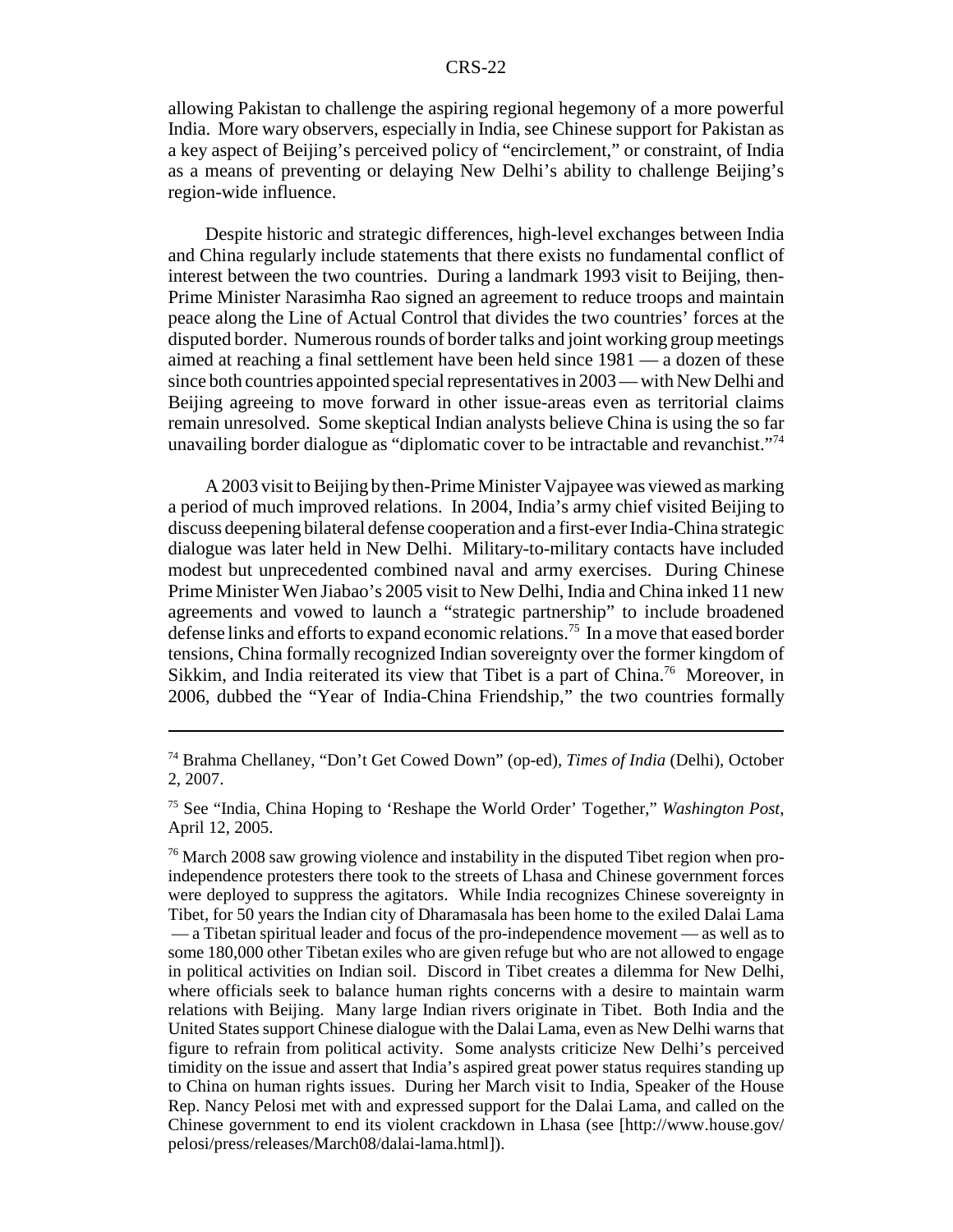allowing Pakistan to challenge the aspiring regional hegemony of a more powerful India. More wary observers, especially in India, see Chinese support for Pakistan as a key aspect of Beijing's perceived policy of "encirclement," or constraint, of India as a means of preventing or delaying New Delhi's ability to challenge Beijing's region-wide influence.

Despite historic and strategic differences, high-level exchanges between India and China regularly include statements that there exists no fundamental conflict of interest between the two countries. During a landmark 1993 visit to Beijing, then-Prime Minister Narasimha Rao signed an agreement to reduce troops and maintain peace along the Line of Actual Control that divides the two countries' forces at the disputed border. Numerous rounds of border talks and joint working group meetings aimed at reaching a final settlement have been held since 1981 — a dozen of these since both countries appointed special representatives in 2003 — with New Delhi and Beijing agreeing to move forward in other issue-areas even as territorial claims remain unresolved. Some skeptical Indian analysts believe China is using the so far unavailing border dialogue as "diplomatic cover to be intractable and revanchist."[74]

A 2003 visit to Beijing by then-Prime Minister Vajpayee was viewed as marking a period of much improved relations. In 2004, India's army chief visited Beijing to discuss deepening bilateral defense cooperation and a first-ever India-China strategic dialogue was later held in New Delhi. Military-to-military contacts have included modest but unprecedented combined naval and army exercises. During Chinese Prime Minister Wen Jiabao's 2005 visit to New Delhi, India and China inked 11 new agreements and vowed to launch a "strategic partnership" to include broadened defense links and efforts to expand economic relations.[75] In a move that eased border tensions, China formally recognized Indian sovereignty over the former kingdom of Sikkim, and India reiterated its view that Tibet is a part of China.[76] Moreover, in 2006, dubbed the "Year of India-China Friendship," the two countries formally

---

[74] Brahma Chellaney, "Don't Get Cowed Down" (op-ed), *Times of India* (Delhi), October 2, 2007.

[75] See "India, China Hoping to 'Reshape the World Order' Together," *Washington Post*, April 12, 2005.

[76] March 2008 saw growing violence and instability in the disputed Tibet region when pro-independence protesters there took to the streets of Lhasa and Chinese government forces were deployed to suppress the agitators. While India recognizes Chinese sovereignty in Tibet, for 50 years the Indian city of Dharamasala has been home to the exiled Dalai Lama — a Tibetan spiritual leader and focus of the pro-independence movement — as well as to some 180,000 other Tibetan exiles who are given refuge but who are not allowed to engage in political activities on Indian soil. Discord in Tibet creates a dilemma for New Delhi, where officials seek to balance human rights concerns with a desire to maintain warm relations with Beijing. Many large Indian rivers originate in Tibet. Both India and the United States support Chinese dialogue with the Dalai Lama, even as New Delhi warns that figure to refrain from political activity. Some analysts criticize New Delhi's perceived timidity on the issue and assert that India's aspired great power status requires standing up to China on human rights issues. During her March visit to India, Speaker of the House Rep. Nancy Pelosi met with and expressed support for the Dalai Lama, and called on the Chinese government to end its violent crackdown in Lhasa (see [http://www.house.gov/pelosi/press/releases/March08/dalai-lama.html]).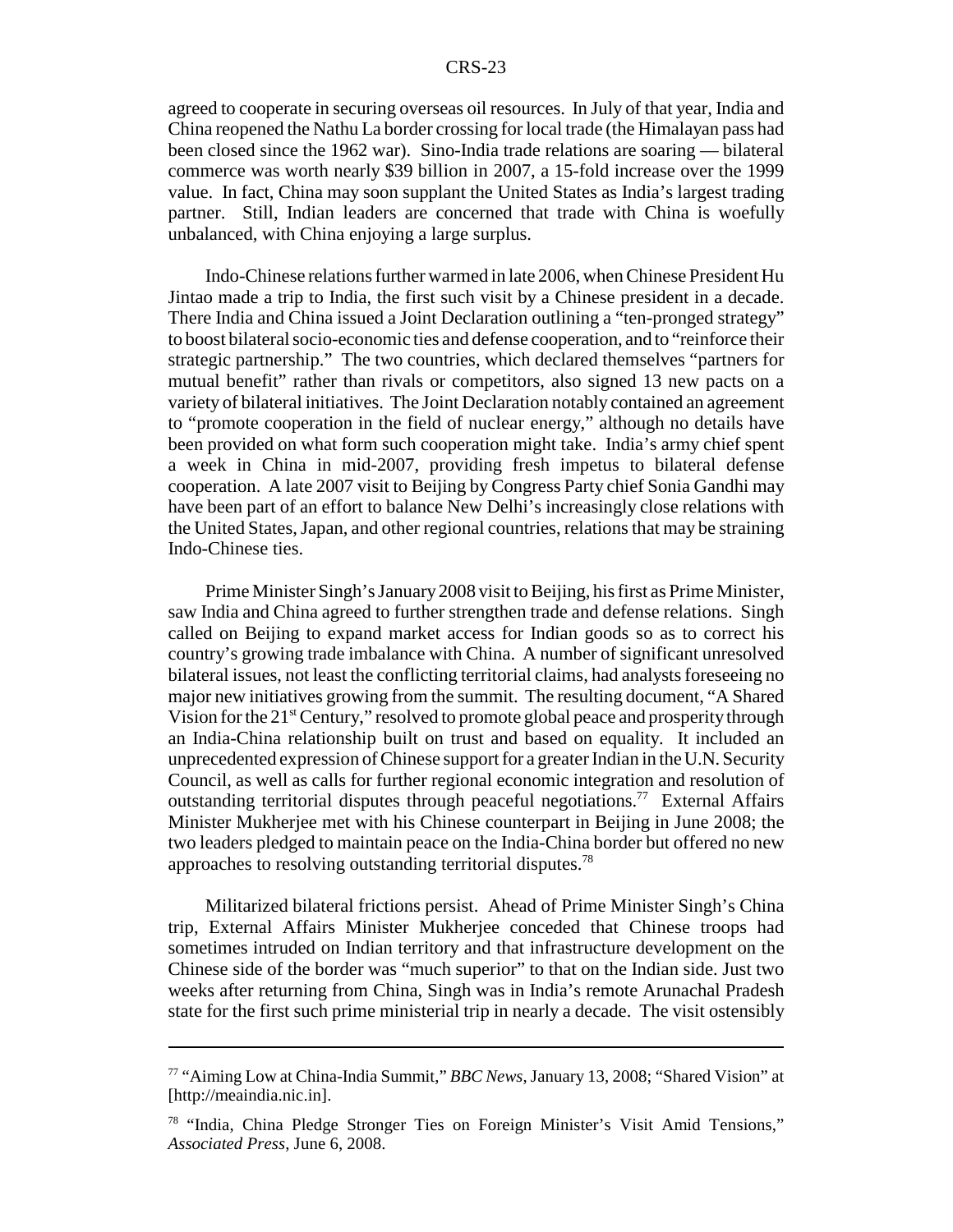agreed to cooperate in securing overseas oil resources. In July of that year, India and China reopened the Nathu La border crossing for local trade (the Himalayan pass had been closed since the 1962 war). Sino-India trade relations are soaring — bilateral commerce was worth nearly $39 billion in 2007, a 15-fold increase over the 1999 value. In fact, China may soon supplant the United States as India's largest trading partner. Still, Indian leaders are concerned that trade with China is woefully unbalanced, with China enjoying a large surplus.

Indo-Chinese relations further warmed in late 2006, when Chinese President Hu Jintao made a trip to India, the first such visit by a Chinese president in a decade. There India and China issued a Joint Declaration outlining a "ten-pronged strategy" to boost bilateral socio-economic ties and defense cooperation, and to "reinforce their strategic partnership." The two countries, which declared themselves "partners for mutual benefit" rather than rivals or competitors, also signed 13 new pacts on a variety of bilateral initiatives. The Joint Declaration notably contained an agreement to "promote cooperation in the field of nuclear energy," although no details have been provided on what form such cooperation might take. India's army chief spent a week in China in mid-2007, providing fresh impetus to bilateral defense cooperation. A late 2007 visit to Beijing by Congress Party chief Sonia Gandhi may have been part of an effort to balance New Delhi's increasingly close relations with the United States, Japan, and other regional countries, relations that may be straining Indo-Chinese ties.

Prime Minister Singh's January 2008 visit to Beijing, his first as Prime Minister, saw India and China agreed to further strengthen trade and defense relations. Singh called on Beijing to expand market access for Indian goods so as to correct his country's growing trade imbalance with China. A number of significant unresolved bilateral issues, not least the conflicting territorial claims, had analysts foreseeing no major new initiatives growing from the summit. The resulting document, "A Shared Vision for the 21st Century," resolved to promote global peace and prosperity through an India-China relationship built on trust and based on equality. It included an unprecedented expression of Chinese support for a greater Indian in the U.N. Security Council, as well as calls for further regional economic integration and resolution of outstanding territorial disputes through peaceful negotiations.[77] External Affairs Minister Mukherjee met with his Chinese counterpart in Beijing in June 2008; the two leaders pledged to maintain peace on the India-China border but offered no new approaches to resolving outstanding territorial disputes.[78]

Militarized bilateral frictions persist. Ahead of Prime Minister Singh's China trip, External Affairs Minister Mukherjee conceded that Chinese troops had sometimes intruded on Indian territory and that infrastructure development on the Chinese side of the border was "much superior" to that on the Indian side. Just two weeks after returning from China, Singh was in India's remote Arunachal Pradesh state for the first such prime ministerial trip in nearly a decade. The visit ostensibly

---

[77] "Aiming Low at China-India Summit," *BBC News*, January 13, 2008; "Shared Vision" at [http://meaindia.nic.in].

[78] "India, China Pledge Stronger Ties on Foreign Minister's Visit Amid Tensions," *Associated Press*, June 6, 2008.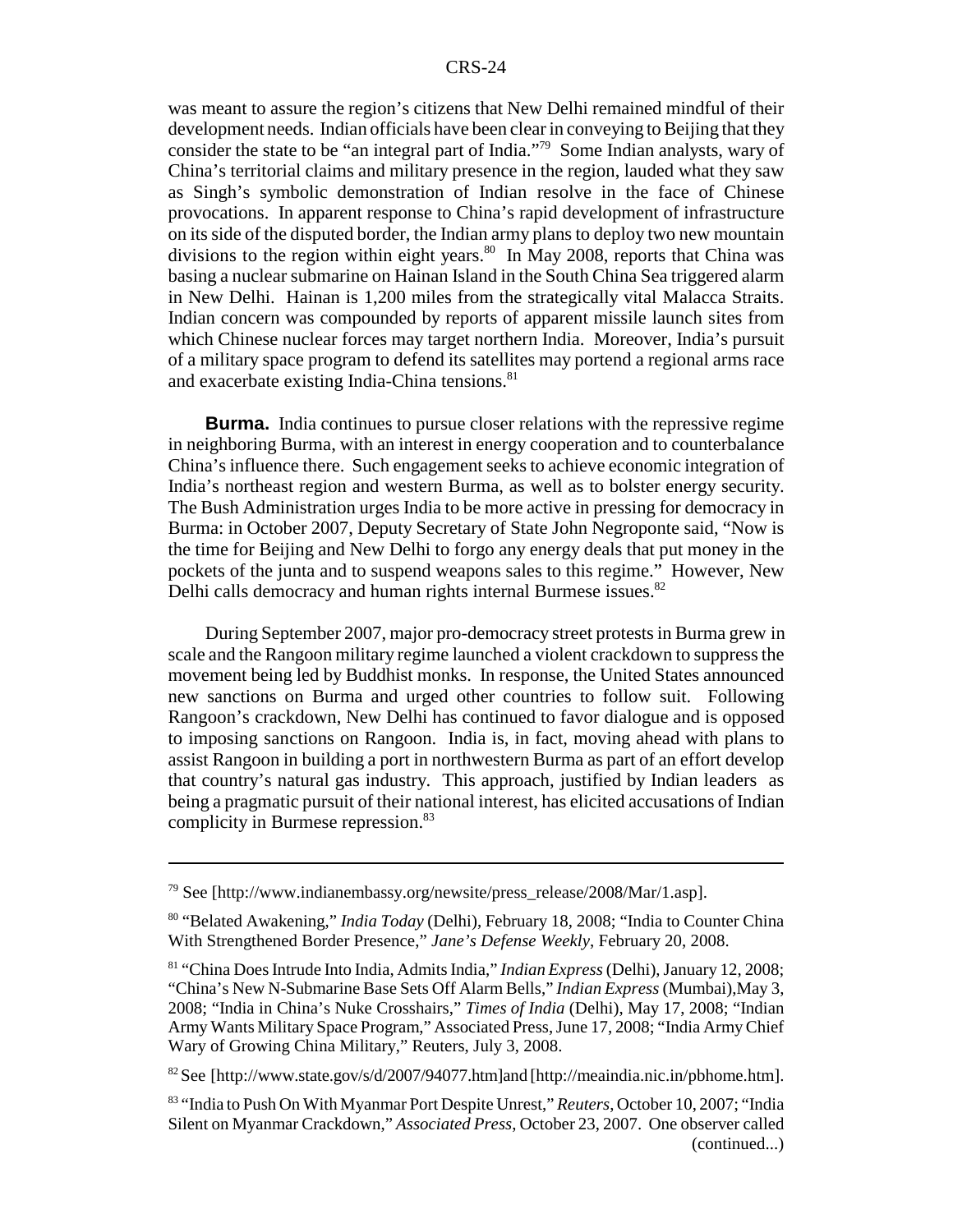was meant to assure the region's citizens that New Delhi remained mindful of their development needs. Indian officials have been clear in conveying to Beijing that they consider the state to be "an integral part of India."[79] Some Indian analysts, wary of China's territorial claims and military presence in the region, lauded what they saw as Singh's symbolic demonstration of Indian resolve in the face of Chinese provocations. In apparent response to China's rapid development of infrastructure on its side of the disputed border, the Indian army plans to deploy two new mountain divisions to the region within eight years.[80] In May 2008, reports that China was basing a nuclear submarine on Hainan Island in the South China Sea triggered alarm in New Delhi. Hainan is 1,200 miles from the strategically vital Malacca Straits. Indian concern was compounded by reports of apparent missile launch sites from which Chinese nuclear forces may target northern India. Moreover, India's pursuit of a military space program to defend its satellites may portend a regional arms race and exacerbate existing India-China tensions.[81]

**Burma.** India continues to pursue closer relations with the repressive regime in neighboring Burma, with an interest in energy cooperation and to counterbalance China's influence there. Such engagement seeks to achieve economic integration of India's northeast region and western Burma, as well as to bolster energy security. The Bush Administration urges India to be more active in pressing for democracy in Burma: in October 2007, Deputy Secretary of State John Negroponte said, "Now is the time for Beijing and New Delhi to forgo any energy deals that put money in the pockets of the junta and to suspend weapons sales to this regime." However, New Delhi calls democracy and human rights internal Burmese issues.[82]

During September 2007, major pro-democracy street protests in Burma grew in scale and the Rangoon military regime launched a violent crackdown to suppress the movement being led by Buddhist monks. In response, the United States announced new sanctions on Burma and urged other countries to follow suit. Following Rangoon's crackdown, New Delhi has continued to favor dialogue and is opposed to imposing sanctions on Rangoon. India is, in fact, moving ahead with plans to assist Rangoon in building a port in northwestern Burma as part of an effort develop that country's natural gas industry. This approach, justified by Indian leaders as being a pragmatic pursuit of their national interest, has elicited accusations of Indian complicity in Burmese repression.[83]

---

[79] See [http://www.indianembassy.org/newsite/press_release/2008/Mar/1.asp].

[80] "Belated Awakening," *India Today* (Delhi), February 18, 2008; "India to Counter China With Strengthened Border Presence," *Jane's Defense Weekly*, February 20, 2008.

[81] "China Does Intrude Into India, Admits India," *Indian Express* (Delhi), January 12, 2008; "China's New N-Submarine Base Sets Off Alarm Bells," *Indian Express* (Mumbai),May 3, 2008; "India in China's Nuke Crosshairs," *Times of India* (Delhi), May 17, 2008; "Indian Army Wants Military Space Program," Associated Press, June 17, 2008; "India Army Chief Wary of Growing China Military," Reuters, July 3, 2008.

[82] See [http://www.state.gov/s/d/2007/94077.htm]and [http://meaindia.nic.in/pbhome.htm].

[83] "India to Push On With Myanmar Port Despite Unrest," *Reuters*, October 10, 2007; "India Silent on Myanmar Crackdown," *Associated Press*, October 23, 2007. One observer called (continued...)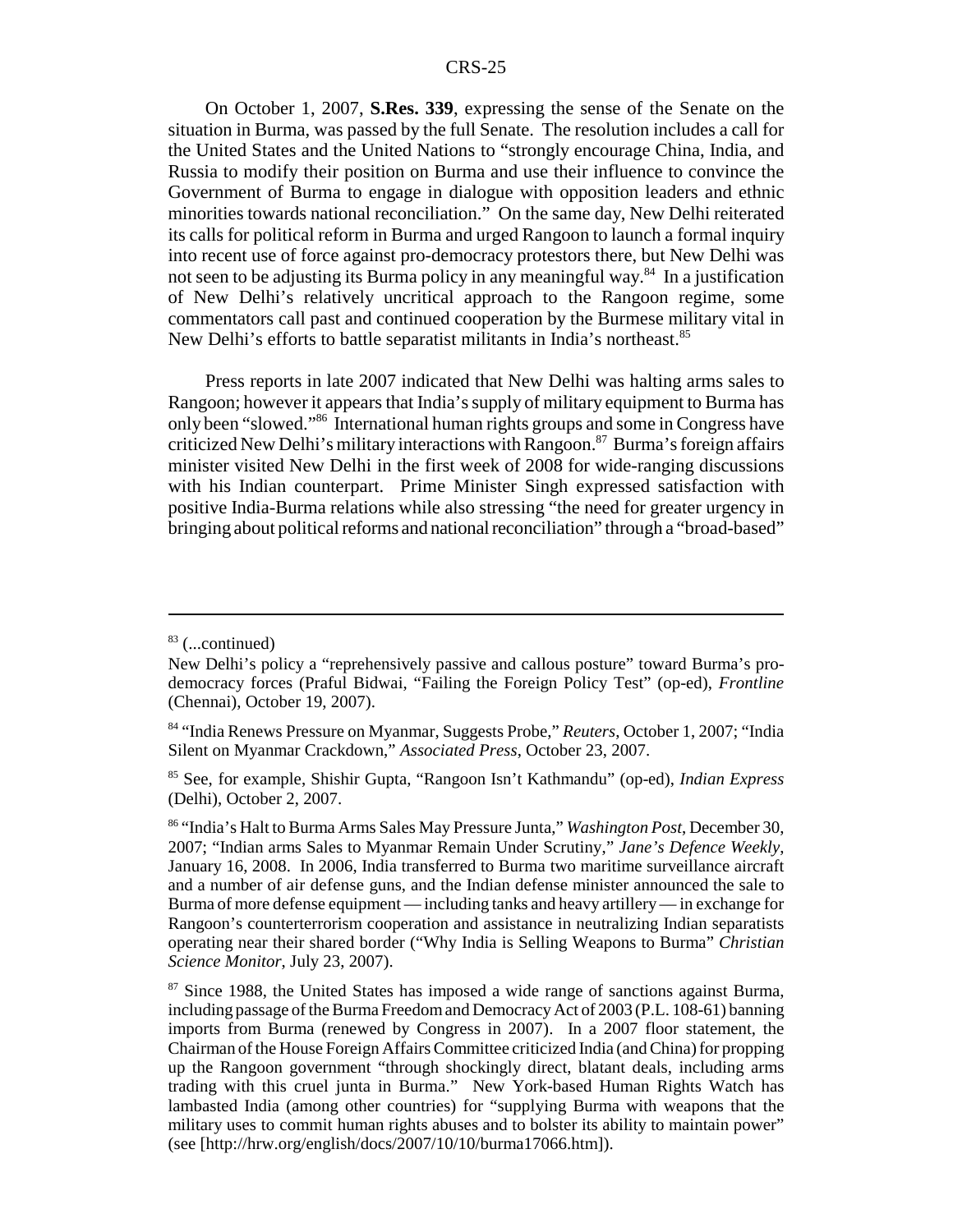On October 1, 2007, **S.Res. 339**, expressing the sense of the Senate on the situation in Burma, was passed by the full Senate. The resolution includes a call for the United States and the United Nations to "strongly encourage China, India, and Russia to modify their position on Burma and use their influence to convince the Government of Burma to engage in dialogue with opposition leaders and ethnic minorities towards national reconciliation." On the same day, New Delhi reiterated its calls for political reform in Burma and urged Rangoon to launch a formal inquiry into recent use of force against pro-democracy protestors there, but New Delhi was not seen to be adjusting its Burma policy in any meaningful way.[84] In a justification of New Delhi's relatively uncritical approach to the Rangoon regime, some commentators call past and continued cooperation by the Burmese military vital in New Delhi's efforts to battle separatist militants in India's northeast.[85]

Press reports in late 2007 indicated that New Delhi was halting arms sales to Rangoon; however it appears that India's supply of military equipment to Burma has only been "slowed."[86] International human rights groups and some in Congress have criticized New Delhi's military interactions with Rangoon.[87] Burma's foreign affairs minister visited New Delhi in the first week of 2008 for wide-ranging discussions with his Indian counterpart. Prime Minister Singh expressed satisfaction with positive India-Burma relations while also stressing "the need for greater urgency in bringing about political reforms and national reconciliation" through a "broad-based"

---

[83] (...continued)
New Delhi's policy a "reprehensively passive and callous posture" toward Burma's pro-democracy forces (Praful Bidwai, "Failing the Foreign Policy Test" (op-ed), *Frontline* (Chennai), October 19, 2007).

[84] "India Renews Pressure on Myanmar, Suggests Probe," *Reuters*, October 1, 2007; "India Silent on Myanmar Crackdown," *Associated Press*, October 23, 2007.

[85] See, for example, Shishir Gupta, "Rangoon Isn't Kathmandu" (op-ed), *Indian Express* (Delhi), October 2, 2007.

[86] "India's Halt to Burma Arms Sales May Pressure Junta," *Washington Post*, December 30, 2007; "Indian arms Sales to Myanmar Remain Under Scrutiny," *Jane's Defence Weekly*, January 16, 2008. In 2006, India transferred to Burma two maritime surveillance aircraft and a number of air defense guns, and the Indian defense minister announced the sale to Burma of more defense equipment — including tanks and heavy artillery — in exchange for Rangoon's counterterrorism cooperation and assistance in neutralizing Indian separatists operating near their shared border ("Why India is Selling Weapons to Burma" *Christian Science Monitor*, July 23, 2007).

[87] Since 1988, the United States has imposed a wide range of sanctions against Burma, including passage of the Burma Freedom and Democracy Act of 2003 (P.L. 108-61) banning imports from Burma (renewed by Congress in 2007). In a 2007 floor statement, the Chairman of the House Foreign Affairs Committee criticized India (and China) for propping up the Rangoon government "through shockingly direct, blatant deals, including arms trading with this cruel junta in Burma." New York-based Human Rights Watch has lambasted India (among other countries) for "supplying Burma with weapons that the military uses to commit human rights abuses and to bolster its ability to maintain power" (see [http://hrw.org/english/docs/2007/10/10/burma17066.htm]).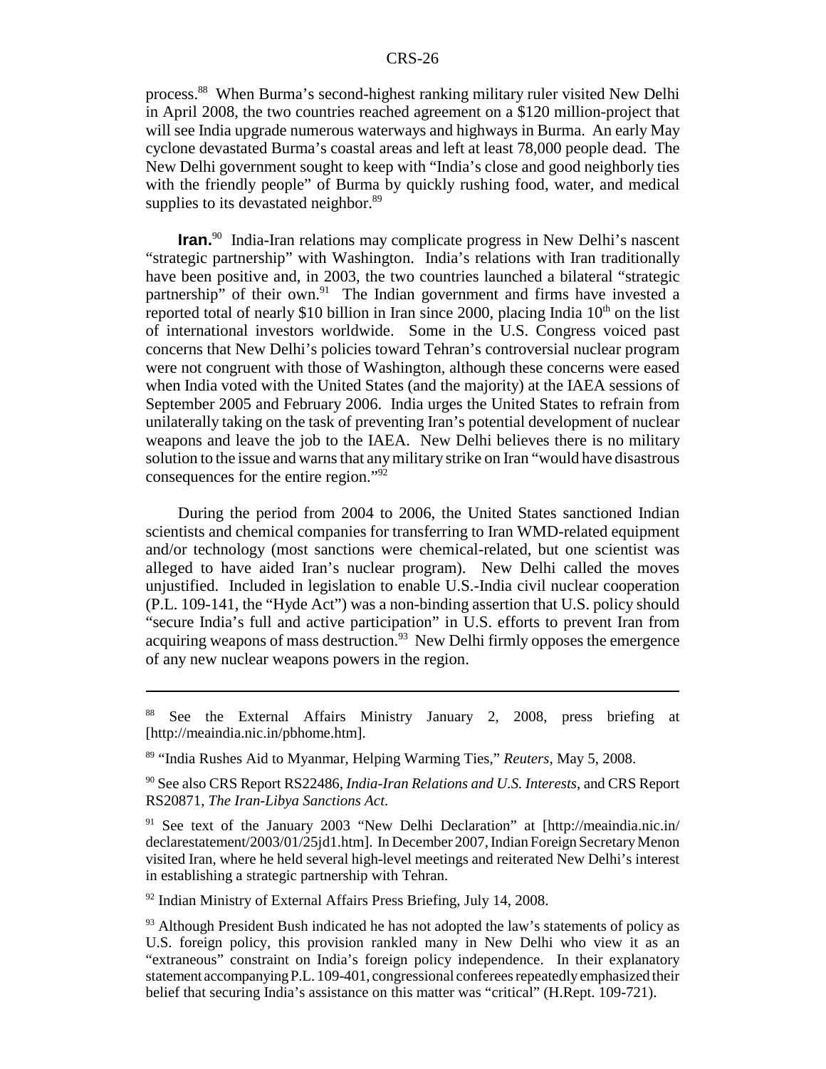process.[88] When Burma's second-highest ranking military ruler visited New Delhi in April 2008, the two countries reached agreement on a $120 million-project that will see India upgrade numerous waterways and highways in Burma. An early May cyclone devastated Burma's coastal areas and left at least 78,000 people dead. The New Delhi government sought to keep with "India's close and good neighborly ties with the friendly people" of Burma by quickly rushing food, water, and medical supplies to its devastated neighbor.[89]

**Iran.**[90] India-Iran relations may complicate progress in New Delhi's nascent "strategic partnership" with Washington. India's relations with Iran traditionally have been positive and, in 2003, the two countries launched a bilateral "strategic partnership" of their own.[91] The Indian government and firms have invested a reported total of nearly $10 billion in Iran since 2000, placing India 10th on the list of international investors worldwide. Some in the U.S. Congress voiced past concerns that New Delhi's policies toward Tehran's controversial nuclear program were not congruent with those of Washington, although these concerns were eased when India voted with the United States (and the majority) at the IAEA sessions of September 2005 and February 2006. India urges the United States to refrain from unilaterally taking on the task of preventing Iran's potential development of nuclear weapons and leave the job to the IAEA. New Delhi believes there is no military solution to the issue and warns that any military strike on Iran "would have disastrous consequences for the entire region."[92]

During the period from 2004 to 2006, the United States sanctioned Indian scientists and chemical companies for transferring to Iran WMD-related equipment and/or technology (most sanctions were chemical-related, but one scientist was alleged to have aided Iran's nuclear program). New Delhi called the moves unjustified. Included in legislation to enable U.S.-India civil nuclear cooperation (P.L. 109-141, the "Hyde Act") was a non-binding assertion that U.S. policy should "secure India's full and active participation" in U.S. efforts to prevent Iran from acquiring weapons of mass destruction.[93] New Delhi firmly opposes the emergence of any new nuclear weapons powers in the region.

---

[88] See the External Affairs Ministry January 2, 2008, press briefing at [http://meaindia.nic.in/pbhome.htm].

[89] "India Rushes Aid to Myanmar, Helping Warming Ties," *Reuters*, May 5, 2008.

[90] See also CRS Report RS22486, *India-Iran Relations and U.S. Interests*, and CRS Report RS20871, *The Iran-Libya Sanctions Act*.

[91] See text of the January 2003 "New Delhi Declaration" at [http://meaindia.nic.in/declarestatement/2003/01/25jd1.htm]. In December 2007, Indian Foreign Secretary Menon visited Iran, where he held several high-level meetings and reiterated New Delhi's interest in establishing a strategic partnership with Tehran.

[92] Indian Ministry of External Affairs Press Briefing, July 14, 2008.

[93] Although President Bush indicated he has not adopted the law's statements of policy as U.S. foreign policy, this provision rankled many in New Delhi who view it as an "extraneous" constraint on India's foreign policy independence. In their explanatory statement accompanying P.L. 109-401, congressional conferees repeatedly emphasized their belief that securing India's assistance on this matter was "critical" (H.Rept. 109-721).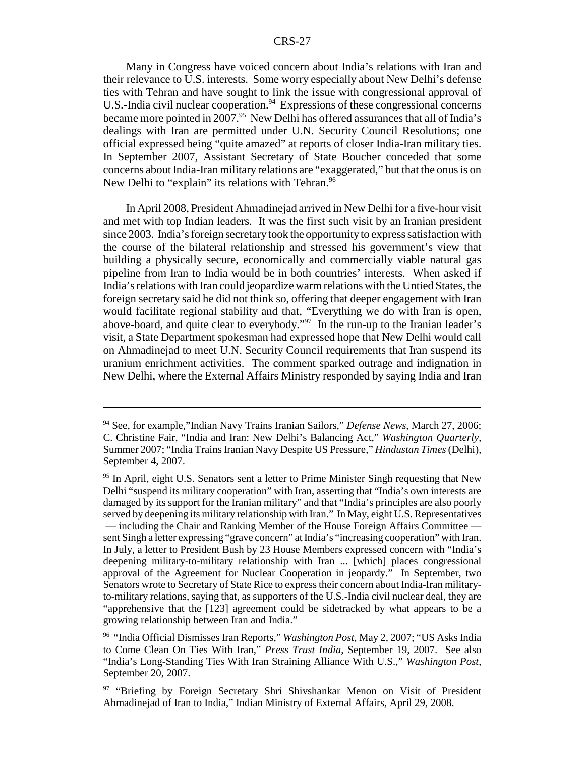Many in Congress have voiced concern about India's relations with Iran and their relevance to U.S. interests. Some worry especially about New Delhi's defense ties with Tehran and have sought to link the issue with congressional approval of U.S.-India civil nuclear cooperation.[94] Expressions of these congressional concerns became more pointed in 2007.[95] New Delhi has offered assurances that all of India's dealings with Iran are permitted under U.N. Security Council Resolutions; one official expressed being "quite amazed" at reports of closer India-Iran military ties. In September 2007, Assistant Secretary of State Boucher conceded that some concerns about India-Iran military relations are "exaggerated," but that the onus is on New Delhi to "explain" its relations with Tehran.[96]

In April 2008, President Ahmadinejad arrived in New Delhi for a five-hour visit and met with top Indian leaders. It was the first such visit by an Iranian president since 2003. India's foreign secretary took the opportunity to express satisfaction with the course of the bilateral relationship and stressed his government's view that building a physically secure, economically and commercially viable natural gas pipeline from Iran to India would be in both countries' interests. When asked if India's relations with Iran could jeopardize warm relations with the Untied States, the foreign secretary said he did not think so, offering that deeper engagement with Iran would facilitate regional stability and that, "Everything we do with Iran is open, above-board, and quite clear to everybody."[97] In the run-up to the Iranian leader's visit, a State Department spokesman had expressed hope that New Delhi would call on Ahmadinejad to meet U.N. Security Council requirements that Iran suspend its uranium enrichment activities. The comment sparked outrage and indignation in New Delhi, where the External Affairs Ministry responded by saying India and Iran

---

[94] See, for example,"Indian Navy Trains Iranian Sailors," *Defense News*, March 27, 2006; C. Christine Fair, "India and Iran: New Delhi's Balancing Act," *Washington Quarterly*, Summer 2007; "India Trains Iranian Navy Despite US Pressure," *Hindustan Times* (Delhi), September 4, 2007.

[95] In April, eight U.S. Senators sent a letter to Prime Minister Singh requesting that New Delhi "suspend its military cooperation" with Iran, asserting that "India's own interests are damaged by its support for the Iranian military" and that "India's principles are also poorly served by deepening its military relationship with Iran." In May, eight U.S. Representatives — including the Chair and Ranking Member of the House Foreign Affairs Committee — sent Singh a letter expressing "grave concern" at India's "increasing cooperation" with Iran. In July, a letter to President Bush by 23 House Members expressed concern with "India's deepening military-to-military relationship with Iran ... [which] places congressional approval of the Agreement for Nuclear Cooperation in jeopardy." In September, two Senators wrote to Secretary of State Rice to express their concern about India-Iran military-to-military relations, saying that, as supporters of the U.S.-India civil nuclear deal, they are "apprehensive that the [123] agreement could be sidetracked by what appears to be a growing relationship between Iran and India."

[96] "India Official Dismisses Iran Reports," *Washington Post*, May 2, 2007; "US Asks India to Come Clean On Ties With Iran," *Press Trust India*, September 19, 2007. See also "India's Long-Standing Ties With Iran Straining Alliance With U.S.," *Washington Post*, September 20, 2007.

[97] "Briefing by Foreign Secretary Shri Shivshankar Menon on Visit of President Ahmadinejad of Iran to India," Indian Ministry of External Affairs, April 29, 2008.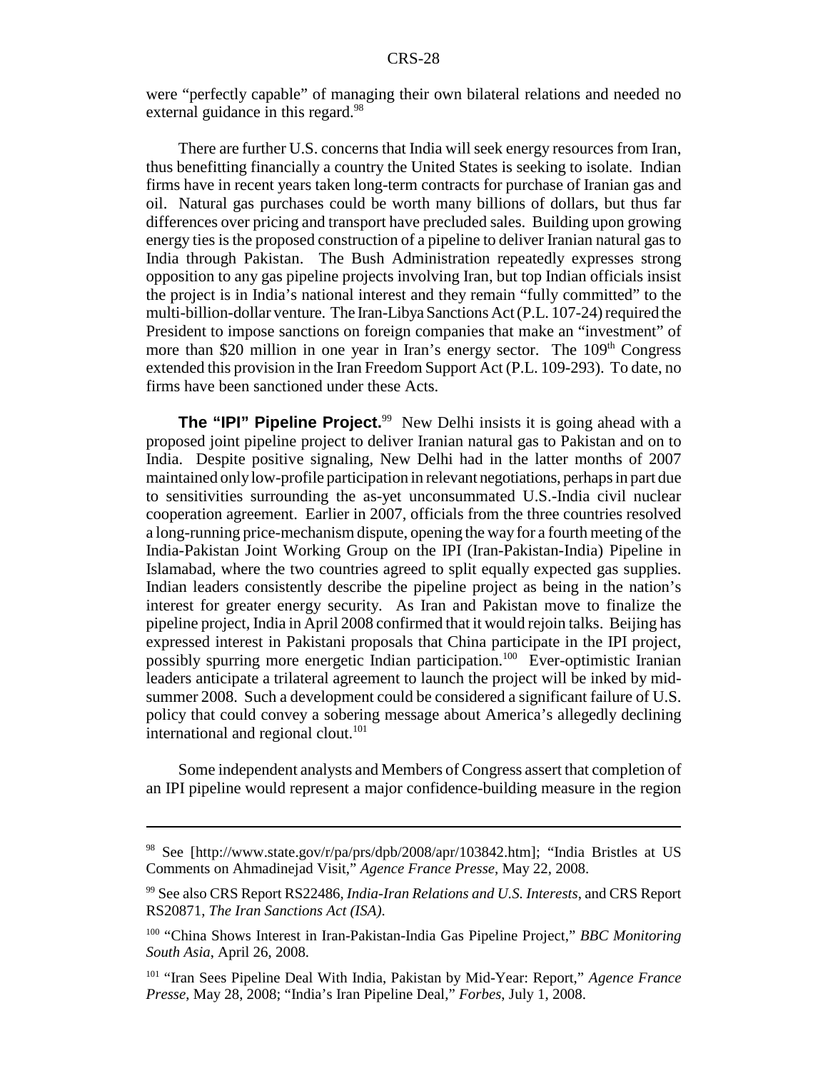were "perfectly capable" of managing their own bilateral relations and needed no external guidance in this regard.[98]

There are further U.S. concerns that India will seek energy resources from Iran, thus benefitting financially a country the United States is seeking to isolate. Indian firms have in recent years taken long-term contracts for purchase of Iranian gas and oil. Natural gas purchases could be worth many billions of dollars, but thus far differences over pricing and transport have precluded sales. Building upon growing energy ties is the proposed construction of a pipeline to deliver Iranian natural gas to India through Pakistan. The Bush Administration repeatedly expresses strong opposition to any gas pipeline projects involving Iran, but top Indian officials insist the project is in India's national interest and they remain "fully committed" to the multi-billion-dollar venture. The Iran-Libya Sanctions Act (P.L. 107-24) required the President to impose sanctions on foreign companies that make an "investment" of more than $20 million in one year in Iran's energy sector. The 109th Congress extended this provision in the Iran Freedom Support Act (P.L. 109-293). To date, no firms have been sanctioned under these Acts.

**The "IPI" Pipeline Project.**[99] New Delhi insists it is going ahead with a proposed joint pipeline project to deliver Iranian natural gas to Pakistan and on to India. Despite positive signaling, New Delhi had in the latter months of 2007 maintained only low-profile participation in relevant negotiations, perhaps in part due to sensitivities surrounding the as-yet unconsummated U.S.-India civil nuclear cooperation agreement. Earlier in 2007, officials from the three countries resolved a long-running price-mechanism dispute, opening the way for a fourth meeting of the India-Pakistan Joint Working Group on the IPI (Iran-Pakistan-India) Pipeline in Islamabad, where the two countries agreed to split equally expected gas supplies. Indian leaders consistently describe the pipeline project as being in the nation's interest for greater energy security. As Iran and Pakistan move to finalize the pipeline project, India in April 2008 confirmed that it would rejoin talks. Beijing has expressed interest in Pakistani proposals that China participate in the IPI project, possibly spurring more energetic Indian participation.[100] Ever-optimistic Iranian leaders anticipate a trilateral agreement to launch the project will be inked by mid-summer 2008. Such a development could be considered a significant failure of U.S. policy that could convey a sobering message about America's allegedly declining international and regional clout.[101]

Some independent analysts and Members of Congress assert that completion of an IPI pipeline would represent a major confidence-building measure in the region

---

[98] See [http://www.state.gov/r/pa/prs/dpb/2008/apr/103842.htm]; "India Bristles at US Comments on Ahmadinejad Visit," *Agence France Presse*, May 22, 2008.

[99] See also CRS Report RS22486, *India-Iran Relations and U.S. Interests*, and CRS Report RS20871, *The Iran Sanctions Act (ISA)*.

[100] "China Shows Interest in Iran-Pakistan-India Gas Pipeline Project," *BBC Monitoring South Asia*, April 26, 2008.

[101] "Iran Sees Pipeline Deal With India, Pakistan by Mid-Year: Report," *Agence France Presse*, May 28, 2008; "India's Iran Pipeline Deal," *Forbes*, July 1, 2008.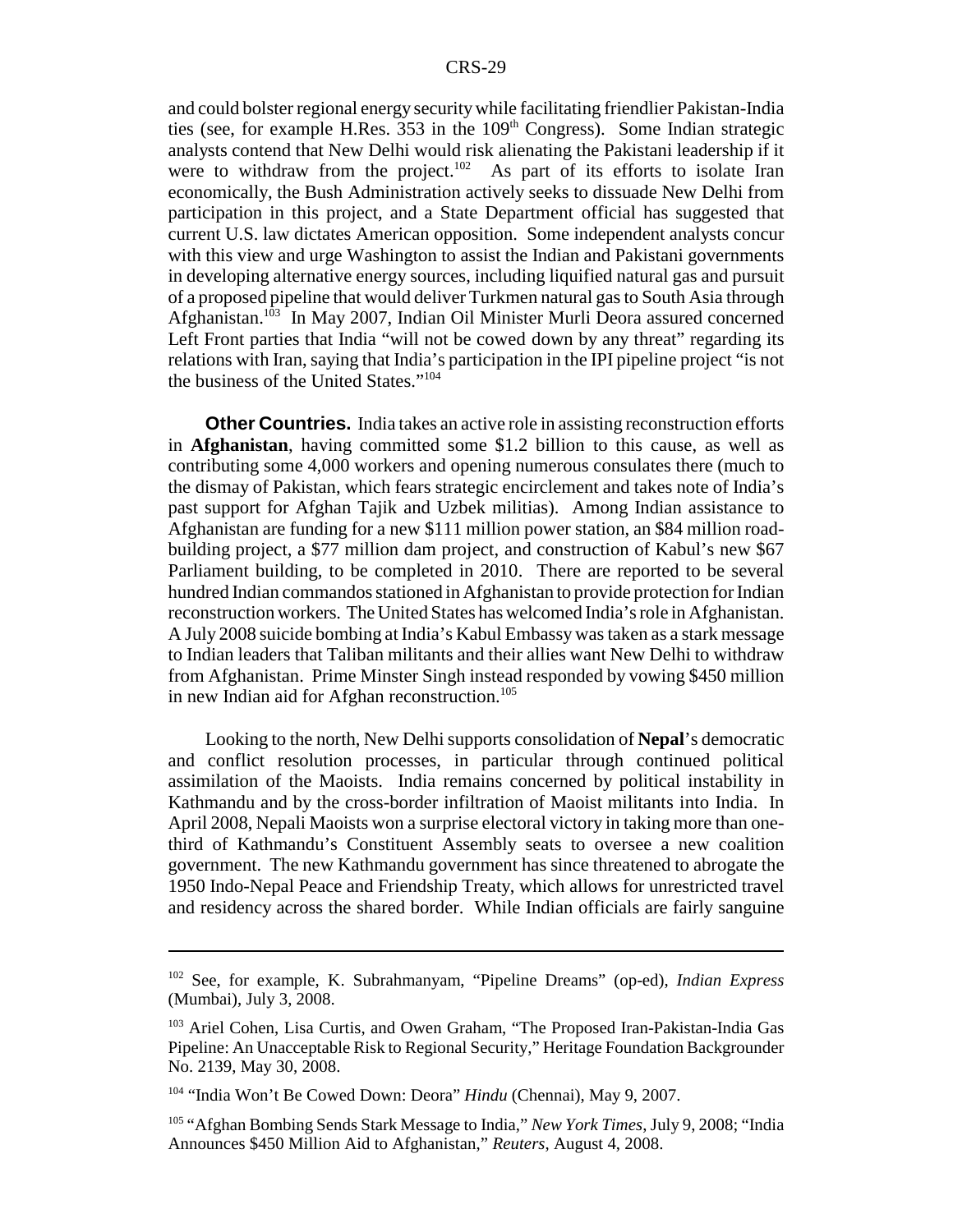and could bolster regional energy security while facilitating friendlier Pakistan-India ties (see, for example H.Res. 353 in the 109th Congress). Some Indian strategic analysts contend that New Delhi would risk alienating the Pakistani leadership if it were to withdraw from the project.[102] As part of its efforts to isolate Iran economically, the Bush Administration actively seeks to dissuade New Delhi from participation in this project, and a State Department official has suggested that current U.S. law dictates American opposition. Some independent analysts concur with this view and urge Washington to assist the Indian and Pakistani governments in developing alternative energy sources, including liquified natural gas and pursuit of a proposed pipeline that would deliver Turkmen natural gas to South Asia through Afghanistan.[103] In May 2007, Indian Oil Minister Murli Deora assured concerned Left Front parties that India "will not be cowed down by any threat" regarding its relations with Iran, saying that India's participation in the IPI pipeline project "is not the business of the United States."[104]

**Other Countries.** India takes an active role in assisting reconstruction efforts in **Afghanistan**, having committed some $1.2 billion to this cause, as well as contributing some 4,000 workers and opening numerous consulates there (much to the dismay of Pakistan, which fears strategic encirclement and takes note of India's past support for Afghan Tajik and Uzbek militias). Among Indian assistance to Afghanistan are funding for a new $111 million power station, an $84 million road-building project, a $77 million dam project, and construction of Kabul's new $67 Parliament building, to be completed in 2010. There are reported to be several hundred Indian commandos stationed in Afghanistan to provide protection for Indian reconstruction workers. The United States has welcomed India's role in Afghanistan. A July 2008 suicide bombing at India's Kabul Embassy was taken as a stark message to Indian leaders that Taliban militants and their allies want New Delhi to withdraw from Afghanistan. Prime Minster Singh instead responded by vowing $450 million in new Indian aid for Afghan reconstruction.[105]

Looking to the north, New Delhi supports consolidation of **Nepal**'s democratic and conflict resolution processes, in particular through continued political assimilation of the Maoists. India remains concerned by political instability in Kathmandu and by the cross-border infiltration of Maoist militants into India. In April 2008, Nepali Maoists won a surprise electoral victory in taking more than one-third of Kathmandu's Constituent Assembly seats to oversee a new coalition government. The new Kathmandu government has since threatened to abrogate the 1950 Indo-Nepal Peace and Friendship Treaty, which allows for unrestricted travel and residency across the shared border. While Indian officials are fairly sanguine

---

[102] See, for example, K. Subrahmanyam, "Pipeline Dreams" (op-ed), *Indian Express* (Mumbai), July 3, 2008.

[103] Ariel Cohen, Lisa Curtis, and Owen Graham, "The Proposed Iran-Pakistan-India Gas Pipeline: An Unacceptable Risk to Regional Security," Heritage Foundation Backgrounder No. 2139, May 30, 2008.

[104] "India Won't Be Cowed Down: Deora" *Hindu* (Chennai), May 9, 2007.

[105] "Afghan Bombing Sends Stark Message to India," *New York Times*, July 9, 2008; "India Announces $450 Million Aid to Afghanistan," *Reuters*, August 4, 2008.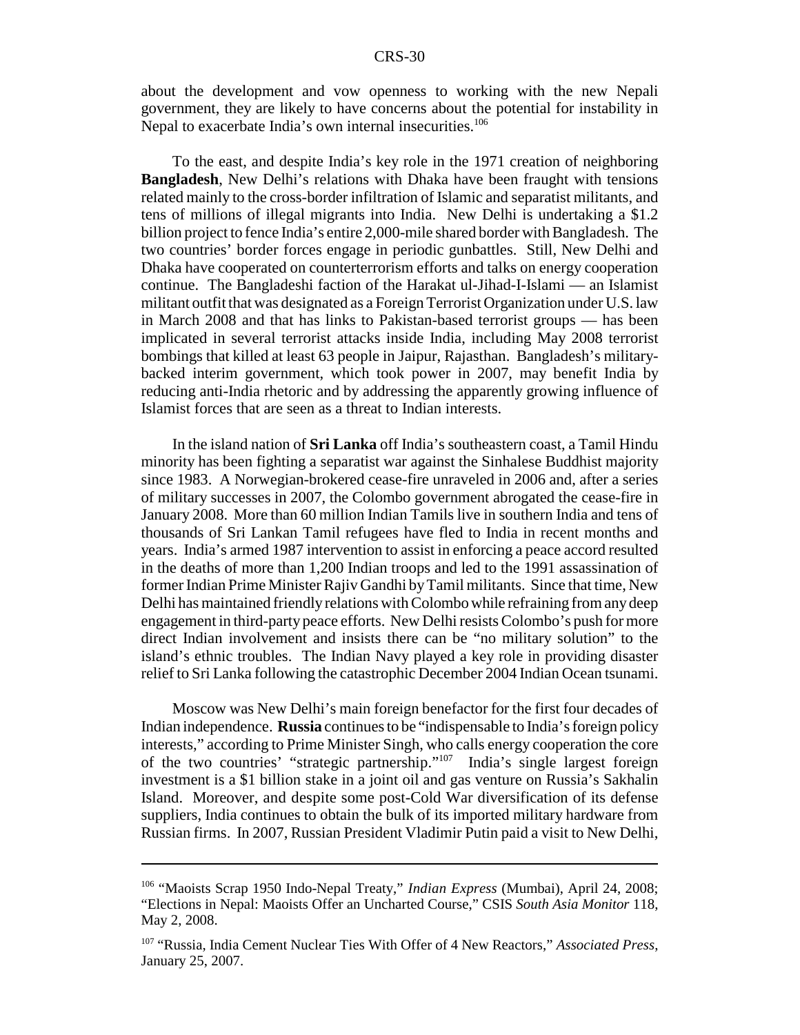about the development and vow openness to working with the new Nepali government, they are likely to have concerns about the potential for instability in Nepal to exacerbate India's own internal insecurities.[106]

To the east, and despite India's key role in the 1971 creation of neighboring **Bangladesh**, New Delhi's relations with Dhaka have been fraught with tensions related mainly to the cross-border infiltration of Islamic and separatist militants, and tens of millions of illegal migrants into India. New Delhi is undertaking a $1.2 billion project to fence India's entire 2,000-mile shared border with Bangladesh. The two countries' border forces engage in periodic gunbattles. Still, New Delhi and Dhaka have cooperated on counterterrorism efforts and talks on energy cooperation continue. The Bangladeshi faction of the Harakat ul-Jihad-I-Islami — an Islamist militant outfit that was designated as a Foreign Terrorist Organization under U.S. law in March 2008 and that has links to Pakistan-based terrorist groups — has been implicated in several terrorist attacks inside India, including May 2008 terrorist bombings that killed at least 63 people in Jaipur, Rajasthan. Bangladesh's military-backed interim government, which took power in 2007, may benefit India by reducing anti-India rhetoric and by addressing the apparently growing influence of Islamist forces that are seen as a threat to Indian interests.

In the island nation of **Sri Lanka** off India's southeastern coast, a Tamil Hindu minority has been fighting a separatist war against the Sinhalese Buddhist majority since 1983. A Norwegian-brokered cease-fire unraveled in 2006 and, after a series of military successes in 2007, the Colombo government abrogated the cease-fire in January 2008. More than 60 million Indian Tamils live in southern India and tens of thousands of Sri Lankan Tamil refugees have fled to India in recent months and years. India's armed 1987 intervention to assist in enforcing a peace accord resulted in the deaths of more than 1,200 Indian troops and led to the 1991 assassination of former Indian Prime Minister Rajiv Gandhi by Tamil militants. Since that time, New Delhi has maintained friendly relations with Colombo while refraining from any deep engagement in third-party peace efforts. New Delhi resists Colombo's push for more direct Indian involvement and insists there can be "no military solution" to the island's ethnic troubles. The Indian Navy played a key role in providing disaster relief to Sri Lanka following the catastrophic December 2004 Indian Ocean tsunami.

Moscow was New Delhi's main foreign benefactor for the first four decades of Indian independence. **Russia** continues to be "indispensable to India's foreign policy interests," according to Prime Minister Singh, who calls energy cooperation the core of the two countries' "strategic partnership."[107] India's single largest foreign investment is a $1 billion stake in a joint oil and gas venture on Russia's Sakhalin Island. Moreover, and despite some post-Cold War diversification of its defense suppliers, India continues to obtain the bulk of its imported military hardware from Russian firms. In 2007, Russian President Vladimir Putin paid a visit to New Delhi,

---

[106] "Maoists Scrap 1950 Indo-Nepal Treaty," *Indian Express* (Mumbai), April 24, 2008; "Elections in Nepal: Maoists Offer an Uncharted Course," CSIS *South Asia Monitor* 118, May 2, 2008.

[107] "Russia, India Cement Nuclear Ties With Offer of 4 New Reactors," *Associated Press*, January 25, 2007.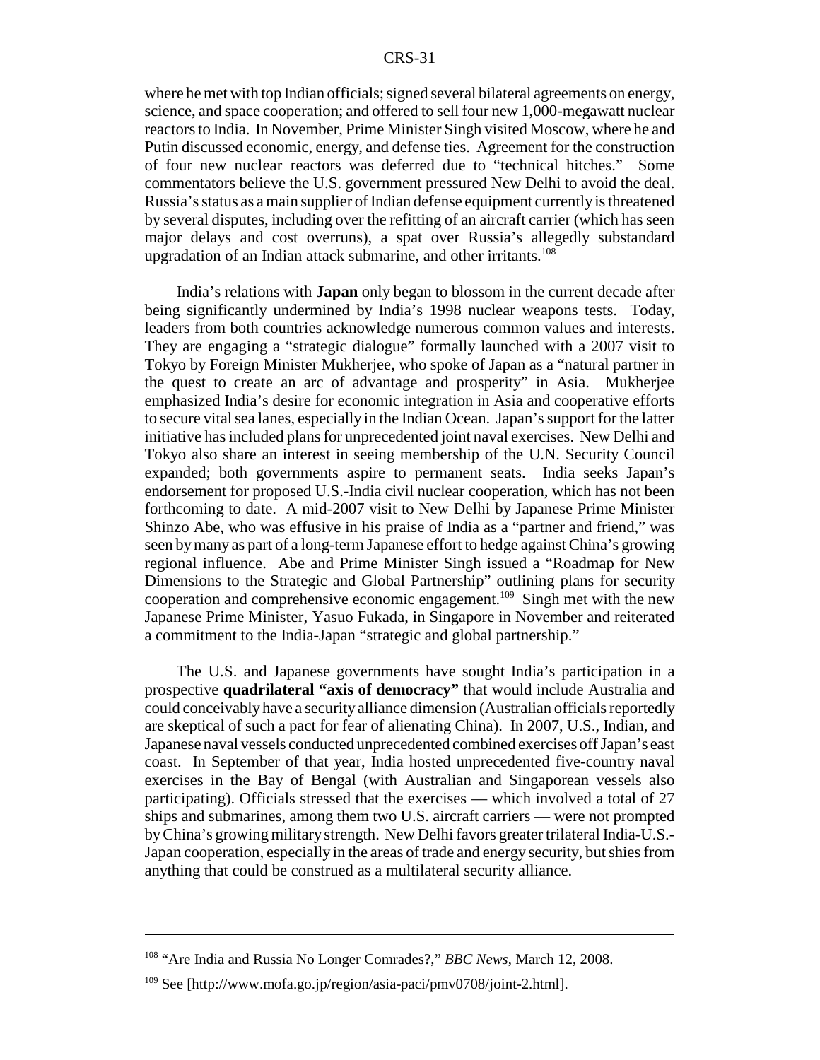where he met with top Indian officials; signed several bilateral agreements on energy, science, and space cooperation; and offered to sell four new 1,000-megawatt nuclear reactors to India. In November, Prime Minister Singh visited Moscow, where he and Putin discussed economic, energy, and defense ties. Agreement for the construction of four new nuclear reactors was deferred due to "technical hitches." Some commentators believe the U.S. government pressured New Delhi to avoid the deal. Russia's status as a main supplier of Indian defense equipment currently is threatened by several disputes, including over the refitting of an aircraft carrier (which has seen major delays and cost overruns), a spat over Russia's allegedly substandard upgradation of an Indian attack submarine, and other irritants.[108]

India's relations with **Japan** only began to blossom in the current decade after being significantly undermined by India's 1998 nuclear weapons tests. Today, leaders from both countries acknowledge numerous common values and interests. They are engaging a "strategic dialogue" formally launched with a 2007 visit to Tokyo by Foreign Minister Mukherjee, who spoke of Japan as a "natural partner in the quest to create an arc of advantage and prosperity" in Asia. Mukherjee emphasized India's desire for economic integration in Asia and cooperative efforts to secure vital sea lanes, especially in the Indian Ocean. Japan's support for the latter initiative has included plans for unprecedented joint naval exercises. New Delhi and Tokyo also share an interest in seeing membership of the U.N. Security Council expanded; both governments aspire to permanent seats. India seeks Japan's endorsement for proposed U.S.-India civil nuclear cooperation, which has not been forthcoming to date. A mid-2007 visit to New Delhi by Japanese Prime Minister Shinzo Abe, who was effusive in his praise of India as a "partner and friend," was seen by many as part of a long-term Japanese effort to hedge against China's growing regional influence. Abe and Prime Minister Singh issued a "Roadmap for New Dimensions to the Strategic and Global Partnership" outlining plans for security cooperation and comprehensive economic engagement.[109] Singh met with the new Japanese Prime Minister, Yasuo Fukada, in Singapore in November and reiterated a commitment to the India-Japan "strategic and global partnership."

The U.S. and Japanese governments have sought India's participation in a prospective **quadrilateral "axis of democracy"** that would include Australia and could conceivably have a security alliance dimension (Australian officials reportedly are skeptical of such a pact for fear of alienating China). In 2007, U.S., Indian, and Japanese naval vessels conducted unprecedented combined exercises off Japan's east coast. In September of that year, India hosted unprecedented five-country naval exercises in the Bay of Bengal (with Australian and Singaporean vessels also participating). Officials stressed that the exercises — which involved a total of 27 ships and submarines, among them two U.S. aircraft carriers — were not prompted by China's growing military strength. New Delhi favors greater trilateral India-U.S.-Japan cooperation, especially in the areas of trade and energy security, but shies from anything that could be construed as a multilateral security alliance.

---

[108] "Are India and Russia No Longer Comrades?," *BBC News*, March 12, 2008.

[109] See [http://www.mofa.go.jp/region/asia-paci/pmv0708/joint-2.html].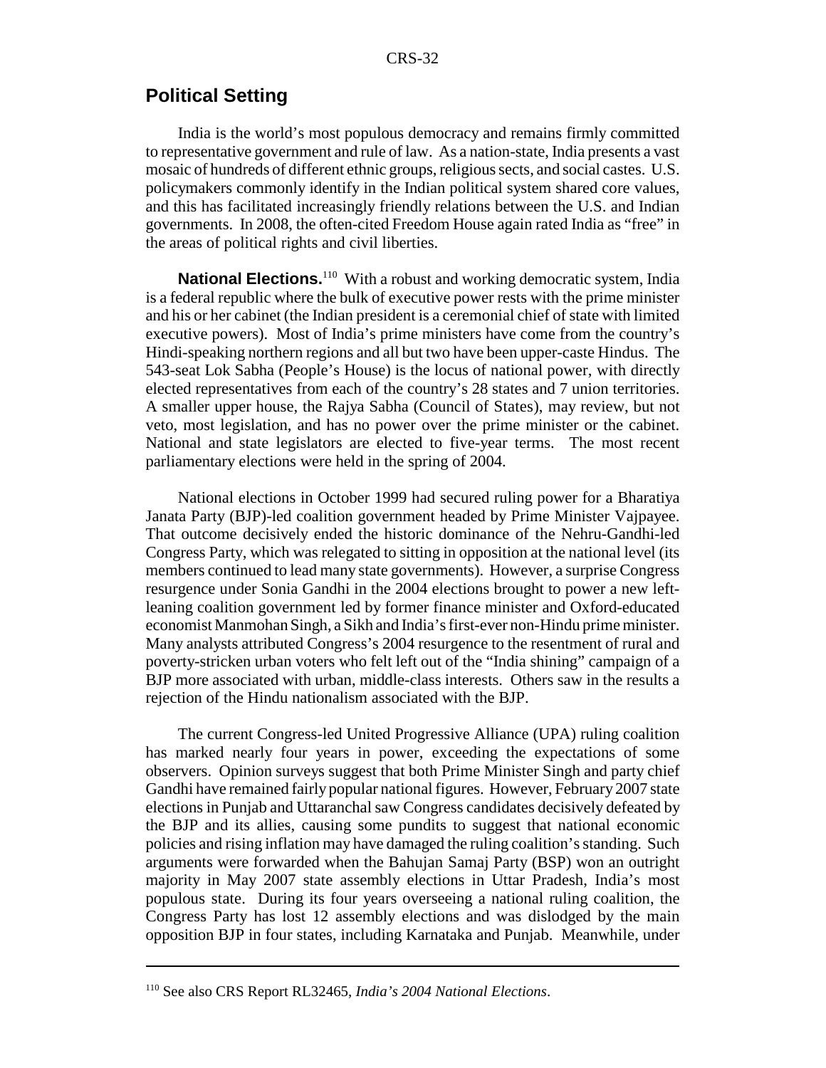## Political Setting

India is the world's most populous democracy and remains firmly committed to representative government and rule of law. As a nation-state, India presents a vast mosaic of hundreds of different ethnic groups, religious sects, and social castes. U.S. policymakers commonly identify in the Indian political system shared core values, and this has facilitated increasingly friendly relations between the U.S. and Indian governments. In 2008, the often-cited Freedom House again rated India as "free" in the areas of political rights and civil liberties.

**National Elections.**[110] With a robust and working democratic system, India is a federal republic where the bulk of executive power rests with the prime minister and his or her cabinet (the Indian president is a ceremonial chief of state with limited executive powers). Most of India's prime ministers have come from the country's Hindi-speaking northern regions and all but two have been upper-caste Hindus. The 543-seat Lok Sabha (People's House) is the locus of national power, with directly elected representatives from each of the country's 28 states and 7 union territories. A smaller upper house, the Rajya Sabha (Council of States), may review, but not veto, most legislation, and has no power over the prime minister or the cabinet. National and state legislators are elected to five-year terms. The most recent parliamentary elections were held in the spring of 2004.

National elections in October 1999 had secured ruling power for a Bharatiya Janata Party (BJP)-led coalition government headed by Prime Minister Vajpayee. That outcome decisively ended the historic dominance of the Nehru-Gandhi-led Congress Party, which was relegated to sitting in opposition at the national level (its members continued to lead many state governments). However, a surprise Congress resurgence under Sonia Gandhi in the 2004 elections brought to power a new left-leaning coalition government led by former finance minister and Oxford-educated economist Manmohan Singh, a Sikh and India's first-ever non-Hindu prime minister. Many analysts attributed Congress's 2004 resurgence to the resentment of rural and poverty-stricken urban voters who felt left out of the "India shining" campaign of a BJP more associated with urban, middle-class interests. Others saw in the results a rejection of the Hindu nationalism associated with the BJP.

The current Congress-led United Progressive Alliance (UPA) ruling coalition has marked nearly four years in power, exceeding the expectations of some observers. Opinion surveys suggest that both Prime Minister Singh and party chief Gandhi have remained fairly popular national figures. However, February 2007 state elections in Punjab and Uttaranchal saw Congress candidates decisively defeated by the BJP and its allies, causing some pundits to suggest that national economic policies and rising inflation may have damaged the ruling coalition's standing. Such arguments were forwarded when the Bahujan Samaj Party (BSP) won an outright majority in May 2007 state assembly elections in Uttar Pradesh, India's most populous state. During its four years overseeing a national ruling coalition, the Congress Party has lost 12 assembly elections and was dislodged by the main opposition BJP in four states, including Karnataka and Punjab. Meanwhile, under

---

[110] See also CRS Report RL32465, *India's 2004 National Elections*.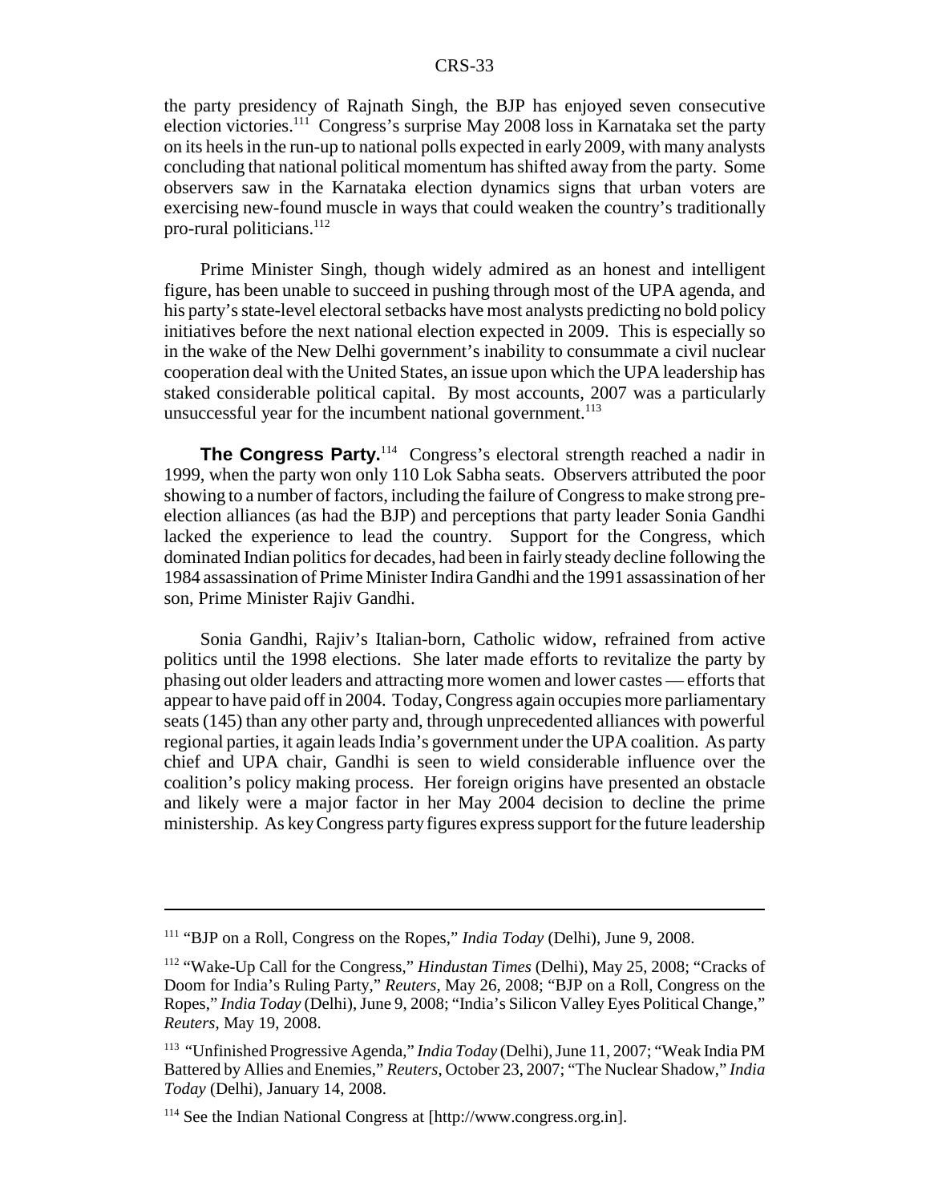the party presidency of Rajnath Singh, the BJP has enjoyed seven consecutive election victories.[111] Congress's surprise May 2008 loss in Karnataka set the party on its heels in the run-up to national polls expected in early 2009, with many analysts concluding that national political momentum has shifted away from the party. Some observers saw in the Karnataka election dynamics signs that urban voters are exercising new-found muscle in ways that could weaken the country's traditionally pro-rural politicians.[112]

Prime Minister Singh, though widely admired as an honest and intelligent figure, has been unable to succeed in pushing through most of the UPA agenda, and his party's state-level electoral setbacks have most analysts predicting no bold policy initiatives before the next national election expected in 2009. This is especially so in the wake of the New Delhi government's inability to consummate a civil nuclear cooperation deal with the United States, an issue upon which the UPA leadership has staked considerable political capital. By most accounts, 2007 was a particularly unsuccessful year for the incumbent national government.[113]

**The Congress Party.**[114] Congress's electoral strength reached a nadir in 1999, when the party won only 110 Lok Sabha seats. Observers attributed the poor showing to a number of factors, including the failure of Congress to make strong pre-election alliances (as had the BJP) and perceptions that party leader Sonia Gandhi lacked the experience to lead the country. Support for the Congress, which dominated Indian politics for decades, had been in fairly steady decline following the 1984 assassination of Prime Minister Indira Gandhi and the 1991 assassination of her son, Prime Minister Rajiv Gandhi.

Sonia Gandhi, Rajiv's Italian-born, Catholic widow, refrained from active politics until the 1998 elections. She later made efforts to revitalize the party by phasing out older leaders and attracting more women and lower castes — efforts that appear to have paid off in 2004. Today, Congress again occupies more parliamentary seats (145) than any other party and, through unprecedented alliances with powerful regional parties, it again leads India's government under the UPA coalition. As party chief and UPA chair, Gandhi is seen to wield considerable influence over the coalition's policy making process. Her foreign origins have presented an obstacle and likely were a major factor in her May 2004 decision to decline the prime ministership. As key Congress party figures express support for the future leadership

---

[111] "BJP on a Roll, Congress on the Ropes," *India Today* (Delhi), June 9, 2008.

[112] "Wake-Up Call for the Congress," *Hindustan Times* (Delhi), May 25, 2008; "Cracks of Doom for India's Ruling Party," *Reuters*, May 26, 2008; "BJP on a Roll, Congress on the Ropes," *India Today* (Delhi), June 9, 2008; "India's Silicon Valley Eyes Political Change," *Reuters*, May 19, 2008.

[113] "Unfinished Progressive Agenda," *India Today* (Delhi), June 11, 2007; "Weak India PM Battered by Allies and Enemies," *Reuters*, October 23, 2007; "The Nuclear Shadow," *India Today* (Delhi), January 14, 2008.

[114] See the Indian National Congress at [http://www.congress.org.in].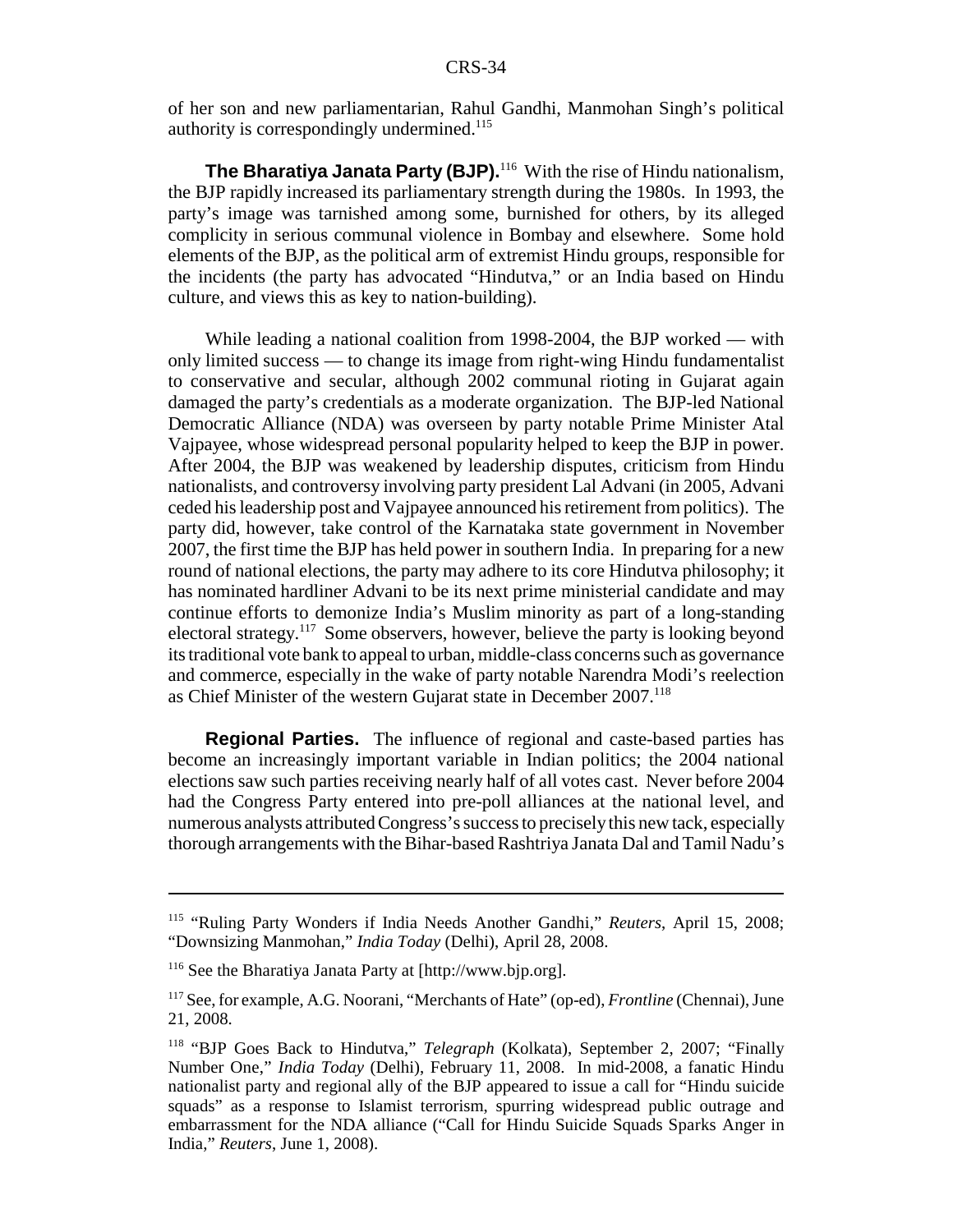of her son and new parliamentarian, Rahul Gandhi, Manmohan Singh's political authority is correspondingly undermined.[115]

**The Bharatiya Janata Party (BJP).**[116] With the rise of Hindu nationalism, the BJP rapidly increased its parliamentary strength during the 1980s. In 1993, the party's image was tarnished among some, burnished for others, by its alleged complicity in serious communal violence in Bombay and elsewhere. Some hold elements of the BJP, as the political arm of extremist Hindu groups, responsible for the incidents (the party has advocated "Hindutva," or an India based on Hindu culture, and views this as key to nation-building).

While leading a national coalition from 1998-2004, the BJP worked — with only limited success — to change its image from right-wing Hindu fundamentalist to conservative and secular, although 2002 communal rioting in Gujarat again damaged the party's credentials as a moderate organization. The BJP-led National Democratic Alliance (NDA) was overseen by party notable Prime Minister Atal Vajpayee, whose widespread personal popularity helped to keep the BJP in power. After 2004, the BJP was weakened by leadership disputes, criticism from Hindu nationalists, and controversy involving party president Lal Advani (in 2005, Advani ceded his leadership post and Vajpayee announced his retirement from politics). The party did, however, take control of the Karnataka state government in November 2007, the first time the BJP has held power in southern India. In preparing for a new round of national elections, the party may adhere to its core Hindutva philosophy; it has nominated hardliner Advani to be its next prime ministerial candidate and may continue efforts to demonize India's Muslim minority as part of a long-standing electoral strategy.[117] Some observers, however, believe the party is looking beyond its traditional vote bank to appeal to urban, middle-class concerns such as governance and commerce, especially in the wake of party notable Narendra Modi's reelection as Chief Minister of the western Gujarat state in December 2007.[118]

**Regional Parties.** The influence of regional and caste-based parties has become an increasingly important variable in Indian politics; the 2004 national elections saw such parties receiving nearly half of all votes cast. Never before 2004 had the Congress Party entered into pre-poll alliances at the national level, and numerous analysts attributed Congress's success to precisely this new tack, especially thorough arrangements with the Bihar-based Rashtriya Janata Dal and Tamil Nadu's

---

[115] "Ruling Party Wonders if India Needs Another Gandhi," *Reuters*, April 15, 2008; "Downsizing Manmohan," *India Today* (Delhi), April 28, 2008.

[116] See the Bharatiya Janata Party at [http://www.bjp.org].

[117] See, for example, A.G. Noorani, "Merchants of Hate" (op-ed), *Frontline* (Chennai), June 21, 2008.

[118] "BJP Goes Back to Hindutva," *Telegraph* (Kolkata), September 2, 2007; "Finally Number One," *India Today* (Delhi), February 11, 2008. In mid-2008, a fanatic Hindu nationalist party and regional ally of the BJP appeared to issue a call for "Hindu suicide squads" as a response to Islamist terrorism, spurring widespread public outrage and embarrassment for the NDA alliance ("Call for Hindu Suicide Squads Sparks Anger in India," *Reuters*, June 1, 2008).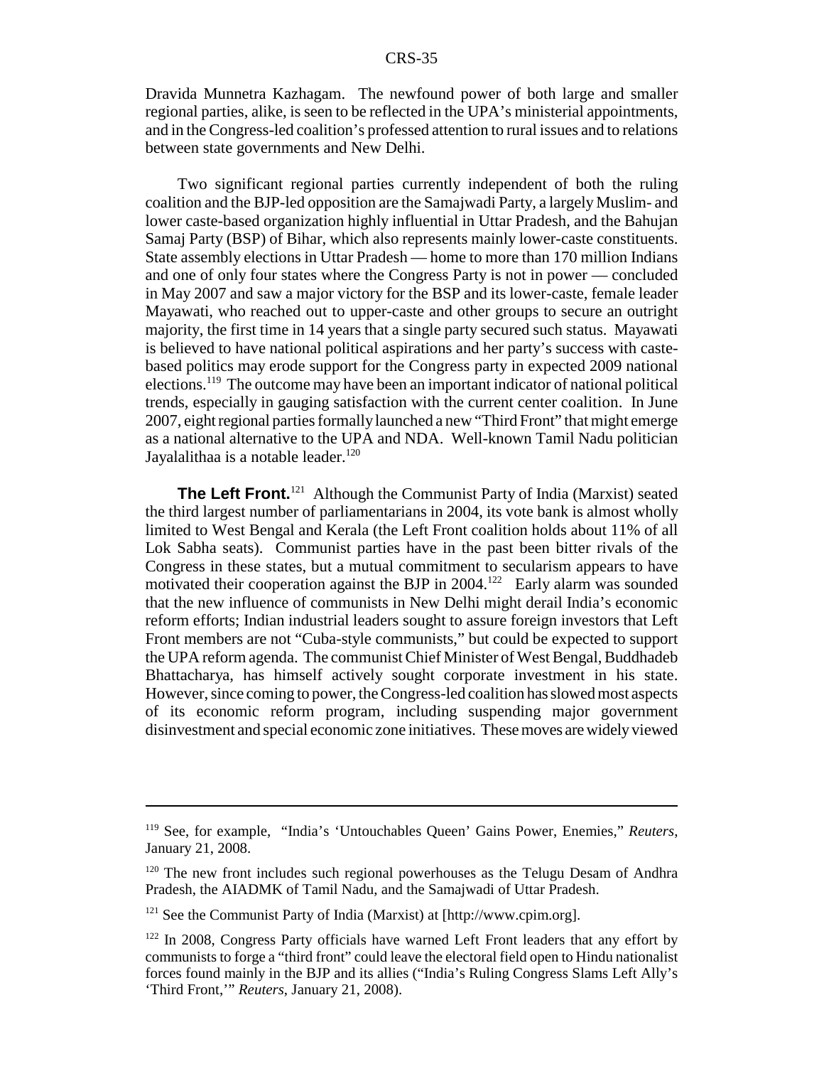Dravida Munnetra Kazhagam. The newfound power of both large and smaller regional parties, alike, is seen to be reflected in the UPA's ministerial appointments, and in the Congress-led coalition's professed attention to rural issues and to relations between state governments and New Delhi.

Two significant regional parties currently independent of both the ruling coalition and the BJP-led opposition are the Samajwadi Party, a largely Muslim- and lower caste-based organization highly influential in Uttar Pradesh, and the Bahujan Samaj Party (BSP) of Bihar, which also represents mainly lower-caste constituents. State assembly elections in Uttar Pradesh — home to more than 170 million Indians and one of only four states where the Congress Party is not in power — concluded in May 2007 and saw a major victory for the BSP and its lower-caste, female leader Mayawati, who reached out to upper-caste and other groups to secure an outright majority, the first time in 14 years that a single party secured such status. Mayawati is believed to have national political aspirations and her party's success with caste-based politics may erode support for the Congress party in expected 2009 national elections.[119] The outcome may have been an important indicator of national political trends, especially in gauging satisfaction with the current center coalition. In June 2007, eight regional parties formally launched a new "Third Front" that might emerge as a national alternative to the UPA and NDA. Well-known Tamil Nadu politician Jayalalithaa is a notable leader.[120]

**The Left Front.**[121] Although the Communist Party of India (Marxist) seated the third largest number of parliamentarians in 2004, its vote bank is almost wholly limited to West Bengal and Kerala (the Left Front coalition holds about 11% of all Lok Sabha seats). Communist parties have in the past been bitter rivals of the Congress in these states, but a mutual commitment to secularism appears to have motivated their cooperation against the BJP in 2004.[122] Early alarm was sounded that the new influence of communists in New Delhi might derail India's economic reform efforts; Indian industrial leaders sought to assure foreign investors that Left Front members are not "Cuba-style communists," but could be expected to support the UPA reform agenda. The communist Chief Minister of West Bengal, Buddhadeb Bhattacharya, has himself actively sought corporate investment in his state. However, since coming to power, the Congress-led coalition has slowed most aspects of its economic reform program, including suspending major government disinvestment and special economic zone initiatives. These moves are widely viewed

---

[119] See, for example, "India's 'Untouchables Queen' Gains Power, Enemies," *Reuters*, January 21, 2008.

[120] The new front includes such regional powerhouses as the Telugu Desam of Andhra Pradesh, the AIADMK of Tamil Nadu, and the Samajwadi of Uttar Pradesh.

[121] See the Communist Party of India (Marxist) at [http://www.cpim.org].

[122] In 2008, Congress Party officials have warned Left Front leaders that any effort by communists to forge a "third front" could leave the electoral field open to Hindu nationalist forces found mainly in the BJP and its allies ("India's Ruling Congress Slams Left Ally's 'Third Front,'" *Reuters*, January 21, 2008).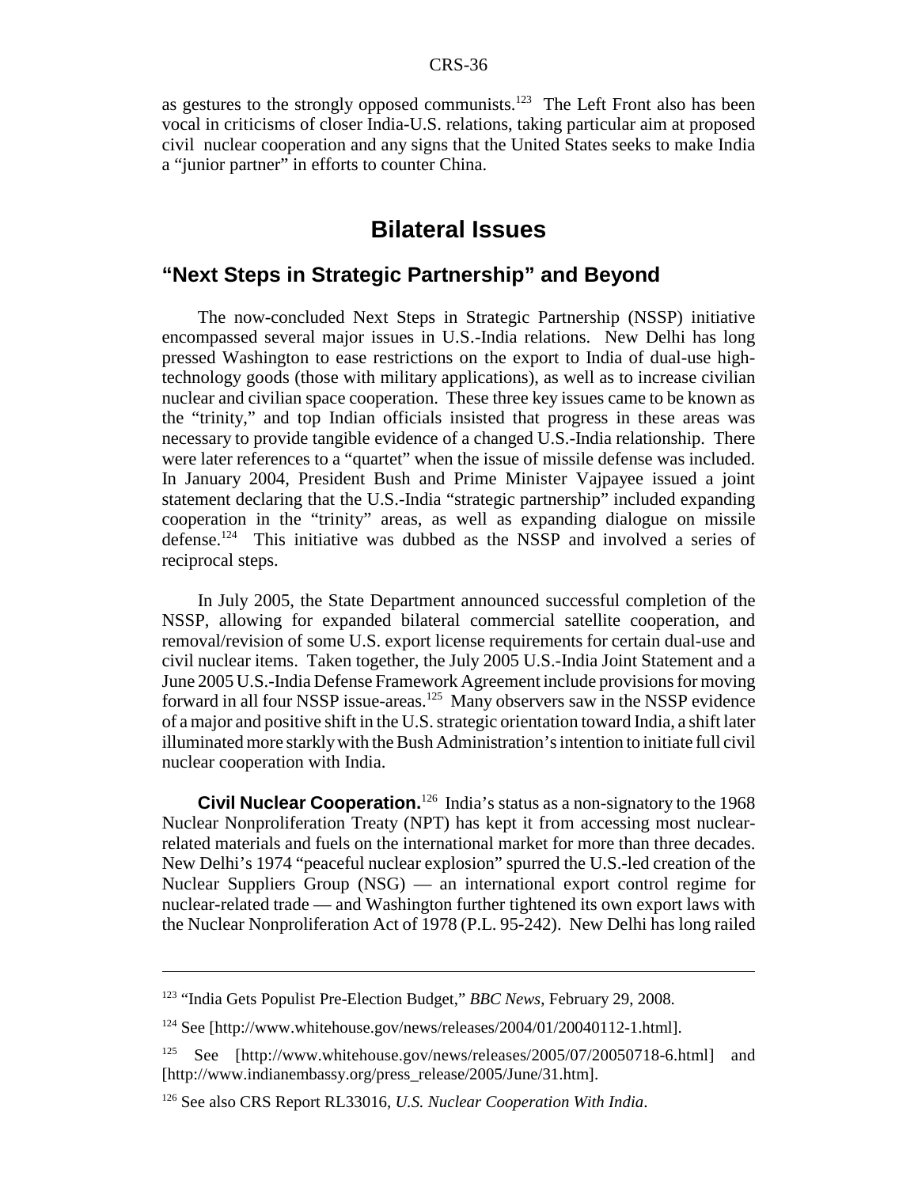as gestures to the strongly opposed communists.[123] The Left Front also has been vocal in criticisms of closer India-U.S. relations, taking particular aim at proposed civil nuclear cooperation and any signs that the United States seeks to make India a "junior partner" in efforts to counter China.

# Bilateral Issues

## "Next Steps in Strategic Partnership" and Beyond

The now-concluded Next Steps in Strategic Partnership (NSSP) initiative encompassed several major issues in U.S.-India relations. New Delhi has long pressed Washington to ease restrictions on the export to India of dual-use high-technology goods (those with military applications), as well as to increase civilian nuclear and civilian space cooperation. These three key issues came to be known as the "trinity," and top Indian officials insisted that progress in these areas was necessary to provide tangible evidence of a changed U.S.-India relationship. There were later references to a "quartet" when the issue of missile defense was included. In January 2004, President Bush and Prime Minister Vajpayee issued a joint statement declaring that the U.S.-India "strategic partnership" included expanding cooperation in the "trinity" areas, as well as expanding dialogue on missile defense.[124] This initiative was dubbed as the NSSP and involved a series of reciprocal steps.

In July 2005, the State Department announced successful completion of the NSSP, allowing for expanded bilateral commercial satellite cooperation, and removal/revision of some U.S. export license requirements for certain dual-use and civil nuclear items. Taken together, the July 2005 U.S.-India Joint Statement and a June 2005 U.S.-India Defense Framework Agreement include provisions for moving forward in all four NSSP issue-areas.[125] Many observers saw in the NSSP evidence of a major and positive shift in the U.S. strategic orientation toward India, a shift later illuminated more starkly with the Bush Administration's intention to initiate full civil nuclear cooperation with India.

**Civil Nuclear Cooperation.**[126] India's status as a non-signatory to the 1968 Nuclear Nonproliferation Treaty (NPT) has kept it from accessing most nuclear-related materials and fuels on the international market for more than three decades. New Delhi's 1974 "peaceful nuclear explosion" spurred the U.S.-led creation of the Nuclear Suppliers Group (NSG) — an international export control regime for nuclear-related trade — and Washington further tightened its own export laws with the Nuclear Nonproliferation Act of 1978 (P.L. 95-242). New Delhi has long railed

---

[123] "India Gets Populist Pre-Election Budget," *BBC News*, February 29, 2008.

[124] See [http://www.whitehouse.gov/news/releases/2004/01/20040112-1.html].

[125] See [http://www.whitehouse.gov/news/releases/2005/07/20050718-6.html] and [http://www.indianembassy.org/press_release/2005/June/31.htm].

[126] See also CRS Report RL33016, *U.S. Nuclear Cooperation With India*.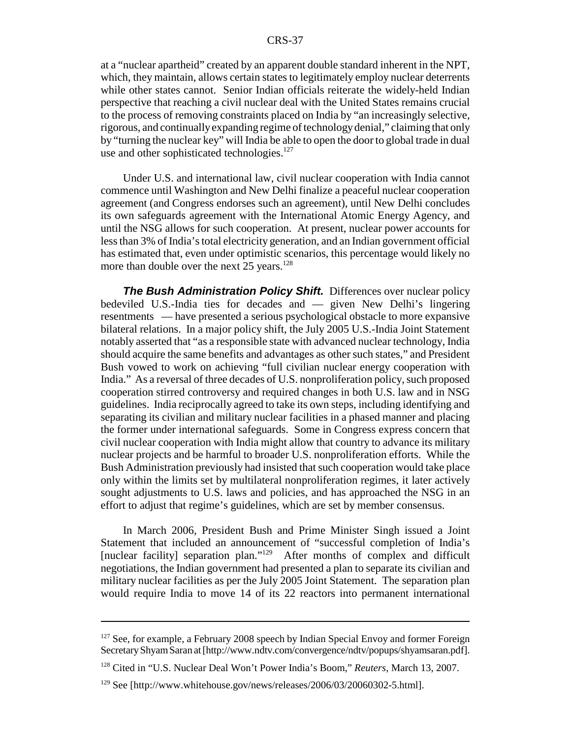at a "nuclear apartheid" created by an apparent double standard inherent in the NPT, which, they maintain, allows certain states to legitimately employ nuclear deterrents while other states cannot. Senior Indian officials reiterate the widely-held Indian perspective that reaching a civil nuclear deal with the United States remains crucial to the process of removing constraints placed on India by "an increasingly selective, rigorous, and continually expanding regime of technology denial," claiming that only by "turning the nuclear key" will India be able to open the door to global trade in dual use and other sophisticated technologies.[127]

Under U.S. and international law, civil nuclear cooperation with India cannot commence until Washington and New Delhi finalize a peaceful nuclear cooperation agreement (and Congress endorses such an agreement), until New Delhi concludes its own safeguards agreement with the International Atomic Energy Agency, and until the NSG allows for such cooperation. At present, nuclear power accounts for less than 3% of India's total electricity generation, and an Indian government official has estimated that, even under optimistic scenarios, this percentage would likely no more than double over the next 25 years.[128]

***The Bush Administration Policy Shift.*** Differences over nuclear policy bedeviled U.S.-India ties for decades and — given New Delhi's lingering resentments — have presented a serious psychological obstacle to more expansive bilateral relations. In a major policy shift, the July 2005 U.S.-India Joint Statement notably asserted that "as a responsible state with advanced nuclear technology, India should acquire the same benefits and advantages as other such states," and President Bush vowed to work on achieving "full civilian nuclear energy cooperation with India." As a reversal of three decades of U.S. nonproliferation policy, such proposed cooperation stirred controversy and required changes in both U.S. law and in NSG guidelines. India reciprocally agreed to take its own steps, including identifying and separating its civilian and military nuclear facilities in a phased manner and placing the former under international safeguards. Some in Congress express concern that civil nuclear cooperation with India might allow that country to advance its military nuclear projects and be harmful to broader U.S. nonproliferation efforts. While the Bush Administration previously had insisted that such cooperation would take place only within the limits set by multilateral nonproliferation regimes, it later actively sought adjustments to U.S. laws and policies, and has approached the NSG in an effort to adjust that regime's guidelines, which are set by member consensus.

In March 2006, President Bush and Prime Minister Singh issued a Joint Statement that included an announcement of "successful completion of India's [nuclear facility] separation plan."[129] After months of complex and difficult negotiations, the Indian government had presented a plan to separate its civilian and military nuclear facilities as per the July 2005 Joint Statement. The separation plan would require India to move 14 of its 22 reactors into permanent international

---

[127] See, for example, a February 2008 speech by Indian Special Envoy and former Foreign Secretary Shyam Saran at [http://www.ndtv.com/convergence/ndtv/popups/shyamsaran.pdf].

[128] Cited in "U.S. Nuclear Deal Won't Power India's Boom," *Reuters*, March 13, 2007.

[129] See [http://www.whitehouse.gov/news/releases/2006/03/20060302-5.html].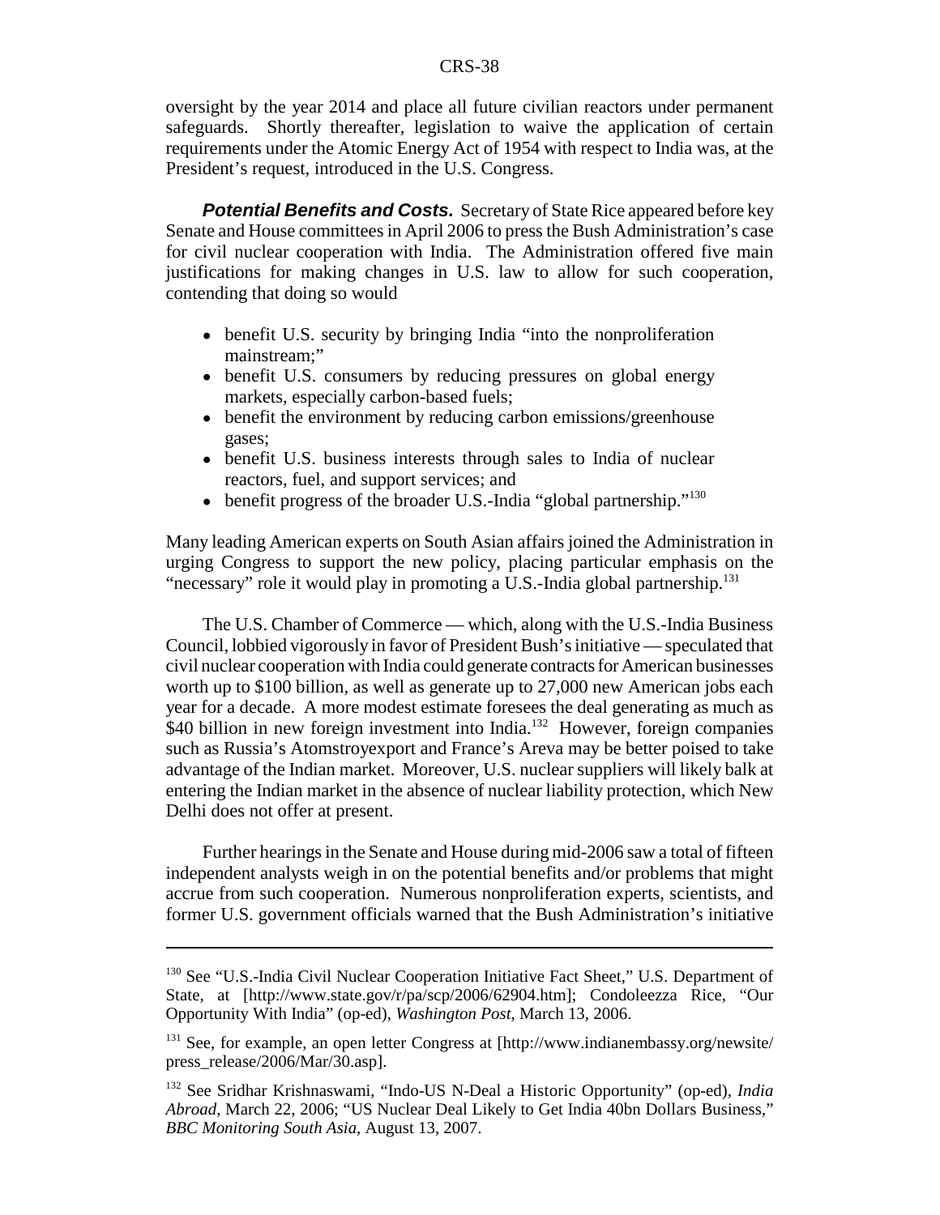oversight by the year 2014 and place all future civilian reactors under permanent safeguards. Shortly thereafter, legislation to waive the application of certain requirements under the Atomic Energy Act of 1954 with respect to India was, at the President's request, introduced in the U.S. Congress.

***Potential Benefits and Costs.*** Secretary of State Rice appeared before key Senate and House committees in April 2006 to press the Bush Administration's case for civil nuclear cooperation with India. The Administration offered five main justifications for making changes in U.S. law to allow for such cooperation, contending that doing so would

- benefit U.S. security by bringing India "into the nonproliferation mainstream;"
- benefit U.S. consumers by reducing pressures on global energy markets, especially carbon-based fuels;
- benefit the environment by reducing carbon emissions/greenhouse gases;
- benefit U.S. business interests through sales to India of nuclear reactors, fuel, and support services; and
- benefit progress of the broader U.S.-India "global partnership."[130]

Many leading American experts on South Asian affairs joined the Administration in urging Congress to support the new policy, placing particular emphasis on the "necessary" role it would play in promoting a U.S.-India global partnership.[131]

The U.S. Chamber of Commerce — which, along with the U.S.-India Business Council, lobbied vigorously in favor of President Bush's initiative — speculated that civil nuclear cooperation with India could generate contracts for American businesses worth up to \$100 billion, as well as generate up to 27,000 new American jobs each year for a decade. A more modest estimate foresees the deal generating as much as \$40 billion in new foreign investment into India.[132] However, foreign companies such as Russia's Atomstroyexport and France's Areva may be better poised to take advantage of the Indian market. Moreover, U.S. nuclear suppliers will likely balk at entering the Indian market in the absence of nuclear liability protection, which New Delhi does not offer at present.

Further hearings in the Senate and House during mid-2006 saw a total of fifteen independent analysts weigh in on the potential benefits and/or problems that might accrue from such cooperation. Numerous nonproliferation experts, scientists, and former U.S. government officials warned that the Bush Administration's initiative

---

[130] See "U.S.-India Civil Nuclear Cooperation Initiative Fact Sheet," U.S. Department of State, at [http://www.state.gov/r/pa/scp/2006/62904.htm]; Condoleezza Rice, "Our Opportunity With India" (op-ed), *Washington Post*, March 13, 2006.

[131] See, for example, an open letter Congress at [http://www.indianembassy.org/newsite/press_release/2006/Mar/30.asp].

[132] See Sridhar Krishnaswami, "Indo-US N-Deal a Historic Opportunity" (op-ed), *India Abroad*, March 22, 2006; "US Nuclear Deal Likely to Get India 40bn Dollars Business," *BBC Monitoring South Asia*, August 13, 2007.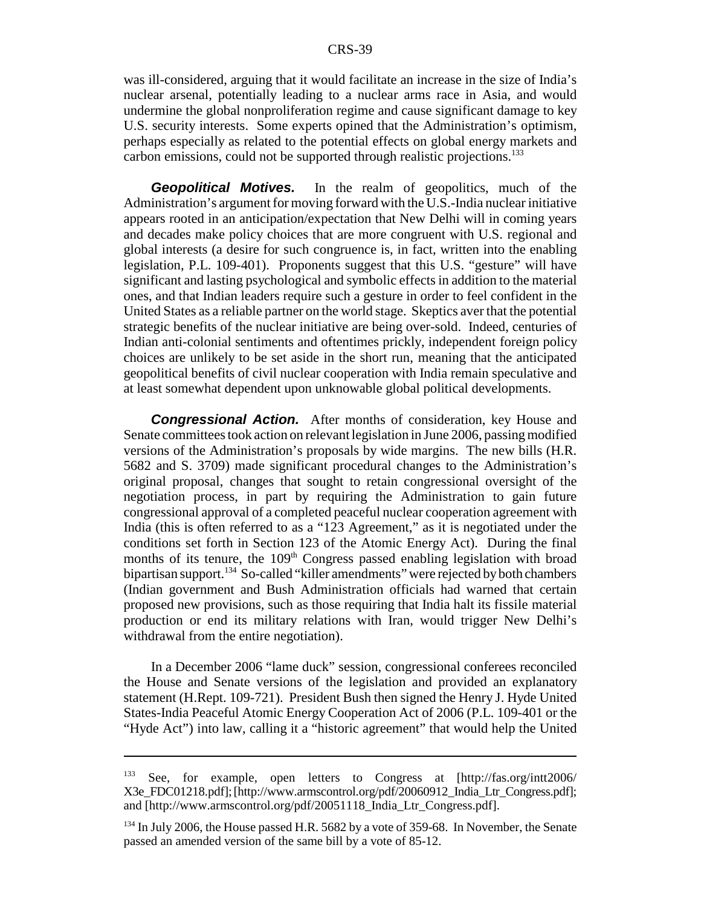was ill-considered, arguing that it would facilitate an increase in the size of India's nuclear arsenal, potentially leading to a nuclear arms race in Asia, and would undermine the global nonproliferation regime and cause significant damage to key U.S. security interests. Some experts opined that the Administration's optimism, perhaps especially as related to the potential effects on global energy markets and carbon emissions, could not be supported through realistic projections.[133]

***Geopolitical Motives.*** In the realm of geopolitics, much of the Administration's argument for moving forward with the U.S.-India nuclear initiative appears rooted in an anticipation/expectation that New Delhi will in coming years and decades make policy choices that are more congruent with U.S. regional and global interests (a desire for such congruence is, in fact, written into the enabling legislation, P.L. 109-401). Proponents suggest that this U.S. "gesture" will have significant and lasting psychological and symbolic effects in addition to the material ones, and that Indian leaders require such a gesture in order to feel confident in the United States as a reliable partner on the world stage. Skeptics aver that the potential strategic benefits of the nuclear initiative are being over-sold. Indeed, centuries of Indian anti-colonial sentiments and oftentimes prickly, independent foreign policy choices are unlikely to be set aside in the short run, meaning that the anticipated geopolitical benefits of civil nuclear cooperation with India remain speculative and at least somewhat dependent upon unknowable global political developments.

***Congressional Action.*** After months of consideration, key House and Senate committees took action on relevant legislation in June 2006, passing modified versions of the Administration's proposals by wide margins. The new bills (H.R. 5682 and S. 3709) made significant procedural changes to the Administration's original proposal, changes that sought to retain congressional oversight of the negotiation process, in part by requiring the Administration to gain future congressional approval of a completed peaceful nuclear cooperation agreement with India (this is often referred to as a "123 Agreement," as it is negotiated under the conditions set forth in Section 123 of the Atomic Energy Act). During the final months of its tenure, the 109th Congress passed enabling legislation with broad bipartisan support.[134] So-called "killer amendments" were rejected by both chambers (Indian government and Bush Administration officials had warned that certain proposed new provisions, such as those requiring that India halt its fissile material production or end its military relations with Iran, would trigger New Delhi's withdrawal from the entire negotiation).

In a December 2006 "lame duck" session, congressional conferees reconciled the House and Senate versions of the legislation and provided an explanatory statement (H.Rept. 109-721). President Bush then signed the Henry J. Hyde United States-India Peaceful Atomic Energy Cooperation Act of 2006 (P.L. 109-401 or the "Hyde Act") into law, calling it a "historic agreement" that would help the United

---

[133] See, for example, open letters to Congress at [http://fas.org/intt2006/X3e_FDC01218.pdf]; [http://www.armscontrol.org/pdf/20060912_India_Ltr_Congress.pdf]; and [http://www.armscontrol.org/pdf/20051118_India_Ltr_Congress.pdf].

[134] In July 2006, the House passed H.R. 5682 by a vote of 359-68. In November, the Senate passed an amended version of the same bill by a vote of 85-12.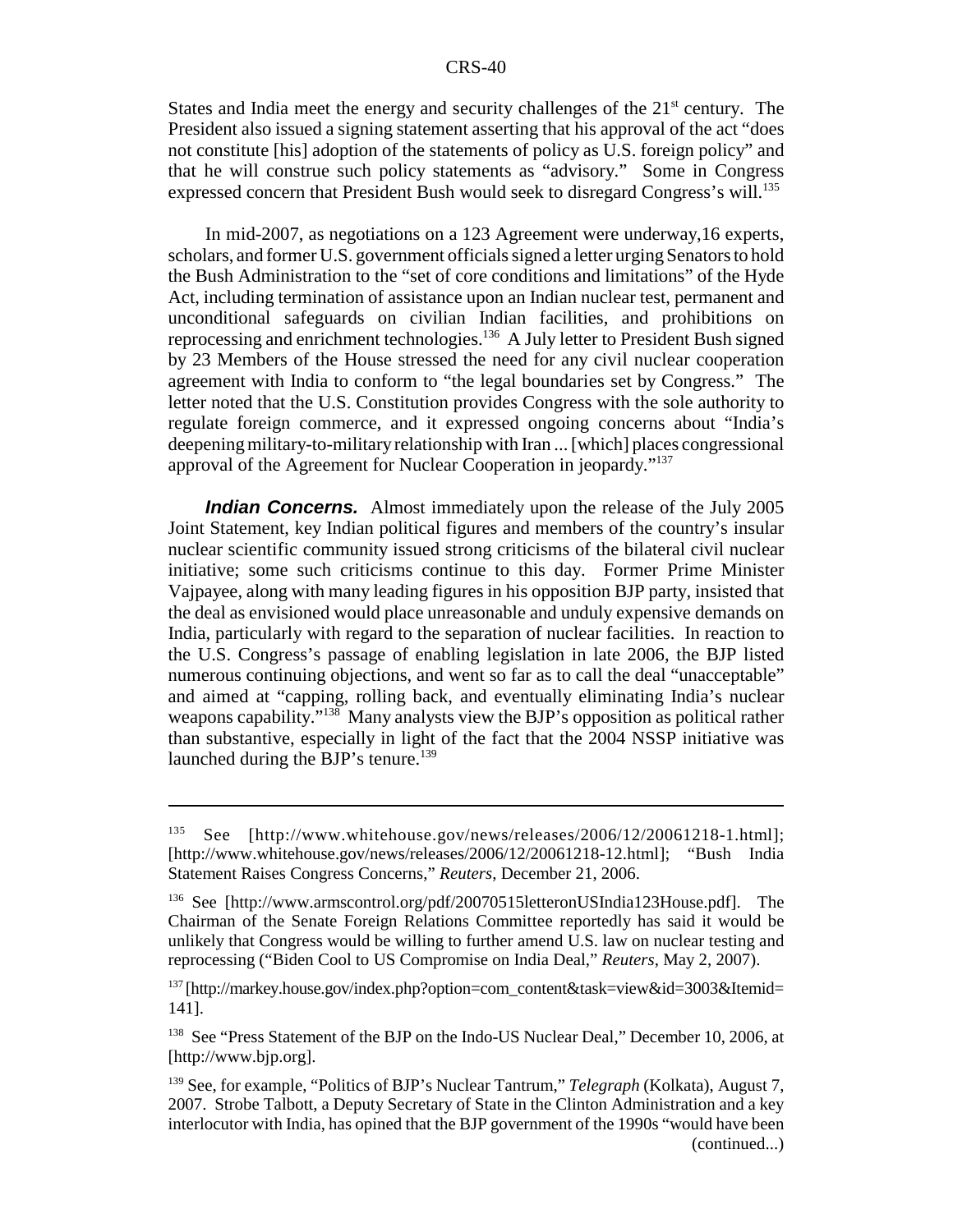States and India meet the energy and security challenges of the 21st century. The President also issued a signing statement asserting that his approval of the act "does not constitute [his] adoption of the statements of policy as U.S. foreign policy" and that he will construe such policy statements as "advisory." Some in Congress expressed concern that President Bush would seek to disregard Congress's will.[135]

In mid-2007, as negotiations on a 123 Agreement were underway,16 experts, scholars, and former U.S. government officials signed a letter urging Senators to hold the Bush Administration to the "set of core conditions and limitations" of the Hyde Act, including termination of assistance upon an Indian nuclear test, permanent and unconditional safeguards on civilian Indian facilities, and prohibitions on reprocessing and enrichment technologies.[136] A July letter to President Bush signed by 23 Members of the House stressed the need for any civil nuclear cooperation agreement with India to conform to "the legal boundaries set by Congress." The letter noted that the U.S. Constitution provides Congress with the sole authority to regulate foreign commerce, and it expressed ongoing concerns about "India's deepening military-to-military relationship with Iran ... [which] places congressional approval of the Agreement for Nuclear Cooperation in jeopardy."[137]

***Indian Concerns.*** Almost immediately upon the release of the July 2005 Joint Statement, key Indian political figures and members of the country's insular nuclear scientific community issued strong criticisms of the bilateral civil nuclear initiative; some such criticisms continue to this day. Former Prime Minister Vajpayee, along with many leading figures in his opposition BJP party, insisted that the deal as envisioned would place unreasonable and unduly expensive demands on India, particularly with regard to the separation of nuclear facilities. In reaction to the U.S. Congress's passage of enabling legislation in late 2006, the BJP listed numerous continuing objections, and went so far as to call the deal "unacceptable" and aimed at "capping, rolling back, and eventually eliminating India's nuclear weapons capability."[138] Many analysts view the BJP's opposition as political rather than substantive, especially in light of the fact that the 2004 NSSP initiative was launched during the BJP's tenure.[139]

---

[135] See [http://www.whitehouse.gov/news/releases/2006/12/20061218-1.html]; [http://www.whitehouse.gov/news/releases/2006/12/20061218-12.html]; "Bush India Statement Raises Congress Concerns," *Reuters*, December 21, 2006.

[136] See [http://www.armscontrol.org/pdf/20070515letteronUSIndia123House.pdf]. The Chairman of the Senate Foreign Relations Committee reportedly has said it would be unlikely that Congress would be willing to further amend U.S. law on nuclear testing and reprocessing ("Biden Cool to US Compromise on India Deal," *Reuters*, May 2, 2007).

[137] [http://markey.house.gov/index.php?option=com_content&task=view&id=3003&Itemid=141].

[138] See "Press Statement of the BJP on the Indo-US Nuclear Deal," December 10, 2006, at [http://www.bjp.org].

[139] See, for example, "Politics of BJP's Nuclear Tantrum," *Telegraph* (Kolkata), August 7, 2007. Strobe Talbott, a Deputy Secretary of State in the Clinton Administration and a key interlocutor with India, has opined that the BJP government of the 1990s "would have been (continued...)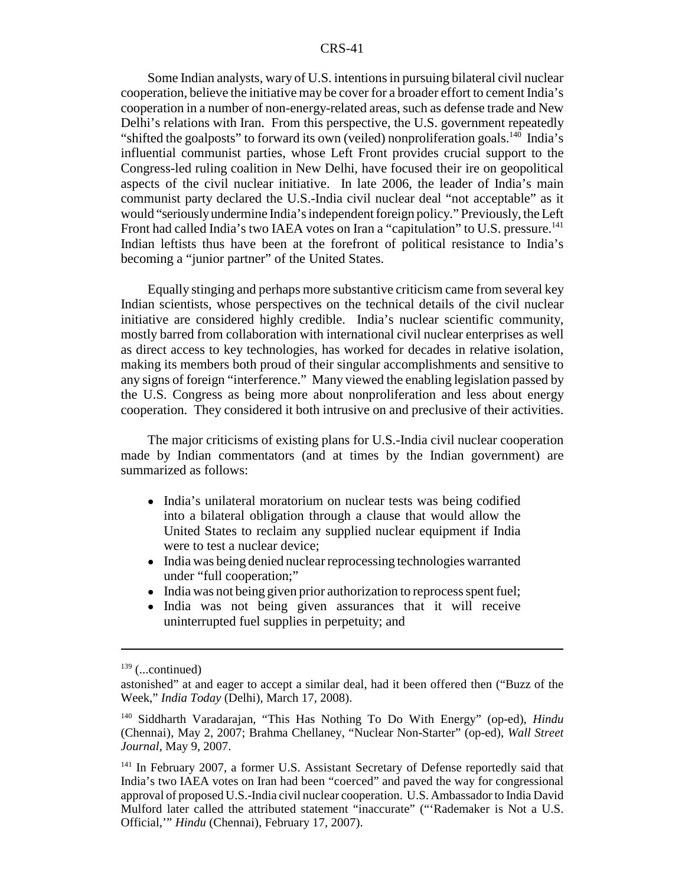Some Indian analysts, wary of U.S. intentions in pursuing bilateral civil nuclear cooperation, believe the initiative may be cover for a broader effort to cement India's cooperation in a number of non-energy-related areas, such as defense trade and New Delhi's relations with Iran. From this perspective, the U.S. government repeatedly "shifted the goalposts" to forward its own (veiled) nonproliferation goals.[140] India's influential communist parties, whose Left Front provides crucial support to the Congress-led ruling coalition in New Delhi, have focused their ire on geopolitical aspects of the civil nuclear initiative. In late 2006, the leader of India's main communist party declared the U.S.-India civil nuclear deal "not acceptable" as it would "seriously undermine India's independent foreign policy." Previously, the Left Front had called India's two IAEA votes on Iran a "capitulation" to U.S. pressure.[141] Indian leftists thus have been at the forefront of political resistance to India's becoming a "junior partner" of the United States.

Equally stinging and perhaps more substantive criticism came from several key Indian scientists, whose perspectives on the technical details of the civil nuclear initiative are considered highly credible. India's nuclear scientific community, mostly barred from collaboration with international civil nuclear enterprises as well as direct access to key technologies, has worked for decades in relative isolation, making its members both proud of their singular accomplishments and sensitive to any signs of foreign "interference." Many viewed the enabling legislation passed by the U.S. Congress as being more about nonproliferation and less about energy cooperation. They considered it both intrusive on and preclusive of their activities.

The major criticisms of existing plans for U.S.-India civil nuclear cooperation made by Indian commentators (and at times by the Indian government) are summarized as follows:

- India's unilateral moratorium on nuclear tests was being codified into a bilateral obligation through a clause that would allow the United States to reclaim any supplied nuclear equipment if India were to test a nuclear device;
- India was being denied nuclear reprocessing technologies warranted under "full cooperation;"
- India was not being given prior authorization to reprocess spent fuel;
- India was not being given assurances that it will receive uninterrupted fuel supplies in perpetuity; and

---

[139] (...continued)

astonished" at and eager to accept a similar deal, had it been offered then ("Buzz of the Week," *India Today* (Delhi), March 17, 2008).

[140] Siddharth Varadarajan, "This Has Nothing To Do With Energy" (op-ed), *Hindu* (Chennai), May 2, 2007; Brahma Chellaney, "Nuclear Non-Starter" (op-ed), *Wall Street Journal*, May 9, 2007.

[141] In February 2007, a former U.S. Assistant Secretary of Defense reportedly said that India's two IAEA votes on Iran had been "coerced" and paved the way for congressional approval of proposed U.S.-India civil nuclear cooperation. U.S. Ambassador to India David Mulford later called the attributed statement "inaccurate" ("'Rademaker is Not a U.S. Official,'" *Hindu* (Chennai), February 17, 2007).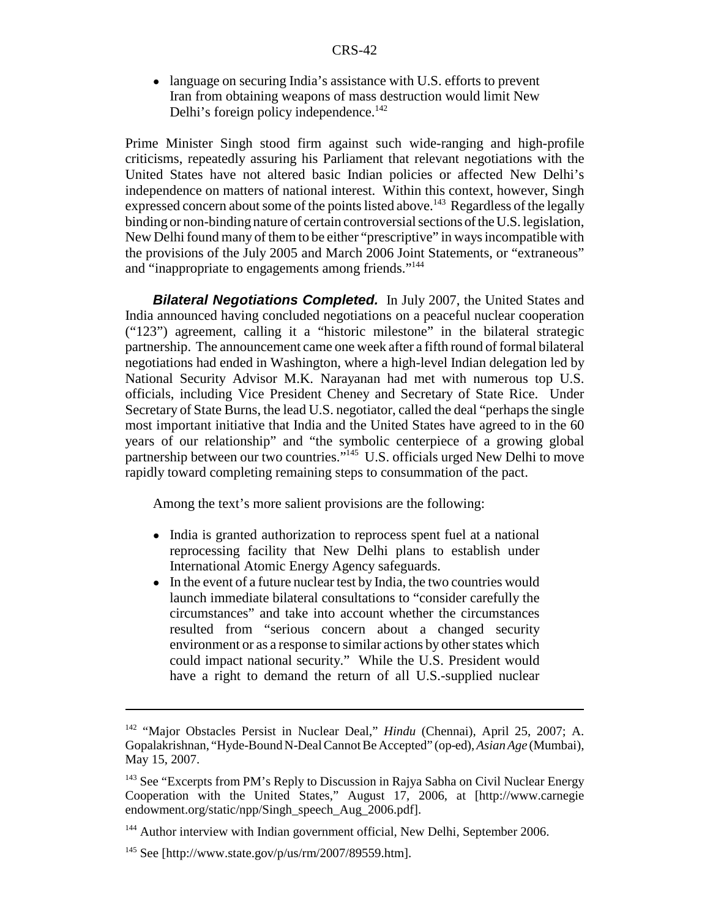- language on securing India's assistance with U.S. efforts to prevent Iran from obtaining weapons of mass destruction would limit New Delhi's foreign policy independence.[142]

Prime Minister Singh stood firm against such wide-ranging and high-profile criticisms, repeatedly assuring his Parliament that relevant negotiations with the United States have not altered basic Indian policies or affected New Delhi's independence on matters of national interest. Within this context, however, Singh expressed concern about some of the points listed above.[143] Regardless of the legally binding or non-binding nature of certain controversial sections of the U.S. legislation, New Delhi found many of them to be either "prescriptive" in ways incompatible with the provisions of the July 2005 and March 2006 Joint Statements, or "extraneous" and "inappropriate to engagements among friends."[144]

***Bilateral Negotiations Completed.*** In July 2007, the United States and India announced having concluded negotiations on a peaceful nuclear cooperation ("123") agreement, calling it a "historic milestone" in the bilateral strategic partnership. The announcement came one week after a fifth round of formal bilateral negotiations had ended in Washington, where a high-level Indian delegation led by National Security Advisor M.K. Narayanan had met with numerous top U.S. officials, including Vice President Cheney and Secretary of State Rice. Under Secretary of State Burns, the lead U.S. negotiator, called the deal "perhaps the single most important initiative that India and the United States have agreed to in the 60 years of our relationship" and "the symbolic centerpiece of a growing global partnership between our two countries."[145] U.S. officials urged New Delhi to move rapidly toward completing remaining steps to consummation of the pact.

Among the text's more salient provisions are the following:

- India is granted authorization to reprocess spent fuel at a national reprocessing facility that New Delhi plans to establish under International Atomic Energy Agency safeguards.
- In the event of a future nuclear test by India, the two countries would launch immediate bilateral consultations to "consider carefully the circumstances" and take into account whether the circumstances resulted from "serious concern about a changed security environment or as a response to similar actions by other states which could impact national security." While the U.S. President would have a right to demand the return of all U.S.-supplied nuclear

---

[142] "Major Obstacles Persist in Nuclear Deal," *Hindu* (Chennai), April 25, 2007; A. Gopalakrishnan, "Hyde-Bound N-Deal Cannot Be Accepted" (op-ed), *Asian Age* (Mumbai), May 15, 2007.

[143] See "Excerpts from PM's Reply to Discussion in Rajya Sabha on Civil Nuclear Energy Cooperation with the United States," August 17, 2006, at [http://www.carnegieendowment.org/static/npp/Singh_speech_Aug_2006.pdf].

[144] Author interview with Indian government official, New Delhi, September 2006.

[145] See [http://www.state.gov/p/us/rm/2007/89559.htm].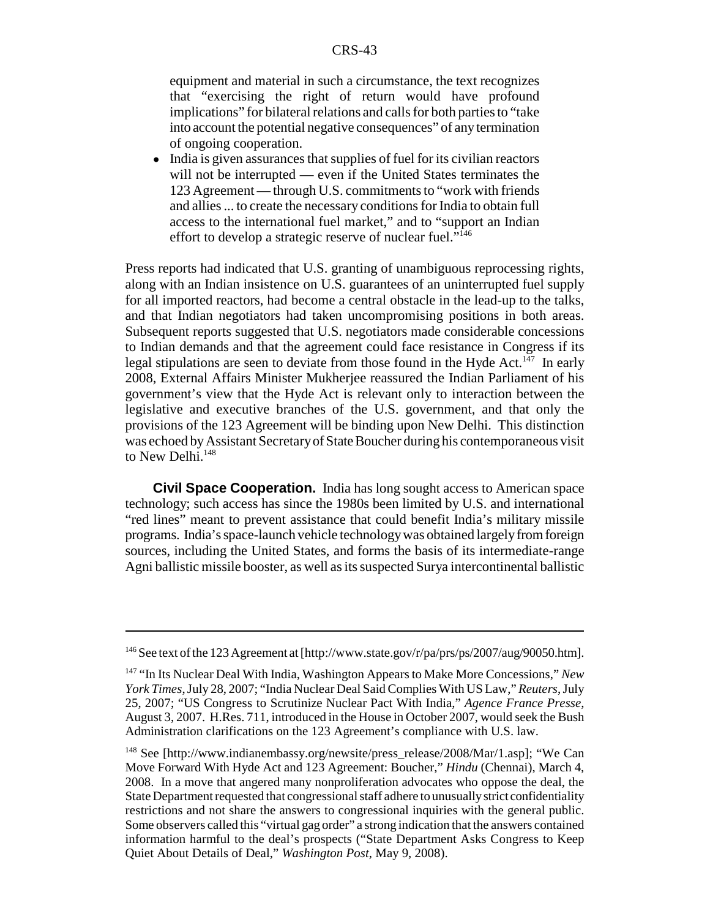equipment and material in such a circumstance, the text recognizes that "exercising the right of return would have profound implications" for bilateral relations and calls for both parties to "take into account the potential negative consequences" of any termination of ongoing cooperation.

- India is given assurances that supplies of fuel for its civilian reactors will not be interrupted — even if the United States terminates the 123 Agreement — through U.S. commitments to "work with friends and allies ... to create the necessary conditions for India to obtain full access to the international fuel market," and to "support an Indian effort to develop a strategic reserve of nuclear fuel."[146]

Press reports had indicated that U.S. granting of unambiguous reprocessing rights, along with an Indian insistence on U.S. guarantees of an uninterrupted fuel supply for all imported reactors, had become a central obstacle in the lead-up to the talks, and that Indian negotiators had taken uncompromising positions in both areas. Subsequent reports suggested that U.S. negotiators made considerable concessions to Indian demands and that the agreement could face resistance in Congress if its legal stipulations are seen to deviate from those found in the Hyde Act.[147] In early 2008, External Affairs Minister Mukherjee reassured the Indian Parliament of his government's view that the Hyde Act is relevant only to interaction between the legislative and executive branches of the U.S. government, and that only the provisions of the 123 Agreement will be binding upon New Delhi. This distinction was echoed by Assistant Secretary of State Boucher during his contemporaneous visit to New Delhi.[148]

**Civil Space Cooperation.** India has long sought access to American space technology; such access has since the 1980s been limited by U.S. and international "red lines" meant to prevent assistance that could benefit India's military missile programs. India's space-launch vehicle technology was obtained largely from foreign sources, including the United States, and forms the basis of its intermediate-range Agni ballistic missile booster, as well as its suspected Surya intercontinental ballistic

---

[146] See text of the 123 Agreement at [http://www.state.gov/r/pa/prs/ps/2007/aug/90050.htm].

[147] "In Its Nuclear Deal With India, Washington Appears to Make More Concessions," *New York Times*, July 28, 2007; "India Nuclear Deal Said Complies With US Law," *Reuters*, July 25, 2007; "US Congress to Scrutinize Nuclear Pact With India," *Agence France Presse*, August 3, 2007. H.Res. 711, introduced in the House in October 2007, would seek the Bush Administration clarifications on the 123 Agreement's compliance with U.S. law.

[148] See [http://www.indianembassy.org/newsite/press_release/2008/Mar/1.asp]; "We Can Move Forward With Hyde Act and 123 Agreement: Boucher," *Hindu* (Chennai), March 4, 2008. In a move that angered many nonproliferation advocates who oppose the deal, the State Department requested that congressional staff adhere to unusually strict confidentiality restrictions and not share the answers to congressional inquiries with the general public. Some observers called this "virtual gag order" a strong indication that the answers contained information harmful to the deal's prospects ("State Department Asks Congress to Keep Quiet About Details of Deal," *Washington Post*, May 9, 2008).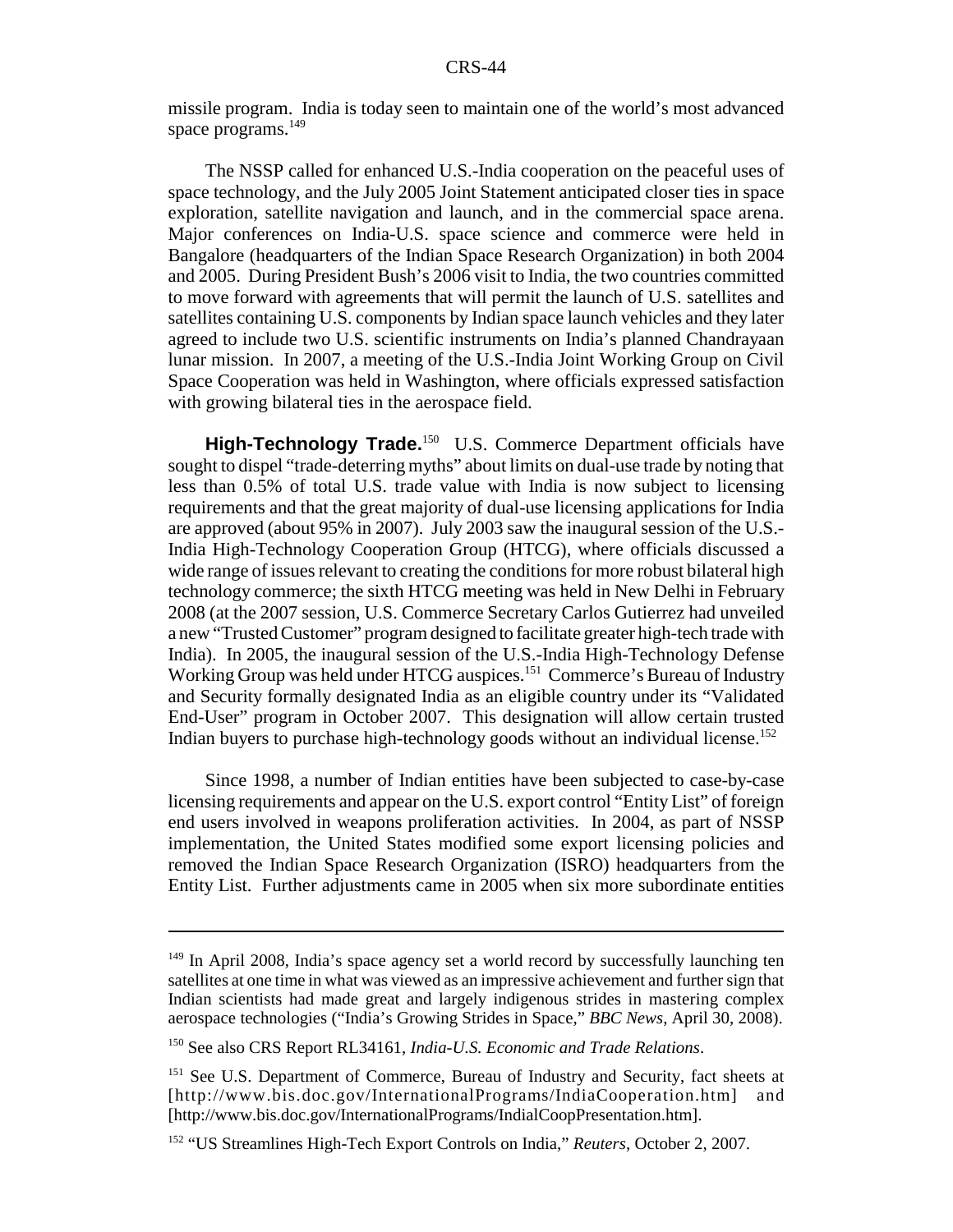missile program. India is today seen to maintain one of the world's most advanced space programs.[149]

The NSSP called for enhanced U.S.-India cooperation on the peaceful uses of space technology, and the July 2005 Joint Statement anticipated closer ties in space exploration, satellite navigation and launch, and in the commercial space arena. Major conferences on India-U.S. space science and commerce were held in Bangalore (headquarters of the Indian Space Research Organization) in both 2004 and 2005. During President Bush's 2006 visit to India, the two countries committed to move forward with agreements that will permit the launch of U.S. satellites and satellites containing U.S. components by Indian space launch vehicles and they later agreed to include two U.S. scientific instruments on India's planned Chandrayaan lunar mission. In 2007, a meeting of the U.S.-India Joint Working Group on Civil Space Cooperation was held in Washington, where officials expressed satisfaction with growing bilateral ties in the aerospace field.

**High-Technology Trade.**[150] U.S. Commerce Department officials have sought to dispel "trade-deterring myths" about limits on dual-use trade by noting that less than 0.5% of total U.S. trade value with India is now subject to licensing requirements and that the great majority of dual-use licensing applications for India are approved (about 95% in 2007). July 2003 saw the inaugural session of the U.S.-India High-Technology Cooperation Group (HTCG), where officials discussed a wide range of issues relevant to creating the conditions for more robust bilateral high technology commerce; the sixth HTCG meeting was held in New Delhi in February 2008 (at the 2007 session, U.S. Commerce Secretary Carlos Gutierrez had unveiled a new "Trusted Customer" program designed to facilitate greater high-tech trade with India). In 2005, the inaugural session of the U.S.-India High-Technology Defense Working Group was held under HTCG auspices.[151] Commerce's Bureau of Industry and Security formally designated India as an eligible country under its "Validated End-User" program in October 2007. This designation will allow certain trusted Indian buyers to purchase high-technology goods without an individual license.[152]

Since 1998, a number of Indian entities have been subjected to case-by-case licensing requirements and appear on the U.S. export control "Entity List" of foreign end users involved in weapons proliferation activities. In 2004, as part of NSSP implementation, the United States modified some export licensing policies and removed the Indian Space Research Organization (ISRO) headquarters from the Entity List. Further adjustments came in 2005 when six more subordinate entities

---

[149] In April 2008, India's space agency set a world record by successfully launching ten satellites at one time in what was viewed as an impressive achievement and further sign that Indian scientists had made great and largely indigenous strides in mastering complex aerospace technologies ("India's Growing Strides in Space," *BBC News*, April 30, 2008).

[150] See also CRS Report RL34161, *India-U.S. Economic and Trade Relations*.

[151] See U.S. Department of Commerce, Bureau of Industry and Security, fact sheets at [http://www.bis.doc.gov/InternationalPrograms/IndiaCooperation.htm] and [http://www.bis.doc.gov/InternationalPrograms/IndialCoopPresentation.htm].

[152] "US Streamlines High-Tech Export Controls on India," *Reuters*, October 2, 2007.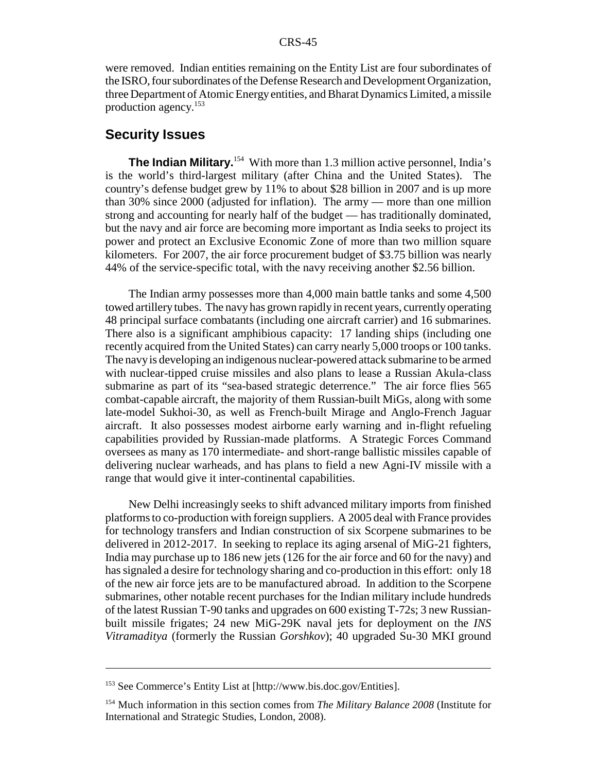were removed. Indian entities remaining on the Entity List are four subordinates of the ISRO, four subordinates of the Defense Research and Development Organization, three Department of Atomic Energy entities, and Bharat Dynamics Limited, a missile production agency.[153]

## Security Issues

**The Indian Military.**[154] With more than 1.3 million active personnel, India's is the world's third-largest military (after China and the United States). The country's defense budget grew by 11% to about $28 billion in 2007 and is up more than 30% since 2000 (adjusted for inflation). The army — more than one million strong and accounting for nearly half of the budget — has traditionally dominated, but the navy and air force are becoming more important as India seeks to project its power and protect an Exclusive Economic Zone of more than two million square kilometers. For 2007, the air force procurement budget of $3.75 billion was nearly 44% of the service-specific total, with the navy receiving another $2.56 billion.

The Indian army possesses more than 4,000 main battle tanks and some 4,500 towed artillery tubes. The navy has grown rapidly in recent years, currently operating 48 principal surface combatants (including one aircraft carrier) and 16 submarines. There also is a significant amphibious capacity: 17 landing ships (including one recently acquired from the United States) can carry nearly 5,000 troops or 100 tanks. The navy is developing an indigenous nuclear-powered attack submarine to be armed with nuclear-tipped cruise missiles and also plans to lease a Russian Akula-class submarine as part of its "sea-based strategic deterrence." The air force flies 565 combat-capable aircraft, the majority of them Russian-built MiGs, along with some late-model Sukhoi-30, as well as French-built Mirage and Anglo-French Jaguar aircraft. It also possesses modest airborne early warning and in-flight refueling capabilities provided by Russian-made platforms. A Strategic Forces Command oversees as many as 170 intermediate- and short-range ballistic missiles capable of delivering nuclear warheads, and has plans to field a new Agni-IV missile with a range that would give it inter-continental capabilities.

New Delhi increasingly seeks to shift advanced military imports from finished platforms to co-production with foreign suppliers. A 2005 deal with France provides for technology transfers and Indian construction of six Scorpene submarines to be delivered in 2012-2017. In seeking to replace its aging arsenal of MiG-21 fighters, India may purchase up to 186 new jets (126 for the air force and 60 for the navy) and has signaled a desire for technology sharing and co-production in this effort: only 18 of the new air force jets are to be manufactured abroad. In addition to the Scorpene submarines, other notable recent purchases for the Indian military include hundreds of the latest Russian T-90 tanks and upgrades on 600 existing T-72s; 3 new Russian-built missile frigates; 24 new MiG-29K naval jets for deployment on the *INS Vitramaditya* (formerly the Russian *Gorshkov*); 40 upgraded Su-30 MKI ground

---

[153] See Commerce's Entity List at [http://www.bis.doc.gov/Entities].

[154] Much information in this section comes from *The Military Balance 2008* (Institute for International and Strategic Studies, London, 2008).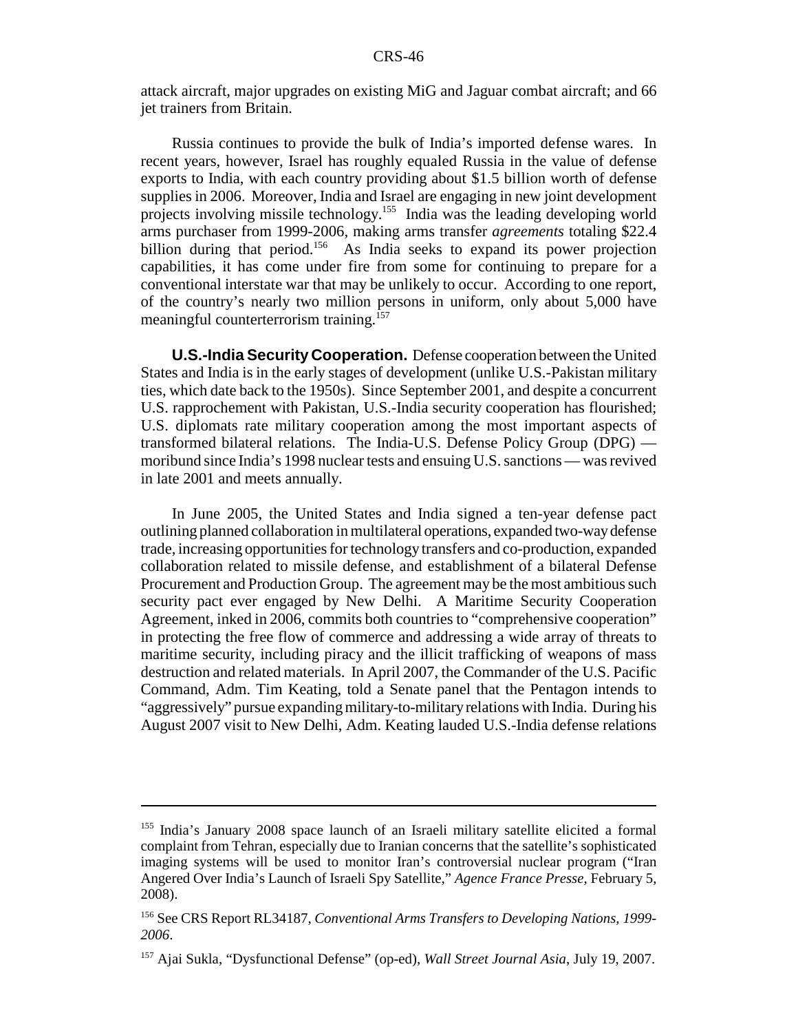attack aircraft, major upgrades on existing MiG and Jaguar combat aircraft; and 66 jet trainers from Britain.

Russia continues to provide the bulk of India's imported defense wares. In recent years, however, Israel has roughly equaled Russia in the value of defense exports to India, with each country providing about $1.5 billion worth of defense supplies in 2006. Moreover, India and Israel are engaging in new joint development projects involving missile technology.[155] India was the leading developing world arms purchaser from 1999-2006, making arms transfer *agreements* totaling $22.4 billion during that period.[156] As India seeks to expand its power projection capabilities, it has come under fire from some for continuing to prepare for a conventional interstate war that may be unlikely to occur. According to one report, of the country's nearly two million persons in uniform, only about 5,000 have meaningful counterterrorism training.[157]

**U.S.-India Security Cooperation.** Defense cooperation between the United States and India is in the early stages of development (unlike U.S.-Pakistan military ties, which date back to the 1950s). Since September 2001, and despite a concurrent U.S. rapprochement with Pakistan, U.S.-India security cooperation has flourished; U.S. diplomats rate military cooperation among the most important aspects of transformed bilateral relations. The India-U.S. Defense Policy Group (DPG) — moribund since India's 1998 nuclear tests and ensuing U.S. sanctions — was revived in late 2001 and meets annually.

In June 2005, the United States and India signed a ten-year defense pact outlining planned collaboration in multilateral operations, expanded two-way defense trade, increasing opportunities for technology transfers and co-production, expanded collaboration related to missile defense, and establishment of a bilateral Defense Procurement and Production Group. The agreement may be the most ambitious such security pact ever engaged by New Delhi. A Maritime Security Cooperation Agreement, inked in 2006, commits both countries to "comprehensive cooperation" in protecting the free flow of commerce and addressing a wide array of threats to maritime security, including piracy and the illicit trafficking of weapons of mass destruction and related materials. In April 2007, the Commander of the U.S. Pacific Command, Adm. Tim Keating, told a Senate panel that the Pentagon intends to "aggressively" pursue expanding military-to-military relations with India. During his August 2007 visit to New Delhi, Adm. Keating lauded U.S.-India defense relations

---

[155] India's January 2008 space launch of an Israeli military satellite elicited a formal complaint from Tehran, especially due to Iranian concerns that the satellite's sophisticated imaging systems will be used to monitor Iran's controversial nuclear program ("Iran Angered Over India's Launch of Israeli Spy Satellite," *Agence France Presse*, February 5, 2008).

[156] See CRS Report RL34187, *Conventional Arms Transfers to Developing Nations, 1999-2006*.

[157] Ajai Sukla, "Dysfunctional Defense" (op-ed), *Wall Street Journal Asia*, July 19, 2007.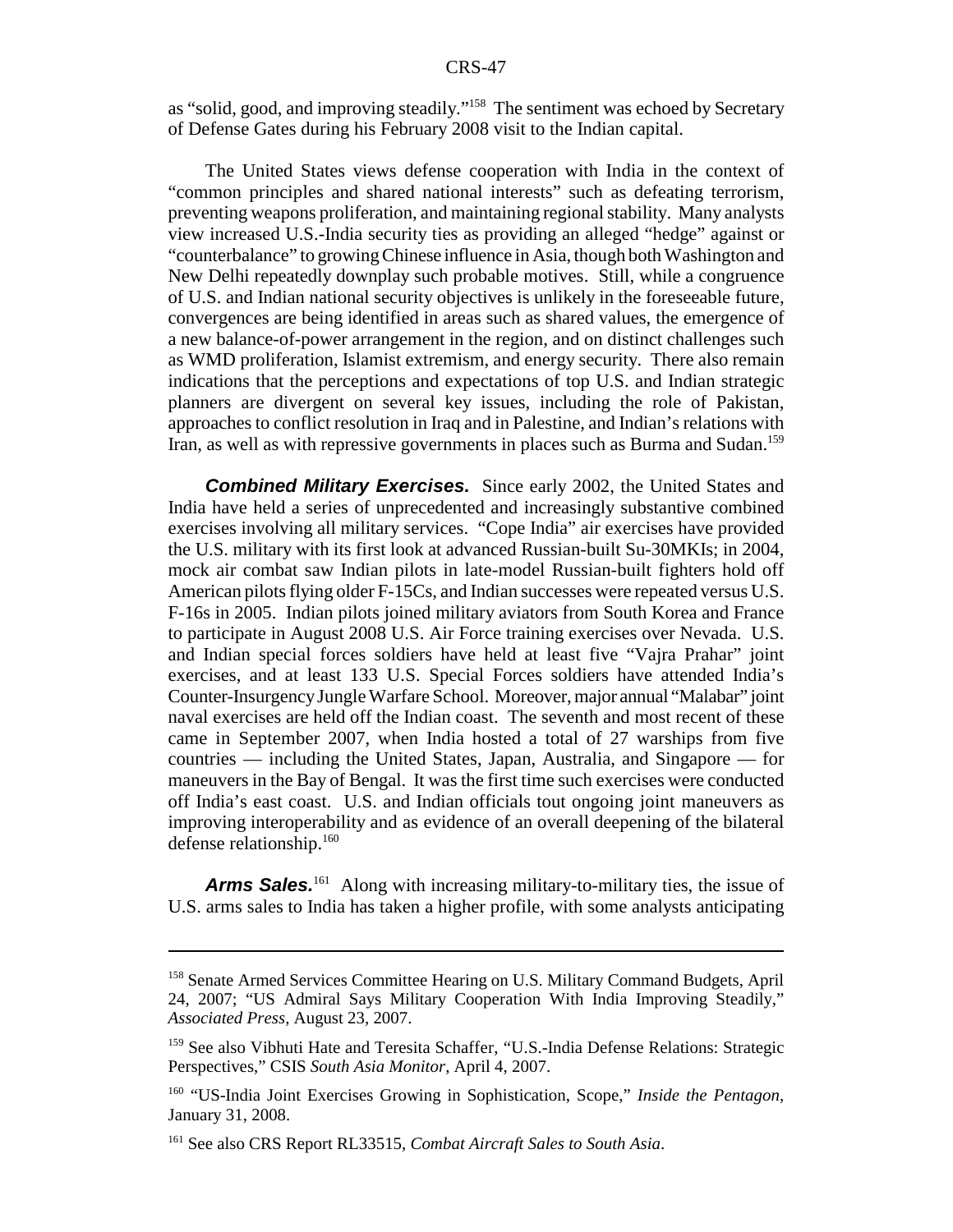as "solid, good, and improving steadily."[158] The sentiment was echoed by Secretary of Defense Gates during his February 2008 visit to the Indian capital.

The United States views defense cooperation with India in the context of "common principles and shared national interests" such as defeating terrorism, preventing weapons proliferation, and maintaining regional stability. Many analysts view increased U.S.-India security ties as providing an alleged "hedge" against or "counterbalance" to growing Chinese influence in Asia, though both Washington and New Delhi repeatedly downplay such probable motives. Still, while a congruence of U.S. and Indian national security objectives is unlikely in the foreseeable future, convergences are being identified in areas such as shared values, the emergence of a new balance-of-power arrangement in the region, and on distinct challenges such as WMD proliferation, Islamist extremism, and energy security. There also remain indications that the perceptions and expectations of top U.S. and Indian strategic planners are divergent on several key issues, including the role of Pakistan, approaches to conflict resolution in Iraq and in Palestine, and Indian's relations with Iran, as well as with repressive governments in places such as Burma and Sudan.[159]

***Combined Military Exercises.*** Since early 2002, the United States and India have held a series of unprecedented and increasingly substantive combined exercises involving all military services. "Cope India" air exercises have provided the U.S. military with its first look at advanced Russian-built Su-30MKIs; in 2004, mock air combat saw Indian pilots in late-model Russian-built fighters hold off American pilots flying older F-15Cs, and Indian successes were repeated versus U.S. F-16s in 2005. Indian pilots joined military aviators from South Korea and France to participate in August 2008 U.S. Air Force training exercises over Nevada. U.S. and Indian special forces soldiers have held at least five "Vajra Prahar" joint exercises, and at least 133 U.S. Special Forces soldiers have attended India's Counter-Insurgency Jungle Warfare School. Moreover, major annual "Malabar" joint naval exercises are held off the Indian coast. The seventh and most recent of these came in September 2007, when India hosted a total of 27 warships from five countries — including the United States, Japan, Australia, and Singapore — for maneuvers in the Bay of Bengal. It was the first time such exercises were conducted off India's east coast. U.S. and Indian officials tout ongoing joint maneuvers as improving interoperability and as evidence of an overall deepening of the bilateral defense relationship.[160]

***Arms Sales.***[161] Along with increasing military-to-military ties, the issue of U.S. arms sales to India has taken a higher profile, with some analysts anticipating

---

[158] Senate Armed Services Committee Hearing on U.S. Military Command Budgets, April 24, 2007; "US Admiral Says Military Cooperation With India Improving Steadily," *Associated Press*, August 23, 2007.

[159] See also Vibhuti Hate and Teresita Schaffer, "U.S.-India Defense Relations: Strategic Perspectives," CSIS *South Asia Monitor*, April 4, 2007.

[160] "US-India Joint Exercises Growing in Sophistication, Scope," *Inside the Pentagon*, January 31, 2008.

[161] See also CRS Report RL33515, *Combat Aircraft Sales to South Asia*.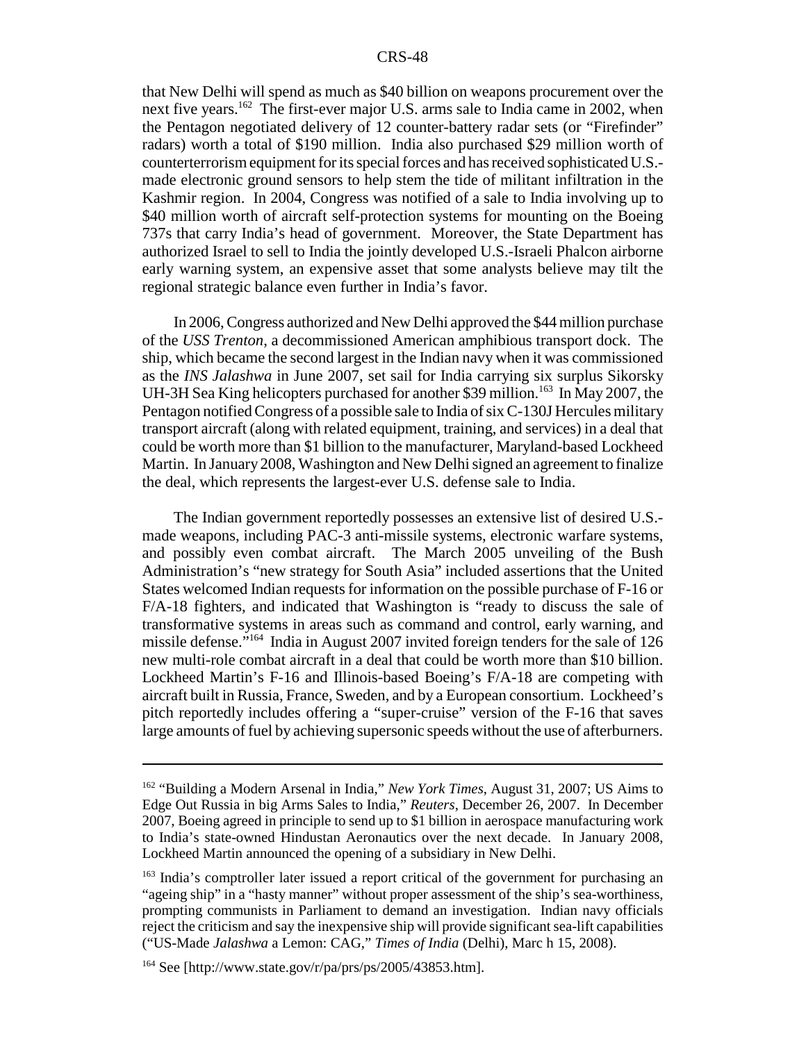that New Delhi will spend as much as $40 billion on weapons procurement over the next five years.[162] The first-ever major U.S. arms sale to India came in 2002, when the Pentagon negotiated delivery of 12 counter-battery radar sets (or "Firefinder" radars) worth a total of $190 million. India also purchased $29 million worth of counterterrorism equipment for its special forces and has received sophisticated U.S.-made electronic ground sensors to help stem the tide of militant infiltration in the Kashmir region. In 2004, Congress was notified of a sale to India involving up to $40 million worth of aircraft self-protection systems for mounting on the Boeing 737s that carry India's head of government. Moreover, the State Department has authorized Israel to sell to India the jointly developed U.S.-Israeli Phalcon airborne early warning system, an expensive asset that some analysts believe may tilt the regional strategic balance even further in India's favor.

In 2006, Congress authorized and New Delhi approved the $44 million purchase of the *USS Trenton*, a decommissioned American amphibious transport dock. The ship, which became the second largest in the Indian navy when it was commissioned as the *INS Jalashwa* in June 2007, set sail for India carrying six surplus Sikorsky UH-3H Sea King helicopters purchased for another $39 million.[163] In May 2007, the Pentagon notified Congress of a possible sale to India of six C-130J Hercules military transport aircraft (along with related equipment, training, and services) in a deal that could be worth more than $1 billion to the manufacturer, Maryland-based Lockheed Martin. In January 2008, Washington and New Delhi signed an agreement to finalize the deal, which represents the largest-ever U.S. defense sale to India.

The Indian government reportedly possesses an extensive list of desired U.S.-made weapons, including PAC-3 anti-missile systems, electronic warfare systems, and possibly even combat aircraft. The March 2005 unveiling of the Bush Administration's "new strategy for South Asia" included assertions that the United States welcomed Indian requests for information on the possible purchase of F-16 or F/A-18 fighters, and indicated that Washington is "ready to discuss the sale of transformative systems in areas such as command and control, early warning, and missile defense."[164] India in August 2007 invited foreign tenders for the sale of 126 new multi-role combat aircraft in a deal that could be worth more than $10 billion. Lockheed Martin's F-16 and Illinois-based Boeing's F/A-18 are competing with aircraft built in Russia, France, Sweden, and by a European consortium. Lockheed's pitch reportedly includes offering a "super-cruise" version of the F-16 that saves large amounts of fuel by achieving supersonic speeds without the use of afterburners.

---

[162] "Building a Modern Arsenal in India," *New York Times*, August 31, 2007; US Aims to Edge Out Russia in big Arms Sales to India," *Reuters*, December 26, 2007. In December 2007, Boeing agreed in principle to send up to $1 billion in aerospace manufacturing work to India's state-owned Hindustan Aeronautics over the next decade. In January 2008, Lockheed Martin announced the opening of a subsidiary in New Delhi.

[163] India's comptroller later issued a report critical of the government for purchasing an "ageing ship" in a "hasty manner" without proper assessment of the ship's sea-worthiness, prompting communists in Parliament to demand an investigation. Indian navy officials reject the criticism and say the inexpensive ship will provide significant sea-lift capabilities ("US-Made *Jalashwa* a Lemon: CAG," *Times of India* (Delhi), Marc h 15, 2008).

[164] See [http://www.state.gov/r/pa/prs/ps/2005/43853.htm].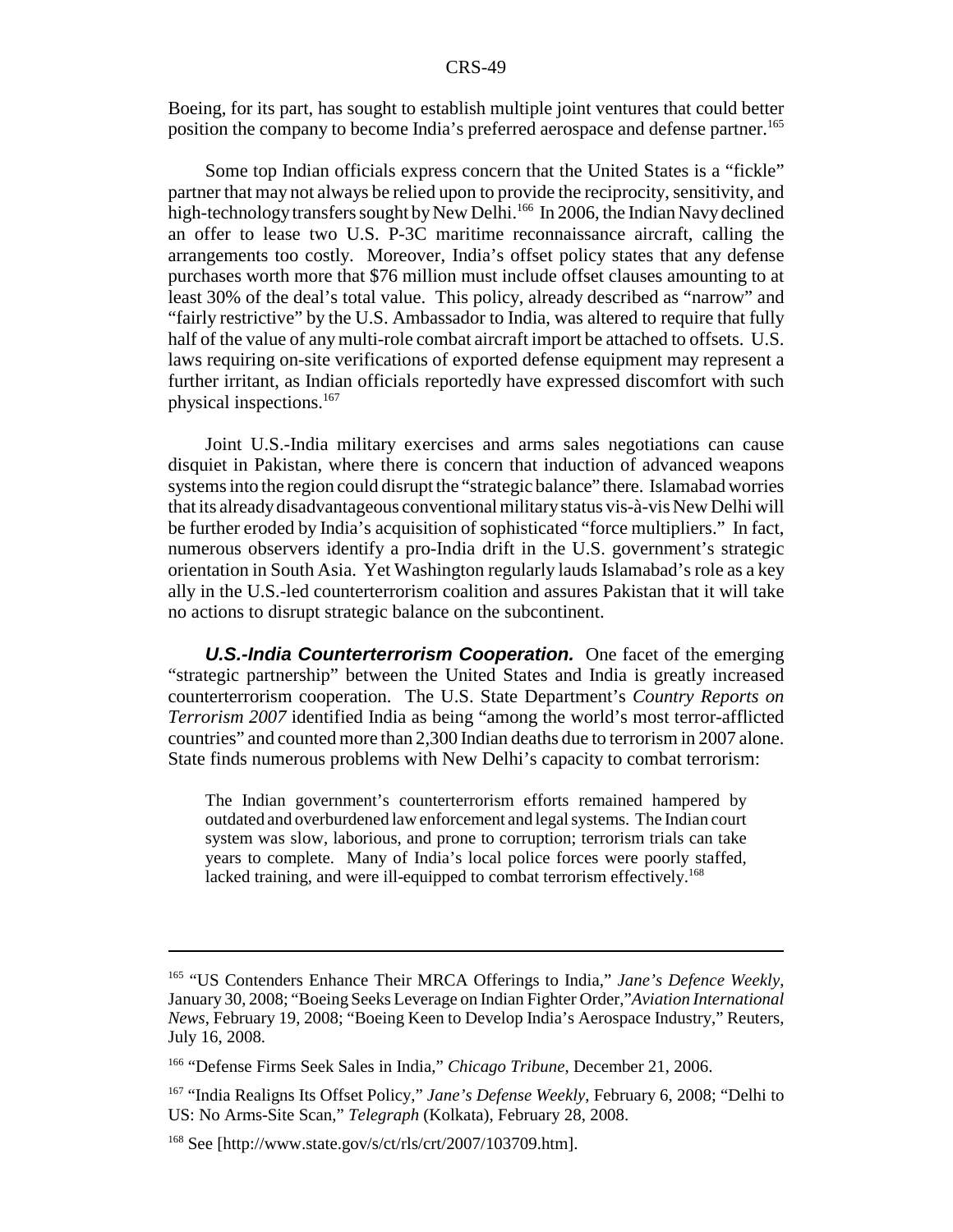Boeing, for its part, has sought to establish multiple joint ventures that could better position the company to become India's preferred aerospace and defense partner.[165]

Some top Indian officials express concern that the United States is a "fickle" partner that may not always be relied upon to provide the reciprocity, sensitivity, and high-technology transfers sought by New Delhi.[166] In 2006, the Indian Navy declined an offer to lease two U.S. P-3C maritime reconnaissance aircraft, calling the arrangements too costly. Moreover, India's offset policy states that any defense purchases worth more that $76 million must include offset clauses amounting to at least 30% of the deal's total value. This policy, already described as "narrow" and "fairly restrictive" by the U.S. Ambassador to India, was altered to require that fully half of the value of any multi-role combat aircraft import be attached to offsets. U.S. laws requiring on-site verifications of exported defense equipment may represent a further irritant, as Indian officials reportedly have expressed discomfort with such physical inspections.[167]

Joint U.S.-India military exercises and arms sales negotiations can cause disquiet in Pakistan, where there is concern that induction of advanced weapons systems into the region could disrupt the "strategic balance" there. Islamabad worries that its already disadvantageous conventional military status vis-à-vis New Delhi will be further eroded by India's acquisition of sophisticated "force multipliers." In fact, numerous observers identify a pro-India drift in the U.S. government's strategic orientation in South Asia. Yet Washington regularly lauds Islamabad's role as a key ally in the U.S.-led counterterrorism coalition and assures Pakistan that it will take no actions to disrupt strategic balance on the subcontinent.

***U.S.-India Counterterrorism Cooperation.*** One facet of the emerging "strategic partnership" between the United States and India is greatly increased counterterrorism cooperation. The U.S. State Department's *Country Reports on Terrorism 2007* identified India as being "among the world's most terror-afflicted countries" and counted more than 2,300 Indian deaths due to terrorism in 2007 alone. State finds numerous problems with New Delhi's capacity to combat terrorism:

> The Indian government's counterterrorism efforts remained hampered by outdated and overburdened law enforcement and legal systems. The Indian court system was slow, laborious, and prone to corruption; terrorism trials can take years to complete. Many of India's local police forces were poorly staffed, lacked training, and were ill-equipped to combat terrorism effectively.[168]

---

[165] "US Contenders Enhance Their MRCA Offerings to India," *Jane's Defence Weekly*, January 30, 2008; "Boeing Seeks Leverage on Indian Fighter Order,"*Aviation International News*, February 19, 2008; "Boeing Keen to Develop India's Aerospace Industry," Reuters, July 16, 2008.

[166] "Defense Firms Seek Sales in India," *Chicago Tribune*, December 21, 2006.

[167] "India Realigns Its Offset Policy," *Jane's Defense Weekly*, February 6, 2008; "Delhi to US: No Arms-Site Scan," *Telegraph* (Kolkata), February 28, 2008.

[168] See [http://www.state.gov/s/ct/rls/crt/2007/103709.htm].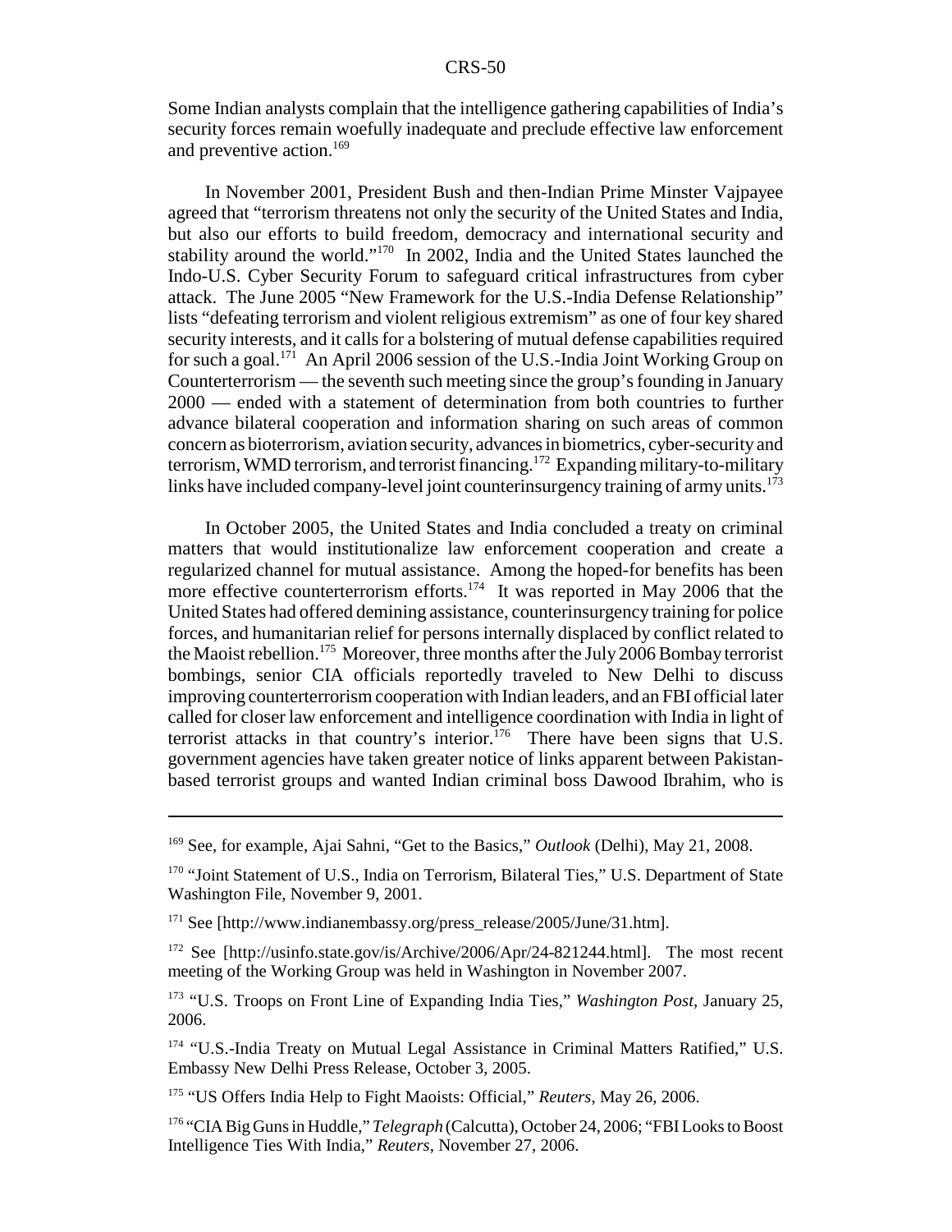Some Indian analysts complain that the intelligence gathering capabilities of India's security forces remain woefully inadequate and preclude effective law enforcement and preventive action.[169]

In November 2001, President Bush and then-Indian Prime Minster Vajpayee agreed that "terrorism threatens not only the security of the United States and India, but also our efforts to build freedom, democracy and international security and stability around the world."[170] In 2002, India and the United States launched the Indo-U.S. Cyber Security Forum to safeguard critical infrastructures from cyber attack. The June 2005 "New Framework for the U.S.-India Defense Relationship" lists "defeating terrorism and violent religious extremism" as one of four key shared security interests, and it calls for a bolstering of mutual defense capabilities required for such a goal.[171] An April 2006 session of the U.S.-India Joint Working Group on Counterterrorism — the seventh such meeting since the group's founding in January 2000 — ended with a statement of determination from both countries to further advance bilateral cooperation and information sharing on such areas of common concern as bioterrorism, aviation security, advances in biometrics, cyber-security and terrorism, WMD terrorism, and terrorist financing.[172] Expanding military-to-military links have included company-level joint counterinsurgency training of army units.[173]

In October 2005, the United States and India concluded a treaty on criminal matters that would institutionalize law enforcement cooperation and create a regularized channel for mutual assistance. Among the hoped-for benefits has been more effective counterterrorism efforts.[174] It was reported in May 2006 that the United States had offered demining assistance, counterinsurgency training for police forces, and humanitarian relief for persons internally displaced by conflict related to the Maoist rebellion.[175] Moreover, three months after the July 2006 Bombay terrorist bombings, senior CIA officials reportedly traveled to New Delhi to discuss improving counterterrorism cooperation with Indian leaders, and an FBI official later called for closer law enforcement and intelligence coordination with India in light of terrorist attacks in that country's interior.[176] There have been signs that U.S. government agencies have taken greater notice of links apparent between Pakistan-based terrorist groups and wanted Indian criminal boss Dawood Ibrahim, who is

---

[169] See, for example, Ajai Sahni, "Get to the Basics," *Outlook* (Delhi), May 21, 2008.

[170] "Joint Statement of U.S., India on Terrorism, Bilateral Ties," U.S. Department of State Washington File, November 9, 2001.

[171] See [http://www.indianembassy.org/press_release/2005/June/31.htm].

[172] See [http://usinfo.state.gov/is/Archive/2006/Apr/24-821244.html]. The most recent meeting of the Working Group was held in Washington in November 2007.

[173] "U.S. Troops on Front Line of Expanding India Ties," *Washington Post*, January 25, 2006.

[174] "U.S.-India Treaty on Mutual Legal Assistance in Criminal Matters Ratified," U.S. Embassy New Delhi Press Release, October 3, 2005.

[175] "US Offers India Help to Fight Maoists: Official," *Reuters*, May 26, 2006.

[176] "CIA Big Guns in Huddle," *Telegraph* (Calcutta), October 24, 2006; "FBI Looks to Boost Intelligence Ties With India," *Reuters*, November 27, 2006.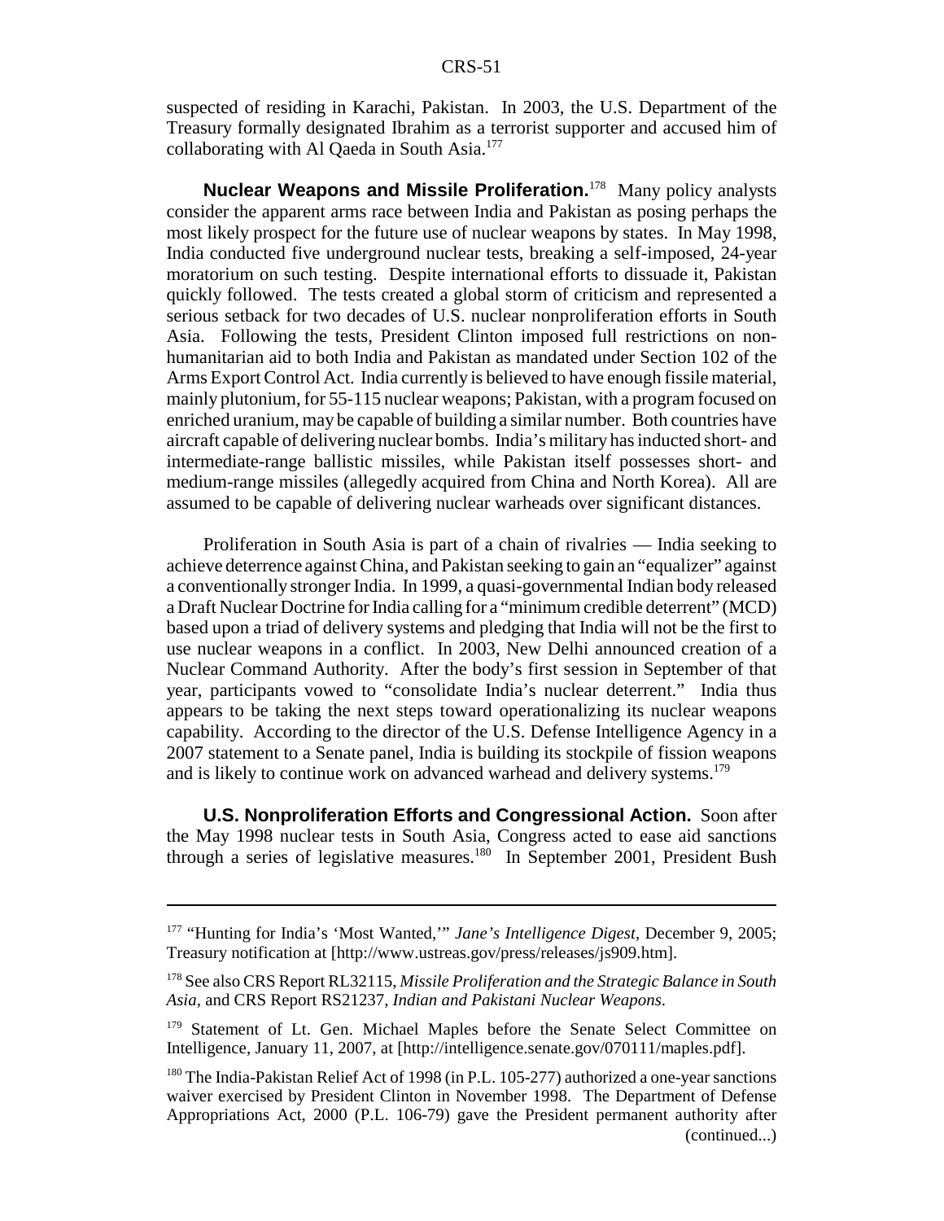suspected of residing in Karachi, Pakistan. In 2003, the U.S. Department of the Treasury formally designated Ibrahim as a terrorist supporter and accused him of collaborating with Al Qaeda in South Asia.[177]

**Nuclear Weapons and Missile Proliferation.**[178] Many policy analysts consider the apparent arms race between India and Pakistan as posing perhaps the most likely prospect for the future use of nuclear weapons by states. In May 1998, India conducted five underground nuclear tests, breaking a self-imposed, 24-year moratorium on such testing. Despite international efforts to dissuade it, Pakistan quickly followed. The tests created a global storm of criticism and represented a serious setback for two decades of U.S. nuclear nonproliferation efforts in South Asia. Following the tests, President Clinton imposed full restrictions on non-humanitarian aid to both India and Pakistan as mandated under Section 102 of the Arms Export Control Act. India currently is believed to have enough fissile material, mainly plutonium, for 55-115 nuclear weapons; Pakistan, with a program focused on enriched uranium, may be capable of building a similar number. Both countries have aircraft capable of delivering nuclear bombs. India's military has inducted short- and intermediate-range ballistic missiles, while Pakistan itself possesses short- and medium-range missiles (allegedly acquired from China and North Korea). All are assumed to be capable of delivering nuclear warheads over significant distances.

Proliferation in South Asia is part of a chain of rivalries — India seeking to achieve deterrence against China, and Pakistan seeking to gain an "equalizer" against a conventionally stronger India. In 1999, a quasi-governmental Indian body released a Draft Nuclear Doctrine for India calling for a "minimum credible deterrent" (MCD) based upon a triad of delivery systems and pledging that India will not be the first to use nuclear weapons in a conflict. In 2003, New Delhi announced creation of a Nuclear Command Authority. After the body's first session in September of that year, participants vowed to "consolidate India's nuclear deterrent." India thus appears to be taking the next steps toward operationalizing its nuclear weapons capability. According to the director of the U.S. Defense Intelligence Agency in a 2007 statement to a Senate panel, India is building its stockpile of fission weapons and is likely to continue work on advanced warhead and delivery systems.[179]

**U.S. Nonproliferation Efforts and Congressional Action.** Soon after the May 1998 nuclear tests in South Asia, Congress acted to ease aid sanctions through a series of legislative measures.[180] In September 2001, President Bush

---

[177] "Hunting for India's 'Most Wanted,'" *Jane's Intelligence Digest*, December 9, 2005; Treasury notification at [http://www.ustreas.gov/press/releases/js909.htm].

[178] See also CRS Report RL32115, *Missile Proliferation and the Strategic Balance in South Asia*, and CRS Report RS21237, *Indian and Pakistani Nuclear Weapons*.

[179] Statement of Lt. Gen. Michael Maples before the Senate Select Committee on Intelligence, January 11, 2007, at [http://intelligence.senate.gov/070111/maples.pdf].

[180] The India-Pakistan Relief Act of 1998 (in P.L. 105-277) authorized a one-year sanctions waiver exercised by President Clinton in November 1998. The Department of Defense Appropriations Act, 2000 (P.L. 106-79) gave the President permanent authority after (continued...)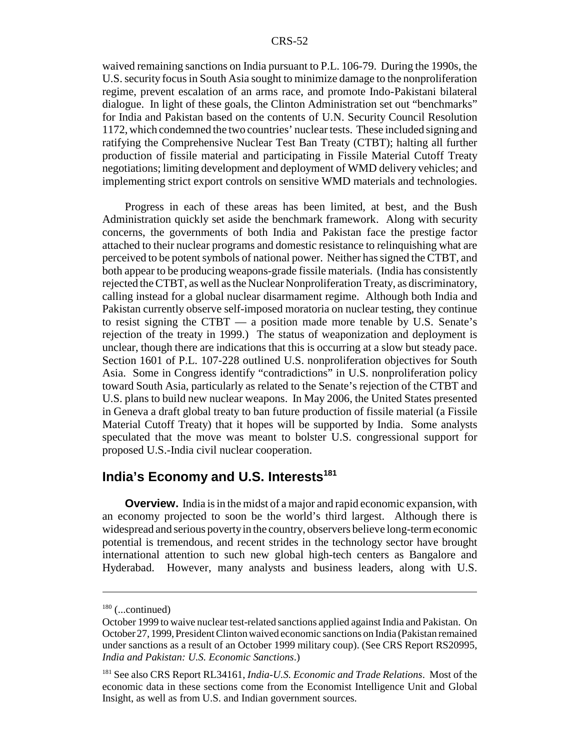waived remaining sanctions on India pursuant to P.L. 106-79. During the 1990s, the U.S. security focus in South Asia sought to minimize damage to the nonproliferation regime, prevent escalation of an arms race, and promote Indo-Pakistani bilateral dialogue. In light of these goals, the Clinton Administration set out "benchmarks" for India and Pakistan based on the contents of U.N. Security Council Resolution 1172, which condemned the two countries' nuclear tests. These included signing and ratifying the Comprehensive Nuclear Test Ban Treaty (CTBT); halting all further production of fissile material and participating in Fissile Material Cutoff Treaty negotiations; limiting development and deployment of WMD delivery vehicles; and implementing strict export controls on sensitive WMD materials and technologies.

Progress in each of these areas has been limited, at best, and the Bush Administration quickly set aside the benchmark framework. Along with security concerns, the governments of both India and Pakistan face the prestige factor attached to their nuclear programs and domestic resistance to relinquishing what are perceived to be potent symbols of national power. Neither has signed the CTBT, and both appear to be producing weapons-grade fissile materials. (India has consistently rejected the CTBT, as well as the Nuclear Nonproliferation Treaty, as discriminatory, calling instead for a global nuclear disarmament regime. Although both India and Pakistan currently observe self-imposed moratoria on nuclear testing, they continue to resist signing the CTBT — a position made more tenable by U.S. Senate's rejection of the treaty in 1999.) The status of weaponization and deployment is unclear, though there are indications that this is occurring at a slow but steady pace. Section 1601 of P.L. 107-228 outlined U.S. nonproliferation objectives for South Asia. Some in Congress identify "contradictions" in U.S. nonproliferation policy toward South Asia, particularly as related to the Senate's rejection of the CTBT and U.S. plans to build new nuclear weapons. In May 2006, the United States presented in Geneva a draft global treaty to ban future production of fissile material (a Fissile Material Cutoff Treaty) that it hopes will be supported by India. Some analysts speculated that the move was meant to bolster U.S. congressional support for proposed U.S.-India civil nuclear cooperation.

## India's Economy and U.S. Interests[181]

**Overview.** India is in the midst of a major and rapid economic expansion, with an economy projected to soon be the world's third largest. Although there is widespread and serious poverty in the country, observers believe long-term economic potential is tremendous, and recent strides in the technology sector have brought international attention to such new global high-tech centers as Bangalore and Hyderabad. However, many analysts and business leaders, along with U.S.

---

[180] (...continued)

October 1999 to waive nuclear test-related sanctions applied against India and Pakistan. On October 27, 1999, President Clinton waived economic sanctions on India (Pakistan remained under sanctions as a result of an October 1999 military coup). (See CRS Report RS20995, *India and Pakistan: U.S. Economic Sanctions*.)

[181] See also CRS Report RL34161, *India-U.S. Economic and Trade Relations*. Most of the economic data in these sections come from the Economist Intelligence Unit and Global Insight, as well as from U.S. and Indian government sources.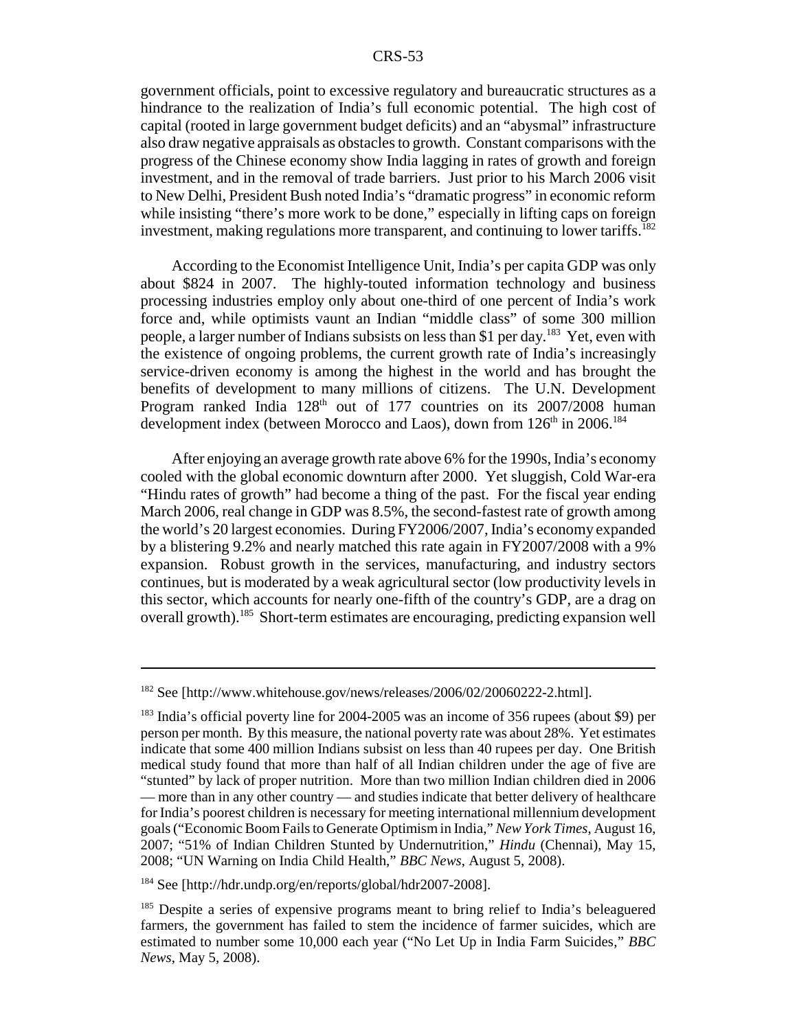government officials, point to excessive regulatory and bureaucratic structures as a hindrance to the realization of India's full economic potential. The high cost of capital (rooted in large government budget deficits) and an "abysmal" infrastructure also draw negative appraisals as obstacles to growth. Constant comparisons with the progress of the Chinese economy show India lagging in rates of growth and foreign investment, and in the removal of trade barriers. Just prior to his March 2006 visit to New Delhi, President Bush noted India's "dramatic progress" in economic reform while insisting "there's more work to be done," especially in lifting caps on foreign investment, making regulations more transparent, and continuing to lower tariffs.[182]

According to the Economist Intelligence Unit, India's per capita GDP was only about $824 in 2007. The highly-touted information technology and business processing industries employ only about one-third of one percent of India's work force and, while optimists vaunt an Indian "middle class" of some 300 million people, a larger number of Indians subsists on less than $1 per day.[183] Yet, even with the existence of ongoing problems, the current growth rate of India's increasingly service-driven economy is among the highest in the world and has brought the benefits of development to many millions of citizens. The U.N. Development Program ranked India 128th out of 177 countries on its 2007/2008 human development index (between Morocco and Laos), down from 126th in 2006.[184]

After enjoying an average growth rate above 6% for the 1990s, India's economy cooled with the global economic downturn after 2000. Yet sluggish, Cold War-era "Hindu rates of growth" had become a thing of the past. For the fiscal year ending March 2006, real change in GDP was 8.5%, the second-fastest rate of growth among the world's 20 largest economies. During FY2006/2007, India's economy expanded by a blistering 9.2% and nearly matched this rate again in FY2007/2008 with a 9% expansion. Robust growth in the services, manufacturing, and industry sectors continues, but is moderated by a weak agricultural sector (low productivity levels in this sector, which accounts for nearly one-fifth of the country's GDP, are a drag on overall growth).[185] Short-term estimates are encouraging, predicting expansion well

---

[182] See [http://www.whitehouse.gov/news/releases/2006/02/20060222-2.html].

[183] India's official poverty line for 2004-2005 was an income of 356 rupees (about $9) per person per month. By this measure, the national poverty rate was about 28%. Yet estimates indicate that some 400 million Indians subsist on less than 40 rupees per day. One British medical study found that more than half of all Indian children under the age of five are "stunted" by lack of proper nutrition. More than two million Indian children died in 2006 — more than in any other country — and studies indicate that better delivery of healthcare for India's poorest children is necessary for meeting international millennium development goals ("Economic Boom Fails to Generate Optimism in India," *New York Times*, August 16, 2007; "51% of Indian Children Stunted by Undernutrition," *Hindu* (Chennai), May 15, 2008; "UN Warning on India Child Health," *BBC News*, August 5, 2008).

[184] See [http://hdr.undp.org/en/reports/global/hdr2007-2008].

[185] Despite a series of expensive programs meant to bring relief to India's beleaguered farmers, the government has failed to stem the incidence of farmer suicides, which are estimated to number some 10,000 each year ("No Let Up in India Farm Suicides," *BBC News*, May 5, 2008).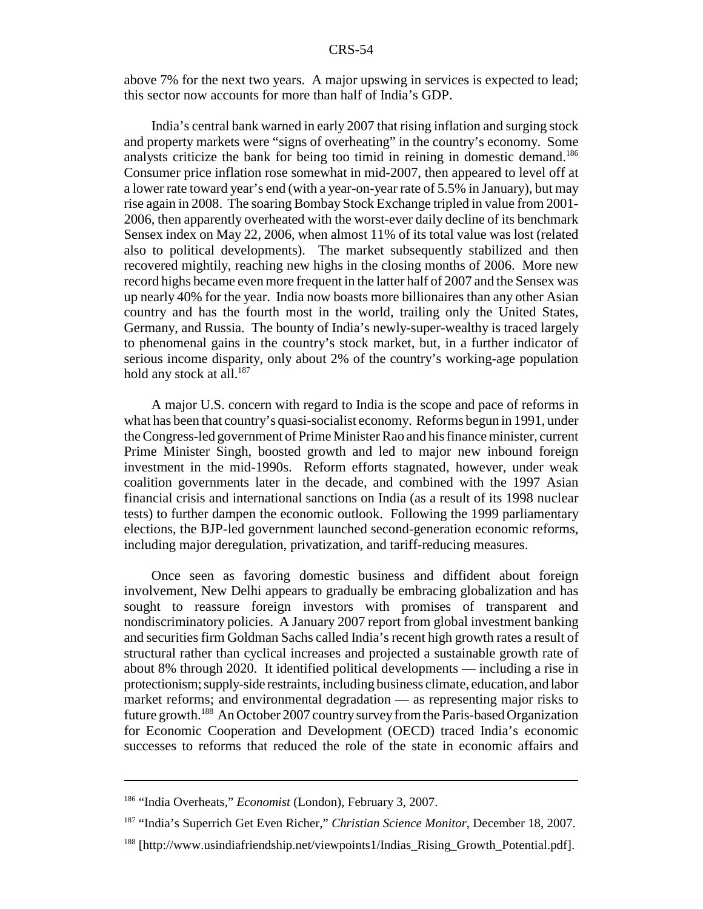above 7% for the next two years. A major upswing in services is expected to lead; this sector now accounts for more than half of India's GDP.

India's central bank warned in early 2007 that rising inflation and surging stock and property markets were "signs of overheating" in the country's economy. Some analysts criticize the bank for being too timid in reining in domestic demand.[186] Consumer price inflation rose somewhat in mid-2007, then appeared to level off at a lower rate toward year's end (with a year-on-year rate of 5.5% in January), but may rise again in 2008. The soaring Bombay Stock Exchange tripled in value from 2001-2006, then apparently overheated with the worst-ever daily decline of its benchmark Sensex index on May 22, 2006, when almost 11% of its total value was lost (related also to political developments). The market subsequently stabilized and then recovered mightily, reaching new highs in the closing months of 2006. More new record highs became even more frequent in the latter half of 2007 and the Sensex was up nearly 40% for the year. India now boasts more billionaires than any other Asian country and has the fourth most in the world, trailing only the United States, Germany, and Russia. The bounty of India's newly-super-wealthy is traced largely to phenomenal gains in the country's stock market, but, in a further indicator of serious income disparity, only about 2% of the country's working-age population hold any stock at all.[187]

A major U.S. concern with regard to India is the scope and pace of reforms in what has been that country's quasi-socialist economy. Reforms begun in 1991, under the Congress-led government of Prime Minister Rao and his finance minister, current Prime Minister Singh, boosted growth and led to major new inbound foreign investment in the mid-1990s. Reform efforts stagnated, however, under weak coalition governments later in the decade, and combined with the 1997 Asian financial crisis and international sanctions on India (as a result of its 1998 nuclear tests) to further dampen the economic outlook. Following the 1999 parliamentary elections, the BJP-led government launched second-generation economic reforms, including major deregulation, privatization, and tariff-reducing measures.

Once seen as favoring domestic business and diffident about foreign involvement, New Delhi appears to gradually be embracing globalization and has sought to reassure foreign investors with promises of transparent and nondiscriminatory policies. A January 2007 report from global investment banking and securities firm Goldman Sachs called India's recent high growth rates a result of structural rather than cyclical increases and projected a sustainable growth rate of about 8% through 2020. It identified political developments — including a rise in protectionism; supply-side restraints, including business climate, education, and labor market reforms; and environmental degradation — as representing major risks to future growth.[188] An October 2007 country survey from the Paris-based Organization for Economic Cooperation and Development (OECD) traced India's economic successes to reforms that reduced the role of the state in economic affairs and

---

[186] "India Overheats," *Economist* (London), February 3, 2007.

[187] "India's Superrich Get Even Richer," *Christian Science Monitor*, December 18, 2007.

[188] [http://www.usindiafriendship.net/viewpoints1/Indias_Rising_Growth_Potential.pdf].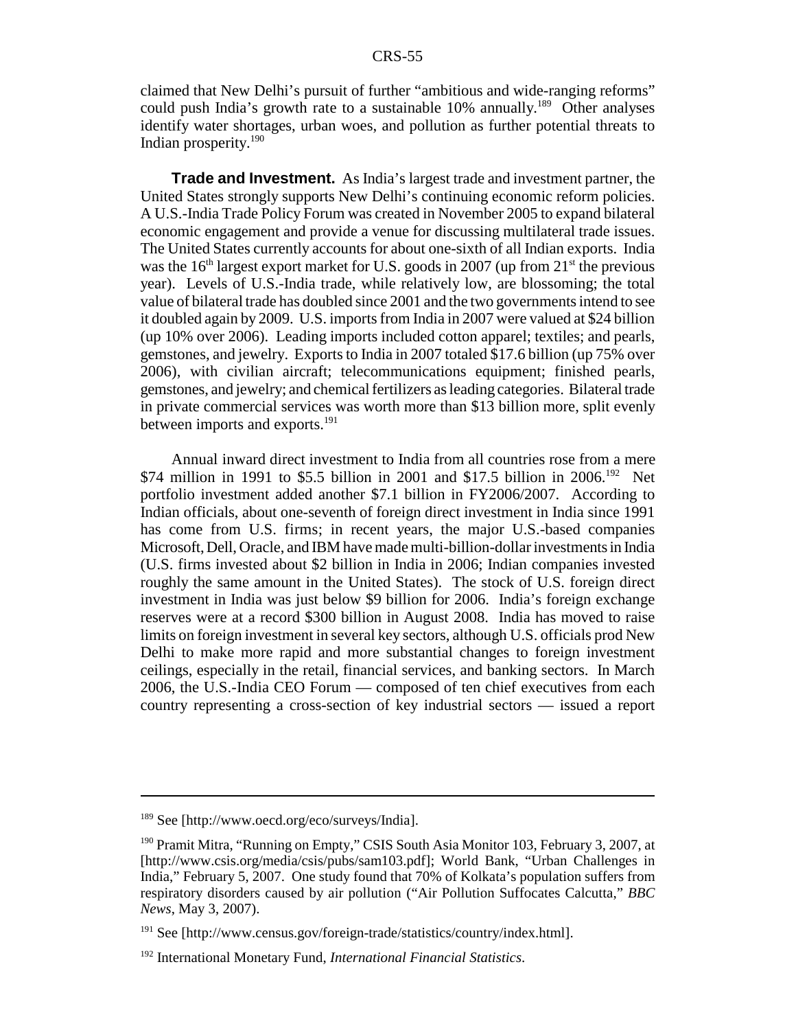claimed that New Delhi's pursuit of further "ambitious and wide-ranging reforms" could push India's growth rate to a sustainable 10% annually.[189] Other analyses identify water shortages, urban woes, and pollution as further potential threats to Indian prosperity.[190]

**Trade and Investment.** As India's largest trade and investment partner, the United States strongly supports New Delhi's continuing economic reform policies. A U.S.-India Trade Policy Forum was created in November 2005 to expand bilateral economic engagement and provide a venue for discussing multilateral trade issues. The United States currently accounts for about one-sixth of all Indian exports. India was the 16th largest export market for U.S. goods in 2007 (up from 21st the previous year). Levels of U.S.-India trade, while relatively low, are blossoming; the total value of bilateral trade has doubled since 2001 and the two governments intend to see it doubled again by 2009. U.S. imports from India in 2007 were valued at $24 billion (up 10% over 2006). Leading imports included cotton apparel; textiles; and pearls, gemstones, and jewelry. Exports to India in 2007 totaled $17.6 billion (up 75% over 2006), with civilian aircraft; telecommunications equipment; finished pearls, gemstones, and jewelry; and chemical fertilizers as leading categories. Bilateral trade in private commercial services was worth more than $13 billion more, split evenly between imports and exports.[191]

Annual inward direct investment to India from all countries rose from a mere $74 million in 1991 to $5.5 billion in 2001 and $17.5 billion in 2006.[192] Net portfolio investment added another $7.1 billion in FY2006/2007. According to Indian officials, about one-seventh of foreign direct investment in India since 1991 has come from U.S. firms; in recent years, the major U.S.-based companies Microsoft, Dell, Oracle, and IBM have made multi-billion-dollar investments in India (U.S. firms invested about $2 billion in India in 2006; Indian companies invested roughly the same amount in the United States). The stock of U.S. foreign direct investment in India was just below $9 billion for 2006. India's foreign exchange reserves were at a record $300 billion in August 2008. India has moved to raise limits on foreign investment in several key sectors, although U.S. officials prod New Delhi to make more rapid and more substantial changes to foreign investment ceilings, especially in the retail, financial services, and banking sectors. In March 2006, the U.S.-India CEO Forum — composed of ten chief executives from each country representing a cross-section of key industrial sectors — issued a report

---

[189] See [http://www.oecd.org/eco/surveys/India].

[190] Pramit Mitra, "Running on Empty," CSIS South Asia Monitor 103, February 3, 2007, at [http://www.csis.org/media/csis/pubs/sam103.pdf]; World Bank, "Urban Challenges in India," February 5, 2007. One study found that 70% of Kolkata's population suffers from respiratory disorders caused by air pollution ("Air Pollution Suffocates Calcutta," *BBC News*, May 3, 2007).

[191] See [http://www.census.gov/foreign-trade/statistics/country/index.html].

[192] International Monetary Fund, *International Financial Statistics*.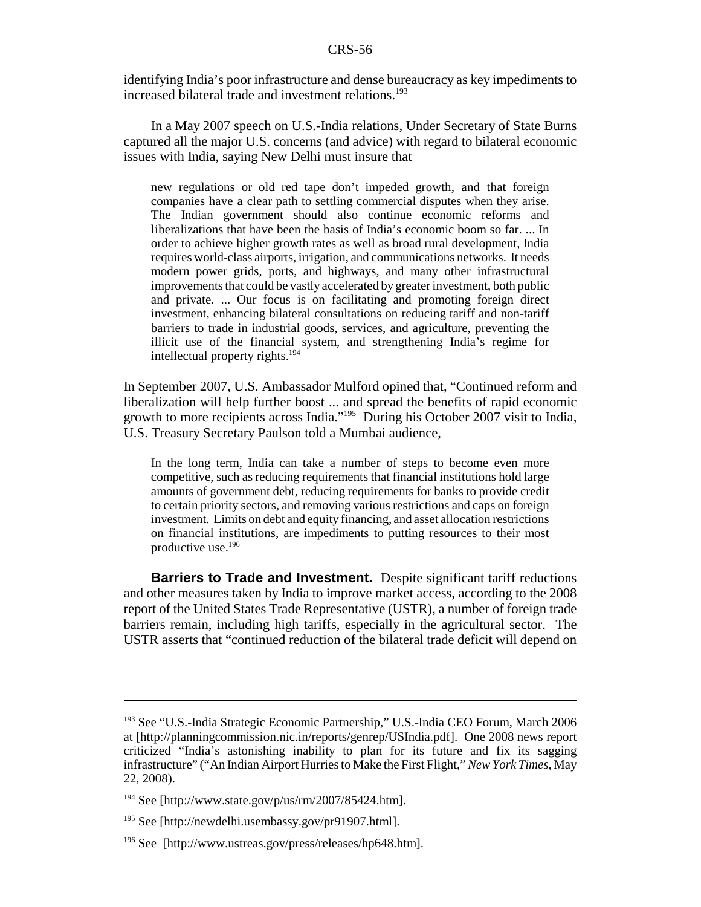identifying India's poor infrastructure and dense bureaucracy as key impediments to increased bilateral trade and investment relations.[193]

In a May 2007 speech on U.S.-India relations, Under Secretary of State Burns captured all the major U.S. concerns (and advice) with regard to bilateral economic issues with India, saying New Delhi must insure that

> new regulations or old red tape don't impeded growth, and that foreign companies have a clear path to settling commercial disputes when they arise. The Indian government should also continue economic reforms and liberalizations that have been the basis of India's economic boom so far. ... In order to achieve higher growth rates as well as broad rural development, India requires world-class airports, irrigation, and communications networks. It needs modern power grids, ports, and highways, and many other infrastructural improvements that could be vastly accelerated by greater investment, both public and private. ... Our focus is on facilitating and promoting foreign direct investment, enhancing bilateral consultations on reducing tariff and non-tariff barriers to trade in industrial goods, services, and agriculture, preventing the illicit use of the financial system, and strengthening India's regime for intellectual property rights.[194]

In September 2007, U.S. Ambassador Mulford opined that, "Continued reform and liberalization will help further boost ... and spread the benefits of rapid economic growth to more recipients across India."[195] During his October 2007 visit to India, U.S. Treasury Secretary Paulson told a Mumbai audience,

> In the long term, India can take a number of steps to become even more competitive, such as reducing requirements that financial institutions hold large amounts of government debt, reducing requirements for banks to provide credit to certain priority sectors, and removing various restrictions and caps on foreign investment. Limits on debt and equity financing, and asset allocation restrictions on financial institutions, are impediments to putting resources to their most productive use.[196]

**Barriers to Trade and Investment.** Despite significant tariff reductions and other measures taken by India to improve market access, according to the 2008 report of the United States Trade Representative (USTR), a number of foreign trade barriers remain, including high tariffs, especially in the agricultural sector. The USTR asserts that "continued reduction of the bilateral trade deficit will depend on

---

[193] See "U.S.-India Strategic Economic Partnership," U.S.-India CEO Forum, March 2006 at [http://planningcommission.nic.in/reports/genrep/USIndia.pdf]. One 2008 news report criticized "India's astonishing inability to plan for its future and fix its sagging infrastructure" ("An Indian Airport Hurries to Make the First Flight," *New York Times*, May 22, 2008).

[194] See [http://www.state.gov/p/us/rm/2007/85424.htm].

[195] See [http://newdelhi.usembassy.gov/pr91907.html].

[196] See [http://www.ustreas.gov/press/releases/hp648.htm].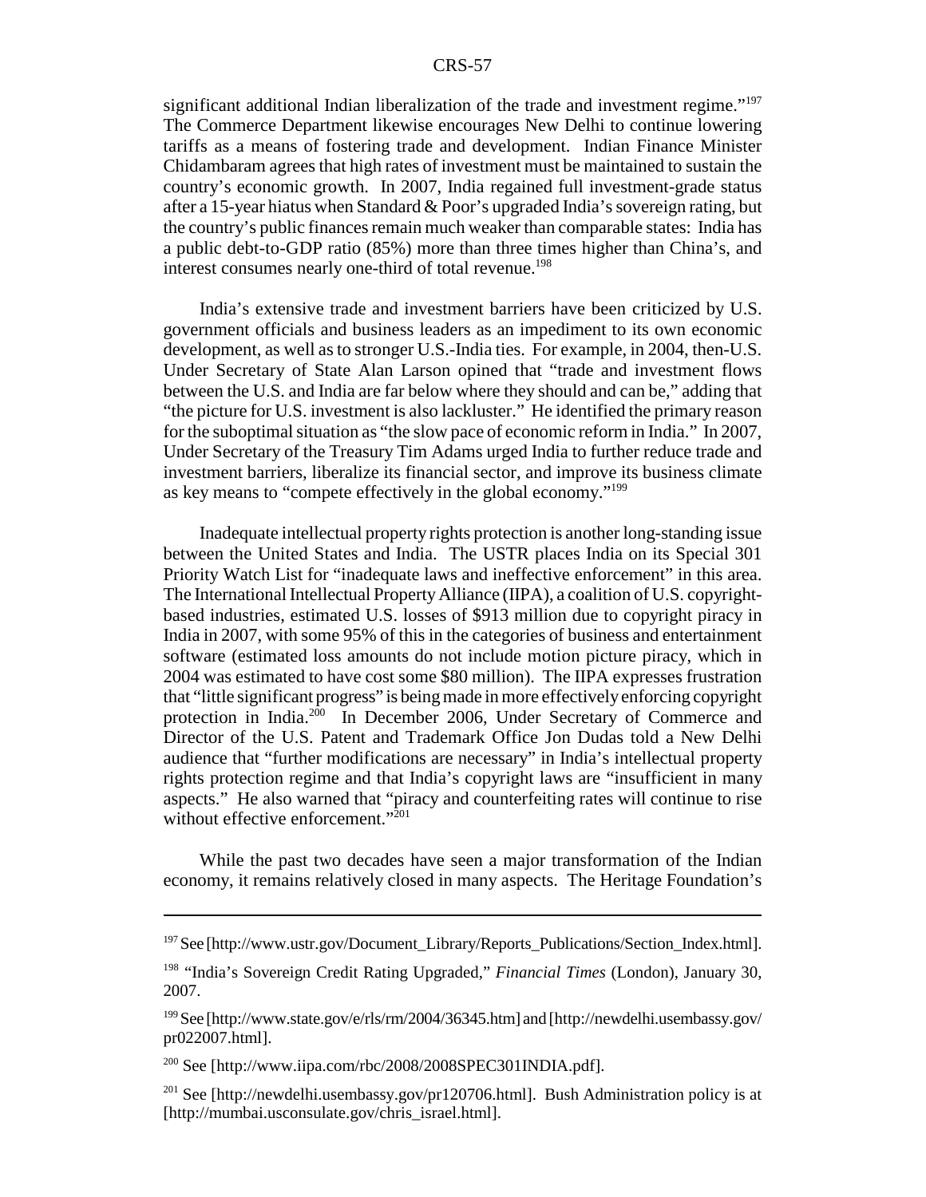significant additional Indian liberalization of the trade and investment regime."[197] The Commerce Department likewise encourages New Delhi to continue lowering tariffs as a means of fostering trade and development. Indian Finance Minister Chidambaram agrees that high rates of investment must be maintained to sustain the country's economic growth. In 2007, India regained full investment-grade status after a 15-year hiatus when Standard & Poor's upgraded India's sovereign rating, but the country's public finances remain much weaker than comparable states: India has a public debt-to-GDP ratio (85%) more than three times higher than China's, and interest consumes nearly one-third of total revenue.[198]

India's extensive trade and investment barriers have been criticized by U.S. government officials and business leaders as an impediment to its own economic development, as well as to stronger U.S.-India ties. For example, in 2004, then-U.S. Under Secretary of State Alan Larson opined that "trade and investment flows between the U.S. and India are far below where they should and can be," adding that "the picture for U.S. investment is also lackluster." He identified the primary reason for the suboptimal situation as "the slow pace of economic reform in India." In 2007, Under Secretary of the Treasury Tim Adams urged India to further reduce trade and investment barriers, liberalize its financial sector, and improve its business climate as key means to "compete effectively in the global economy."[199]

Inadequate intellectual property rights protection is another long-standing issue between the United States and India. The USTR places India on its Special 301 Priority Watch List for "inadequate laws and ineffective enforcement" in this area. The International Intellectual Property Alliance (IIPA), a coalition of U.S. copyright-based industries, estimated U.S. losses of $913 million due to copyright piracy in India in 2007, with some 95% of this in the categories of business and entertainment software (estimated loss amounts do not include motion picture piracy, which in 2004 was estimated to have cost some $80 million). The IIPA expresses frustration that "little significant progress" is being made in more effectively enforcing copyright protection in India.[200] In December 2006, Under Secretary of Commerce and Director of the U.S. Patent and Trademark Office Jon Dudas told a New Delhi audience that "further modifications are necessary" in India's intellectual property rights protection regime and that India's copyright laws are "insufficient in many aspects." He also warned that "piracy and counterfeiting rates will continue to rise without effective enforcement."[201]

While the past two decades have seen a major transformation of the Indian economy, it remains relatively closed in many aspects. The Heritage Foundation's

---

[197] See [http://www.ustr.gov/Document_Library/Reports_Publications/Section_Index.html].

[198] "India's Sovereign Credit Rating Upgraded," *Financial Times* (London), January 30, 2007.

[199] See [http://www.state.gov/e/rls/rm/2004/36345.htm] and [http://newdelhi.usembassy.gov/pr022007.html].

[200] See [http://www.iipa.com/rbc/2008/2008SPEC301INDIA.pdf].

[201] See [http://newdelhi.usembassy.gov/pr120706.html]. Bush Administration policy is at [http://mumbai.usconsulate.gov/chris_israel.html].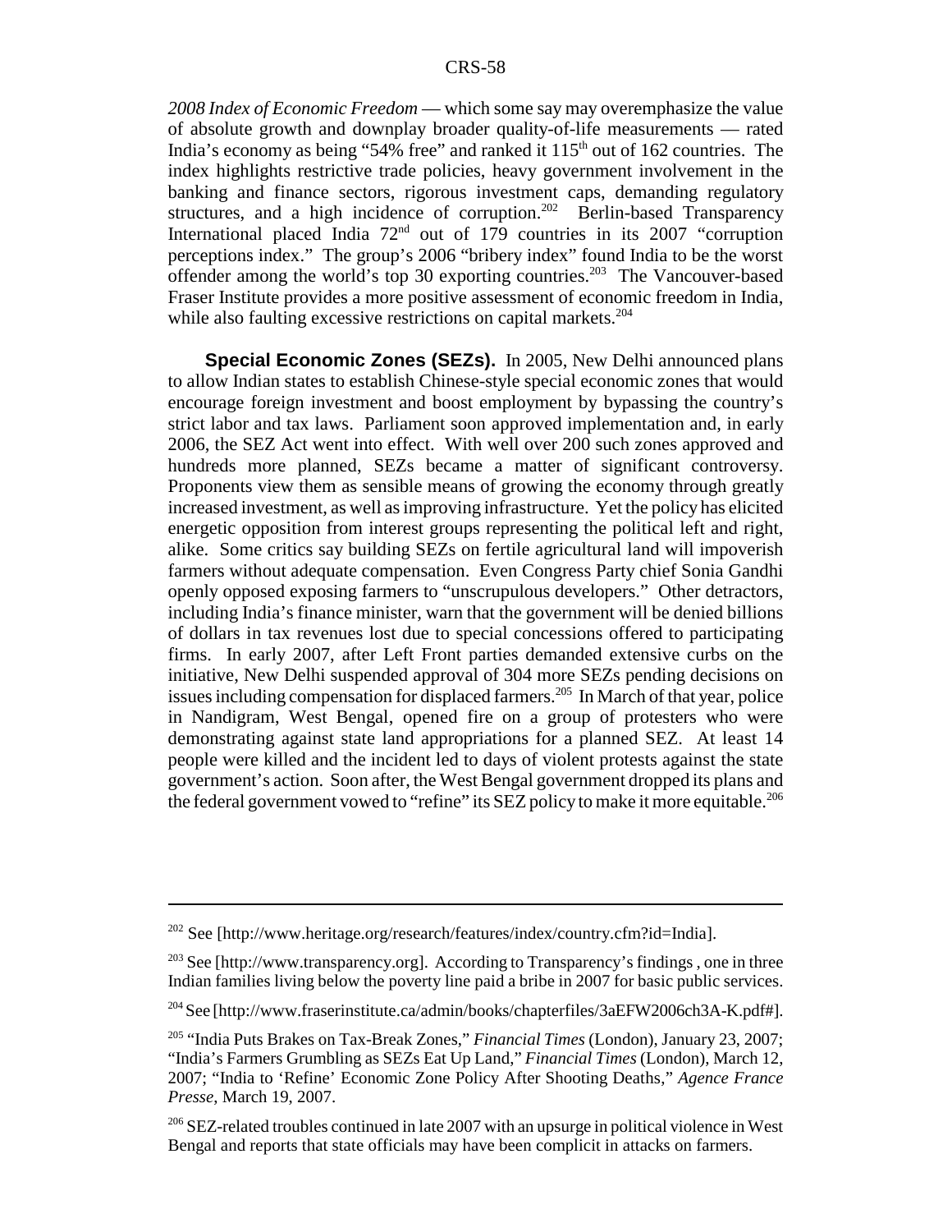*2008 Index of Economic Freedom* — which some say may overemphasize the value of absolute growth and downplay broader quality-of-life measurements — rated India's economy as being "54% free" and ranked it 115th out of 162 countries. The index highlights restrictive trade policies, heavy government involvement in the banking and finance sectors, rigorous investment caps, demanding regulatory structures, and a high incidence of corruption.[202] Berlin-based Transparency International placed India 72nd out of 179 countries in its 2007 "corruption perceptions index." The group's 2006 "bribery index" found India to be the worst offender among the world's top 30 exporting countries.[203] The Vancouver-based Fraser Institute provides a more positive assessment of economic freedom in India, while also faulting excessive restrictions on capital markets.[204]

**Special Economic Zones (SEZs).** In 2005, New Delhi announced plans to allow Indian states to establish Chinese-style special economic zones that would encourage foreign investment and boost employment by bypassing the country's strict labor and tax laws. Parliament soon approved implementation and, in early 2006, the SEZ Act went into effect. With well over 200 such zones approved and hundreds more planned, SEZs became a matter of significant controversy. Proponents view them as sensible means of growing the economy through greatly increased investment, as well as improving infrastructure. Yet the policy has elicited energetic opposition from interest groups representing the political left and right, alike. Some critics say building SEZs on fertile agricultural land will impoverish farmers without adequate compensation. Even Congress Party chief Sonia Gandhi openly opposed exposing farmers to "unscrupulous developers." Other detractors, including India's finance minister, warn that the government will be denied billions of dollars in tax revenues lost due to special concessions offered to participating firms. In early 2007, after Left Front parties demanded extensive curbs on the initiative, New Delhi suspended approval of 304 more SEZs pending decisions on issues including compensation for displaced farmers.[205] In March of that year, police in Nandigram, West Bengal, opened fire on a group of protesters who were demonstrating against state land appropriations for a planned SEZ. At least 14 people were killed and the incident led to days of violent protests against the state government's action. Soon after, the West Bengal government dropped its plans and the federal government vowed to "refine" its SEZ policy to make it more equitable.[206]

---

[202] See [http://www.heritage.org/research/features/index/country.cfm?id=India].

[203] See [http://www.transparency.org]. According to Transparency's findings , one in three Indian families living below the poverty line paid a bribe in 2007 for basic public services.

[204] See [http://www.fraserinstitute.ca/admin/books/chapterfiles/3aEFW2006ch3A-K.pdf#].

[205] "India Puts Brakes on Tax-Break Zones," *Financial Times* (London), January 23, 2007; "India's Farmers Grumbling as SEZs Eat Up Land," *Financial Times* (London), March 12, 2007; "India to 'Refine' Economic Zone Policy After Shooting Deaths," *Agence France Presse*, March 19, 2007.

[206] SEZ-related troubles continued in late 2007 with an upsurge in political violence in West Bengal and reports that state officials may have been complicit in attacks on farmers.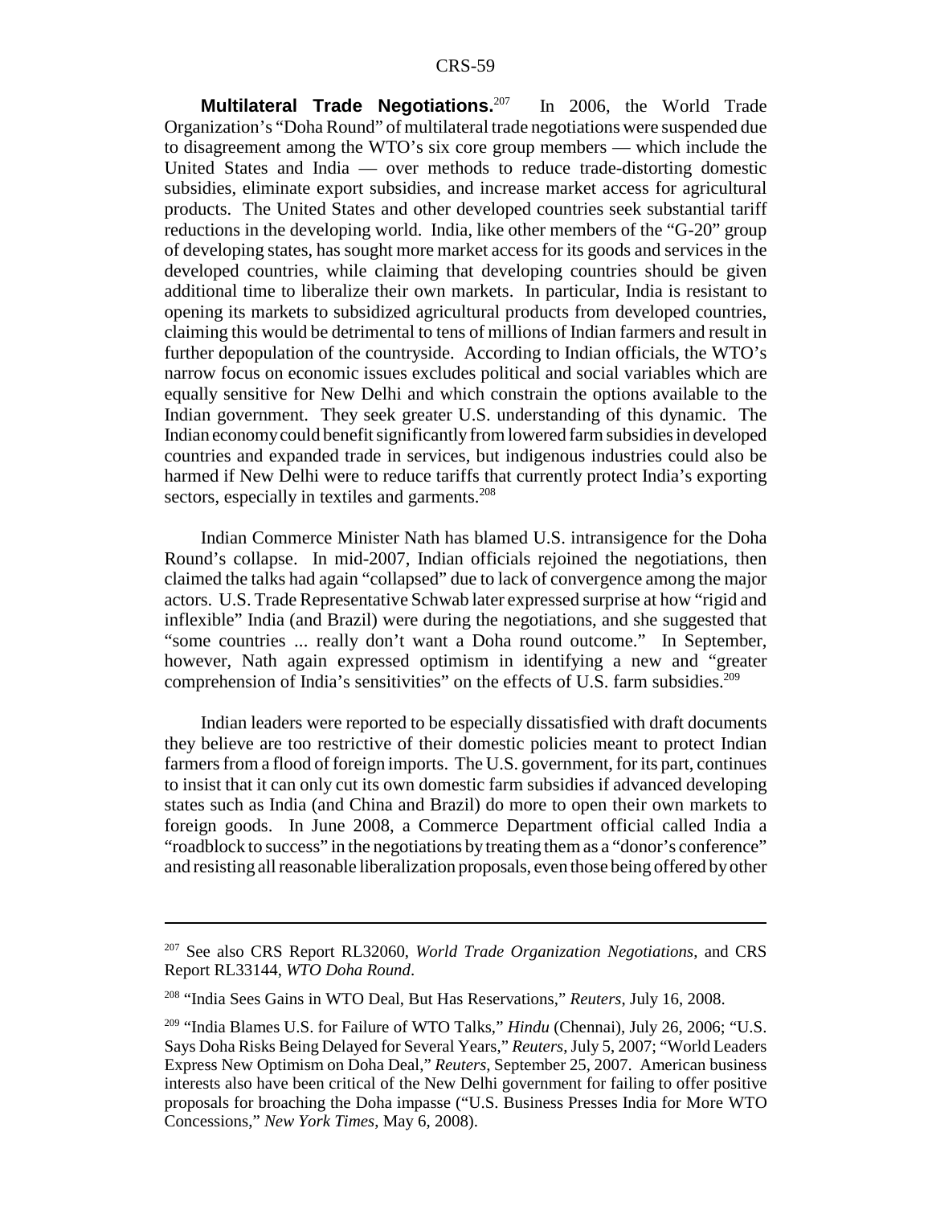**Multilateral Trade Negotiations.**[207] In 2006, the World Trade Organization's "Doha Round" of multilateral trade negotiations were suspended due to disagreement among the WTO's six core group members — which include the United States and India — over methods to reduce trade-distorting domestic subsidies, eliminate export subsidies, and increase market access for agricultural products. The United States and other developed countries seek substantial tariff reductions in the developing world. India, like other members of the "G-20" group of developing states, has sought more market access for its goods and services in the developed countries, while claiming that developing countries should be given additional time to liberalize their own markets. In particular, India is resistant to opening its markets to subsidized agricultural products from developed countries, claiming this would be detrimental to tens of millions of Indian farmers and result in further depopulation of the countryside. According to Indian officials, the WTO's narrow focus on economic issues excludes political and social variables which are equally sensitive for New Delhi and which constrain the options available to the Indian government. They seek greater U.S. understanding of this dynamic. The Indian economy could benefit significantly from lowered farm subsidies in developed countries and expanded trade in services, but indigenous industries could also be harmed if New Delhi were to reduce tariffs that currently protect India's exporting sectors, especially in textiles and garments.[208]

Indian Commerce Minister Nath has blamed U.S. intransigence for the Doha Round's collapse. In mid-2007, Indian officials rejoined the negotiations, then claimed the talks had again "collapsed" due to lack of convergence among the major actors. U.S. Trade Representative Schwab later expressed surprise at how "rigid and inflexible" India (and Brazil) were during the negotiations, and she suggested that "some countries ... really don't want a Doha round outcome." In September, however, Nath again expressed optimism in identifying a new and "greater comprehension of India's sensitivities" on the effects of U.S. farm subsidies.[209]

Indian leaders were reported to be especially dissatisfied with draft documents they believe are too restrictive of their domestic policies meant to protect Indian farmers from a flood of foreign imports. The U.S. government, for its part, continues to insist that it can only cut its own domestic farm subsidies if advanced developing states such as India (and China and Brazil) do more to open their own markets to foreign goods. In June 2008, a Commerce Department official called India a "roadblock to success" in the negotiations by treating them as a "donor's conference" and resisting all reasonable liberalization proposals, even those being offered by other

---

[207] See also CRS Report RL32060, *World Trade Organization Negotiations*, and CRS Report RL33144, *WTO Doha Round*.

[208] "India Sees Gains in WTO Deal, But Has Reservations," *Reuters*, July 16, 2008.

[209] "India Blames U.S. for Failure of WTO Talks," *Hindu* (Chennai), July 26, 2006; "U.S. Says Doha Risks Being Delayed for Several Years," *Reuters*, July 5, 2007; "World Leaders Express New Optimism on Doha Deal," *Reuters*, September 25, 2007. American business interests also have been critical of the New Delhi government for failing to offer positive proposals for broaching the Doha impasse ("U.S. Business Presses India for More WTO Concessions," *New York Times*, May 6, 2008).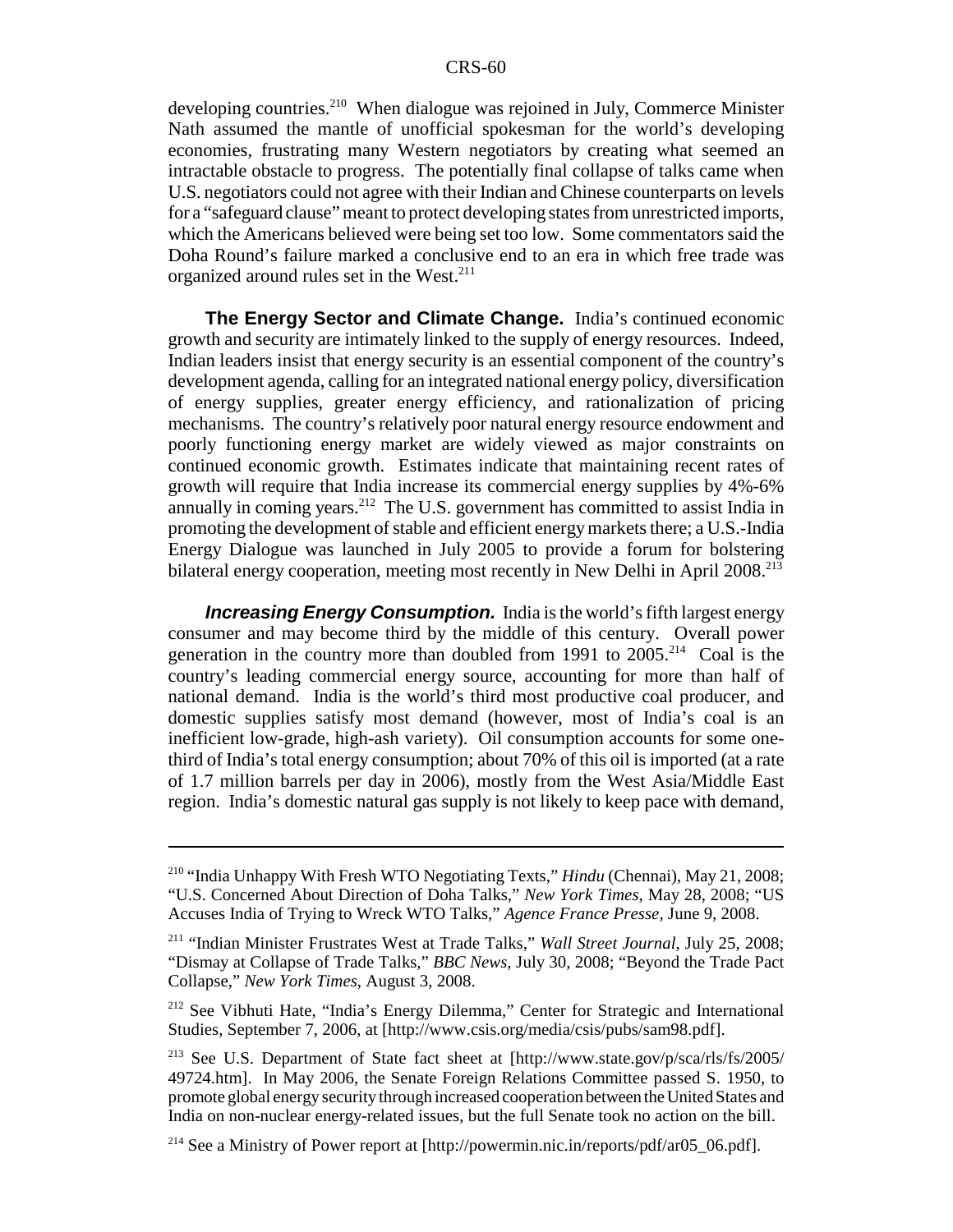developing countries.[210] When dialogue was rejoined in July, Commerce Minister Nath assumed the mantle of unofficial spokesman for the world's developing economies, frustrating many Western negotiators by creating what seemed an intractable obstacle to progress. The potentially final collapse of talks came when U.S. negotiators could not agree with their Indian and Chinese counterparts on levels for a "safeguard clause" meant to protect developing states from unrestricted imports, which the Americans believed were being set too low. Some commentators said the Doha Round's failure marked a conclusive end to an era in which free trade was organized around rules set in the West.[211]

**The Energy Sector and Climate Change.** India's continued economic growth and security are intimately linked to the supply of energy resources. Indeed, Indian leaders insist that energy security is an essential component of the country's development agenda, calling for an integrated national energy policy, diversification of energy supplies, greater energy efficiency, and rationalization of pricing mechanisms. The country's relatively poor natural energy resource endowment and poorly functioning energy market are widely viewed as major constraints on continued economic growth. Estimates indicate that maintaining recent rates of growth will require that India increase its commercial energy supplies by 4%-6% annually in coming years.[212] The U.S. government has committed to assist India in promoting the development of stable and efficient energy markets there; a U.S.-India Energy Dialogue was launched in July 2005 to provide a forum for bolstering bilateral energy cooperation, meeting most recently in New Delhi in April 2008.[213]

***Increasing Energy Consumption.*** India is the world's fifth largest energy consumer and may become third by the middle of this century. Overall power generation in the country more than doubled from 1991 to 2005.[214] Coal is the country's leading commercial energy source, accounting for more than half of national demand. India is the world's third most productive coal producer, and domestic supplies satisfy most demand (however, most of India's coal is an inefficient low-grade, high-ash variety). Oil consumption accounts for some one-third of India's total energy consumption; about 70% of this oil is imported (at a rate of 1.7 million barrels per day in 2006), mostly from the West Asia/Middle East region. India's domestic natural gas supply is not likely to keep pace with demand,

---

[210] "India Unhappy With Fresh WTO Negotiating Texts," *Hindu* (Chennai), May 21, 2008; "U.S. Concerned About Direction of Doha Talks," *New York Times*, May 28, 2008; "US Accuses India of Trying to Wreck WTO Talks," *Agence France Presse*, June 9, 2008.

[211] "Indian Minister Frustrates West at Trade Talks," *Wall Street Journal*, July 25, 2008; "Dismay at Collapse of Trade Talks," *BBC News*, July 30, 2008; "Beyond the Trade Pact Collapse," *New York Times*, August 3, 2008.

[212] See Vibhuti Hate, "India's Energy Dilemma," Center for Strategic and International Studies, September 7, 2006, at [http://www.csis.org/media/csis/pubs/sam98.pdf].

[213] See U.S. Department of State fact sheet at [http://www.state.gov/p/sca/rls/fs/2005/49724.htm]. In May 2006, the Senate Foreign Relations Committee passed S. 1950, to promote global energy security through increased cooperation between the United States and India on non-nuclear energy-related issues, but the full Senate took no action on the bill.

[214] See a Ministry of Power report at [http://powermin.nic.in/reports/pdf/ar05_06.pdf].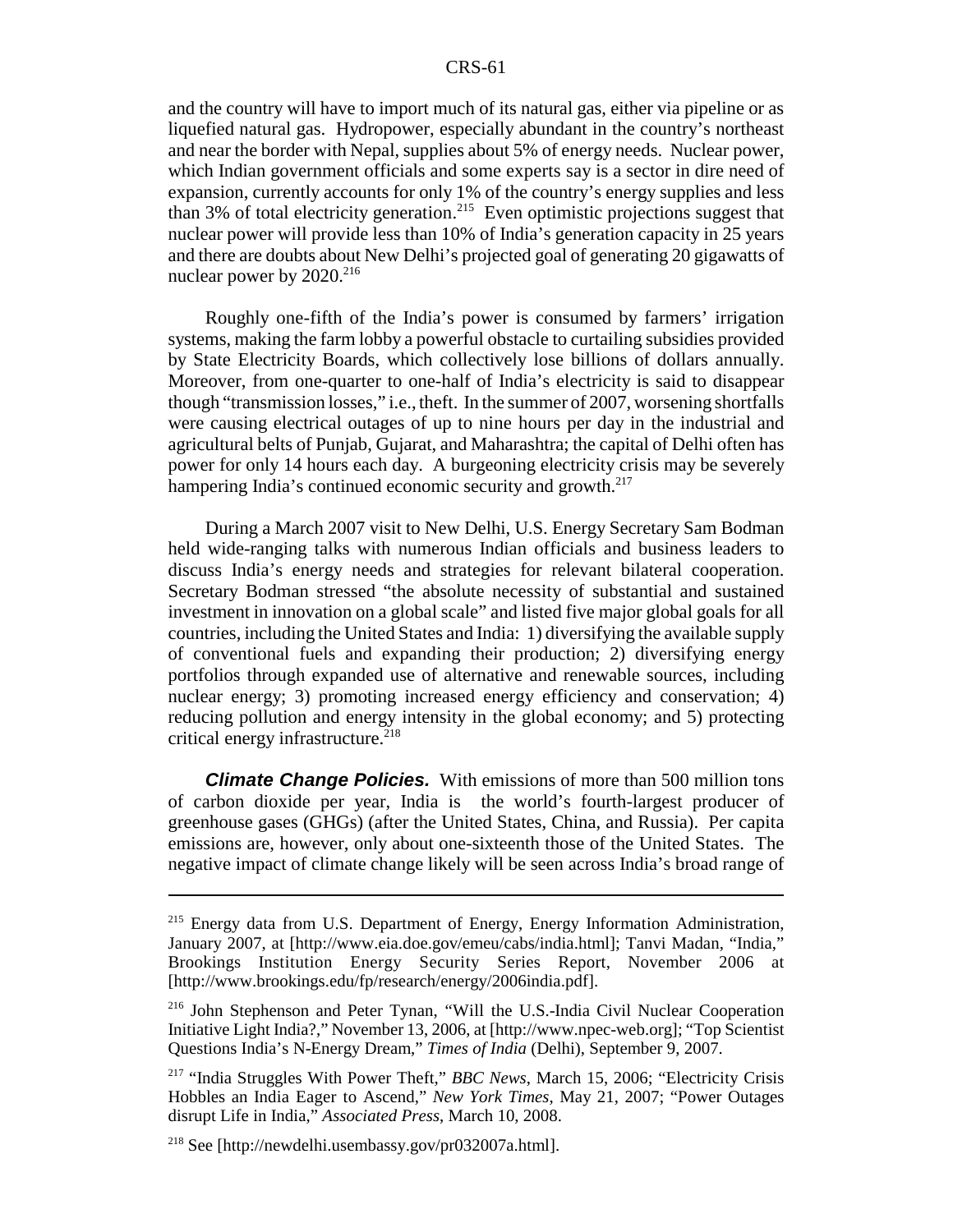and the country will have to import much of its natural gas, either via pipeline or as liquefied natural gas. Hydropower, especially abundant in the country's northeast and near the border with Nepal, supplies about 5% of energy needs. Nuclear power, which Indian government officials and some experts say is a sector in dire need of expansion, currently accounts for only 1% of the country's energy supplies and less than 3% of total electricity generation.[215] Even optimistic projections suggest that nuclear power will provide less than 10% of India's generation capacity in 25 years and there are doubts about New Delhi's projected goal of generating 20 gigawatts of nuclear power by 2020.[216]

Roughly one-fifth of the India's power is consumed by farmers' irrigation systems, making the farm lobby a powerful obstacle to curtailing subsidies provided by State Electricity Boards, which collectively lose billions of dollars annually. Moreover, from one-quarter to one-half of India's electricity is said to disappear though "transmission losses," i.e., theft. In the summer of 2007, worsening shortfalls were causing electrical outages of up to nine hours per day in the industrial and agricultural belts of Punjab, Gujarat, and Maharashtra; the capital of Delhi often has power for only 14 hours each day. A burgeoning electricity crisis may be severely hampering India's continued economic security and growth.[217]

During a March 2007 visit to New Delhi, U.S. Energy Secretary Sam Bodman held wide-ranging talks with numerous Indian officials and business leaders to discuss India's energy needs and strategies for relevant bilateral cooperation. Secretary Bodman stressed "the absolute necessity of substantial and sustained investment in innovation on a global scale" and listed five major global goals for all countries, including the United States and India: 1) diversifying the available supply of conventional fuels and expanding their production; 2) diversifying energy portfolios through expanded use of alternative and renewable sources, including nuclear energy; 3) promoting increased energy efficiency and conservation; 4) reducing pollution and energy intensity in the global economy; and 5) protecting critical energy infrastructure.[218]

***Climate Change Policies.*** With emissions of more than 500 million tons of carbon dioxide per year, India is the world's fourth-largest producer of greenhouse gases (GHGs) (after the United States, China, and Russia). Per capita emissions are, however, only about one-sixteenth those of the United States. The negative impact of climate change likely will be seen across India's broad range of

---

[215] Energy data from U.S. Department of Energy, Energy Information Administration, January 2007, at [http://www.eia.doe.gov/emeu/cabs/india.html]; Tanvi Madan, "India," Brookings Institution Energy Security Series Report, November 2006 at [http://www.brookings.edu/fp/research/energy/2006india.pdf].

[216] John Stephenson and Peter Tynan, "Will the U.S.-India Civil Nuclear Cooperation Initiative Light India?," November 13, 2006, at [http://www.npec-web.org]; "Top Scientist Questions India's N-Energy Dream," *Times of India* (Delhi), September 9, 2007.

[217] "India Struggles With Power Theft," *BBC News*, March 15, 2006; "Electricity Crisis Hobbles an India Eager to Ascend," *New York Times*, May 21, 2007; "Power Outages disrupt Life in India," *Associated Press*, March 10, 2008.

[218] See [http://newdelhi.usembassy.gov/pr032007a.html].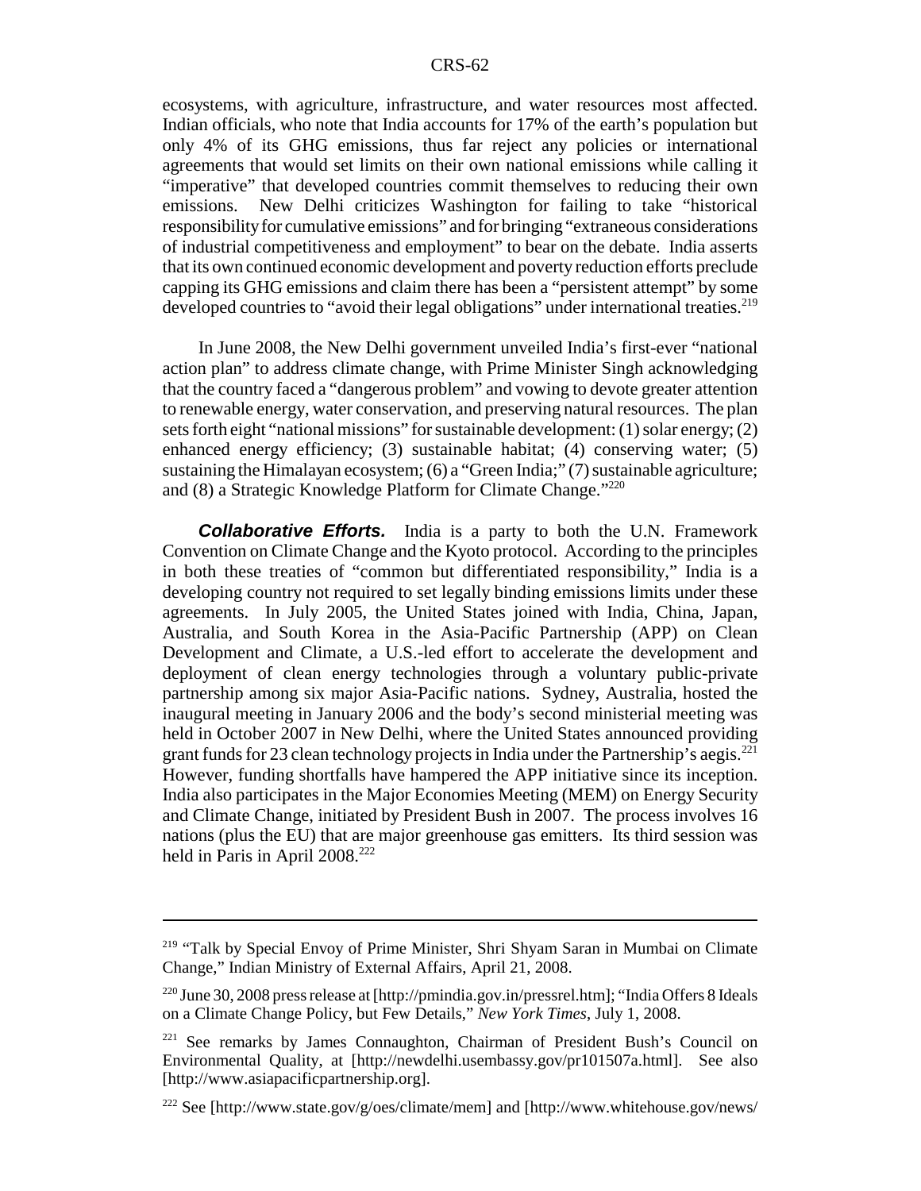ecosystems, with agriculture, infrastructure, and water resources most affected. Indian officials, who note that India accounts for 17% of the earth's population but only 4% of its GHG emissions, thus far reject any policies or international agreements that would set limits on their own national emissions while calling it "imperative" that developed countries commit themselves to reducing their own emissions. New Delhi criticizes Washington for failing to take "historical responsibility for cumulative emissions" and for bringing "extraneous considerations of industrial competitiveness and employment" to bear on the debate. India asserts that its own continued economic development and poverty reduction efforts preclude capping its GHG emissions and claim there has been a "persistent attempt" by some developed countries to "avoid their legal obligations" under international treaties.[219]

In June 2008, the New Delhi government unveiled India's first-ever "national action plan" to address climate change, with Prime Minister Singh acknowledging that the country faced a "dangerous problem" and vowing to devote greater attention to renewable energy, water conservation, and preserving natural resources. The plan sets forth eight "national missions" for sustainable development: (1) solar energy; (2) enhanced energy efficiency; (3) sustainable habitat; (4) conserving water; (5) sustaining the Himalayan ecosystem; (6) a "Green India;" (7) sustainable agriculture; and (8) a Strategic Knowledge Platform for Climate Change."[220]

***Collaborative Efforts.*** India is a party to both the U.N. Framework Convention on Climate Change and the Kyoto protocol. According to the principles in both these treaties of "common but differentiated responsibility," India is a developing country not required to set legally binding emissions limits under these agreements. In July 2005, the United States joined with India, China, Japan, Australia, and South Korea in the Asia-Pacific Partnership (APP) on Clean Development and Climate, a U.S.-led effort to accelerate the development and deployment of clean energy technologies through a voluntary public-private partnership among six major Asia-Pacific nations. Sydney, Australia, hosted the inaugural meeting in January 2006 and the body's second ministerial meeting was held in October 2007 in New Delhi, where the United States announced providing grant funds for 23 clean technology projects in India under the Partnership's aegis.[221] However, funding shortfalls have hampered the APP initiative since its inception. India also participates in the Major Economies Meeting (MEM) on Energy Security and Climate Change, initiated by President Bush in 2007. The process involves 16 nations (plus the EU) that are major greenhouse gas emitters. Its third session was held in Paris in April 2008.[222]

---

[219] "Talk by Special Envoy of Prime Minister, Shri Shyam Saran in Mumbai on Climate Change," Indian Ministry of External Affairs, April 21, 2008.

[220] June 30, 2008 press release at [http://pmindia.gov.in/pressrel.htm]; "India Offers 8 Ideals on a Climate Change Policy, but Few Details," *New York Times*, July 1, 2008.

[221] See remarks by James Connaughton, Chairman of President Bush's Council on Environmental Quality, at [http://newdelhi.usembassy.gov/pr101507a.html]. See also [http://www.asiapacificpartnership.org].

[222] See [http://www.state.gov/g/oes/climate/mem] and [http://www.whitehouse.gov/news/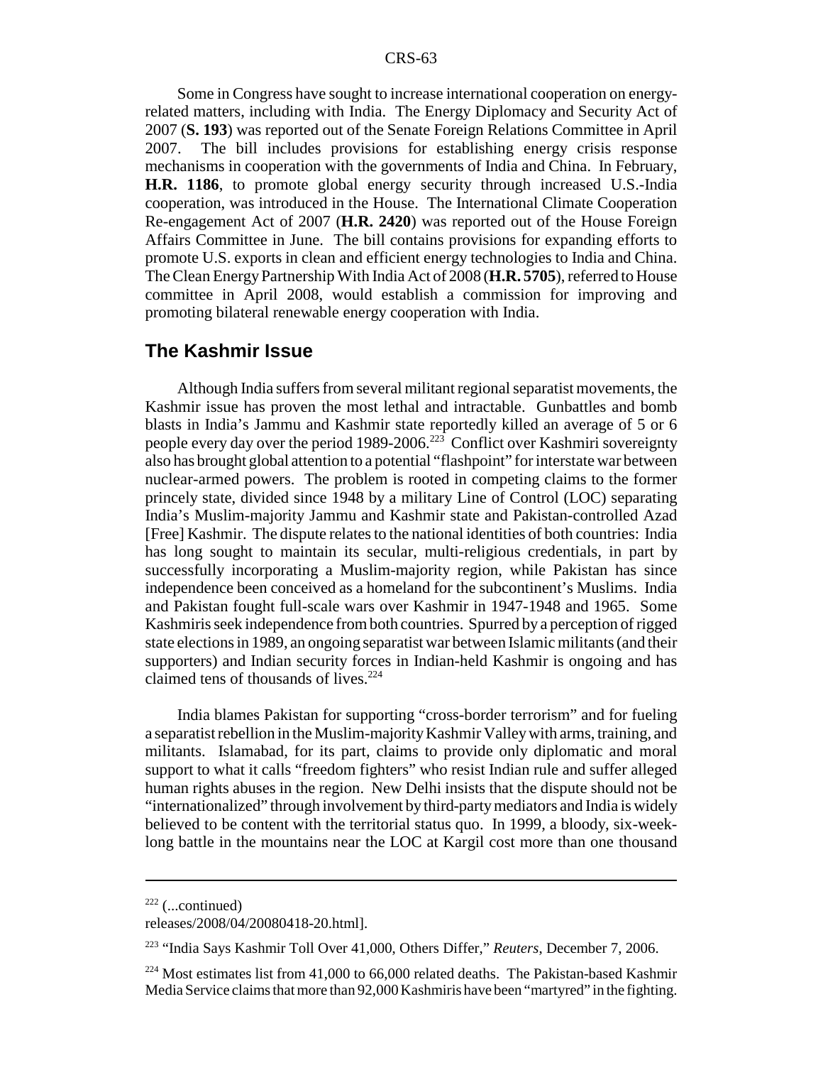Some in Congress have sought to increase international cooperation on energy-related matters, including with India. The Energy Diplomacy and Security Act of 2007 (**S. 193**) was reported out of the Senate Foreign Relations Committee in April 2007. The bill includes provisions for establishing energy crisis response mechanisms in cooperation with the governments of India and China. In February, **H.R. 1186**, to promote global energy security through increased U.S.-India cooperation, was introduced in the House. The International Climate Cooperation Re-engagement Act of 2007 (**H.R. 2420**) was reported out of the House Foreign Affairs Committee in June. The bill contains provisions for expanding efforts to promote U.S. exports in clean and efficient energy technologies to India and China. The Clean Energy Partnership With India Act of 2008 (**H.R. 5705**), referred to House committee in April 2008, would establish a commission for improving and promoting bilateral renewable energy cooperation with India.

## The Kashmir Issue

Although India suffers from several militant regional separatist movements, the Kashmir issue has proven the most lethal and intractable. Gunbattles and bomb blasts in India's Jammu and Kashmir state reportedly killed an average of 5 or 6 people every day over the period 1989-2006.[223] Conflict over Kashmiri sovereignty also has brought global attention to a potential "flashpoint" for interstate war between nuclear-armed powers. The problem is rooted in competing claims to the former princely state, divided since 1948 by a military Line of Control (LOC) separating India's Muslim-majority Jammu and Kashmir state and Pakistan-controlled Azad [Free] Kashmir. The dispute relates to the national identities of both countries: India has long sought to maintain its secular, multi-religious credentials, in part by successfully incorporating a Muslim-majority region, while Pakistan has since independence been conceived as a homeland for the subcontinent's Muslims. India and Pakistan fought full-scale wars over Kashmir in 1947-1948 and 1965. Some Kashmiris seek independence from both countries. Spurred by a perception of rigged state elections in 1989, an ongoing separatist war between Islamic militants (and their supporters) and Indian security forces in Indian-held Kashmir is ongoing and has claimed tens of thousands of lives.[224]

India blames Pakistan for supporting "cross-border terrorism" and for fueling a separatist rebellion in the Muslim-majority Kashmir Valley with arms, training, and militants. Islamabad, for its part, claims to provide only diplomatic and moral support to what it calls "freedom fighters" who resist Indian rule and suffer alleged human rights abuses in the region. New Delhi insists that the dispute should not be "internationalized" through involvement by third-party mediators and India is widely believed to be content with the territorial status quo. In 1999, a bloody, six-week-long battle in the mountains near the LOC at Kargil cost more than one thousand

---

[222] (...continued)
releases/2008/04/20080418-20.html].

[223] "India Says Kashmir Toll Over 41,000, Others Differ," *Reuters*, December 7, 2006.

[224] Most estimates list from 41,000 to 66,000 related deaths. The Pakistan-based Kashmir Media Service claims that more than 92,000 Kashmiris have been "martyred" in the fighting.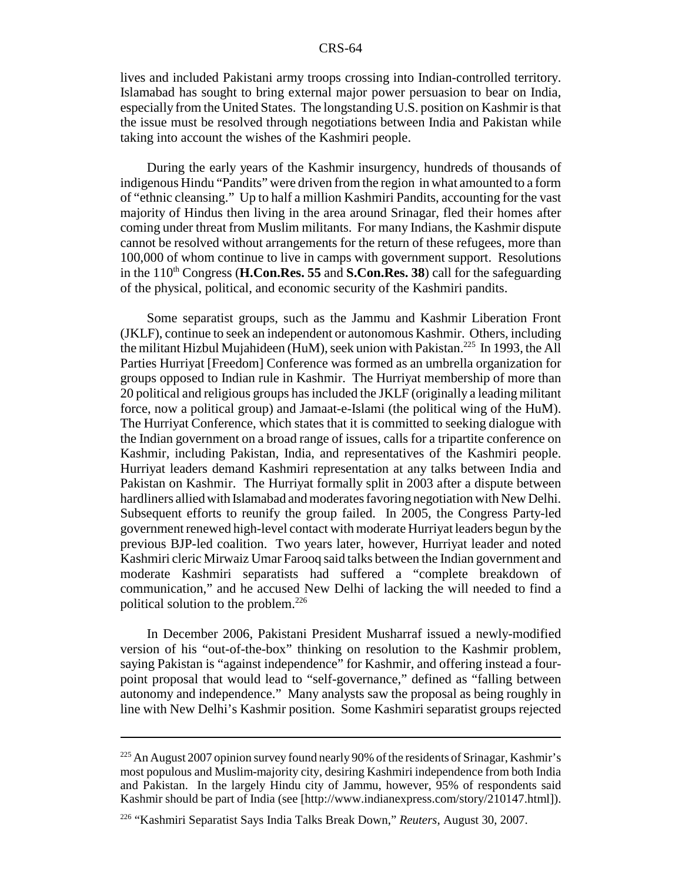lives and included Pakistani army troops crossing into Indian-controlled territory. Islamabad has sought to bring external major power persuasion to bear on India, especially from the United States. The longstanding U.S. position on Kashmir is that the issue must be resolved through negotiations between India and Pakistan while taking into account the wishes of the Kashmiri people.

During the early years of the Kashmir insurgency, hundreds of thousands of indigenous Hindu "Pandits" were driven from the region in what amounted to a form of "ethnic cleansing." Up to half a million Kashmiri Pandits, accounting for the vast majority of Hindus then living in the area around Srinagar, fled their homes after coming under threat from Muslim militants. For many Indians, the Kashmir dispute cannot be resolved without arrangements for the return of these refugees, more than 100,000 of whom continue to live in camps with government support. Resolutions in the 110th Congress (**H.Con.Res. 55** and **S.Con.Res. 38**) call for the safeguarding of the physical, political, and economic security of the Kashmiri pandits.

Some separatist groups, such as the Jammu and Kashmir Liberation Front (JKLF), continue to seek an independent or autonomous Kashmir. Others, including the militant Hizbul Mujahideen (HuM), seek union with Pakistan.[225] In 1993, the All Parties Hurriyat [Freedom] Conference was formed as an umbrella organization for groups opposed to Indian rule in Kashmir. The Hurriyat membership of more than 20 political and religious groups has included the JKLF (originally a leading militant force, now a political group) and Jamaat-e-Islami (the political wing of the HuM). The Hurriyat Conference, which states that it is committed to seeking dialogue with the Indian government on a broad range of issues, calls for a tripartite conference on Kashmir, including Pakistan, India, and representatives of the Kashmiri people. Hurriyat leaders demand Kashmiri representation at any talks between India and Pakistan on Kashmir. The Hurriyat formally split in 2003 after a dispute between hardliners allied with Islamabad and moderates favoring negotiation with New Delhi. Subsequent efforts to reunify the group failed. In 2005, the Congress Party-led government renewed high-level contact with moderate Hurriyat leaders begun by the previous BJP-led coalition. Two years later, however, Hurriyat leader and noted Kashmiri cleric Mirwaiz Umar Farooq said talks between the Indian government and moderate Kashmiri separatists had suffered a "complete breakdown of communication," and he accused New Delhi of lacking the will needed to find a political solution to the problem.[226]

In December 2006, Pakistani President Musharraf issued a newly-modified version of his "out-of-the-box" thinking on resolution to the Kashmir problem, saying Pakistan is "against independence" for Kashmir, and offering instead a four-point proposal that would lead to "self-governance," defined as "falling between autonomy and independence." Many analysts saw the proposal as being roughly in line with New Delhi's Kashmir position. Some Kashmiri separatist groups rejected

---

[225] An August 2007 opinion survey found nearly 90% of the residents of Srinagar, Kashmir's most populous and Muslim-majority city, desiring Kashmiri independence from both India and Pakistan. In the largely Hindu city of Jammu, however, 95% of respondents said Kashmir should be part of India (see [http://www.indianexpress.com/story/210147.html]).

[226] "Kashmiri Separatist Says India Talks Break Down," *Reuters*, August 30, 2007.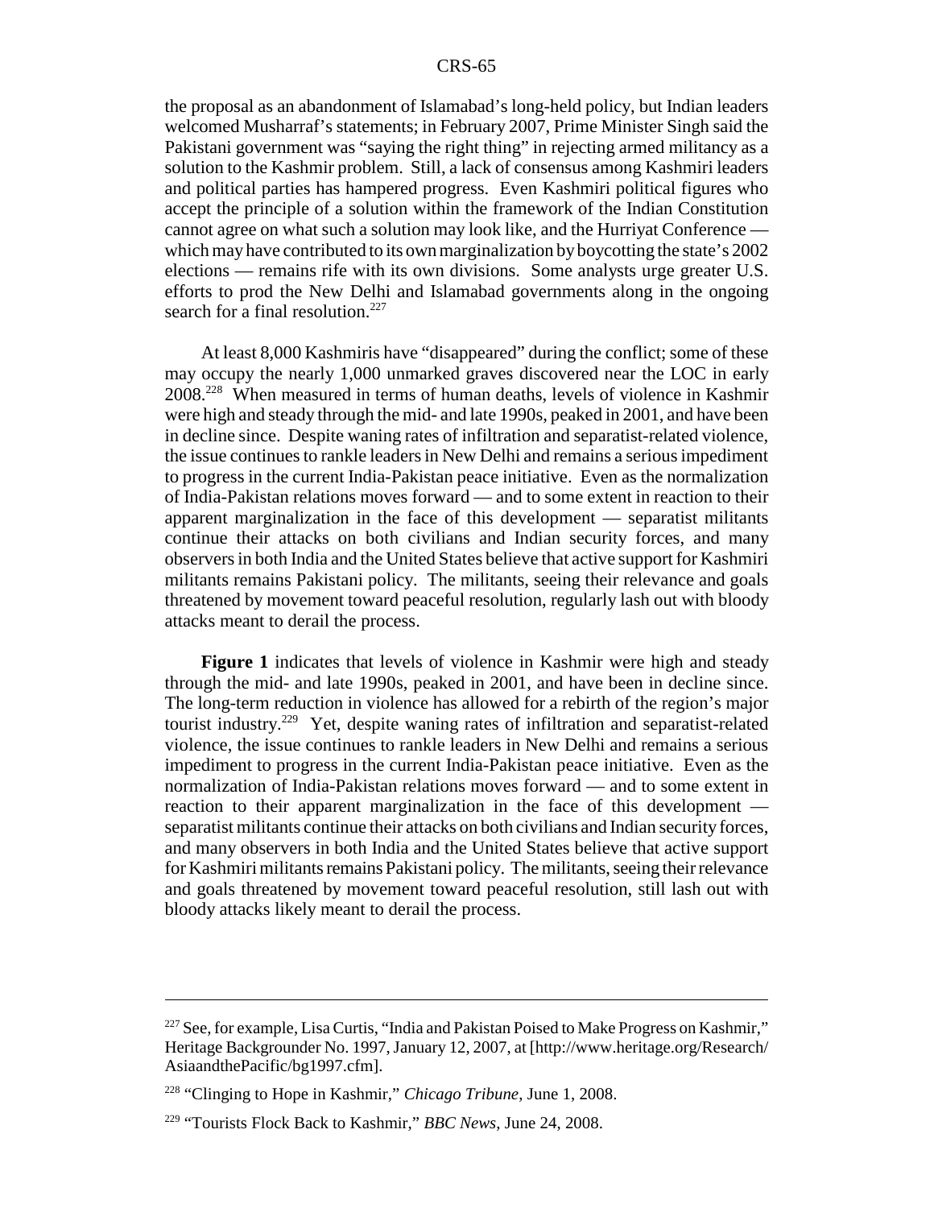the proposal as an abandonment of Islamabad's long-held policy, but Indian leaders welcomed Musharraf's statements; in February 2007, Prime Minister Singh said the Pakistani government was "saying the right thing" in rejecting armed militancy as a solution to the Kashmir problem. Still, a lack of consensus among Kashmiri leaders and political parties has hampered progress. Even Kashmiri political figures who accept the principle of a solution within the framework of the Indian Constitution cannot agree on what such a solution may look like, and the Hurriyat Conference — which may have contributed to its own marginalization by boycotting the state's 2002 elections — remains rife with its own divisions. Some analysts urge greater U.S. efforts to prod the New Delhi and Islamabad governments along in the ongoing search for a final resolution.[227]

At least 8,000 Kashmiris have "disappeared" during the conflict; some of these may occupy the nearly 1,000 unmarked graves discovered near the LOC in early 2008.[228] When measured in terms of human deaths, levels of violence in Kashmir were high and steady through the mid- and late 1990s, peaked in 2001, and have been in decline since. Despite waning rates of infiltration and separatist-related violence, the issue continues to rankle leaders in New Delhi and remains a serious impediment to progress in the current India-Pakistan peace initiative. Even as the normalization of India-Pakistan relations moves forward — and to some extent in reaction to their apparent marginalization in the face of this development — separatist militants continue their attacks on both civilians and Indian security forces, and many observers in both India and the United States believe that active support for Kashmiri militants remains Pakistani policy. The militants, seeing their relevance and goals threatened by movement toward peaceful resolution, regularly lash out with bloody attacks meant to derail the process.

**Figure 1** indicates that levels of violence in Kashmir were high and steady through the mid- and late 1990s, peaked in 2001, and have been in decline since. The long-term reduction in violence has allowed for a rebirth of the region's major tourist industry.[229] Yet, despite waning rates of infiltration and separatist-related violence, the issue continues to rankle leaders in New Delhi and remains a serious impediment to progress in the current India-Pakistan peace initiative. Even as the normalization of India-Pakistan relations moves forward — and to some extent in reaction to their apparent marginalization in the face of this development — separatist militants continue their attacks on both civilians and Indian security forces, and many observers in both India and the United States believe that active support for Kashmiri militants remains Pakistani policy. The militants, seeing their relevance and goals threatened by movement toward peaceful resolution, still lash out with bloody attacks likely meant to derail the process.

---

[227] See, for example, Lisa Curtis, "India and Pakistan Poised to Make Progress on Kashmir," Heritage Backgrounder No. 1997, January 12, 2007, at [http://www.heritage.org/Research/AsiaandthePacific/bg1997.cfm].

[228] "Clinging to Hope in Kashmir," *Chicago Tribune*, June 1, 2008.

[229] "Tourists Flock Back to Kashmir," *BBC News*, June 24, 2008.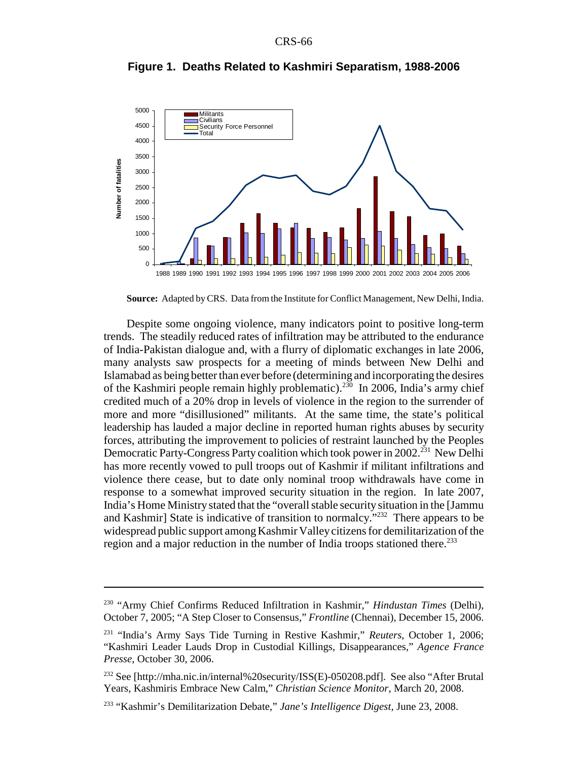**Figure 1. Deaths Related to Kashmiri Separatism, 1988-2006**

**Source:** Adapted by CRS. Data from the Institute for Conflict Management, New Delhi, India.

Despite some ongoing violence, many indicators point to positive long-term trends. The steadily reduced rates of infiltration may be attributed to the endurance of India-Pakistan dialogue and, with a flurry of diplomatic exchanges in late 2006, many analysts saw prospects for a meeting of minds between New Delhi and Islamabad as being better than ever before (determining and incorporating the desires of the Kashmiri people remain highly problematic).[230] In 2006, India's army chief credited much of a 20% drop in levels of violence in the region to the surrender of more and more "disillusioned" militants. At the same time, the state's political leadership has lauded a major decline in reported human rights abuses by security forces, attributing the improvement to policies of restraint launched by the Peoples Democratic Party-Congress Party coalition which took power in 2002.[231] New Delhi has more recently vowed to pull troops out of Kashmir if militant infiltrations and violence there cease, but to date only nominal troop withdrawals have come in response to a somewhat improved security situation in the region. In late 2007, India's Home Ministry stated that the "overall stable security situation in the [Jammu and Kashmir] State is indicative of transition to normalcy."[232] There appears to be widespread public support among Kashmir Valley citizens for demilitarization of the region and a major reduction in the number of India troops stationed there.[233]

---

[230] "Army Chief Confirms Reduced Infiltration in Kashmir," *Hindustan Times* (Delhi), October 7, 2005; "A Step Closer to Consensus," *Frontline* (Chennai), December 15, 2006.

[231] "India's Army Says Tide Turning in Restive Kashmir," *Reuters*, October 1, 2006; "Kashmiri Leader Lauds Drop in Custodial Killings, Disappearances," *Agence France Presse*, October 30, 2006.

[232] See [http://mha.nic.in/internal%20security/ISS(E)-050208.pdf]. See also "After Brutal Years, Kashmiris Embrace New Calm," *Christian Science Monitor*, March 20, 2008.

[233] "Kashmir's Demilitarization Debate," *Jane's Intelligence Digest*, June 23, 2008.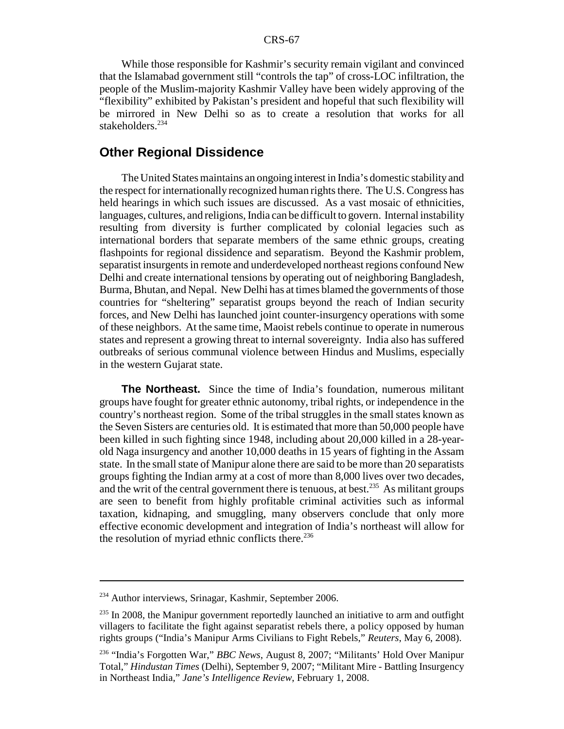While those responsible for Kashmir's security remain vigilant and convinced that the Islamabad government still "controls the tap" of cross-LOC infiltration, the people of the Muslim-majority Kashmir Valley have been widely approving of the "flexibility" exhibited by Pakistan's president and hopeful that such flexibility will be mirrored in New Delhi so as to create a resolution that works for all stakeholders.[234]

## Other Regional Dissidence

The United States maintains an ongoing interest in India's domestic stability and the respect for internationally recognized human rights there. The U.S. Congress has held hearings in which such issues are discussed. As a vast mosaic of ethnicities, languages, cultures, and religions, India can be difficult to govern. Internal instability resulting from diversity is further complicated by colonial legacies such as international borders that separate members of the same ethnic groups, creating flashpoints for regional dissidence and separatism. Beyond the Kashmir problem, separatist insurgents in remote and underdeveloped northeast regions confound New Delhi and create international tensions by operating out of neighboring Bangladesh, Burma, Bhutan, and Nepal. New Delhi has at times blamed the governments of those countries for "sheltering" separatist groups beyond the reach of Indian security forces, and New Delhi has launched joint counter-insurgency operations with some of these neighbors. At the same time, Maoist rebels continue to operate in numerous states and represent a growing threat to internal sovereignty. India also has suffered outbreaks of serious communal violence between Hindus and Muslims, especially in the western Gujarat state.

**The Northeast.** Since the time of India's foundation, numerous militant groups have fought for greater ethnic autonomy, tribal rights, or independence in the country's northeast region. Some of the tribal struggles in the small states known as the Seven Sisters are centuries old. It is estimated that more than 50,000 people have been killed in such fighting since 1948, including about 20,000 killed in a 28-year-old Naga insurgency and another 10,000 deaths in 15 years of fighting in the Assam state. In the small state of Manipur alone there are said to be more than 20 separatists groups fighting the Indian army at a cost of more than 8,000 lives over two decades, and the writ of the central government there is tenuous, at best.[235] As militant groups are seen to benefit from highly profitable criminal activities such as informal taxation, kidnaping, and smuggling, many observers conclude that only more effective economic development and integration of India's northeast will allow for the resolution of myriad ethnic conflicts there.[236]

---

[234] Author interviews, Srinagar, Kashmir, September 2006.

[235] In 2008, the Manipur government reportedly launched an initiative to arm and outfight villagers to facilitate the fight against separatist rebels there, a policy opposed by human rights groups ("India's Manipur Arms Civilians to Fight Rebels," *Reuters*, May 6, 2008).

[236] "India's Forgotten War," *BBC News*, August 8, 2007; "Militants' Hold Over Manipur Total," *Hindustan Times* (Delhi), September 9, 2007; "Militant Mire - Battling Insurgency in Northeast India," *Jane's Intelligence Review*, February 1, 2008.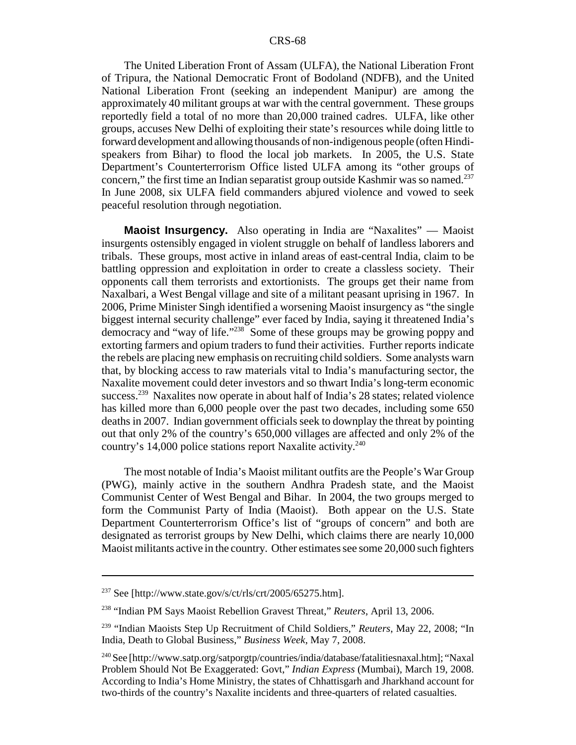The United Liberation Front of Assam (ULFA), the National Liberation Front of Tripura, the National Democratic Front of Bodoland (NDFB), and the United National Liberation Front (seeking an independent Manipur) are among the approximately 40 militant groups at war with the central government. These groups reportedly field a total of no more than 20,000 trained cadres. ULFA, like other groups, accuses New Delhi of exploiting their state's resources while doing little to forward development and allowing thousands of non-indigenous people (often Hindi-speakers from Bihar) to flood the local job markets. In 2005, the U.S. State Department's Counterterrorism Office listed ULFA among its "other groups of concern," the first time an Indian separatist group outside Kashmir was so named.[237] In June 2008, six ULFA field commanders abjured violence and vowed to seek peaceful resolution through negotiation.

**Maoist Insurgency.** Also operating in India are "Naxalites" — Maoist insurgents ostensibly engaged in violent struggle on behalf of landless laborers and tribals. These groups, most active in inland areas of east-central India, claim to be battling oppression and exploitation in order to create a classless society. Their opponents call them terrorists and extortionists. The groups get their name from Naxalbari, a West Bengal village and site of a militant peasant uprising in 1967. In 2006, Prime Minister Singh identified a worsening Maoist insurgency as "the single biggest internal security challenge" ever faced by India, saying it threatened India's democracy and "way of life."[238] Some of these groups may be growing poppy and extorting farmers and opium traders to fund their activities. Further reports indicate the rebels are placing new emphasis on recruiting child soldiers. Some analysts warn that, by blocking access to raw materials vital to India's manufacturing sector, the Naxalite movement could deter investors and so thwart India's long-term economic success.[239] Naxalites now operate in about half of India's 28 states; related violence has killed more than 6,000 people over the past two decades, including some 650 deaths in 2007. Indian government officials seek to downplay the threat by pointing out that only 2% of the country's 650,000 villages are affected and only 2% of the country's 14,000 police stations report Naxalite activity.[240]

The most notable of India's Maoist militant outfits are the People's War Group (PWG), mainly active in the southern Andhra Pradesh state, and the Maoist Communist Center of West Bengal and Bihar. In 2004, the two groups merged to form the Communist Party of India (Maoist). Both appear on the U.S. State Department Counterterrorism Office's list of "groups of concern" and both are designated as terrorist groups by New Delhi, which claims there are nearly 10,000 Maoist militants active in the country. Other estimates see some 20,000 such fighters

---

[237] See [http://www.state.gov/s/ct/rls/crt/2005/65275.htm].

[238] "Indian PM Says Maoist Rebellion Gravest Threat," *Reuters*, April 13, 2006.

[239] "Indian Maoists Step Up Recruitment of Child Soldiers," *Reuters*, May 22, 2008; "In India, Death to Global Business," *Business Week*, May 7, 2008.

[240] See [http://www.satp.org/satporgtp/countries/india/database/fatalitiesnaxal.htm]; "Naxal Problem Should Not Be Exaggerated: Govt," *Indian Express* (Mumbai), March 19, 2008. According to India's Home Ministry, the states of Chhattisgarh and Jharkhand account for two-thirds of the country's Naxalite incidents and three-quarters of related casualties.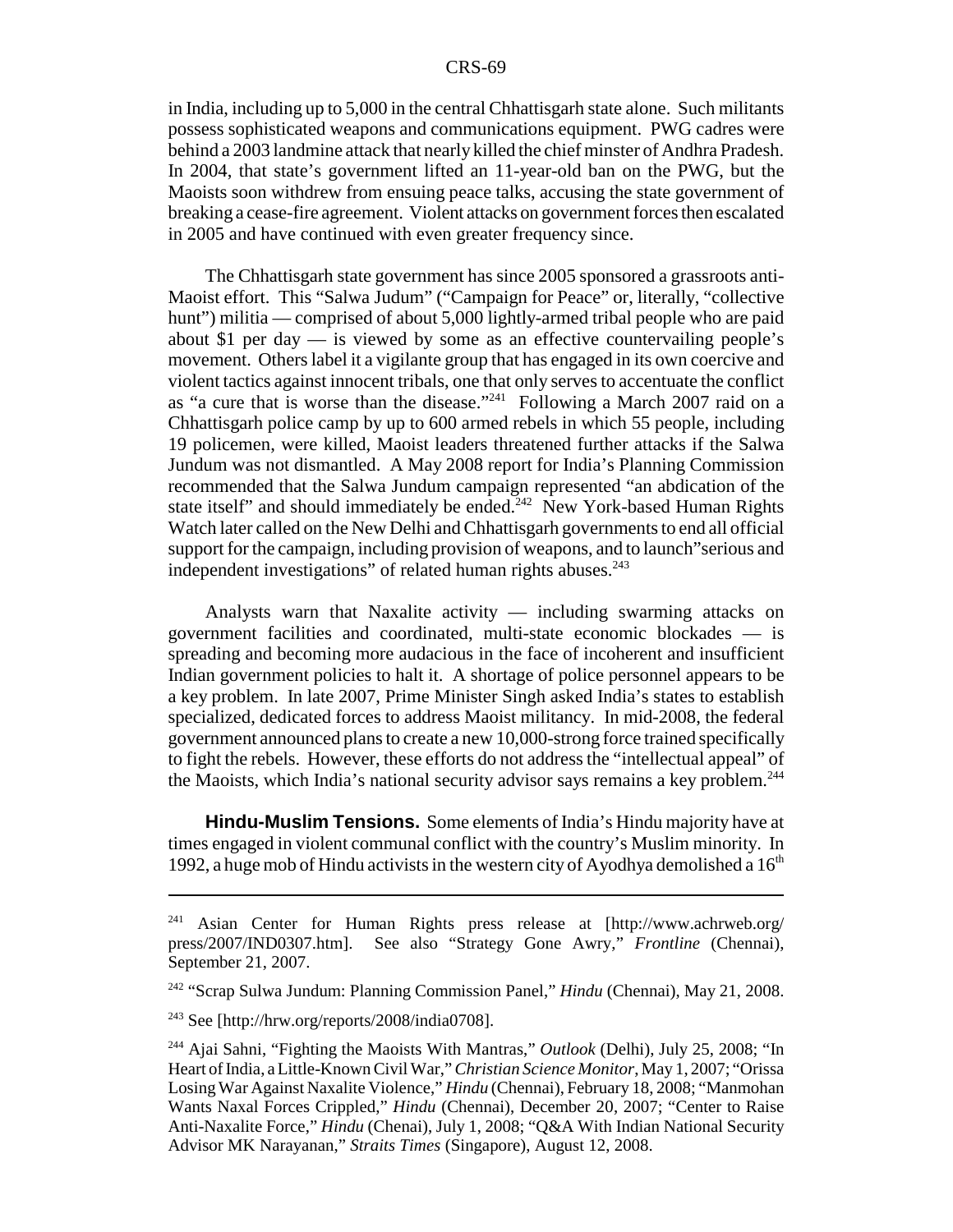in India, including up to 5,000 in the central Chhattisgarh state alone. Such militants possess sophisticated weapons and communications equipment. PWG cadres were behind a 2003 landmine attack that nearly killed the chief minster of Andhra Pradesh. In 2004, that state's government lifted an 11-year-old ban on the PWG, but the Maoists soon withdrew from ensuing peace talks, accusing the state government of breaking a cease-fire agreement. Violent attacks on government forces then escalated in 2005 and have continued with even greater frequency since.

The Chhattisgarh state government has since 2005 sponsored a grassroots anti-Maoist effort. This "Salwa Judum" ("Campaign for Peace" or, literally, "collective hunt") militia — comprised of about 5,000 lightly-armed tribal people who are paid about $1 per day — is viewed by some as an effective countervailing people's movement. Others label it a vigilante group that has engaged in its own coercive and violent tactics against innocent tribals, one that only serves to accentuate the conflict as "a cure that is worse than the disease."[241] Following a March 2007 raid on a Chhattisgarh police camp by up to 600 armed rebels in which 55 people, including 19 policemen, were killed, Maoist leaders threatened further attacks if the Salwa Jundum was not dismantled. A May 2008 report for India's Planning Commission recommended that the Salwa Jundum campaign represented "an abdication of the state itself" and should immediately be ended.[242] New York-based Human Rights Watch later called on the New Delhi and Chhattisgarh governments to end all official support for the campaign, including provision of weapons, and to launch"serious and independent investigations" of related human rights abuses.[243]

Analysts warn that Naxalite activity — including swarming attacks on government facilities and coordinated, multi-state economic blockades — is spreading and becoming more audacious in the face of incoherent and insufficient Indian government policies to halt it. A shortage of police personnel appears to be a key problem. In late 2007, Prime Minister Singh asked India's states to establish specialized, dedicated forces to address Maoist militancy. In mid-2008, the federal government announced plans to create a new 10,000-strong force trained specifically to fight the rebels. However, these efforts do not address the "intellectual appeal" of the Maoists, which India's national security advisor says remains a key problem.[244]

**Hindu-Muslim Tensions.** Some elements of India's Hindu majority have at times engaged in violent communal conflict with the country's Muslim minority. In 1992, a huge mob of Hindu activists in the western city of Ayodhya demolished a 16th

---

[241] Asian Center for Human Rights press release at [http://www.achrweb.org/press/2007/IND0307.htm]. See also "Strategy Gone Awry," *Frontline* (Chennai), September 21, 2007.

[242] "Scrap Sulwa Jundum: Planning Commission Panel," *Hindu* (Chennai), May 21, 2008.

[243] See [http://hrw.org/reports/2008/india0708].

[244] Ajai Sahni, "Fighting the Maoists With Mantras," *Outlook* (Delhi), July 25, 2008; "In Heart of India, a Little-Known Civil War," *Christian Science Monitor*, May 1, 2007; "Orissa Losing War Against Naxalite Violence," *Hindu* (Chennai), February 18, 2008; "Manmohan Wants Naxal Forces Crippled," *Hindu* (Chennai), December 20, 2007; "Center to Raise Anti-Naxalite Force," *Hindu* (Chenai), July 1, 2008; "Q&A With Indian National Security Advisor MK Narayanan," *Straits Times* (Singapore), August 12, 2008.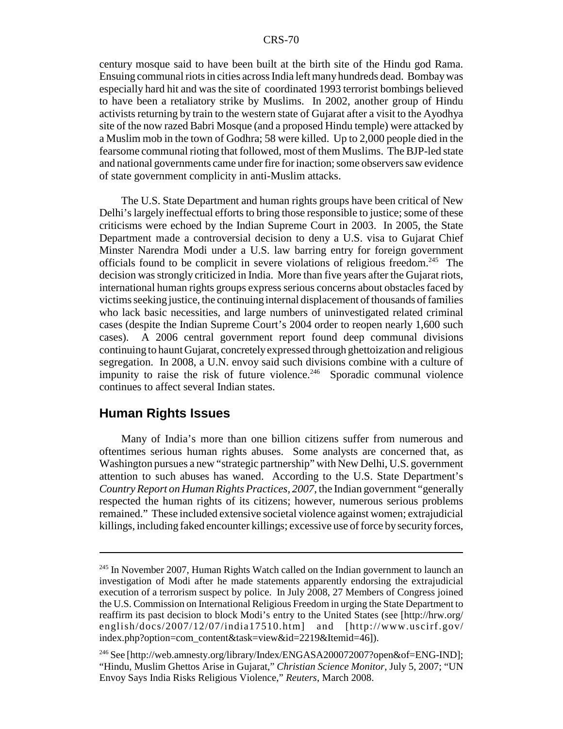century mosque said to have been built at the birth site of the Hindu god Rama. Ensuing communal riots in cities across India left many hundreds dead. Bombay was especially hard hit and was the site of coordinated 1993 terrorist bombings believed to have been a retaliatory strike by Muslims. In 2002, another group of Hindu activists returning by train to the western state of Gujarat after a visit to the Ayodhya site of the now razed Babri Mosque (and a proposed Hindu temple) were attacked by a Muslim mob in the town of Godhra; 58 were killed. Up to 2,000 people died in the fearsome communal rioting that followed, most of them Muslims. The BJP-led state and national governments came under fire for inaction; some observers saw evidence of state government complicity in anti-Muslim attacks.

The U.S. State Department and human rights groups have been critical of New Delhi's largely ineffectual efforts to bring those responsible to justice; some of these criticisms were echoed by the Indian Supreme Court in 2003. In 2005, the State Department made a controversial decision to deny a U.S. visa to Gujarat Chief Minster Narendra Modi under a U.S. law barring entry for foreign government officials found to be complicit in severe violations of religious freedom.[245] The decision was strongly criticized in India. More than five years after the Gujarat riots, international human rights groups express serious concerns about obstacles faced by victims seeking justice, the continuing internal displacement of thousands of families who lack basic necessities, and large numbers of uninvestigated related criminal cases (despite the Indian Supreme Court's 2004 order to reopen nearly 1,600 such cases). A 2006 central government report found deep communal divisions continuing to haunt Gujarat, concretely expressed through ghettoization and religious segregation. In 2008, a U.N. envoy said such divisions combine with a culture of impunity to raise the risk of future violence.[246] Sporadic communal violence continues to affect several Indian states.

## Human Rights Issues

Many of India's more than one billion citizens suffer from numerous and oftentimes serious human rights abuses. Some analysts are concerned that, as Washington pursues a new "strategic partnership" with New Delhi, U.S. government attention to such abuses has waned. According to the U.S. State Department's *Country Report on Human Rights Practices, 2007*, the Indian government "generally respected the human rights of its citizens; however, numerous serious problems remained." These included extensive societal violence against women; extrajudicial killings, including faked encounter killings; excessive use of force by security forces,

---

[245] In November 2007, Human Rights Watch called on the Indian government to launch an investigation of Modi after he made statements apparently endorsing the extrajudicial execution of a terrorism suspect by police. In July 2008, 27 Members of Congress joined the U.S. Commission on International Religious Freedom in urging the State Department to reaffirm its past decision to block Modi's entry to the United States (see [http://hrw.org/english/docs/2007/12/07/india17510.htm] and [http://www.uscirf.gov/index.php?option=com_content&task=view&id=2219&Itemid=46]).

[246] See [http://web.amnesty.org/library/Index/ENGASA200072007?open&of=ENG-IND]; "Hindu, Muslim Ghettos Arise in Gujarat," *Christian Science Monitor*, July 5, 2007; "UN Envoy Says India Risks Religious Violence," *Reuters*, March 2008.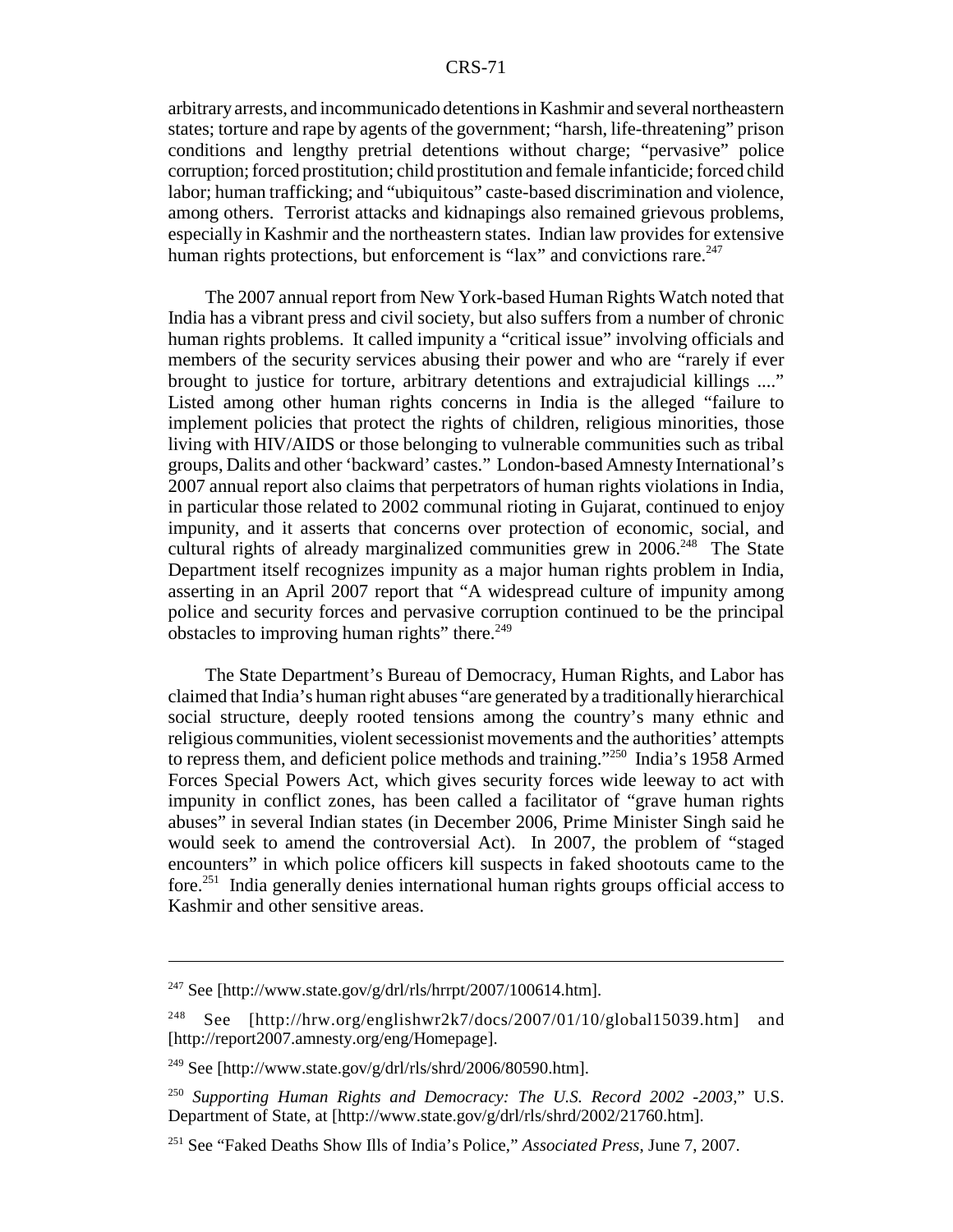arbitrary arrests, and incommunicado detentions in Kashmir and several northeastern states; torture and rape by agents of the government; "harsh, life-threatening" prison conditions and lengthy pretrial detentions without charge; "pervasive" police corruption; forced prostitution; child prostitution and female infanticide; forced child labor; human trafficking; and "ubiquitous" caste-based discrimination and violence, among others. Terrorist attacks and kidnapings also remained grievous problems, especially in Kashmir and the northeastern states. Indian law provides for extensive human rights protections, but enforcement is "lax" and convictions rare.[247]

The 2007 annual report from New York-based Human Rights Watch noted that India has a vibrant press and civil society, but also suffers from a number of chronic human rights problems. It called impunity a "critical issue" involving officials and members of the security services abusing their power and who are "rarely if ever brought to justice for torture, arbitrary detentions and extrajudicial killings ...." Listed among other human rights concerns in India is the alleged "failure to implement policies that protect the rights of children, religious minorities, those living with HIV/AIDS or those belonging to vulnerable communities such as tribal groups, Dalits and other 'backward' castes." London-based Amnesty International's 2007 annual report also claims that perpetrators of human rights violations in India, in particular those related to 2002 communal rioting in Gujarat, continued to enjoy impunity, and it asserts that concerns over protection of economic, social, and cultural rights of already marginalized communities grew in 2006.[248] The State Department itself recognizes impunity as a major human rights problem in India, asserting in an April 2007 report that "A widespread culture of impunity among police and security forces and pervasive corruption continued to be the principal obstacles to improving human rights" there.[249]

The State Department's Bureau of Democracy, Human Rights, and Labor has claimed that India's human right abuses "are generated by a traditionally hierarchical social structure, deeply rooted tensions among the country's many ethnic and religious communities, violent secessionist movements and the authorities' attempts to repress them, and deficient police methods and training."[250] India's 1958 Armed Forces Special Powers Act, which gives security forces wide leeway to act with impunity in conflict zones, has been called a facilitator of "grave human rights abuses" in several Indian states (in December 2006, Prime Minister Singh said he would seek to amend the controversial Act). In 2007, the problem of "staged encounters" in which police officers kill suspects in faked shootouts came to the fore.[251] India generally denies international human rights groups official access to Kashmir and other sensitive areas.

---

[247] See [http://www.state.gov/g/drl/rls/hrrpt/2007/100614.htm].

[248] See [http://hrw.org/englishwr2k7/docs/2007/01/10/global15039.htm] and [http://report2007.amnesty.org/eng/Homepage].

[249] See [http://www.state.gov/g/drl/rls/shrd/2006/80590.htm].

[250] *Supporting Human Rights and Democracy: The U.S. Record 2002 -2003*," U.S. Department of State, at [http://www.state.gov/g/drl/rls/shrd/2002/21760.htm].

[251] See "Faked Deaths Show Ills of India's Police," *Associated Press*, June 7, 2007.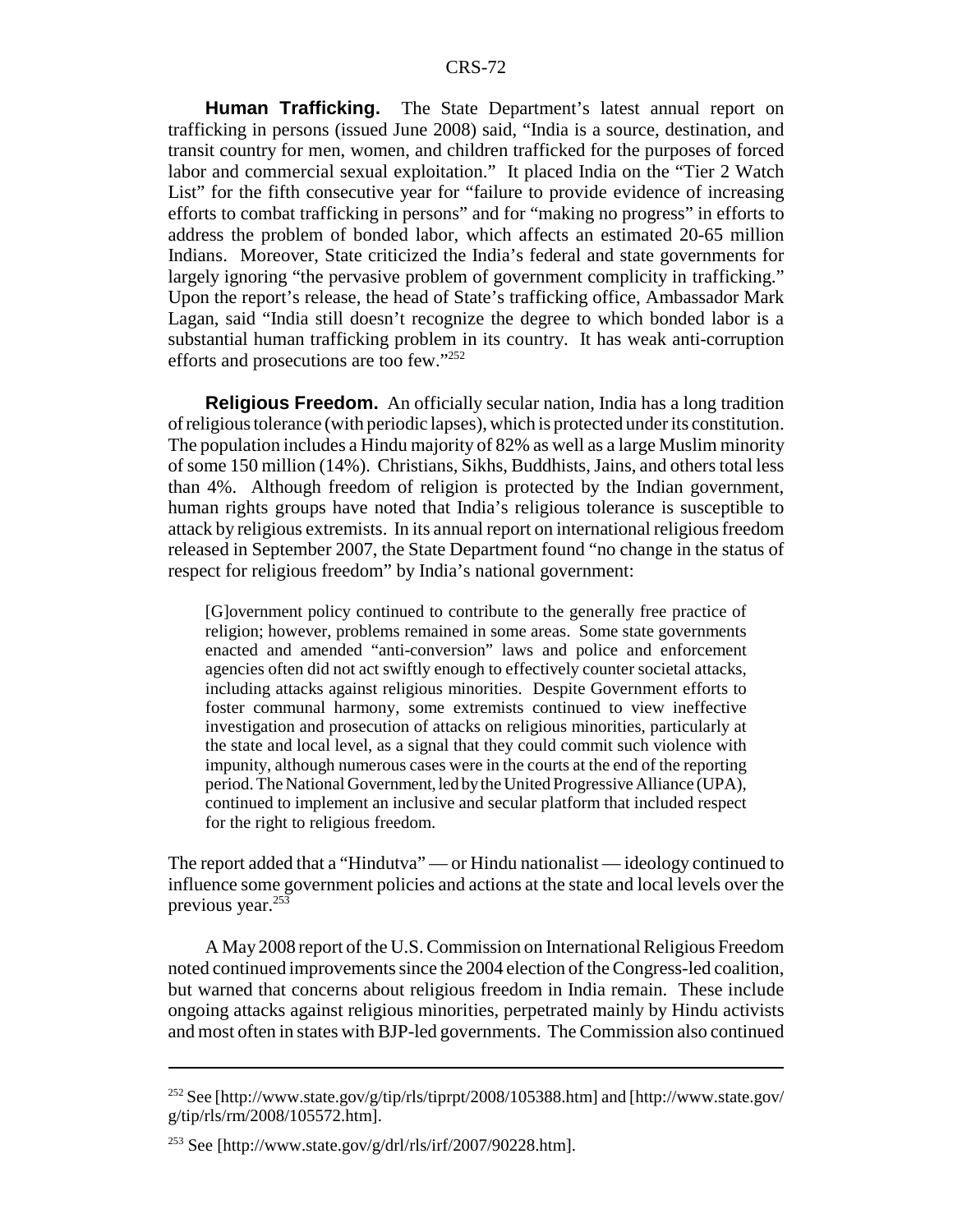**Human Trafficking.** The State Department's latest annual report on trafficking in persons (issued June 2008) said, "India is a source, destination, and transit country for men, women, and children trafficked for the purposes of forced labor and commercial sexual exploitation." It placed India on the "Tier 2 Watch List" for the fifth consecutive year for "failure to provide evidence of increasing efforts to combat trafficking in persons" and for "making no progress" in efforts to address the problem of bonded labor, which affects an estimated 20-65 million Indians. Moreover, State criticized the India's federal and state governments for largely ignoring "the pervasive problem of government complicity in trafficking." Upon the report's release, the head of State's trafficking office, Ambassador Mark Lagan, said "India still doesn't recognize the degree to which bonded labor is a substantial human trafficking problem in its country. It has weak anti-corruption efforts and prosecutions are too few."[252]

**Religious Freedom.** An officially secular nation, India has a long tradition of religious tolerance (with periodic lapses), which is protected under its constitution. The population includes a Hindu majority of 82% as well as a large Muslim minority of some 150 million (14%). Christians, Sikhs, Buddhists, Jains, and others total less than 4%. Although freedom of religion is protected by the Indian government, human rights groups have noted that India's religious tolerance is susceptible to attack by religious extremists. In its annual report on international religious freedom released in September 2007, the State Department found "no change in the status of respect for religious freedom" by India's national government:

> [G]overnment policy continued to contribute to the generally free practice of religion; however, problems remained in some areas. Some state governments enacted and amended "anti-conversion" laws and police and enforcement agencies often did not act swiftly enough to effectively counter societal attacks, including attacks against religious minorities. Despite Government efforts to foster communal harmony, some extremists continued to view ineffective investigation and prosecution of attacks on religious minorities, particularly at the state and local level, as a signal that they could commit such violence with impunity, although numerous cases were in the courts at the end of the reporting period. The National Government, led by the United Progressive Alliance (UPA), continued to implement an inclusive and secular platform that included respect for the right to religious freedom.

The report added that a "Hindutva" — or Hindu nationalist — ideology continued to influence some government policies and actions at the state and local levels over the previous year.[253]

A May 2008 report of the U.S. Commission on International Religious Freedom noted continued improvements since the 2004 election of the Congress-led coalition, but warned that concerns about religious freedom in India remain. These include ongoing attacks against religious minorities, perpetrated mainly by Hindu activists and most often in states with BJP-led governments. The Commission also continued

---

[252] See [http://www.state.gov/g/tip/rls/tiprpt/2008/105388.htm] and [http://www.state.gov/g/tip/rls/rm/2008/105572.htm].

[253] See [http://www.state.gov/g/drl/rls/irf/2007/90228.htm].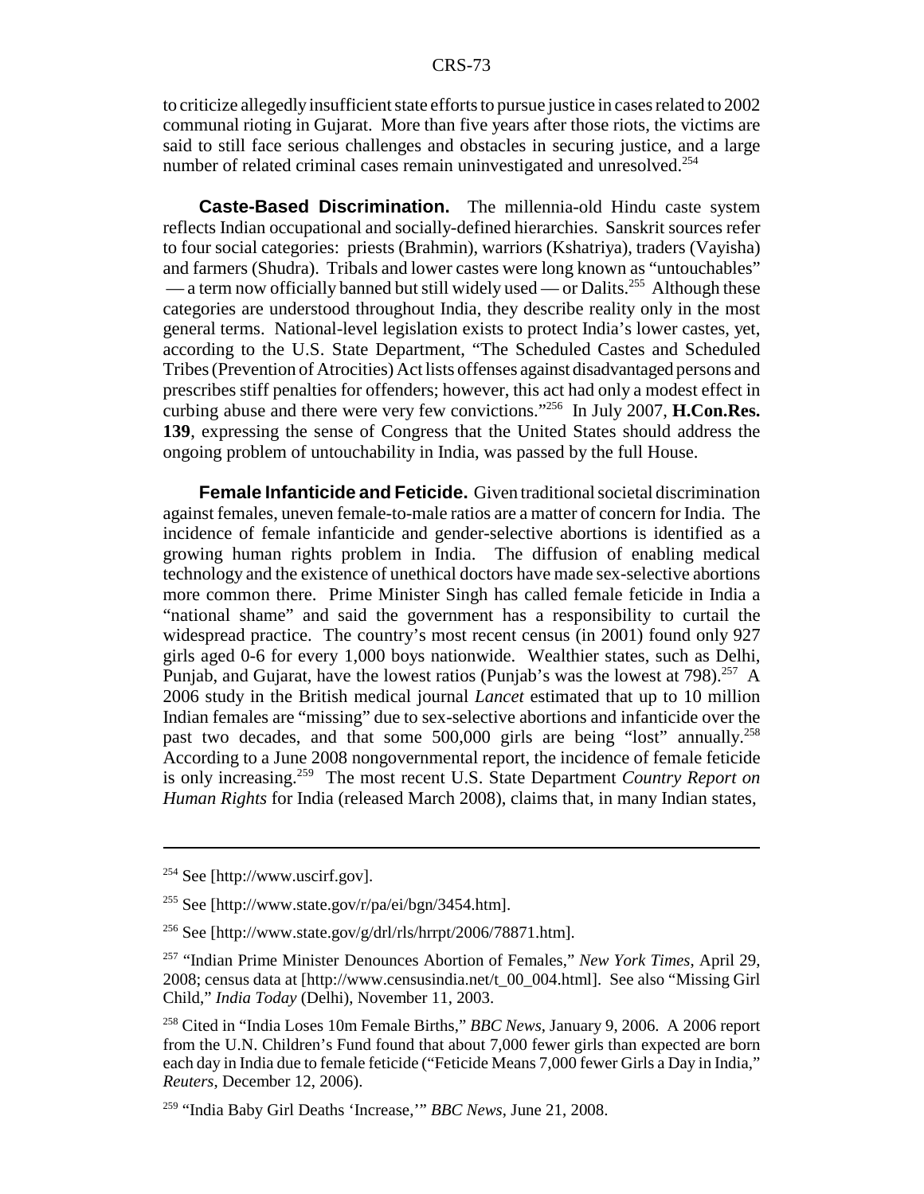to criticize allegedly insufficient state efforts to pursue justice in cases related to 2002 communal rioting in Gujarat. More than five years after those riots, the victims are said to still face serious challenges and obstacles in securing justice, and a large number of related criminal cases remain uninvestigated and unresolved.[254]

**Caste-Based Discrimination.** The millennia-old Hindu caste system reflects Indian occupational and socially-defined hierarchies. Sanskrit sources refer to four social categories: priests (Brahmin), warriors (Kshatriya), traders (Vayisha) and farmers (Shudra). Tribals and lower castes were long known as "untouchables" — a term now officially banned but still widely used — or Dalits.[255] Although these categories are understood throughout India, they describe reality only in the most general terms. National-level legislation exists to protect India's lower castes, yet, according to the U.S. State Department, "The Scheduled Castes and Scheduled Tribes (Prevention of Atrocities) Act lists offenses against disadvantaged persons and prescribes stiff penalties for offenders; however, this act had only a modest effect in curbing abuse and there were very few convictions."[256] In July 2007, **H.Con.Res. 139**, expressing the sense of Congress that the United States should address the ongoing problem of untouchability in India, was passed by the full House.

**Female Infanticide and Feticide.** Given traditional societal discrimination against females, uneven female-to-male ratios are a matter of concern for India. The incidence of female infanticide and gender-selective abortions is identified as a growing human rights problem in India. The diffusion of enabling medical technology and the existence of unethical doctors have made sex-selective abortions more common there. Prime Minister Singh has called female feticide in India a "national shame" and said the government has a responsibility to curtail the widespread practice. The country's most recent census (in 2001) found only 927 girls aged 0-6 for every 1,000 boys nationwide. Wealthier states, such as Delhi, Punjab, and Gujarat, have the lowest ratios (Punjab's was the lowest at 798).[257] A 2006 study in the British medical journal *Lancet* estimated that up to 10 million Indian females are "missing" due to sex-selective abortions and infanticide over the past two decades, and that some 500,000 girls are being "lost" annually.[258] According to a June 2008 nongovernmental report, the incidence of female feticide is only increasing.[259] The most recent U.S. State Department *Country Report on Human Rights* for India (released March 2008), claims that, in many Indian states,

---

[254] See [http://www.uscirf.gov].

[255] See [http://www.state.gov/r/pa/ei/bgn/3454.htm].

[256] See [http://www.state.gov/g/drl/rls/hrrpt/2006/78871.htm].

[257] "Indian Prime Minister Denounces Abortion of Females," *New York Times*, April 29, 2008; census data at [http://www.censusindia.net/t_00_004.html]. See also "Missing Girl Child," *India Today* (Delhi), November 11, 2003.

[258] Cited in "India Loses 10m Female Births," *BBC News*, January 9, 2006. A 2006 report from the U.N. Children's Fund found that about 7,000 fewer girls than expected are born each day in India due to female feticide ("Feticide Means 7,000 fewer Girls a Day in India," *Reuters*, December 12, 2006).

[259] "India Baby Girl Deaths 'Increase,'" *BBC News*, June 21, 2008.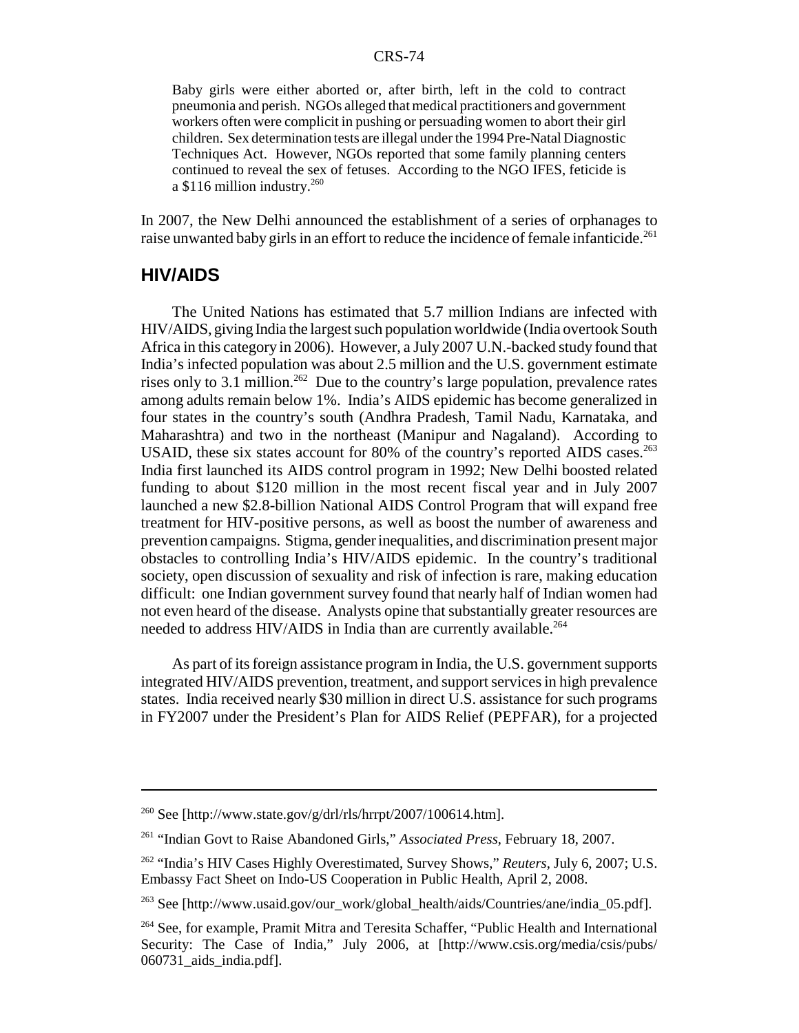> Baby girls were either aborted or, after birth, left in the cold to contract pneumonia and perish. NGOs alleged that medical practitioners and government workers often were complicit in pushing or persuading women to abort their girl children. Sex determination tests are illegal under the 1994 Pre-Natal Diagnostic Techniques Act. However, NGOs reported that some family planning centers continued to reveal the sex of fetuses. According to the NGO IFES, feticide is a $116 million industry.[260]

In 2007, the New Delhi announced the establishment of a series of orphanages to raise unwanted baby girls in an effort to reduce the incidence of female infanticide.[261]

## HIV/AIDS

The United Nations has estimated that 5.7 million Indians are infected with HIV/AIDS, giving India the largest such population worldwide (India overtook South Africa in this category in 2006). However, a July 2007 U.N.-backed study found that India's infected population was about 2.5 million and the U.S. government estimate rises only to 3.1 million.[262] Due to the country's large population, prevalence rates among adults remain below 1%. India's AIDS epidemic has become generalized in four states in the country's south (Andhra Pradesh, Tamil Nadu, Karnataka, and Maharashtra) and two in the northeast (Manipur and Nagaland). According to USAID, these six states account for 80% of the country's reported AIDS cases.[263] India first launched its AIDS control program in 1992; New Delhi boosted related funding to about $120 million in the most recent fiscal year and in July 2007 launched a new $2.8-billion National AIDS Control Program that will expand free treatment for HIV-positive persons, as well as boost the number of awareness and prevention campaigns. Stigma, gender inequalities, and discrimination present major obstacles to controlling India's HIV/AIDS epidemic. In the country's traditional society, open discussion of sexuality and risk of infection is rare, making education difficult: one Indian government survey found that nearly half of Indian women had not even heard of the disease. Analysts opine that substantially greater resources are needed to address HIV/AIDS in India than are currently available.[264]

As part of its foreign assistance program in India, the U.S. government supports integrated HIV/AIDS prevention, treatment, and support services in high prevalence states. India received nearly $30 million in direct U.S. assistance for such programs in FY2007 under the President's Plan for AIDS Relief (PEPFAR), for a projected

---

[260] See [http://www.state.gov/g/drl/rls/hrrpt/2007/100614.htm].

[261] "Indian Govt to Raise Abandoned Girls," *Associated Press*, February 18, 2007.

[262] "India's HIV Cases Highly Overestimated, Survey Shows," *Reuters*, July 6, 2007; U.S. Embassy Fact Sheet on Indo-US Cooperation in Public Health, April 2, 2008.

[263] See [http://www.usaid.gov/our_work/global_health/aids/Countries/ane/india_05.pdf].

[264] See, for example, Pramit Mitra and Teresita Schaffer, "Public Health and International Security: The Case of India," July 2006, at [http://www.csis.org/media/csis/pubs/060731_aids_india.pdf].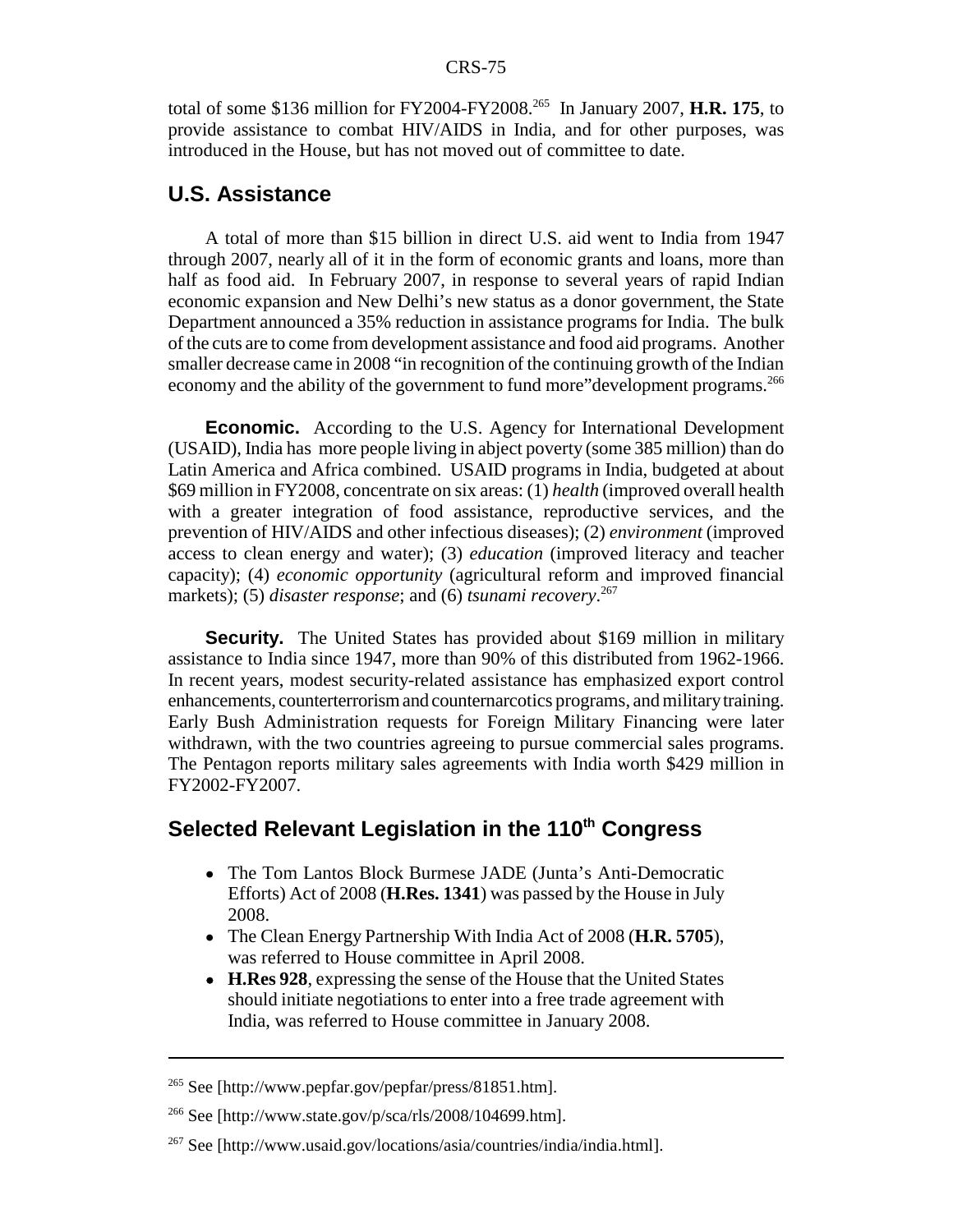total of some $136 million for FY2004-FY2008.[265] In January 2007, **H.R. 175**, to provide assistance to combat HIV/AIDS in India, and for other purposes, was introduced in the House, but has not moved out of committee to date.

## U.S. Assistance

A total of more than $15 billion in direct U.S. aid went to India from 1947 through 2007, nearly all of it in the form of economic grants and loans, more than half as food aid. In February 2007, in response to several years of rapid Indian economic expansion and New Delhi's new status as a donor government, the State Department announced a 35% reduction in assistance programs for India. The bulk of the cuts are to come from development assistance and food aid programs. Another smaller decrease came in 2008 "in recognition of the continuing growth of the Indian economy and the ability of the government to fund more"development programs.[266]

**Economic.** According to the U.S. Agency for International Development (USAID), India has more people living in abject poverty (some 385 million) than do Latin America and Africa combined. USAID programs in India, budgeted at about $69 million in FY2008, concentrate on six areas: (1) *health* (improved overall health with a greater integration of food assistance, reproductive services, and the prevention of HIV/AIDS and other infectious diseases); (2) *environment* (improved access to clean energy and water); (3) *education* (improved literacy and teacher capacity); (4) *economic opportunity* (agricultural reform and improved financial markets); (5) *disaster response*; and (6) *tsunami recovery*.[267]

**Security.** The United States has provided about $169 million in military assistance to India since 1947, more than 90% of this distributed from 1962-1966. In recent years, modest security-related assistance has emphasized export control enhancements, counterterrorism and counternarcotics programs, and military training. Early Bush Administration requests for Foreign Military Financing were later withdrawn, with the two countries agreeing to pursue commercial sales programs. The Pentagon reports military sales agreements with India worth $429 million in FY2002-FY2007.

## Selected Relevant Legislation in the 110th Congress

- The Tom Lantos Block Burmese JADE (Junta's Anti-Democratic Efforts) Act of 2008 (**H.Res. 1341**) was passed by the House in July 2008.
- The Clean Energy Partnership With India Act of 2008 (**H.R. 5705**), was referred to House committee in April 2008.
- **H.Res 928**, expressing the sense of the House that the United States should initiate negotiations to enter into a free trade agreement with India, was referred to House committee in January 2008.

---

[265] See [http://www.pepfar.gov/pepfar/press/81851.htm].

[266] See [http://www.state.gov/p/sca/rls/2008/104699.htm].

[267] See [http://www.usaid.gov/locations/asia/countries/india/india.html].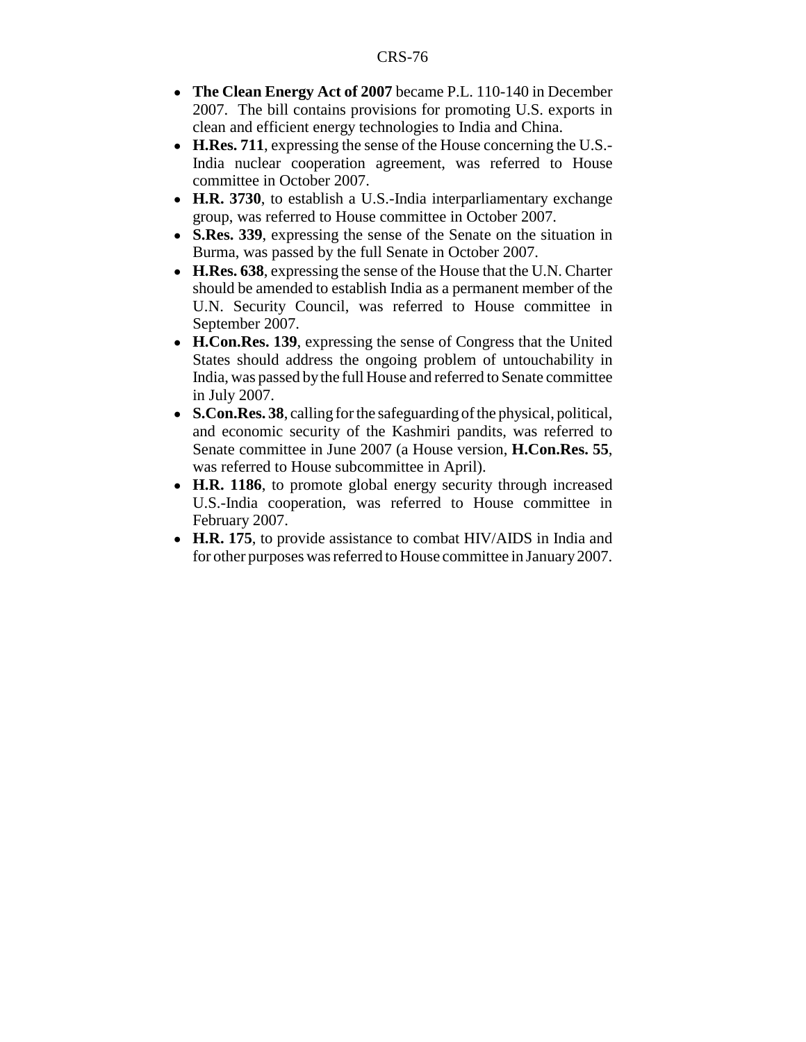- **The Clean Energy Act of 2007** became P.L. 110-140 in December 2007. The bill contains provisions for promoting U.S. exports in clean and efficient energy technologies to India and China.
- **H.Res. 711**, expressing the sense of the House concerning the U.S.-India nuclear cooperation agreement, was referred to House committee in October 2007.
- **H.R. 3730**, to establish a U.S.-India interparliamentary exchange group, was referred to House committee in October 2007.
- **S.Res. 339**, expressing the sense of the Senate on the situation in Burma, was passed by the full Senate in October 2007.
- **H.Res. 638**, expressing the sense of the House that the U.N. Charter should be amended to establish India as a permanent member of the U.N. Security Council, was referred to House committee in September 2007.
- **H.Con.Res. 139**, expressing the sense of Congress that the United States should address the ongoing problem of untouchability in India, was passed by the full House and referred to Senate committee in July 2007.
- **S.Con.Res. 38**, calling for the safeguarding of the physical, political, and economic security of the Kashmiri pandits, was referred to Senate committee in June 2007 (a House version, **H.Con.Res. 55**, was referred to House subcommittee in April).
- **H.R. 1186**, to promote global energy security through increased U.S.-India cooperation, was referred to House committee in February 2007.
- **H.R. 175**, to provide assistance to combat HIV/AIDS in India and for other purposes was referred to House committee in January 2007.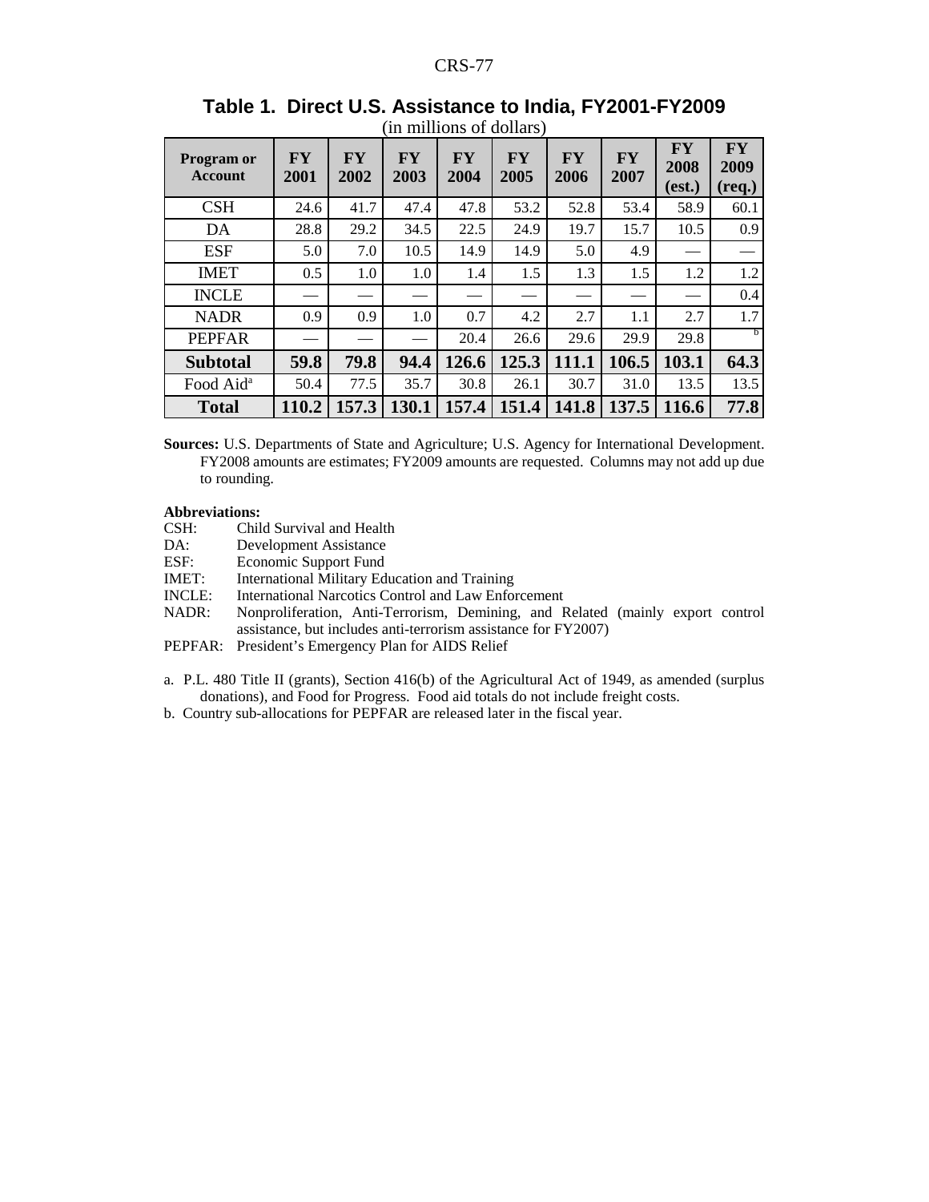## Table 1. Direct U.S. Assistance to India, FY2001-FY2009

(in millions of dollars)

| Program or Account | FY 2001 | FY 2002 | FY 2003 | FY 2004 | FY 2005 | FY 2006 | FY 2007 | FY 2008 (est.) | FY 2009 (req.) |
|---|---|---|---|---|---|---|---|---|---|
| CSH | 24.6 | 41.7 | 47.4 | 47.8 | 53.2 | 52.8 | 53.4 | 58.9 | 60.1 |
| DA | 28.8 | 29.2 | 34.5 | 22.5 | 24.9 | 19.7 | 15.7 | 10.5 | 0.9 |
| ESF | 5.0 | 7.0 | 10.5 | 14.9 | 14.9 | 5.0 | 4.9 | — | — |
| IMET | 0.5 | 1.0 | 1.0 | 1.4 | 1.5 | 1.3 | 1.5 | 1.2 | 1.2 |
| INCLE | — | — | — | — | — | — | — | — | 0.4 |
| NADR | 0.9 | 0.9 | 1.0 | 0.7 | 4.2 | 2.7 | 1.1 | 2.7 | 1.7 |
| PEPFAR | — | — | — | 20.4 | 26.6 | 29.6 | 29.9 | 29.8 | [b] |
| **Subtotal** | **59.8** | **79.8** | **94.4** | **126.6** | **125.3** | **111.1** | **106.5** | **103.1** | **64.3** |
| Food Aid[a] | 50.4 | 77.5 | 35.7 | 30.8 | 26.1 | 30.7 | 31.0 | 13.5 | 13.5 |
| **Total** | **110.2** | **157.3** | **130.1** | **157.4** | **151.4** | **141.8** | **137.5** | **116.6** | **77.8** |

**Sources:** U.S. Departments of State and Agriculture; U.S. Agency for International Development. FY2008 amounts are estimates; FY2009 amounts are requested. Columns may not add up due to rounding.

**Abbreviations:**

CSH: Child Survival and Health
DA: Development Assistance
ESF: Economic Support Fund
IMET: International Military Education and Training
INCLE: International Narcotics Control and Law Enforcement
NADR: Nonproliferation, Anti-Terrorism, Demining, and Related (mainly export control assistance, but includes anti-terrorism assistance for FY2007)
PEPFAR: President's Emergency Plan for AIDS Relief

a. P.L. 480 Title II (grants), Section 416(b) of the Agricultural Act of 1949, as amended (surplus donations), and Food for Progress. Food aid totals do not include freight costs.

b. Country sub-allocations for PEPFAR are released later in the fiscal year.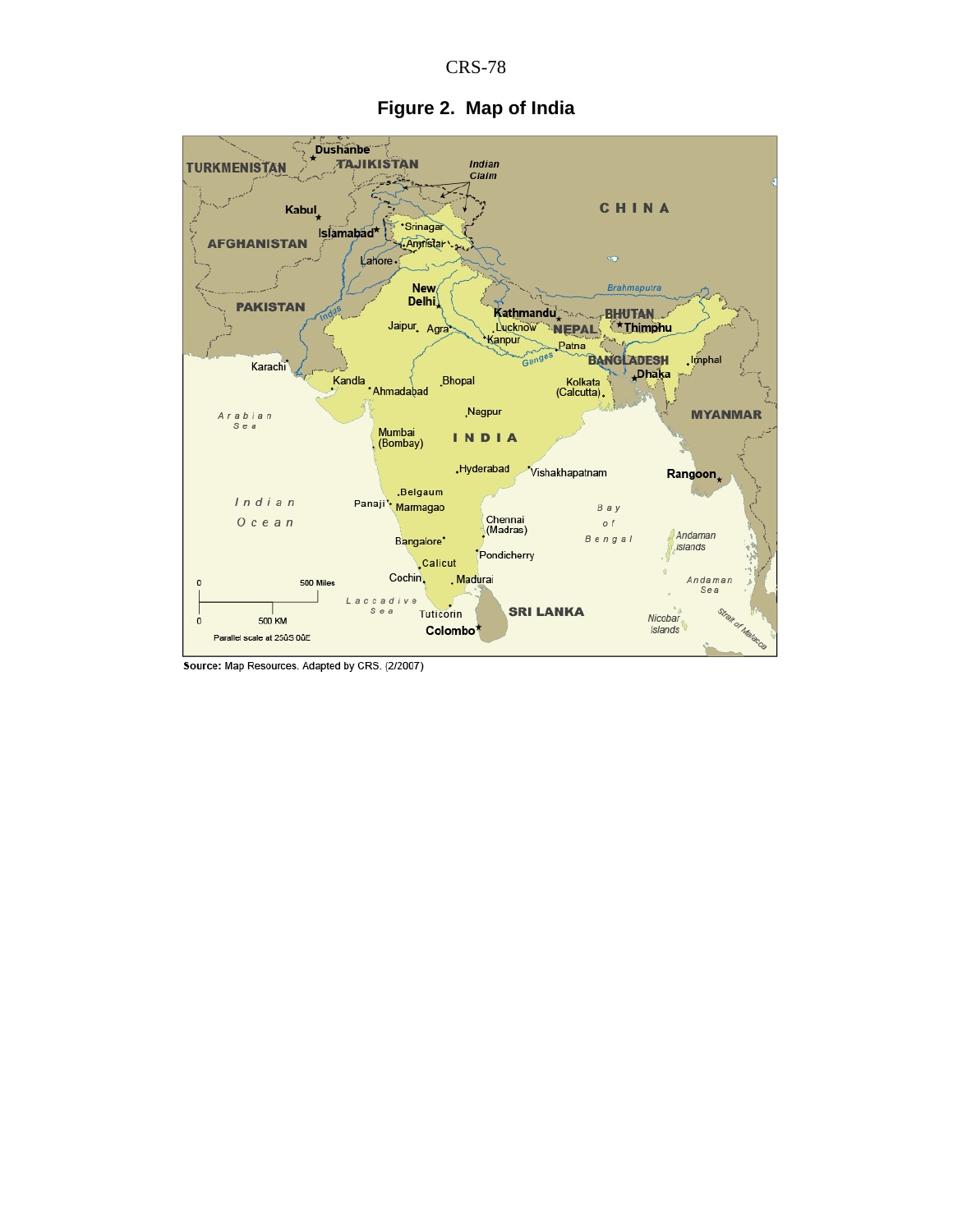**Figure 2. Map of India**

TURKMENISTAN
Dushanbe
TAJIKISTAN
Indian Claim
Kabul
AFGHANISTAN
Islamabad
Srinagar
Amritsar
Lahore
CHINA
PAKISTAN
Indus
New Delhi
Brahmaputra
Kathmandu
NEPAL
BHUTAN
Thimphu
Jaipur
Agra
Lucknow
Kanpur
Patna
Ganges
BANGLADESH
Imphal
Dhaka
Karachi
Kandla
Ahmadabad
Bhopal
Kolkata (Calcutta)
MYANMAR
Arabian Sea
Nagpur
Mumbai (Bombay)
INDIA
Hyderabad
Vishakhapatnam
Rangoon
Belgaum
Indian Ocean
Panaji
Marmagao
Bay of Bengal
Chennai (Madras)
Andaman Islands
Bangalore
Pondicherry
Calicut
Cochin
Madurai
Andaman Sea
Laccadive Sea
Tuticorin
SRI LANKA
Colombo
Nicobar Islands
Strait of Malacca
0 500 Miles
0 500 KM
Parallel scale at 25ûS 00E

**Source:** Map Resources. Adapted by CRS. (2/2007)